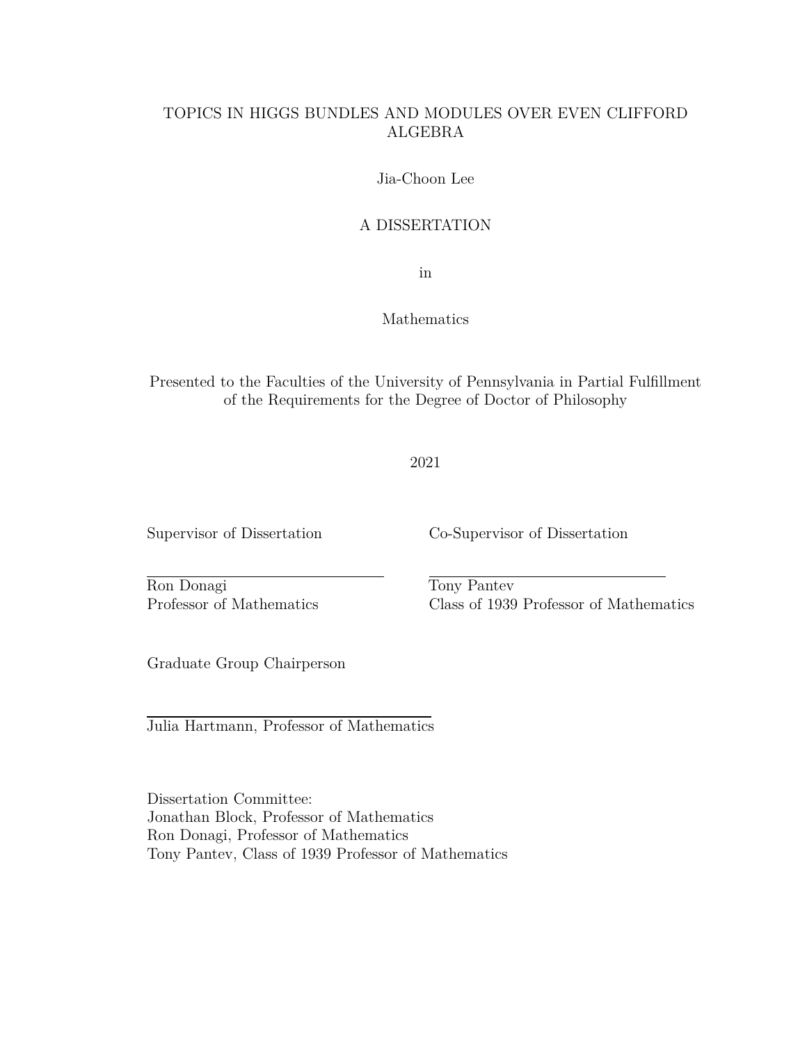# TOPICS IN HIGGS BUNDLES AND MODULES OVER EVEN CLIFFORD ALGEBRA

Jia-Choon Lee

A DISSERTATION

in

Mathematics

Presented to the Faculties of the University of Pennsylvania in Partial Fulfillment of the Requirements for the Degree of Doctor of Philosophy

2021

Supervisor of Dissertation

Ron Donagi
Professor of Mathematics

Co-Supervisor of Dissertation

Tony Pantev
Class of 1939 Professor of Mathematics

Graduate Group Chairperson

Julia Hartmann, Professor of Mathematics

Dissertation Committee:
Jonathan Block, Professor of Mathematics
Ron Donagi, Professor of Mathematics
Tony Pantev, Class of 1939 Professor of Mathematics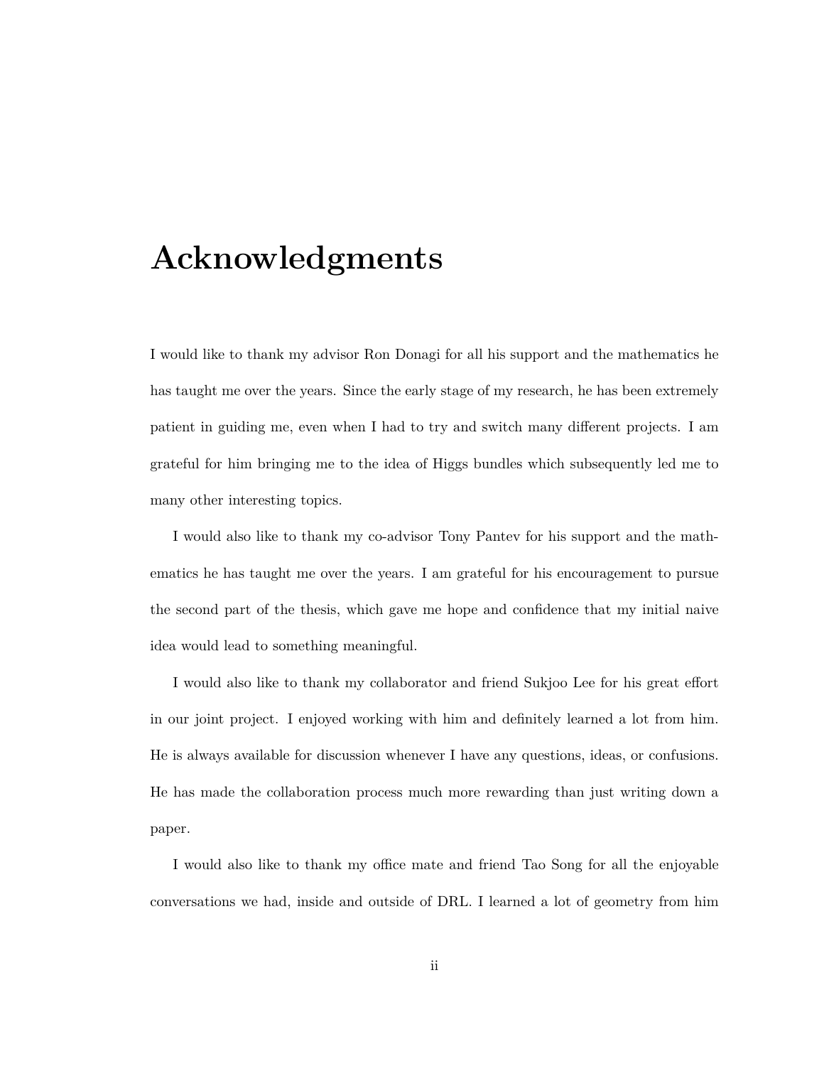# Acknowledgments

I would like to thank my advisor Ron Donagi for all his support and the mathematics he has taught me over the years. Since the early stage of my research, he has been extremely patient in guiding me, even when I had to try and switch many different projects. I am grateful for him bringing me to the idea of Higgs bundles which subsequently led me to many other interesting topics.

I would also like to thank my co-advisor Tony Pantev for his support and the mathematics he has taught me over the years. I am grateful for his encouragement to pursue the second part of the thesis, which gave me hope and confidence that my initial naive idea would lead to something meaningful.

I would also like to thank my collaborator and friend Sukjoo Lee for his great effort in our joint project. I enjoyed working with him and definitely learned a lot from him. He is always available for discussion whenever I have any questions, ideas, or confusions. He has made the collaboration process much more rewarding than just writing down a paper.

I would also like to thank my office mate and friend Tao Song for all the enjoyable conversations we had, inside and outside of DRL. I learned a lot of geometry from him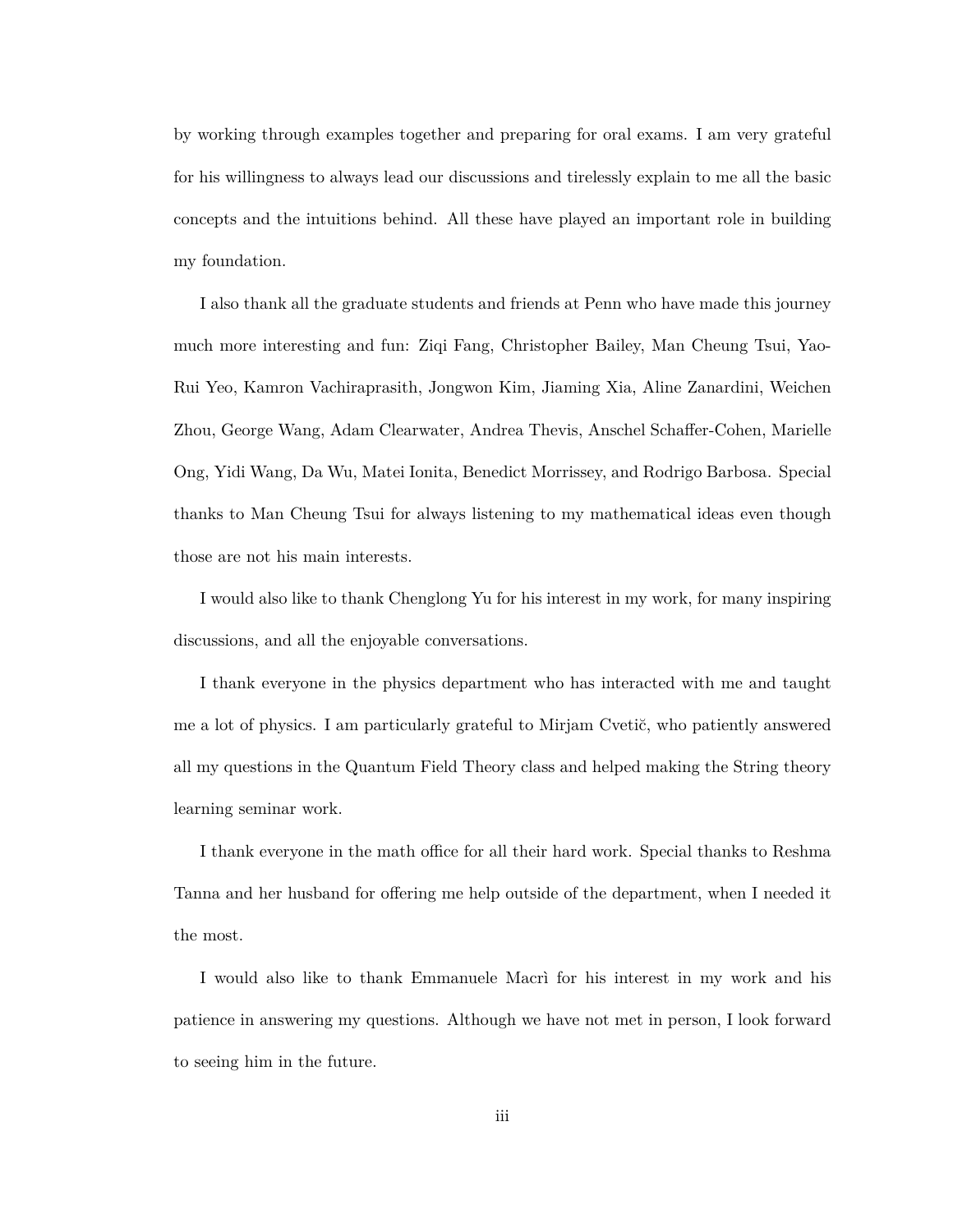by working through examples together and preparing for oral exams. I am very grateful for his willingness to always lead our discussions and tirelessly explain to me all the basic concepts and the intuitions behind. All these have played an important role in building my foundation.

I also thank all the graduate students and friends at Penn who have made this journey much more interesting and fun: Ziqi Fang, Christopher Bailey, Man Cheung Tsui, Yao-Rui Yeo, Kamron Vachiraprasith, Jongwon Kim, Jiaming Xia, Aline Zanardini, Weichen Zhou, George Wang, Adam Clearwater, Andrea Thevis, Anschel Schaffer-Cohen, Marielle Ong, Yidi Wang, Da Wu, Matei Ionita, Benedict Morrissey, and Rodrigo Barbosa. Special thanks to Man Cheung Tsui for always listening to my mathematical ideas even though those are not his main interests.

I would also like to thank Chenglong Yu for his interest in my work, for many inspiring discussions, and all the enjoyable conversations.

I thank everyone in the physics department who has interacted with me and taught me a lot of physics. I am particularly grateful to Mirjam Cvetič, who patiently answered all my questions in the Quantum Field Theory class and helped making the String theory learning seminar work.

I thank everyone in the math office for all their hard work. Special thanks to Reshma Tanna and her husband for offering me help outside of the department, when I needed it the most.

I would also like to thank Emmanuele Macrì for his interest in my work and his patience in answering my questions. Although we have not met in person, I look forward to seeing him in the future.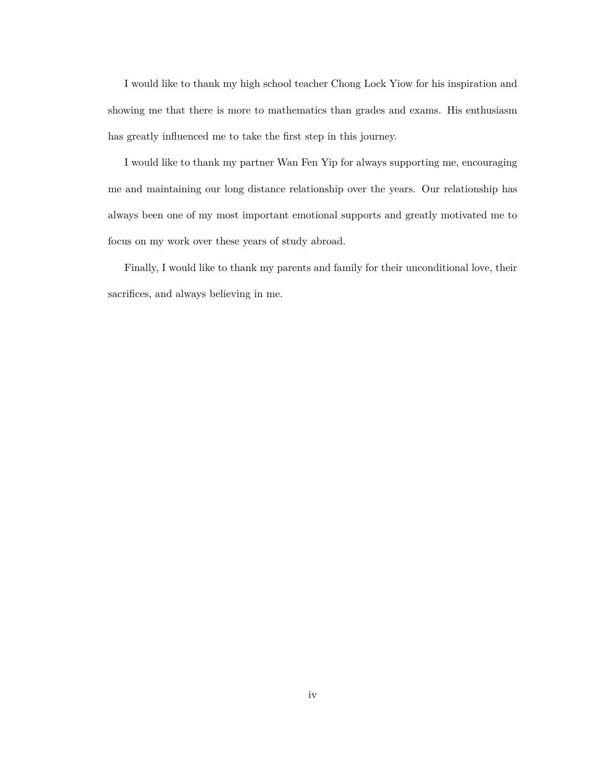I would like to thank my high school teacher Chong Lock Yiow for his inspiration and showing me that there is more to mathematics than grades and exams. His enthusiasm has greatly influenced me to take the first step in this journey.

I would like to thank my partner Wan Fen Yip for always supporting me, encouraging me and maintaining our long distance relationship over the years. Our relationship has always been one of my most important emotional supports and greatly motivated me to focus on my work over these years of study abroad.

Finally, I would like to thank my parents and family for their unconditional love, their sacrifices, and always believing in me.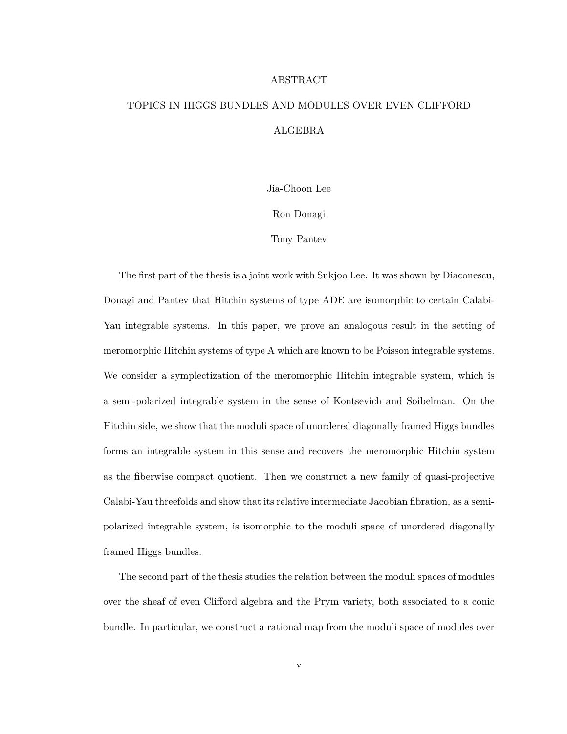# ABSTRACT

## TOPICS IN HIGGS BUNDLES AND MODULES OVER EVEN CLIFFORD ALGEBRA

Jia-Choon Lee

Ron Donagi

Tony Pantev

The first part of the thesis is a joint work with Sukjoo Lee. It was shown by Diaconescu, Donagi and Pantev that Hitchin systems of type ADE are isomorphic to certain Calabi-Yau integrable systems. In this paper, we prove an analogous result in the setting of meromorphic Hitchin systems of type A which are known to be Poisson integrable systems. We consider a symplectization of the meromorphic Hitchin integrable system, which is a semi-polarized integrable system in the sense of Kontsevich and Soibelman. On the Hitchin side, we show that the moduli space of unordered diagonally framed Higgs bundles forms an integrable system in this sense and recovers the meromorphic Hitchin system as the fiberwise compact quotient. Then we construct a new family of quasi-projective Calabi-Yau threefolds and show that its relative intermediate Jacobian fibration, as a semi-polarized integrable system, is isomorphic to the moduli space of unordered diagonally framed Higgs bundles.

The second part of the thesis studies the relation between the moduli spaces of modules over the sheaf of even Clifford algebra and the Prym variety, both associated to a conic bundle. In particular, we construct a rational map from the moduli space of modules over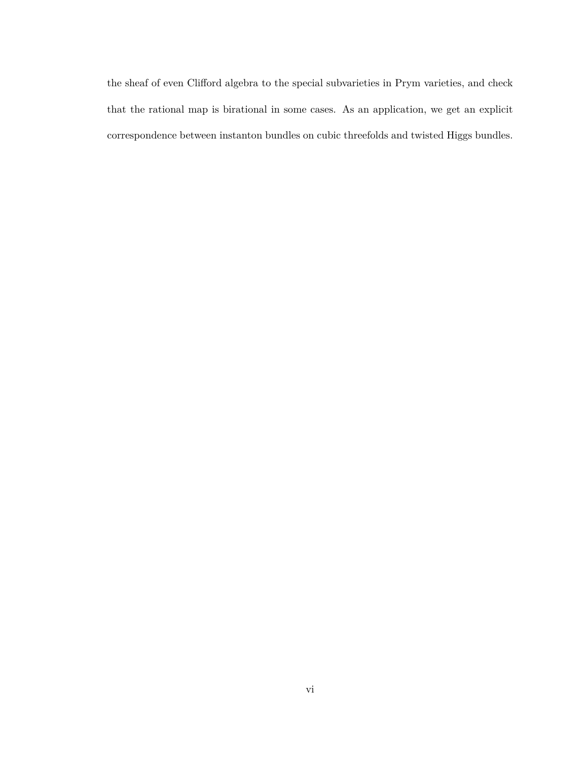the sheaf of even Clifford algebra to the special subvarieties in Prym varieties, and check that the rational map is birational in some cases. As an application, we get an explicit correspondence between instanton bundles on cubic threefolds and twisted Higgs bundles.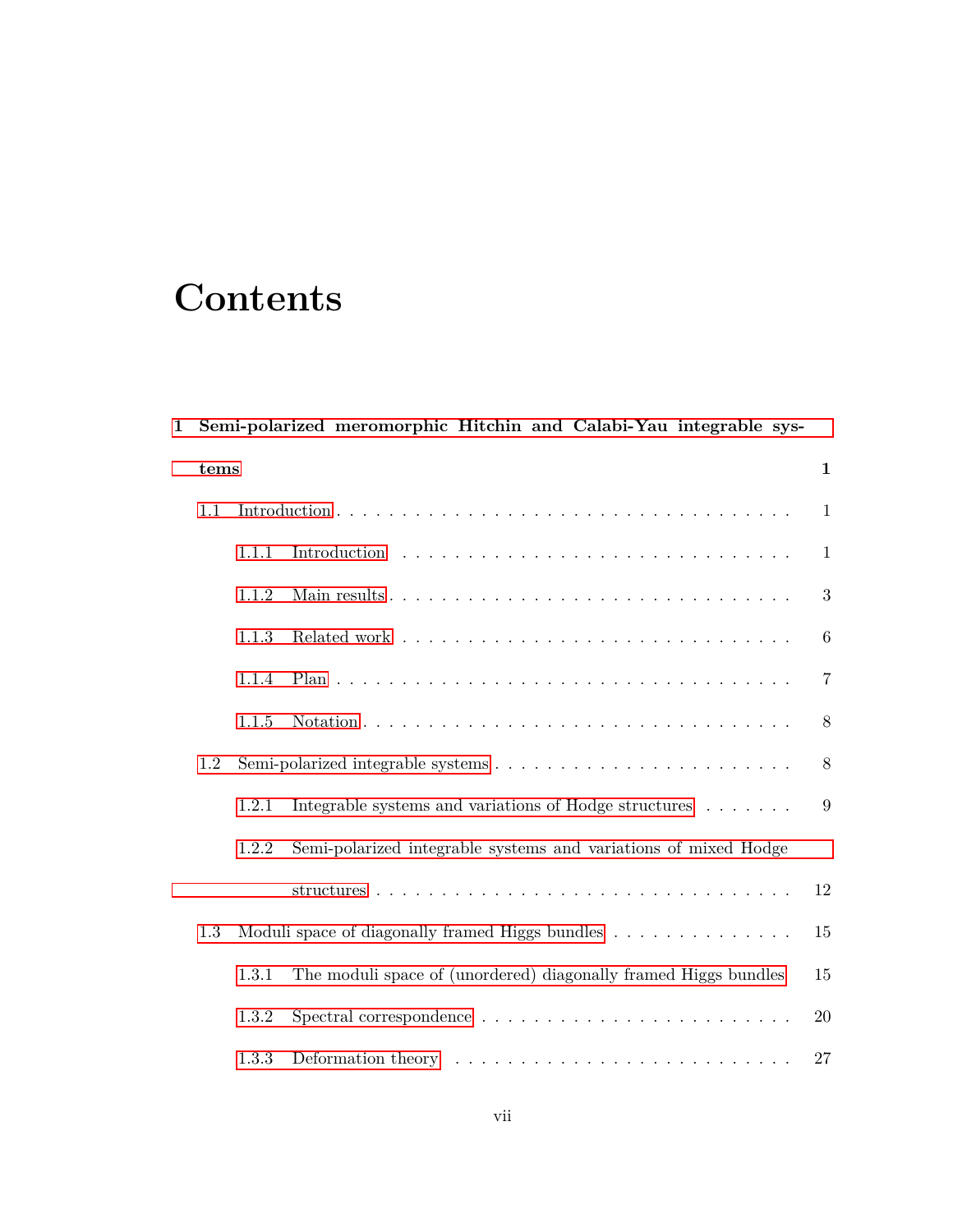# Contents

**1 Semi-polarized meromorphic Hitchin and Calabi-Yau integrable systems** **1**

- 1.1 Introduction . . . . . . . . . . . . . . . . . . . . . . . . . . . . . . . . 1
  - 1.1.1 Introduction . . . . . . . . . . . . . . . . . . . . . . . . . . . . 1
  - 1.1.2 Main results . . . . . . . . . . . . . . . . . . . . . . . . . . . . 3
  - 1.1.3 Related work . . . . . . . . . . . . . . . . . . . . . . . . . . . . 6
  - 1.1.4 Plan . . . . . . . . . . . . . . . . . . . . . . . . . . . . . . . . 7
  - 1.1.5 Notation . . . . . . . . . . . . . . . . . . . . . . . . . . . . . . 8
- 1.2 Semi-polarized integrable systems . . . . . . . . . . . . . . . . . . . . 8
  - 1.2.1 Integrable systems and variations of Hodge structures . . . . . . . 9
  - 1.2.2 Semi-polarized integrable systems and variations of mixed Hodge structures . . . . . . . . . . . . . . . . . . . . . . . . . . . . . . . 12
- 1.3 Moduli space of diagonally framed Higgs bundles . . . . . . . . . . . . . 15
  - 1.3.1 The moduli space of (unordered) diagonally framed Higgs bundles 15
  - 1.3.2 Spectral correspondence . . . . . . . . . . . . . . . . . . . . . . . 20
  - 1.3.3 Deformation theory . . . . . . . . . . . . . . . . . . . . . . . . . 27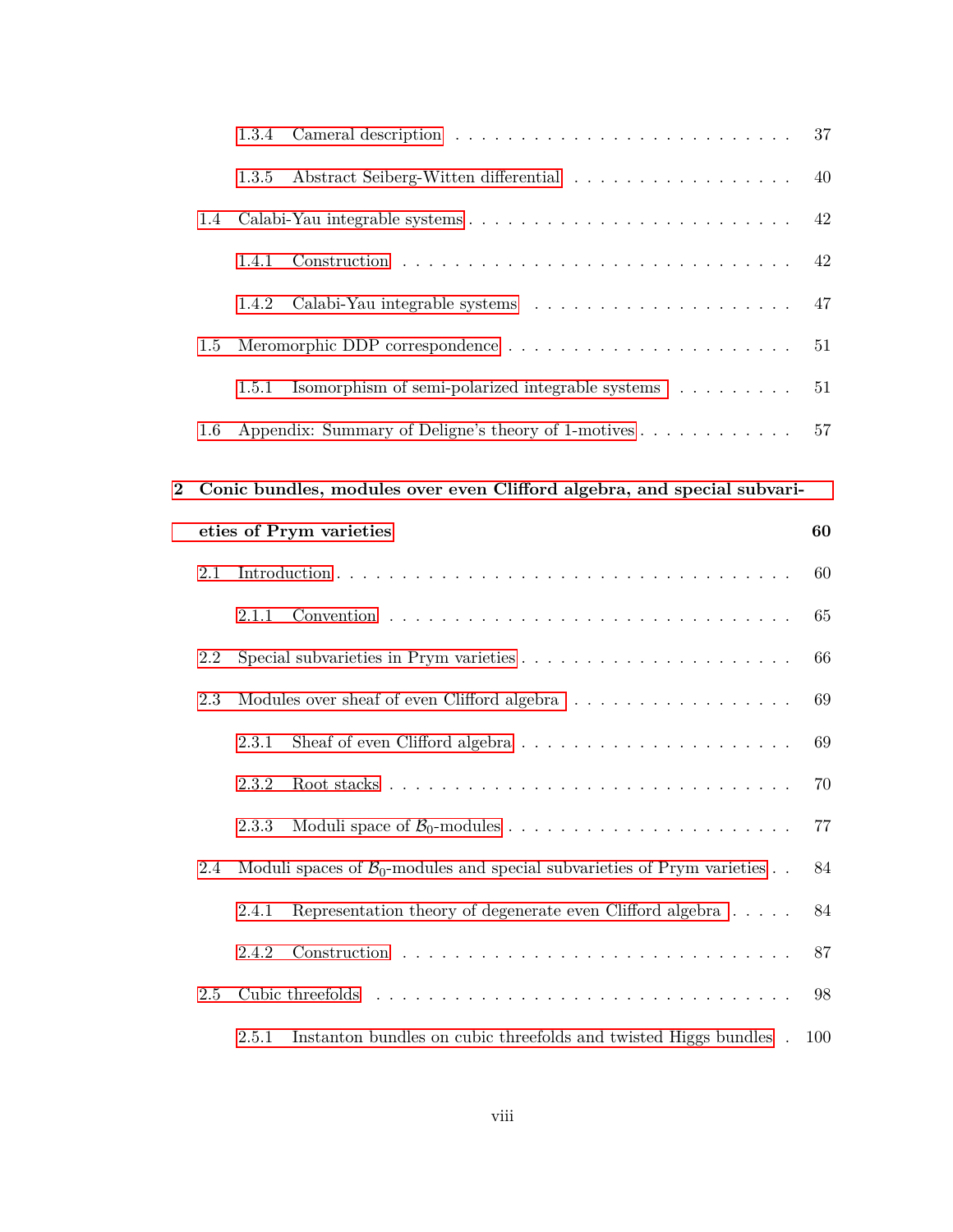1.3.4 Cameral description . . . . . . . . . . . . . . . . . . . . . . . . . . . . 37

1.3.5 Abstract Seiberg-Witten differential . . . . . . . . . . . . . . . . . . 40

1.4 Calabi-Yau integrable systems . . . . . . . . . . . . . . . . . . . . . . . . . 42

1.4.1 Construction . . . . . . . . . . . . . . . . . . . . . . . . . . . . . . . 42

1.4.2 Calabi-Yau integrable systems . . . . . . . . . . . . . . . . . . . . . 47

1.5 Meromorphic DDP correspondence . . . . . . . . . . . . . . . . . . . . . . 51

1.5.1 Isomorphism of semi-polarized integrable systems . . . . . . . . . . 51

1.6 Appendix: Summary of Deligne's theory of 1-motives . . . . . . . . . . . . 57

**2 Conic bundles, modules over even Clifford algebra, and special subvarieties of Prym varieties** **60**

2.1 Introduction . . . . . . . . . . . . . . . . . . . . . . . . . . . . . . . . . . . 60

2.1.1 Convention . . . . . . . . . . . . . . . . . . . . . . . . . . . . . . . . 65

2.2 Special subvarieties in Prym varieties . . . . . . . . . . . . . . . . . . . . . 66

2.3 Modules over sheaf of even Clifford algebra . . . . . . . . . . . . . . . . . . 69

2.3.1 Sheaf of even Clifford algebra . . . . . . . . . . . . . . . . . . . . . . 69

2.3.2 Root stacks . . . . . . . . . . . . . . . . . . . . . . . . . . . . . . . . 70

2.3.3 Moduli space of $\mathcal{B}_0$-modules . . . . . . . . . . . . . . . . . . . . . . . 77

2.4 Moduli spaces of $\mathcal{B}_0$-modules and special subvarieties of Prym varieties . . 84

2.4.1 Representation theory of degenerate even Clifford algebra . . . . . 84

2.4.2 Construction . . . . . . . . . . . . . . . . . . . . . . . . . . . . . . . 87

2.5 Cubic threefolds . . . . . . . . . . . . . . . . . . . . . . . . . . . . . . . . . 98

2.5.1 Instanton bundles on cubic threefolds and twisted Higgs bundles . 100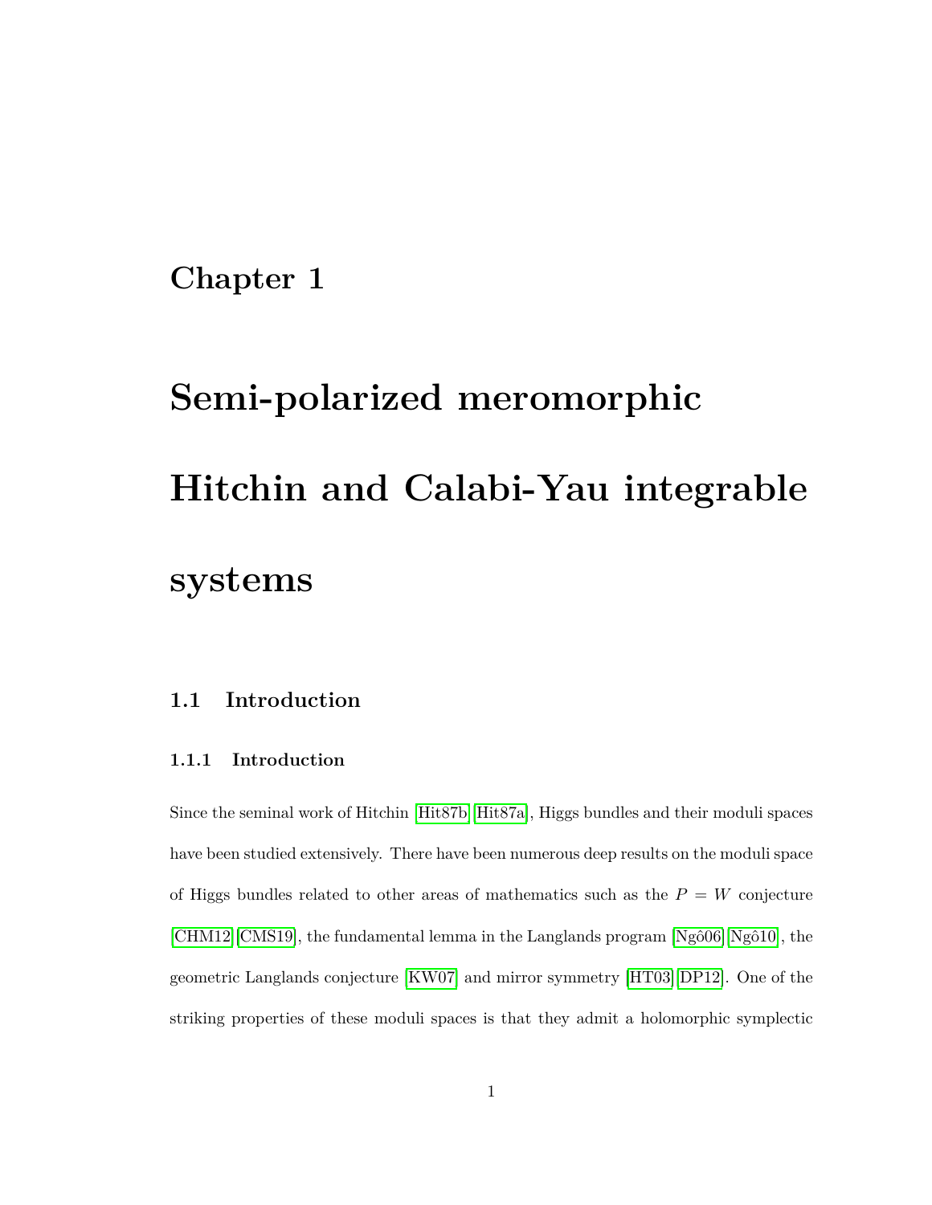# Chapter 1

# Semi-polarized meromorphic Hitchin and Calabi-Yau integrable systems

## 1.1 Introduction

### 1.1.1 Introduction

Since the seminal work of Hitchin [Hit87b] [Hit87a], Higgs bundles and their moduli spaces have been studied extensively. There have been numerous deep results on the moduli space of Higgs bundles related to other areas of mathematics such as the $P = W$ conjecture [CHM12] [CMS19], the fundamental lemma in the Langlands program [Ngô06] [Ngô10], the geometric Langlands conjecture [KW07] and mirror symmetry [HT03] [DP12]. One of the striking properties of these moduli spaces is that they admit a holomorphic symplectic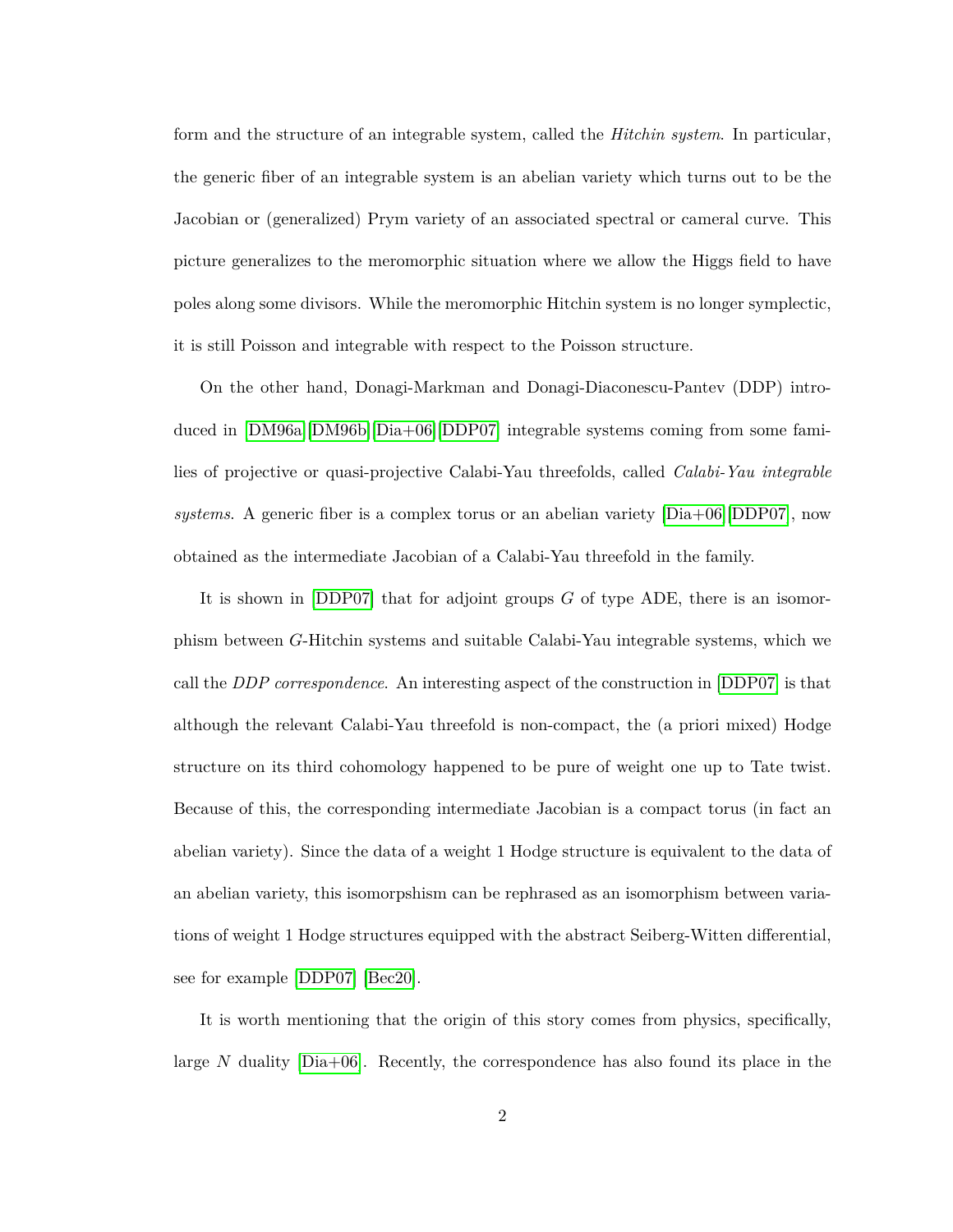form and the structure of an integrable system, called the *Hitchin system*. In particular, the generic fiber of an integrable system is an abelian variety which turns out to be the Jacobian or (generalized) Prym variety of an associated spectral or cameral curve. This picture generalizes to the meromorphic situation where we allow the Higgs field to have poles along some divisors. While the meromorphic Hitchin system is no longer symplectic, it is still Poisson and integrable with respect to the Poisson structure.

On the other hand, Donagi-Markman and Donagi-Diaconescu-Pantev (DDP) introduced in [DM96a][DM96b][Dia+06][DDP07] integrable systems coming from some families of projective or quasi-projective Calabi-Yau threefolds, called *Calabi-Yau integrable systems*. A generic fiber is a complex torus or an abelian variety [Dia+06][DDP07], now obtained as the intermediate Jacobian of a Calabi-Yau threefold in the family.

It is shown in [DDP07] that for adjoint groups $G$ of type ADE, there is an isomorphism between $G$-Hitchin systems and suitable Calabi-Yau integrable systems, which we call the *DDP correspondence*. An interesting aspect of the construction in [DDP07] is that although the relevant Calabi-Yau threefold is non-compact, the (a priori mixed) Hodge structure on its third cohomology happened to be pure of weight one up to Tate twist. Because of this, the corresponding intermediate Jacobian is a compact torus (in fact an abelian variety). Since the data of a weight 1 Hodge structure is equivalent to the data of an abelian variety, this isomorpshism can be rephrased as an isomorphism between variations of weight 1 Hodge structures equipped with the abstract Seiberg-Witten differential, see for example [DDP07] [Bec20].

It is worth mentioning that the origin of this story comes from physics, specifically, large $N$ duality [Dia+06]. Recently, the correspondence has also found its place in the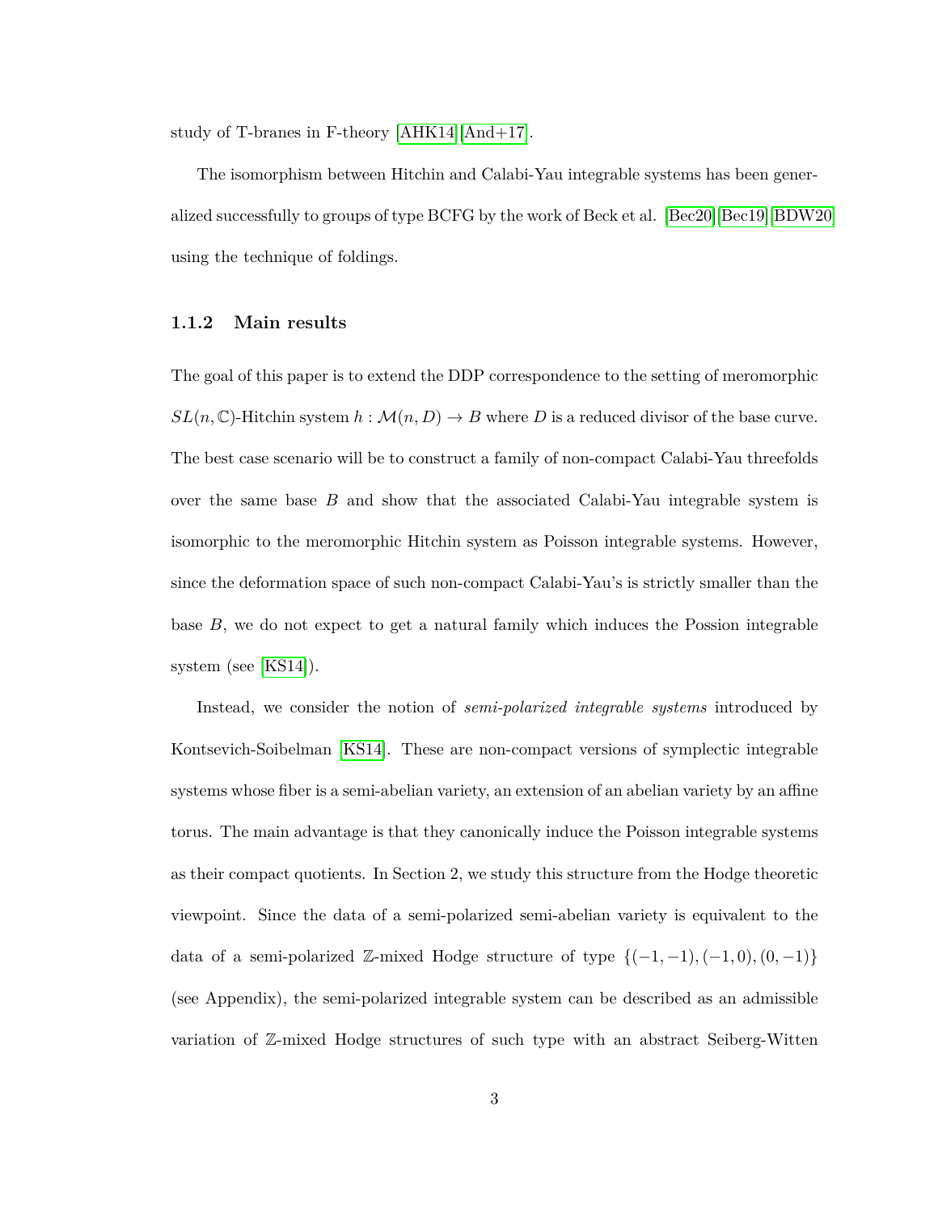study of T-branes in F-theory [AHK14][And+17].

The isomorphism between Hitchin and Calabi-Yau integrable systems has been generalized successfully to groups of type BCFG by the work of Beck et al. [Bec20][Bec19][BDW20] using the technique of foldings.

### 1.1.2 Main results

The goal of this paper is to extend the DDP correspondence to the setting of meromorphic $SL(n, \mathbb{C})$-Hitchin system $h : \mathcal{M}(n, D) \to B$ where $D$ is a reduced divisor of the base curve. The best case scenario will be to construct a family of non-compact Calabi-Yau threefolds over the same base $B$ and show that the associated Calabi-Yau integrable system is isomorphic to the meromorphic Hitchin system as Poisson integrable systems. However, since the deformation space of such non-compact Calabi-Yau's is strictly smaller than the base $B$, we do not expect to get a natural family which induces the Possion integrable system (see [KS14]).

Instead, we consider the notion of *semi-polarized integrable systems* introduced by Kontsevich-Soibelman [KS14]. These are non-compact versions of symplectic integrable systems whose fiber is a semi-abelian variety, an extension of an abelian variety by an affine torus. The main advantage is that they canonically induce the Poisson integrable systems as their compact quotients. In Section 2, we study this structure from the Hodge theoretic viewpoint. Since the data of a semi-polarized semi-abelian variety is equivalent to the data of a semi-polarized $\mathbb{Z}$-mixed Hodge structure of type $\{(-1,-1), (-1,0), (0,-1)\}$ (see Appendix), the semi-polarized integrable system can be described as an admissible variation of $\mathbb{Z}$-mixed Hodge structures of such type with an abstract Seiberg-Witten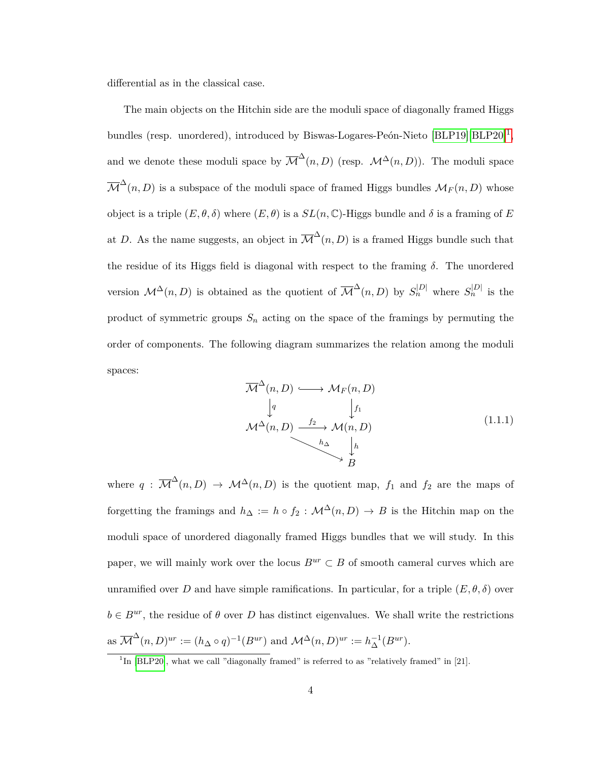differential as in the classical case.

The main objects on the Hitchin side are the moduli space of diagonally framed Higgs bundles (resp. unordered), introduced by Biswas-Logares-Peón-Nieto [BLP19][BLP20][1], and we denote these moduli space by $\overline{\mathcal{M}}^{\Delta}(n, D)$ (resp. $\mathcal{M}^{\Delta}(n, D)$). The moduli space $\overline{\mathcal{M}}^{\Delta}(n, D)$ is a subspace of the moduli space of framed Higgs bundles $\mathcal{M}_F(n, D)$ whose object is a triple $(E, \theta, \delta)$ where $(E, \theta)$ is a $SL(n, \mathbb{C})$-Higgs bundle and $\delta$ is a framing of $E$ at $D$. As the name suggests, an object in $\overline{\mathcal{M}}^{\Delta}(n, D)$ is a framed Higgs bundle such that the residue of its Higgs field is diagonal with respect to the framing $\delta$. The unordered version $\mathcal{M}^{\Delta}(n, D)$ is obtained as the quotient of $\overline{\mathcal{M}}^{\Delta}(n, D)$ by $S_n^{|D|}$ where $S_n^{|D|}$ is the product of symmetric groups $S_n$ acting on the space of the framings by permuting the order of components. The following diagram summarizes the relation among the moduli spaces:

$$
\begin{array}{ccc}
\overline{\mathcal{M}}^{\Delta}(n, D) & \hookrightarrow & \mathcal{M}_F(n, D) \\
\downarrow q & & \downarrow f_1 \\
\mathcal{M}^{\Delta}(n, D) & \xrightarrow{f_2} & \mathcal{M}(n, D) \\
& \searrow^{h_\Delta} & \downarrow h \\
& & B
\end{array}
\tag{1.1.1}
$$

where $q : \overline{\mathcal{M}}^{\Delta}(n, D) \to \mathcal{M}^{\Delta}(n, D)$ is the quotient map, $f_1$ and $f_2$ are the maps of forgetting the framings and $h_\Delta := h \circ f_2 : \mathcal{M}^{\Delta}(n, D) \to B$ is the Hitchin map on the moduli space of unordered diagonally framed Higgs bundles that we will study. In this paper, we will mainly work over the locus $B^{ur} \subset B$ of smooth cameral curves which are unramified over $D$ and have simple ramifications. In particular, for a triple $(E, \theta, \delta)$ over $b \in B^{ur}$, the residue of $\theta$ over $D$ has distinct eigenvalues. We shall write the restrictions as $\overline{\mathcal{M}}^{\Delta}(n, D)^{ur} := (h_\Delta \circ q)^{-1}(B^{ur})$ and $\mathcal{M}^{\Delta}(n, D)^{ur} := h_\Delta^{-1}(B^{ur})$.

[1] In [BLP20], what we call "diagonally framed" is referred to as "relatively framed" in [21].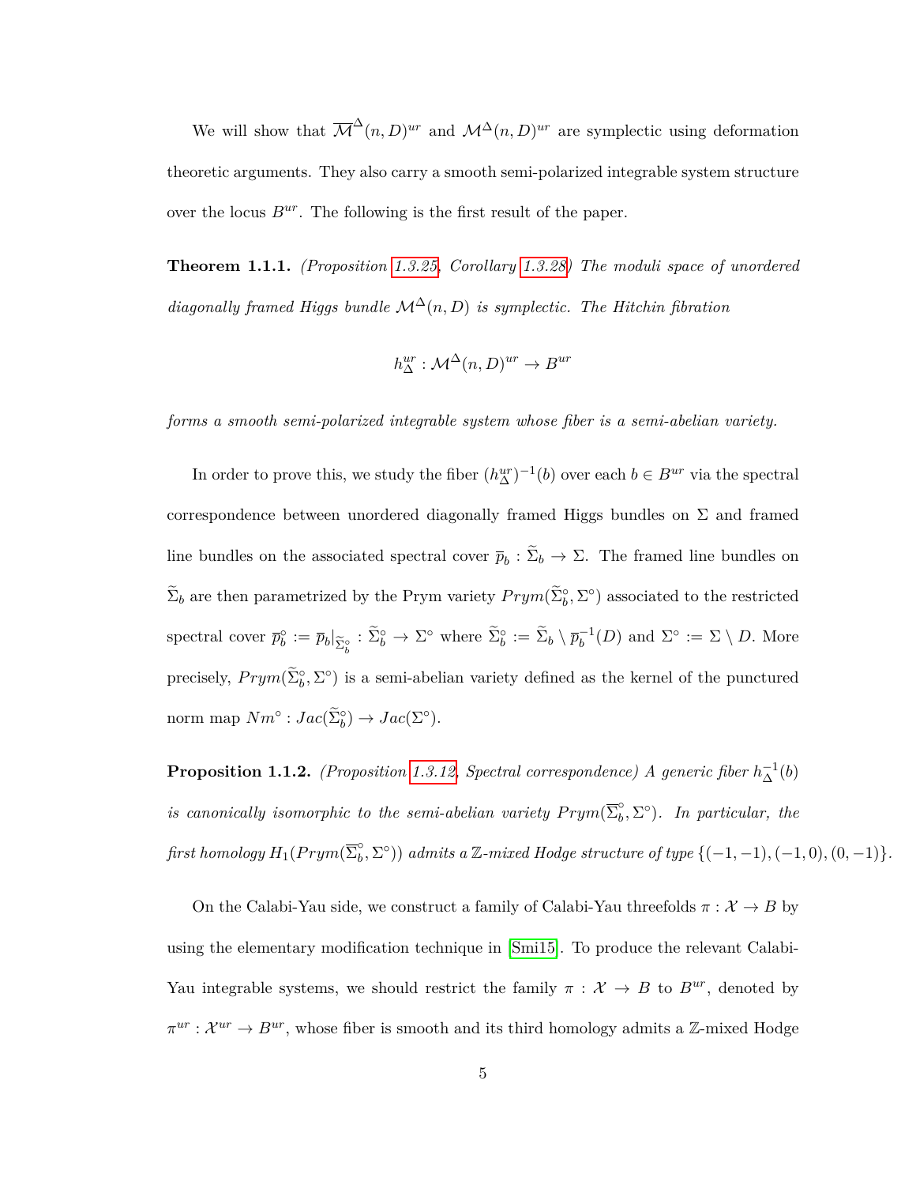We will show that $\overline{\mathcal{M}}^{\Delta}(n,D)^{ur}$ and $\mathcal{M}^{\Delta}(n,D)^{ur}$ are symplectic using deformation theoretic arguments. They also carry a smooth semi-polarized integrable system structure over the locus $B^{ur}$. The following is the first result of the paper.

**Theorem 1.1.1.** *(Proposition 1.3.25, Corollary 1.3.28) The moduli space of unordered diagonally framed Higgs bundle $\mathcal{M}^{\Delta}(n,D)$ is symplectic. The Hitchin fibration*

$$h^{ur}_{\Delta} : \mathcal{M}^{\Delta}(n,D)^{ur} \to B^{ur}$$

*forms a smooth semi-polarized integrable system whose fiber is a semi-abelian variety.*

In order to prove this, we study the fiber $(h^{ur}_{\Delta})^{-1}(b)$ over each $b \in B^{ur}$ via the spectral correspondence between unordered diagonally framed Higgs bundles on $\Sigma$ and framed line bundles on the associated spectral cover $\overline{p}_b : \widetilde{\Sigma}_b \to \Sigma$. The framed line bundles on $\widetilde{\Sigma}_b$ are then parametrized by the Prym variety $Prym(\widetilde{\Sigma}^{\circ}_b, \Sigma^{\circ})$ associated to the restricted spectral cover $\overline{p}^{\circ}_b := \overline{p}_b|_{\widetilde{\Sigma}^{\circ}_b} : \widetilde{\Sigma}^{\circ}_b \to \Sigma^{\circ}$ where $\widetilde{\Sigma}^{\circ}_b := \widetilde{\Sigma}_b \setminus \overline{p}_b^{-1}(D)$ and $\Sigma^{\circ} := \Sigma \setminus D$. More precisely, $Prym(\widetilde{\Sigma}^{\circ}_b, \Sigma^{\circ})$ is a semi-abelian variety defined as the kernel of the punctured norm map $Nm^{\circ} : Jac(\widetilde{\Sigma}^{\circ}_b) \to Jac(\Sigma^{\circ})$.

**Proposition 1.1.2.** *(Proposition 1.3.12, Spectral correspondence) A generic fiber $h^{-1}_{\Delta}(b)$ is canonically isomorphic to the semi-abelian variety $Prym(\overline{\Sigma}^{\circ}_b, \Sigma^{\circ})$. In particular, the first homology $H_1(Prym(\overline{\Sigma}^{\circ}_b, \Sigma^{\circ}))$ admits a $\mathbb{Z}$-mixed Hodge structure of type $\{(-1,-1),(-1,0),(0,-1)\}$.*

On the Calabi-Yau side, we construct a family of Calabi-Yau threefolds $\pi : \mathcal{X} \to B$ by using the elementary modification technique in [Smi15]. To produce the relevant Calabi-Yau integrable systems, we should restrict the family $\pi : \mathcal{X} \to B$ to $B^{ur}$, denoted by $\pi^{ur} : \mathcal{X}^{ur} \to B^{ur}$, whose fiber is smooth and its third homology admits a $\mathbb{Z}$-mixed Hodge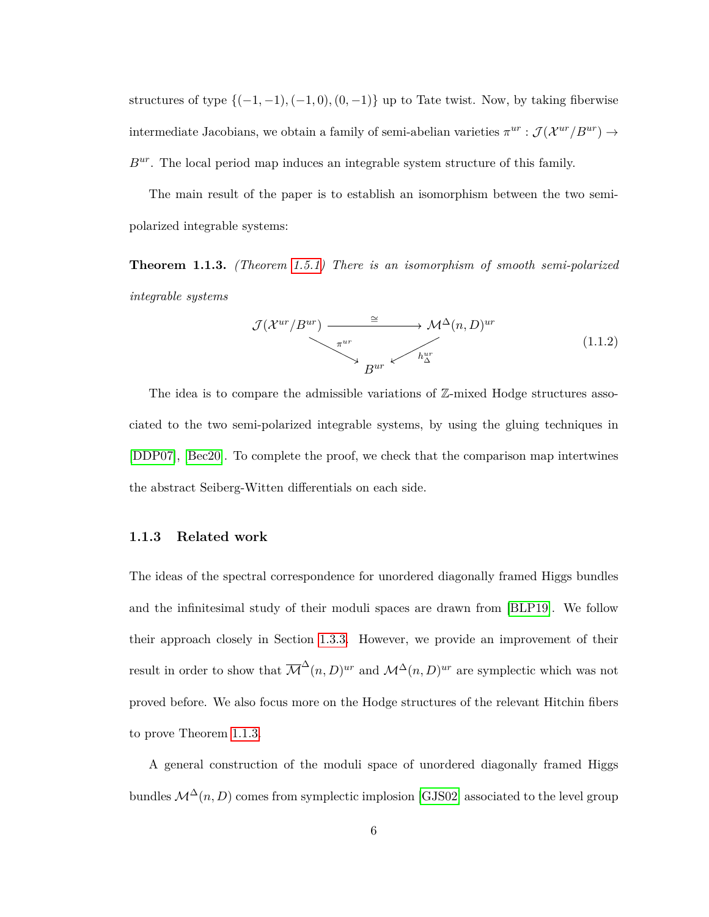structures of type $\{(-1,-1),(-1,0),(0,-1)\}$ up to Tate twist. Now, by taking fiberwise intermediate Jacobians, we obtain a family of semi-abelian varieties $\pi^{ur} : \mathcal{J}(\mathcal{X}^{ur}/B^{ur}) \to B^{ur}$. The local period map induces an integrable system structure of this family.

The main result of the paper is to establish an isomorphism between the two semi-polarized integrable systems:

**Theorem 1.1.3.** *(Theorem 1.5.1) There is an isomorphism of smooth semi-polarized integrable systems*

$$
\begin{array}{ccc}
\mathcal{J}(\mathcal{X}^{ur}/B^{ur}) & \xrightarrow{\ \cong\ } & \mathcal{M}^{\Delta}(n,D)^{ur} \\
& {\scriptstyle \pi^{ur}} \searrow \quad \swarrow {\scriptstyle h^{ur}_{\Delta}} & \\
& B^{ur} &
\end{array}
\tag{1.1.2}
$$

The idea is to compare the admissible variations of $\mathbb{Z}$-mixed Hodge structures associated to the two semi-polarized integrable systems, by using the gluing techniques in [DDP07], [Bec20]. To complete the proof, we check that the comparison map intertwines the abstract Seiberg-Witten differentials on each side.

### 1.1.3 Related work

The ideas of the spectral correspondence for unordered diagonally framed Higgs bundles and the infinitesimal study of their moduli spaces are drawn from [BLP19]. We follow their approach closely in Section 1.3.3. However, we provide an improvement of their result in order to show that $\overline{\mathcal{M}}^{\Delta}(n,D)^{ur}$ and $\mathcal{M}^{\Delta}(n,D)^{ur}$ are symplectic which was not proved before. We also focus more on the Hodge structures of the relevant Hitchin fibers to prove Theorem 1.1.3.

A general construction of the moduli space of unordered diagonally framed Higgs bundles $\mathcal{M}^{\Delta}(n,D)$ comes from symplectic implosion [GJS02] associated to the level group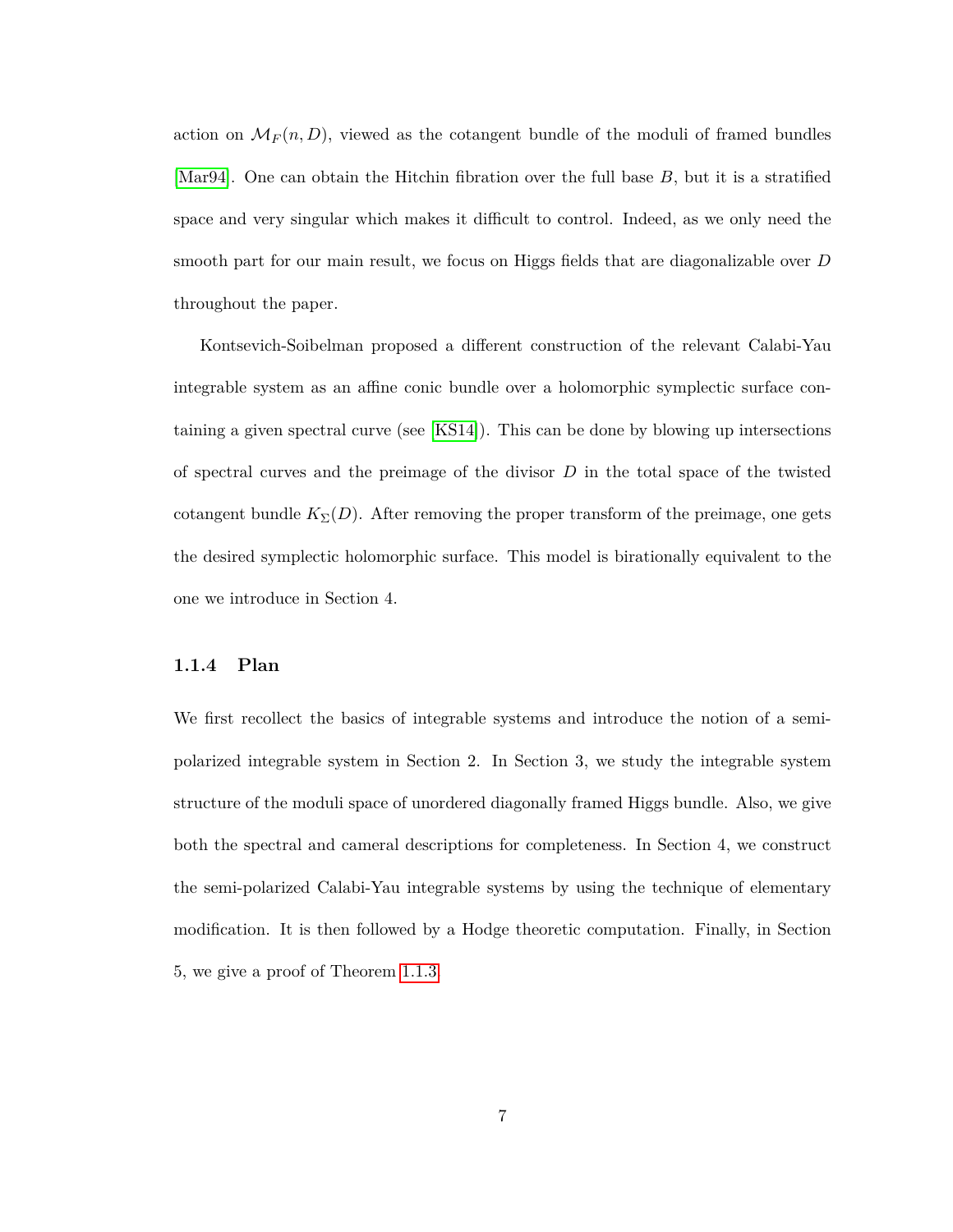action on $\mathcal{M}_F(n, D)$, viewed as the cotangent bundle of the moduli of framed bundles [Mar94]. One can obtain the Hitchin fibration over the full base $B$, but it is a stratified space and very singular which makes it difficult to control. Indeed, as we only need the smooth part for our main result, we focus on Higgs fields that are diagonalizable over $D$ throughout the paper.

Kontsevich-Soibelman proposed a different construction of the relevant Calabi-Yau integrable system as an affine conic bundle over a holomorphic symplectic surface containing a given spectral curve (see [KS14]). This can be done by blowing up intersections of spectral curves and the preimage of the divisor $D$ in the total space of the twisted cotangent bundle $K_\Sigma(D)$. After removing the proper transform of the preimage, one gets the desired symplectic holomorphic surface. This model is birationally equivalent to the one we introduce in Section 4.

#### 1.1.4 Plan

We first recollect the basics of integrable systems and introduce the notion of a semi-polarized integrable system in Section 2. In Section 3, we study the integrable system structure of the moduli space of unordered diagonally framed Higgs bundle. Also, we give both the spectral and cameral descriptions for completeness. In Section 4, we construct the semi-polarized Calabi-Yau integrable systems by using the technique of elementary modification. It is then followed by a Hodge theoretic computation. Finally, in Section 5, we give a proof of Theorem 1.1.3.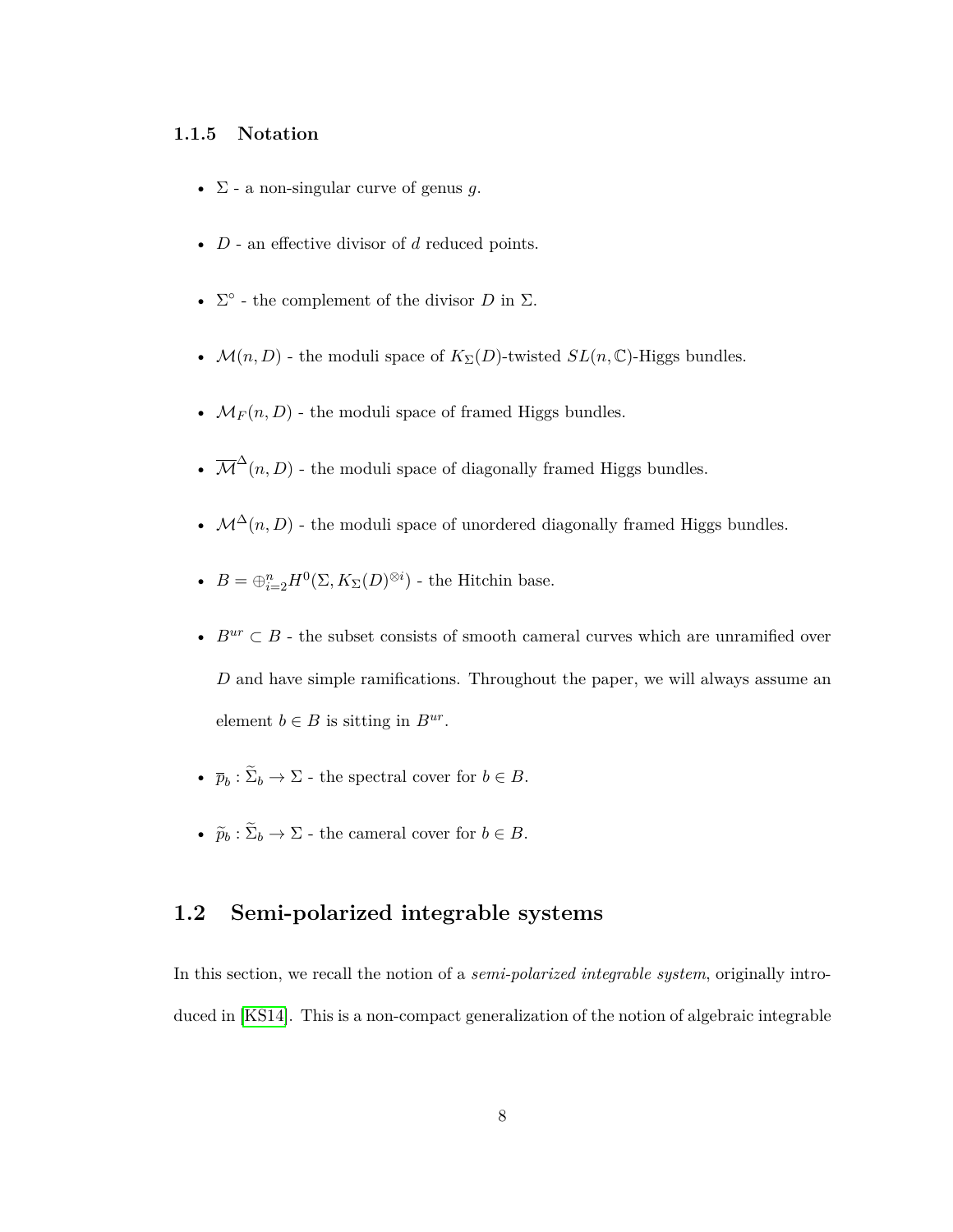### 1.1.5 Notation

- $\Sigma$ - a non-singular curve of genus $g$.
- $D$ - an effective divisor of $d$ reduced points.
- $\Sigma^\circ$ - the complement of the divisor $D$ in $\Sigma$.
- $\mathcal{M}(n, D)$ - the moduli space of $K_\Sigma(D)$-twisted $SL(n, \mathbb{C})$-Higgs bundles.
- $\mathcal{M}_F(n, D)$ - the moduli space of framed Higgs bundles.
- $\overline{\mathcal{M}}^\Delta(n, D)$ - the moduli space of diagonally framed Higgs bundles.
- $\mathcal{M}^\Delta(n, D)$ - the moduli space of unordered diagonally framed Higgs bundles.
- $B = \oplus_{i=2}^n H^0(\Sigma, K_\Sigma(D)^{\otimes i})$ - the Hitchin base.
- $B^{ur} \subset B$ - the subset consists of smooth cameral curves which are unramified over $D$ and have simple ramifications. Throughout the paper, we will always assume an element $b \in B$ is sitting in $B^{ur}$.
- $\overline{p}_b : \widetilde{\Sigma}_b \to \Sigma$ - the spectral cover for $b \in B$.
- $\widetilde{p}_b : \widetilde{\Sigma}_b \to \Sigma$ - the cameral cover for $b \in B$.

## 1.2 Semi-polarized integrable systems

In this section, we recall the notion of a *semi-polarized integrable system*, originally introduced in [KS14]. This is a non-compact generalization of the notion of algebraic integrable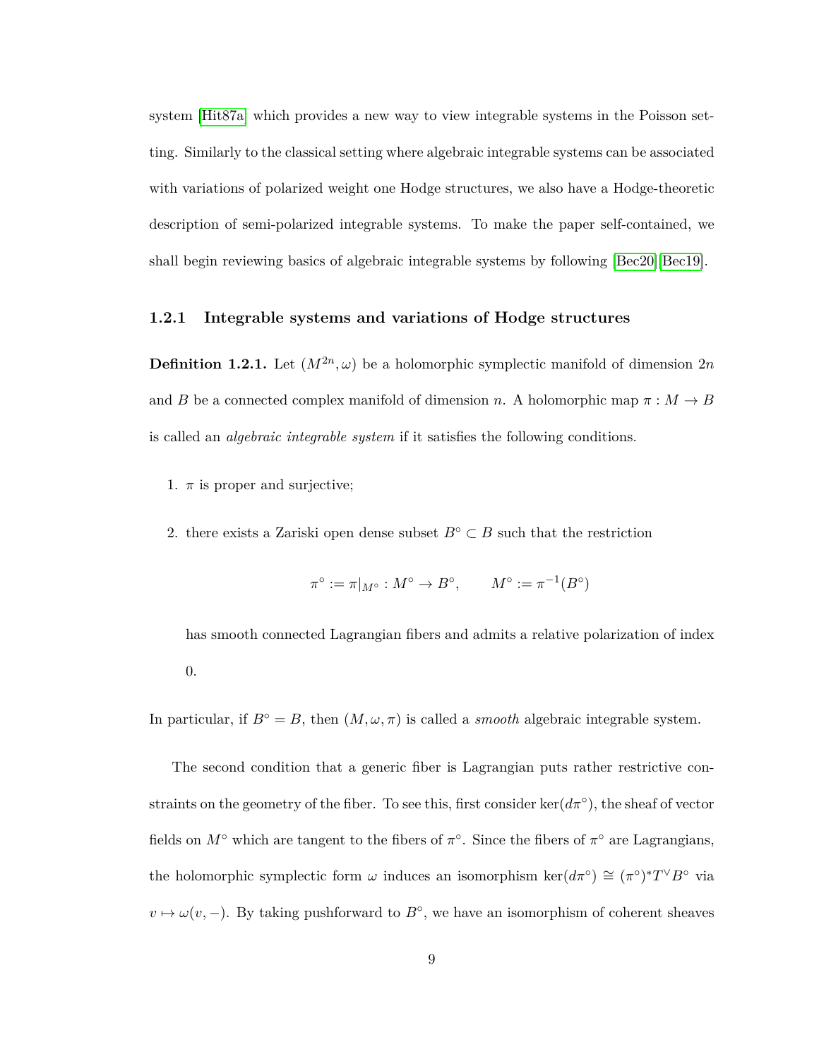system [Hit87a] which provides a new way to view integrable systems in the Poisson setting. Similarly to the classical setting where algebraic integrable systems can be associated with variations of polarized weight one Hodge structures, we also have a Hodge-theoretic description of semi-polarized integrable systems. To make the paper self-contained, we shall begin reviewing basics of algebraic integrable systems by following [Bec20][Bec19].

### 1.2.1 Integrable systems and variations of Hodge structures

**Definition 1.2.1.** Let $(M^{2n}, \omega)$ be a holomorphic symplectic manifold of dimension $2n$ and $B$ be a connected complex manifold of dimension $n$. A holomorphic map $\pi : M \to B$ is called an *algebraic integrable system* if it satisfies the following conditions.

1. $\pi$ is proper and surjective;
2. there exists a Zariski open dense subset $B^\circ \subset B$ such that the restriction

$$\pi^\circ := \pi|_{M^\circ} : M^\circ \to B^\circ, \qquad M^\circ := \pi^{-1}(B^\circ)$$

   has smooth connected Lagrangian fibers and admits a relative polarization of index 0.

In particular, if $B^\circ = B$, then $(M, \omega, \pi)$ is called a *smooth* algebraic integrable system.

The second condition that a generic fiber is Lagrangian puts rather restrictive constraints on the geometry of the fiber. To see this, first consider $\ker(d\pi^\circ)$, the sheaf of vector fields on $M^\circ$ which are tangent to the fibers of $\pi^\circ$. Since the fibers of $\pi^\circ$ are Lagrangians, the holomorphic symplectic form $\omega$ induces an isomorphism $\ker(d\pi^\circ) \cong (\pi^\circ)^* T^\vee B^\circ$ via $v \mapsto \omega(v, -)$. By taking pushforward to $B^\circ$, we have an isomorphism of coherent sheaves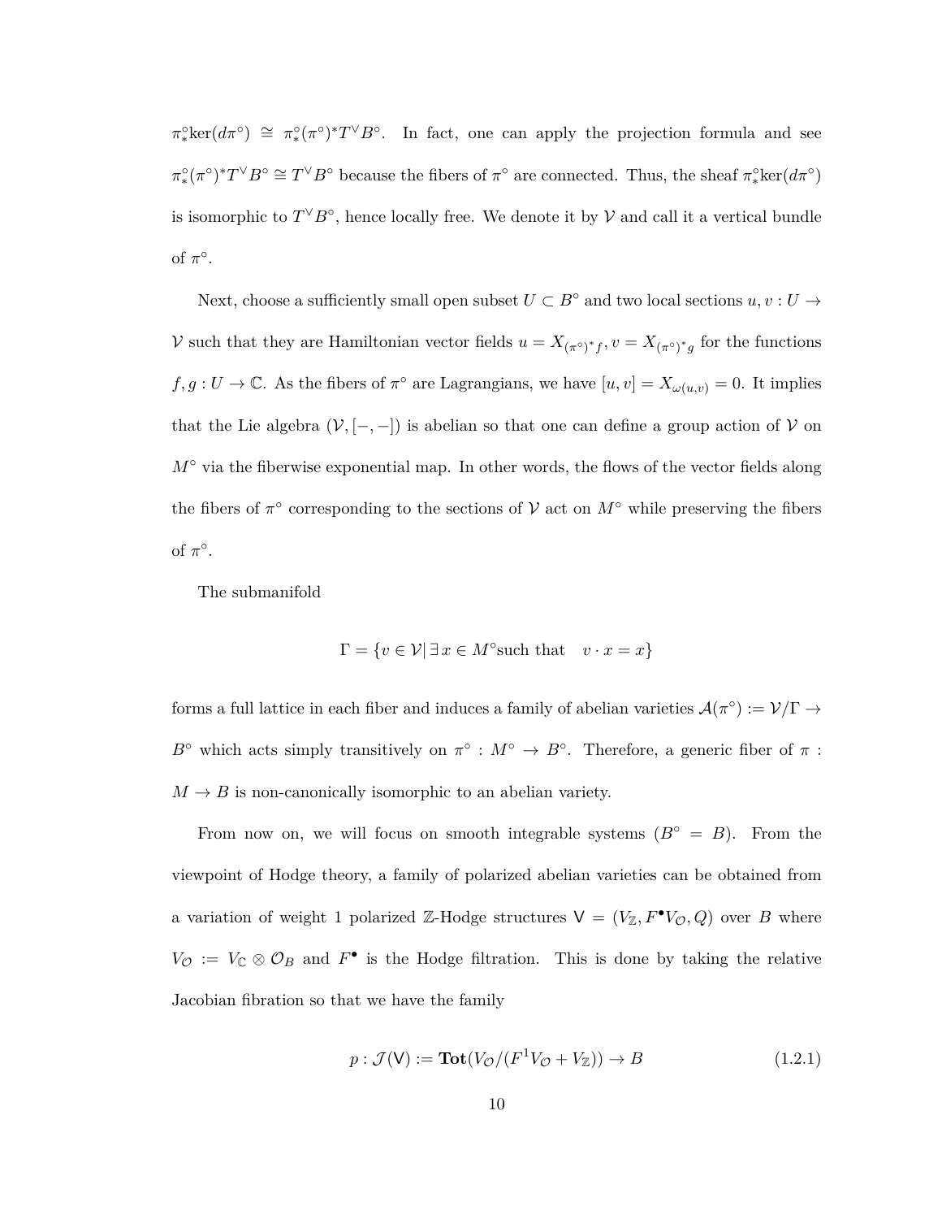$\pi^\circ_* \ker(d\pi^\circ) \cong \pi^\circ_*(\pi^\circ)^* T^\vee B^\circ$. In fact, one can apply the projection formula and see $\pi^\circ_*(\pi^\circ)^* T^\vee B^\circ \cong T^\vee B^\circ$ because the fibers of $\pi^\circ$ are connected. Thus, the sheaf $\pi^\circ_* \ker(d\pi^\circ)$ is isomorphic to $T^\vee B^\circ$, hence locally free. We denote it by $\mathcal{V}$ and call it a vertical bundle of $\pi^\circ$.

Next, choose a sufficiently small open subset $U \subset B^\circ$ and two local sections $u, v : U \to \mathcal{V}$ such that they are Hamiltonian vector fields $u = X_{(\pi^\circ)^* f}, v = X_{(\pi^\circ)^* g}$ for the functions $f, g : U \to \mathbb{C}$. As the fibers of $\pi^\circ$ are Lagrangians, we have $[u, v] = X_{\omega(u,v)} = 0$. It implies that the Lie algebra $(\mathcal{V}, [-,-])$ is abelian so that one can define a group action of $\mathcal{V}$ on $M^\circ$ via the fiberwise exponential map. In other words, the flows of the vector fields along the fibers of $\pi^\circ$ corresponding to the sections of $\mathcal{V}$ act on $M^\circ$ while preserving the fibers of $\pi^\circ$.

The submanifold

$$\Gamma = \{v \in \mathcal{V} | \, \exists \, x \in M^\circ \text{such that} \quad v \cdot x = x\}$$

forms a full lattice in each fiber and induces a family of abelian varieties $\mathcal{A}(\pi^\circ) := \mathcal{V}/\Gamma \to B^\circ$ which acts simply transitively on $\pi^\circ : M^\circ \to B^\circ$. Therefore, a generic fiber of $\pi : M \to B$ is non-canonically isomorphic to an abelian variety.

From now on, we will focus on smooth integrable systems ($B^\circ = B$). From the viewpoint of Hodge theory, a family of polarized abelian varieties can be obtained from a variation of weight 1 polarized $\mathbb{Z}$-Hodge structures $\mathsf{V} = (V_\mathbb{Z}, F^\bullet V_\mathcal{O}, Q)$ over $B$ where $V_\mathcal{O} := V_\mathbb{C} \otimes \mathcal{O}_B$ and $F^\bullet$ is the Hodge filtration. This is done by taking the relative Jacobian fibration so that we have the family

$$p : \mathcal{J}(\mathsf{V}) := \mathbf{Tot}(V_\mathcal{O}/(F^1 V_\mathcal{O} + V_\mathbb{Z})) \to B \tag{1.2.1}$$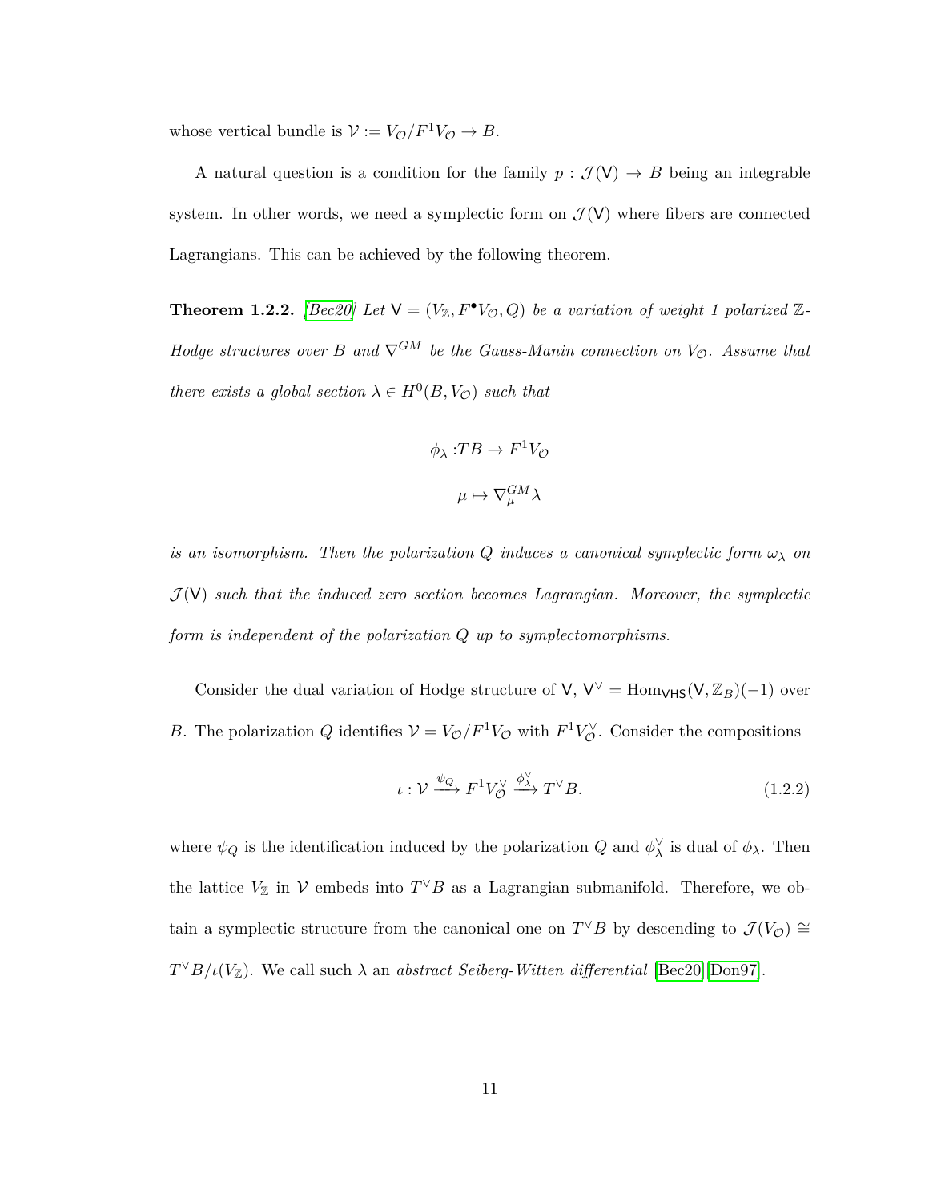whose vertical bundle is $\mathcal{V} := V_{\mathcal{O}}/F^1V_{\mathcal{O}} \to B$.

A natural question is a condition for the family $p : \mathcal{J}(\mathsf{V}) \to B$ being an integrable system. In other words, we need a symplectic form on $\mathcal{J}(\mathsf{V})$ where fibers are connected Lagrangians. This can be achieved by the following theorem.

**Theorem 1.2.2.** *[Bec20] Let $\mathsf{V} = (V_{\mathbb{Z}}, F^{\bullet}V_{\mathcal{O}}, Q)$ be a variation of weight 1 polarized $\mathbb{Z}$-Hodge structures over $B$ and $\nabla^{GM}$ be the Gauss-Manin connection on $V_{\mathcal{O}}$. Assume that there exists a global section $\lambda \in H^0(B, V_{\mathcal{O}})$ such that*

$$\begin{aligned}
\phi_\lambda : & TB \to F^1V_{\mathcal{O}} \\
& \mu \mapsto \nabla^{GM}_{\mu}\lambda
\end{aligned}$$

*is an isomorphism. Then the polarization $Q$ induces a canonical symplectic form $\omega_\lambda$ on $\mathcal{J}(\mathsf{V})$ such that the induced zero section becomes Lagrangian. Moreover, the symplectic form is independent of the polarization $Q$ up to symplectomorphisms.*

Consider the dual variation of Hodge structure of $\mathsf{V}$, $\mathsf{V}^\vee = \mathrm{Hom}_{\mathsf{VHS}}(\mathsf{V}, \mathbb{Z}_B)(-1)$ over $B$. The polarization $Q$ identifies $\mathcal{V} = V_{\mathcal{O}}/F^1V_{\mathcal{O}}$ with $F^1V^\vee_{\mathcal{O}}$. Consider the compositions

$$\iota : \mathcal{V} \xrightarrow{\psi_Q} F^1V^\vee_{\mathcal{O}} \xrightarrow{\phi^\vee_\lambda} T^\vee B. \tag{1.2.2}$$

where $\psi_Q$ is the identification induced by the polarization $Q$ and $\phi^\vee_\lambda$ is dual of $\phi_\lambda$. Then the lattice $V_{\mathbb{Z}}$ in $\mathcal{V}$ embeds into $T^\vee B$ as a Lagrangian submanifold. Therefore, we obtain a symplectic structure from the canonical one on $T^\vee B$ by descending to $\mathcal{J}(V_{\mathcal{O}}) \cong T^\vee B/\iota(V_{\mathbb{Z}})$. We call such $\lambda$ an *abstract Seiberg-Witten differential* [Bec20][Don97].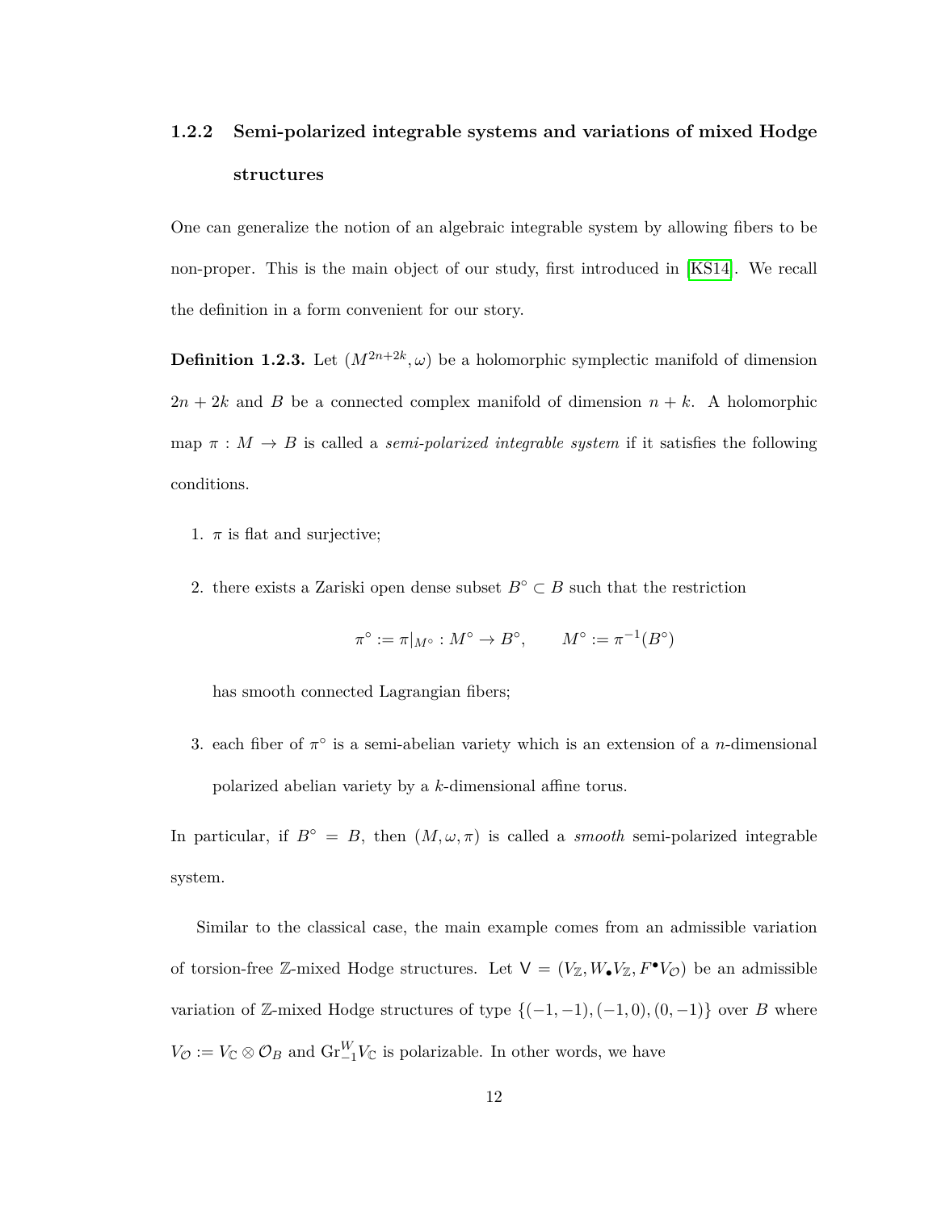### 1.2.2 Semi-polarized integrable systems and variations of mixed Hodge structures

One can generalize the notion of an algebraic integrable system by allowing fibers to be non-proper. This is the main object of our study, first introduced in [KS14]. We recall the definition in a form convenient for our story.

**Definition 1.2.3.** Let $(M^{2n+2k}, \omega)$ be a holomorphic symplectic manifold of dimension $2n+2k$ and $B$ be a connected complex manifold of dimension $n+k$. A holomorphic map $\pi : M \to B$ is called a *semi-polarized integrable system* if it satisfies the following conditions.

1. $\pi$ is flat and surjective;
2. there exists a Zariski open dense subset $B^\circ \subset B$ such that the restriction

$$\pi^\circ := \pi|_{M^\circ} : M^\circ \to B^\circ, \qquad M^\circ := \pi^{-1}(B^\circ)$$

   has smooth connected Lagrangian fibers;
3. each fiber of $\pi^\circ$ is a semi-abelian variety which is an extension of a $n$-dimensional polarized abelian variety by a $k$-dimensional affine torus.

In particular, if $B^\circ = B$, then $(M, \omega, \pi)$ is called a *smooth* semi-polarized integrable system.

Similar to the classical case, the main example comes from an admissible variation of torsion-free $\mathbb{Z}$-mixed Hodge structures. Let $\mathsf{V} = (V_\mathbb{Z}, W_\bullet V_\mathbb{Z}, F^\bullet V_\mathcal{O})$ be an admissible variation of $\mathbb{Z}$-mixed Hodge structures of type $\{(-1,-1), (-1,0), (0,-1)\}$ over $B$ where $V_\mathcal{O} := V_\mathbb{C} \otimes \mathcal{O}_B$ and $\mathrm{Gr}^W_{-1} V_\mathbb{C}$ is polarizable. In other words, we have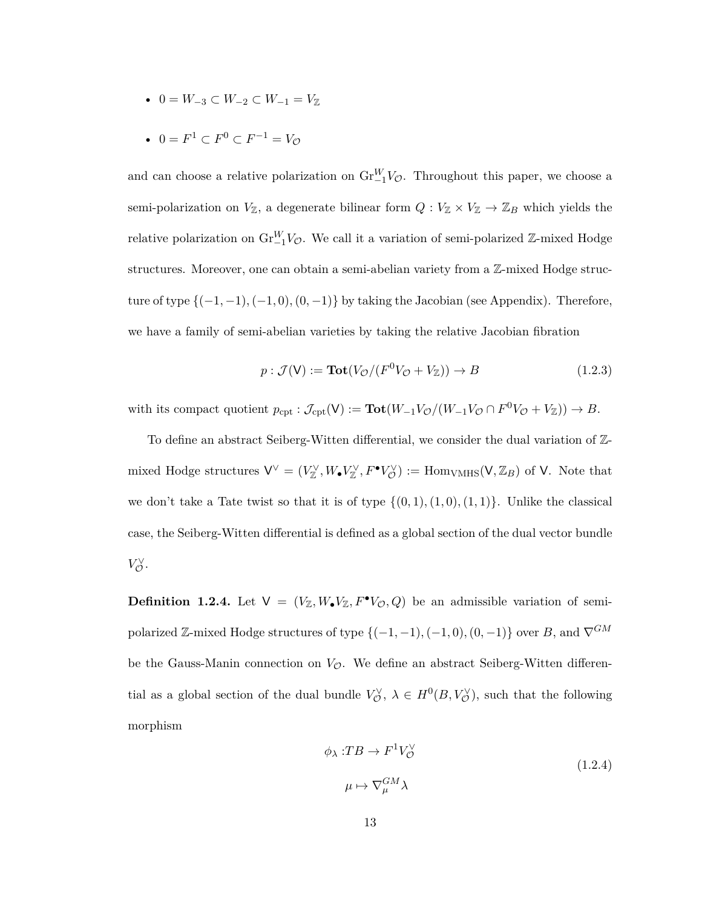- $0 = W_{-3} \subset W_{-2} \subset W_{-1} = V_{\mathbb{Z}}$
- $0 = F^1 \subset F^0 \subset F^{-1} = V_{\mathcal{O}}$

and can choose a relative polarization on $\mathrm{Gr}^W_{-1} V_{\mathcal{O}}$. Throughout this paper, we choose a semi-polarization on $V_{\mathbb{Z}}$, a degenerate bilinear form $Q : V_{\mathbb{Z}} \times V_{\mathbb{Z}} \to \mathbb{Z}_B$ which yields the relative polarization on $\mathrm{Gr}^W_{-1} V_{\mathcal{O}}$. We call it a variation of semi-polarized $\mathbb{Z}$-mixed Hodge structures. Moreover, one can obtain a semi-abelian variety from a $\mathbb{Z}$-mixed Hodge structure of type $\{(-1,-1),(-1,0),(0,-1)\}$ by taking the Jacobian (see Appendix). Therefore, we have a family of semi-abelian varieties by taking the relative Jacobian fibration

$$p : \mathcal{J}(\mathsf{V}) := \mathbf{Tot}(V_{\mathcal{O}}/(F^0 V_{\mathcal{O}} + V_{\mathbb{Z}})) \to B \tag{1.2.3}$$

with its compact quotient $p_{\mathrm{cpt}} : \mathcal{J}_{\mathrm{cpt}}(\mathsf{V}) := \mathbf{Tot}(W_{-1}V_{\mathcal{O}}/(W_{-1}V_{\mathcal{O}} \cap F^0 V_{\mathcal{O}} + V_{\mathbb{Z}})) \to B$.

To define an abstract Seiberg-Witten differential, we consider the dual variation of $\mathbb{Z}$-mixed Hodge structures $\mathsf{V}^\vee = (V^\vee_{\mathbb{Z}}, W_\bullet V^\vee_{\mathbb{Z}}, F^\bullet V^\vee_{\mathcal{O}}) := \mathrm{Hom}_{\mathrm{VMHS}}(\mathsf{V}, \mathbb{Z}_B)$ of $\mathsf{V}$. Note that we don't take a Tate twist so that it is of type $\{(0,1),(1,0),(1,1)\}$. Unlike the classical case, the Seiberg-Witten differential is defined as a global section of the dual vector bundle $V^\vee_{\mathcal{O}}$.

**Definition 1.2.4.** Let $\mathsf{V} = (V_{\mathbb{Z}}, W_\bullet V_{\mathbb{Z}}, F^\bullet V_{\mathcal{O}}, Q)$ be an admissible variation of semi-polarized $\mathbb{Z}$-mixed Hodge structures of type $\{(-1,-1),(-1,0),(0,-1)\}$ over $B$, and $\nabla^{GM}$ be the Gauss-Manin connection on $V_{\mathcal{O}}$. We define an abstract Seiberg-Witten differential as a global section of the dual bundle $V^\vee_{\mathcal{O}}$, $\lambda \in H^0(B, V^\vee_{\mathcal{O}})$, such that the following morphism

$$\begin{aligned} \phi_\lambda : & TB \to F^1 V^\vee_{\mathcal{O}} \\ & \mu \mapsto \nabla^{GM}_\mu \lambda \end{aligned} \tag{1.2.4}$$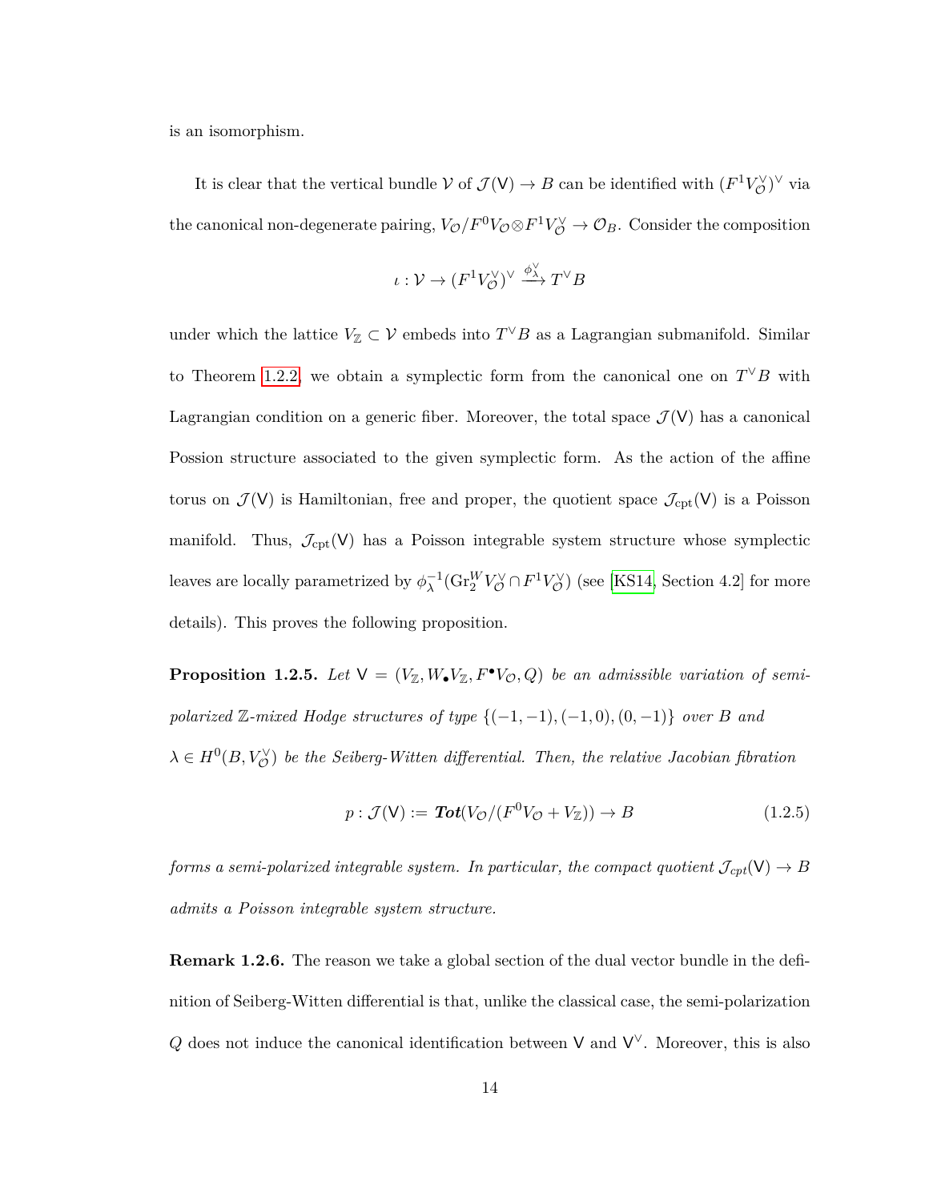is an isomorphism.

It is clear that the vertical bundle $\mathcal{V}$ of $\mathcal{J}(\mathsf{V}) \to B$ can be identified with $(F^1 V_{\mathcal{O}}^{\vee})^{\vee}$ via the canonical non-degenerate pairing, $V_{\mathcal{O}}/F^0 V_{\mathcal{O}} \otimes F^1 V_{\mathcal{O}}^{\vee} \to \mathcal{O}_B$. Consider the composition

$$\iota : \mathcal{V} \to (F^1 V_{\mathcal{O}}^{\vee})^{\vee} \xrightarrow{\phi_\lambda^{\vee}} T^{\vee} B$$

under which the lattice $V_{\mathbb{Z}} \subset \mathcal{V}$ embeds into $T^{\vee} B$ as a Lagrangian submanifold. Similar to Theorem 1.2.2, we obtain a symplectic form from the canonical one on $T^{\vee} B$ with Lagrangian condition on a generic fiber. Moreover, the total space $\mathcal{J}(\mathsf{V})$ has a canonical Possion structure associated to the given symplectic form. As the action of the affine torus on $\mathcal{J}(\mathsf{V})$ is Hamiltonian, free and proper, the quotient space $\mathcal{J}_{\mathrm{cpt}}(\mathsf{V})$ is a Poisson manifold. Thus, $\mathcal{J}_{\mathrm{cpt}}(\mathsf{V})$ has a Poisson integrable system structure whose symplectic leaves are locally parametrized by $\phi_\lambda^{-1}(\mathrm{Gr}_2^W V_{\mathcal{O}}^{\vee} \cap F^1 V_{\mathcal{O}}^{\vee})$ (see [KS14, Section 4.2] for more details). This proves the following proposition.

**Proposition 1.2.5.** *Let* $\mathsf{V} = (V_{\mathbb{Z}}, W_\bullet V_{\mathbb{Z}}, F^\bullet V_{\mathcal{O}}, Q)$ *be an admissible variation of semi-polarized* $\mathbb{Z}$*-mixed Hodge structures of type* $\{(-1,-1), (-1,0), (0,-1)\}$ *over* $B$ *and* $\lambda \in H^0(B, V_{\mathcal{O}}^{\vee})$ *be the Seiberg-Witten differential. Then, the relative Jacobian fibration*

$$p : \mathcal{J}(\mathsf{V}) := \textbf{\textit{Tot}}(V_{\mathcal{O}}/(F^0 V_{\mathcal{O}} + V_{\mathbb{Z}})) \to B \tag{1.2.5}$$

*forms a semi-polarized integrable system. In particular, the compact quotient* $\mathcal{J}_{cpt}(\mathsf{V}) \to B$ *admits a Poisson integrable system structure.*

**Remark 1.2.6.** The reason we take a global section of the dual vector bundle in the definition of Seiberg-Witten differential is that, unlike the classical case, the semi-polarization $Q$ does not induce the canonical identification between $\mathsf{V}$ and $\mathsf{V}^{\vee}$. Moreover, this is also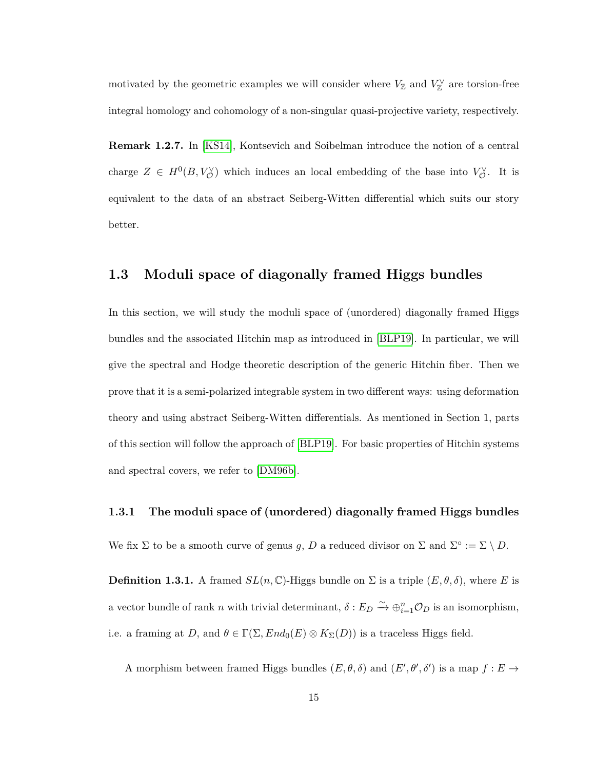motivated by the geometric examples we will consider where $V_{\mathbb{Z}}$ and $V_{\mathbb{Z}}^{\vee}$ are torsion-free integral homology and cohomology of a non-singular quasi-projective variety, respectively.

**Remark 1.2.7.** In [KS14], Kontsevich and Soibelman introduce the notion of a central charge $Z \in H^0(B, V_{\mathcal{O}}^{\vee})$ which induces an local embedding of the base into $V_{\mathcal{O}}^{\vee}$. It is equivalent to the data of an abstract Seiberg-Witten differential which suits our story better.

## 1.3 Moduli space of diagonally framed Higgs bundles

In this section, we will study the moduli space of (unordered) diagonally framed Higgs bundles and the associated Hitchin map as introduced in [BLP19]. In particular, we will give the spectral and Hodge theoretic description of the generic Hitchin fiber. Then we prove that it is a semi-polarized integrable system in two different ways: using deformation theory and using abstract Seiberg-Witten differentials. As mentioned in Section 1, parts of this section will follow the approach of [BLP19]. For basic properties of Hitchin systems and spectral covers, we refer to [DM96b].

### 1.3.1 The moduli space of (unordered) diagonally framed Higgs bundles

We fix $\Sigma$ to be a smooth curve of genus $g$, $D$ a reduced divisor on $\Sigma$ and $\Sigma^{\circ} := \Sigma \setminus D$.

**Definition 1.3.1.** A framed $SL(n, \mathbb{C})$-Higgs bundle on $\Sigma$ is a triple $(E, \theta, \delta)$, where $E$ is a vector bundle of rank $n$ with trivial determinant, $\delta : E_D \xrightarrow{\sim} \oplus_{i=1}^{n} \mathcal{O}_D$ is an isomorphism, i.e. a framing at $D$, and $\theta \in \Gamma(\Sigma, End_0(E) \otimes K_{\Sigma}(D))$ is a traceless Higgs field.

A morphism between framed Higgs bundles $(E, \theta, \delta)$ and $(E', \theta', \delta')$ is a map $f : E \to$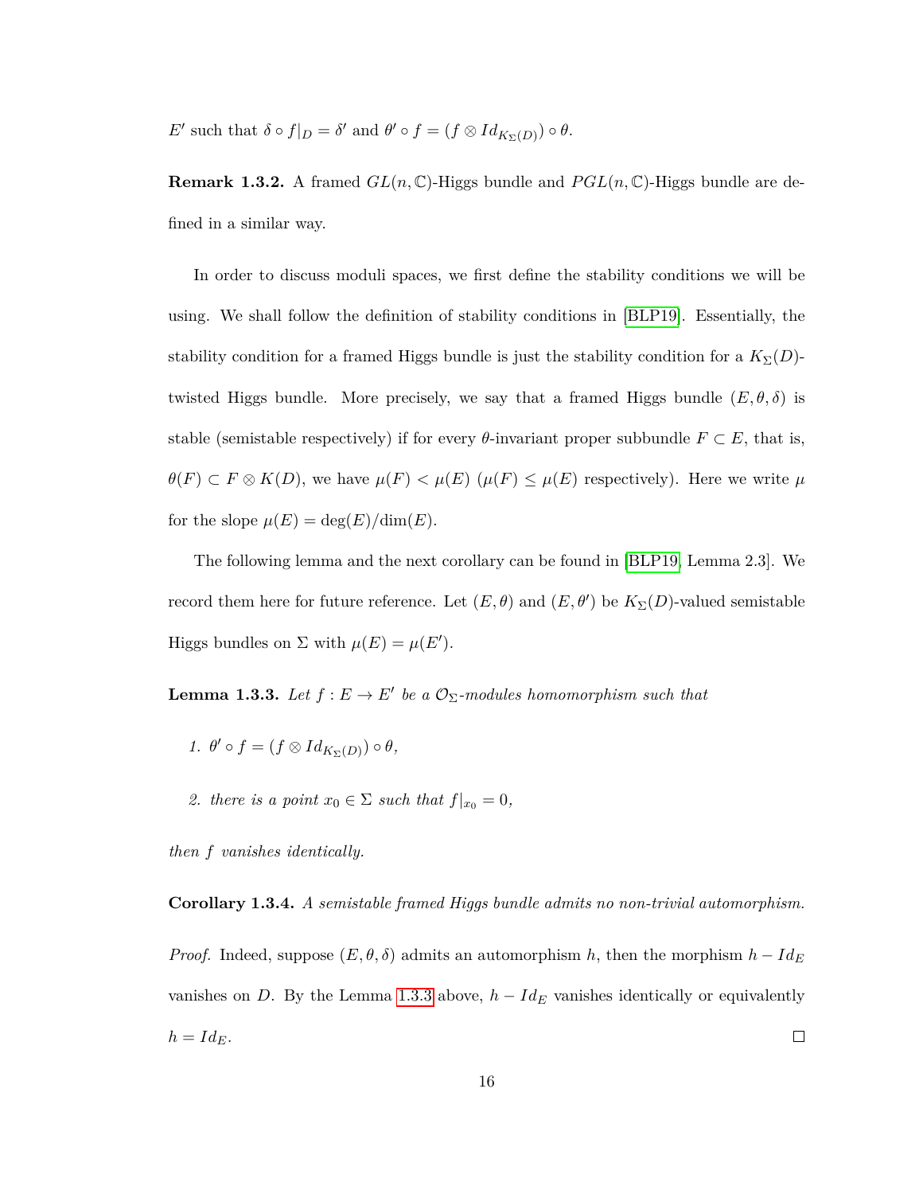$E'$ such that $\delta \circ f|_D = \delta'$ and $\theta' \circ f = (f \otimes Id_{K_\Sigma(D)}) \circ \theta$.

**Remark 1.3.2.** A framed $GL(n, \mathbb{C})$-Higgs bundle and $PGL(n, \mathbb{C})$-Higgs bundle are defined in a similar way.

In order to discuss moduli spaces, we first define the stability conditions we will be using. We shall follow the definition of stability conditions in [BLP19]. Essentially, the stability condition for a framed Higgs bundle is just the stability condition for a $K_\Sigma(D)$-twisted Higgs bundle. More precisely, we say that a framed Higgs bundle $(E, \theta, \delta)$ is stable (semistable respectively) if for every $\theta$-invariant proper subbundle $F \subset E$, that is, $\theta(F) \subset F \otimes K(D)$, we have $\mu(F) < \mu(E)$ ($\mu(F) \leq \mu(E)$ respectively). Here we write $\mu$ for the slope $\mu(E) = \deg(E)/\dim(E)$.

The following lemma and the next corollary can be found in [BLP19, Lemma 2.3]. We record them here for future reference. Let $(E, \theta)$ and $(E, \theta')$ be $K_\Sigma(D)$-valued semistable Higgs bundles on $\Sigma$ with $\mu(E) = \mu(E')$.

**Lemma 1.3.3.** *Let $f : E \to E'$ be a $\mathcal{O}_\Sigma$-modules homomorphism such that*

1. *$\theta' \circ f = (f \otimes Id_{K_\Sigma(D)}) \circ \theta$,*

2. *there is a point $x_0 \in \Sigma$ such that $f|_{x_0} = 0$,*

*then $f$ vanishes identically.*

**Corollary 1.3.4.** *A semistable framed Higgs bundle admits no non-trivial automorphism.*

*Proof.* Indeed, suppose $(E, \theta, \delta)$ admits an automorphism $h$, then the morphism $h - Id_E$ vanishes on $D$. By the Lemma 1.3.3 above, $h - Id_E$ vanishes identically or equivalently $h = Id_E$. □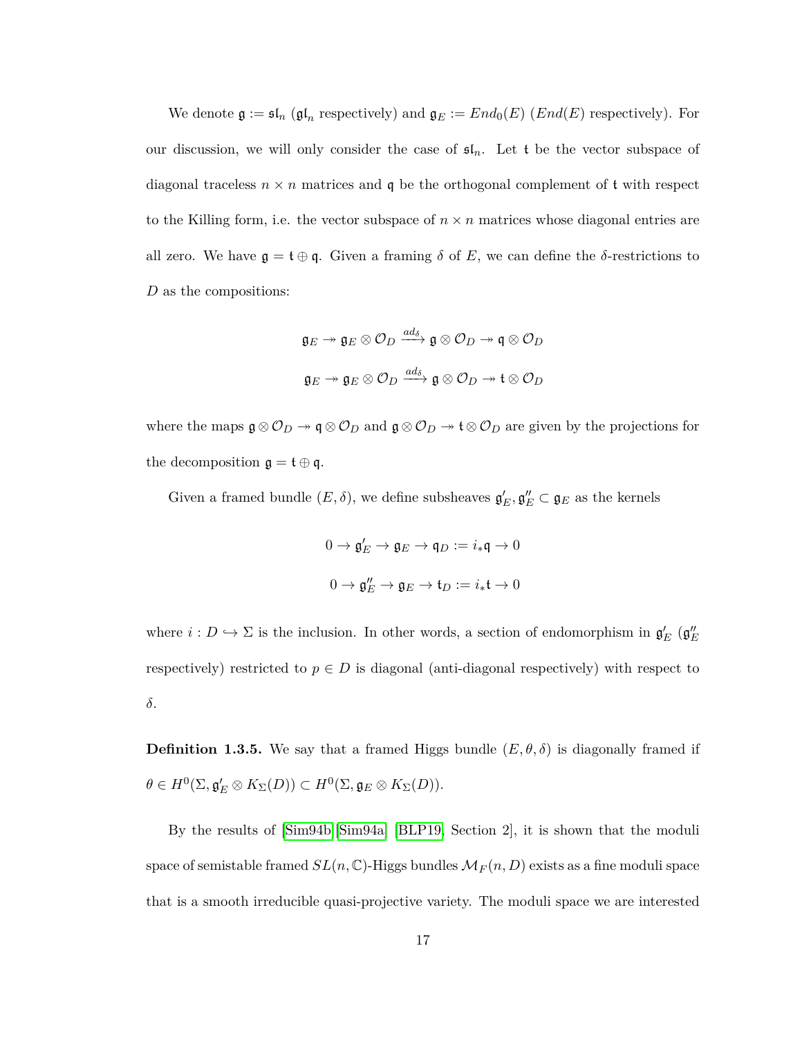We denote $\mathfrak{g} := \mathfrak{sl}_n$ ($\mathfrak{gl}_n$ respectively) and $\mathfrak{g}_E := End_0(E)$ ($End(E)$ respectively). For our discussion, we will only consider the case of $\mathfrak{sl}_n$. Let $\mathfrak{t}$ be the vector subspace of diagonal traceless $n \times n$ matrices and $\mathfrak{q}$ be the orthogonal complement of $\mathfrak{t}$ with respect to the Killing form, i.e. the vector subspace of $n \times n$ matrices whose diagonal entries are all zero. We have $\mathfrak{g} = \mathfrak{t} \oplus \mathfrak{q}$. Given a framing $\delta$ of $E$, we can define the $\delta$-restrictions to $D$ as the compositions:

$$\mathfrak{g}_E \twoheadrightarrow \mathfrak{g}_E \otimes \mathcal{O}_D \xrightarrow{ad_\delta} \mathfrak{g} \otimes \mathcal{O}_D \twoheadrightarrow \mathfrak{q} \otimes \mathcal{O}_D$$

$$\mathfrak{g}_E \twoheadrightarrow \mathfrak{g}_E \otimes \mathcal{O}_D \xrightarrow{ad_\delta} \mathfrak{g} \otimes \mathcal{O}_D \twoheadrightarrow \mathfrak{t} \otimes \mathcal{O}_D$$

where the maps $\mathfrak{g} \otimes \mathcal{O}_D \twoheadrightarrow \mathfrak{q} \otimes \mathcal{O}_D$ and $\mathfrak{g} \otimes \mathcal{O}_D \twoheadrightarrow \mathfrak{t} \otimes \mathcal{O}_D$ are given by the projections for the decomposition $\mathfrak{g} = \mathfrak{t} \oplus \mathfrak{q}$.

Given a framed bundle $(E, \delta)$, we define subsheaves $\mathfrak{g}'_E, \mathfrak{g}''_E \subset \mathfrak{g}_E$ as the kernels

$$0 \to \mathfrak{g}'_E \to \mathfrak{g}_E \to \mathfrak{q}_D := i_*\mathfrak{q} \to 0$$

$$0 \to \mathfrak{g}''_E \to \mathfrak{g}_E \to \mathfrak{t}_D := i_*\mathfrak{t} \to 0$$

where $i : D \hookrightarrow \Sigma$ is the inclusion. In other words, a section of endomorphism in $\mathfrak{g}'_E$ ($\mathfrak{g}''_E$ respectively) restricted to $p \in D$ is diagonal (anti-diagonal respectively) with respect to $\delta$.

**Definition 1.3.5.** We say that a framed Higgs bundle $(E, \theta, \delta)$ is diagonally framed if $\theta \in H^0(\Sigma, \mathfrak{g}'_E \otimes K_\Sigma(D)) \subset H^0(\Sigma, \mathfrak{g}_E \otimes K_\Sigma(D))$.

By the results of [Sim94b][Sim94a] [BLP19, Section 2], it is shown that the moduli space of semistable framed $SL(n, \mathbb{C})$-Higgs bundles $\mathcal{M}_F(n, D)$ exists as a fine moduli space that is a smooth irreducible quasi-projective variety. The moduli space we are interested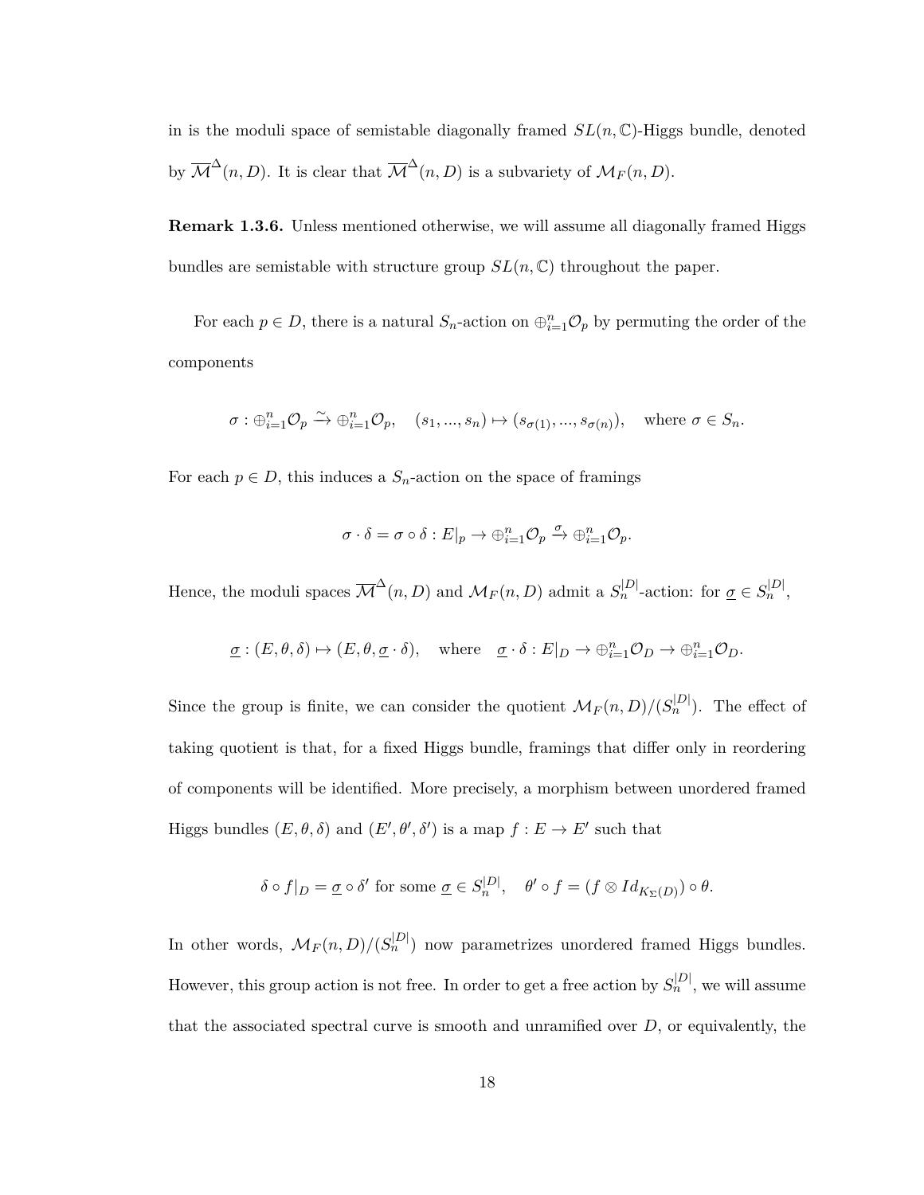in is the moduli space of semistable diagonally framed $SL(n,\mathbb{C})$-Higgs bundle, denoted by $\overline{\mathcal{M}}^{\Delta}(n,D)$. It is clear that $\overline{\mathcal{M}}^{\Delta}(n,D)$ is a subvariety of $\mathcal{M}_F(n,D)$.

**Remark 1.3.6.** Unless mentioned otherwise, we will assume all diagonally framed Higgs bundles are semistable with structure group $SL(n,\mathbb{C})$ throughout the paper.

For each $p \in D$, there is a natural $S_n$-action on $\oplus_{i=1}^n \mathcal{O}_p$ by permuting the order of the components

$$\sigma : \oplus_{i=1}^n \mathcal{O}_p \xrightarrow{\sim} \oplus_{i=1}^n \mathcal{O}_p, \quad (s_1, ..., s_n) \mapsto (s_{\sigma(1)}, ..., s_{\sigma(n)}), \quad \text{where } \sigma \in S_n.$$

For each $p \in D$, this induces a $S_n$-action on the space of framings

$$\sigma \cdot \delta = \sigma \circ \delta : E|_p \to \oplus_{i=1}^n \mathcal{O}_p \xrightarrow{\sigma} \oplus_{i=1}^n \mathcal{O}_p.$$

Hence, the moduli spaces $\overline{\mathcal{M}}^{\Delta}(n,D)$ and $\mathcal{M}_F(n,D)$ admit a $S_n^{|D|}$-action: for $\underline{\sigma} \in S_n^{|D|}$,

$$\underline{\sigma} : (E,\theta,\delta) \mapsto (E,\theta,\underline{\sigma}\cdot\delta), \quad \text{where} \quad \underline{\sigma}\cdot\delta : E|_D \to \oplus_{i=1}^n \mathcal{O}_D \to \oplus_{i=1}^n \mathcal{O}_D.$$

Since the group is finite, we can consider the quotient $\mathcal{M}_F(n,D)/(S_n^{|D|})$. The effect of taking quotient is that, for a fixed Higgs bundle, framings that differ only in reordering of components will be identified. More precisely, a morphism between unordered framed Higgs bundles $(E,\theta,\delta)$ and $(E',\theta',\delta')$ is a map $f : E \to E'$ such that

$$\delta \circ f|_D = \underline{\sigma} \circ \delta' \text{ for some } \underline{\sigma} \in S_n^{|D|}, \quad \theta' \circ f = (f \otimes Id_{K_\Sigma(D)}) \circ \theta.$$

In other words, $\mathcal{M}_F(n,D)/(S_n^{|D|})$ now parametrizes unordered framed Higgs bundles. However, this group action is not free. In order to get a free action by $S_n^{|D|}$, we will assume that the associated spectral curve is smooth and unramified over $D$, or equivalently, the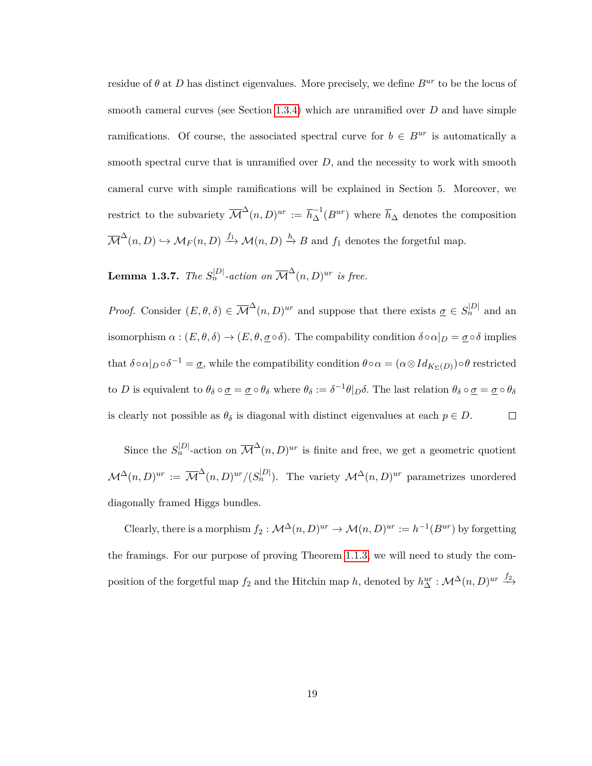residue of $\theta$ at $D$ has distinct eigenvalues. More precisely, we define $B^{ur}$ to be the locus of smooth cameral curves (see Section 1.3.4) which are unramified over $D$ and have simple ramifications. Of course, the associated spectral curve for $b \in B^{ur}$ is automatically a smooth spectral curve that is unramified over $D$, and the necessity to work with smooth cameral curve with simple ramifications will be explained in Section 5. Moreover, we restrict to the subvariety $\overline{\mathcal{M}}^{\Delta}(n, D)^{ur} := \overline{h}_{\Delta}^{-1}(B^{ur})$ where $\overline{h}_{\Delta}$ denotes the composition $\overline{\mathcal{M}}^{\Delta}(n, D) \hookrightarrow \mathcal{M}_F(n, D) \xrightarrow{f_1} \mathcal{M}(n, D) \xrightarrow{h} B$ and $f_1$ denotes the forgetful map.

**Lemma 1.3.7.** *The $S_n^{|D|}$-action on $\overline{\mathcal{M}}^{\Delta}(n, D)^{ur}$ is free.*

*Proof.* Consider $(E, \theta, \delta) \in \overline{\mathcal{M}}^{\Delta}(n, D)^{ur}$ and suppose that there exists $\underline{\sigma} \in S_n^{|D|}$ and an isomorphism $\alpha : (E, \theta, \delta) \to (E, \theta, \underline{\sigma} \circ \delta)$. The compability condition $\delta \circ \alpha|_D = \underline{\sigma} \circ \delta$ implies that $\delta \circ \alpha|_D \circ \delta^{-1} = \underline{\sigma}$, while the compatibility condition $\theta \circ \alpha = (\alpha \otimes Id_{K_\Sigma(D)}) \circ \theta$ restricted to $D$ is equivalent to $\theta_\delta \circ \underline{\sigma} = \underline{\sigma} \circ \theta_\delta$ where $\theta_\delta := \delta^{-1}\theta|_D\delta$. The last relation $\theta_\delta \circ \underline{\sigma} = \underline{\sigma} \circ \theta_\delta$ is clearly not possible as $\theta_\delta$ is diagonal with distinct eigenvalues at each $p \in D$. $\square$

Since the $S_n^{|D|}$-action on $\overline{\mathcal{M}}^{\Delta}(n, D)^{ur}$ is finite and free, we get a geometric quotient $\mathcal{M}^{\Delta}(n, D)^{ur} := \overline{\mathcal{M}}^{\Delta}(n, D)^{ur}/(S_n^{|D|})$. The variety $\mathcal{M}^{\Delta}(n, D)^{ur}$ parametrizes unordered diagonally framed Higgs bundles.

Clearly, there is a morphism $f_2 : \mathcal{M}^{\Delta}(n, D)^{ur} \to \mathcal{M}(n, D)^{ur} := h^{-1}(B^{ur})$ by forgetting the framings. For our purpose of proving Theorem 1.1.3, we will need to study the composition of the forgetful map $f_2$ and the Hitchin map $h$, denoted by $h_{\Delta}^{ur} : \mathcal{M}^{\Delta}(n, D)^{ur} \xrightarrow{f_2}$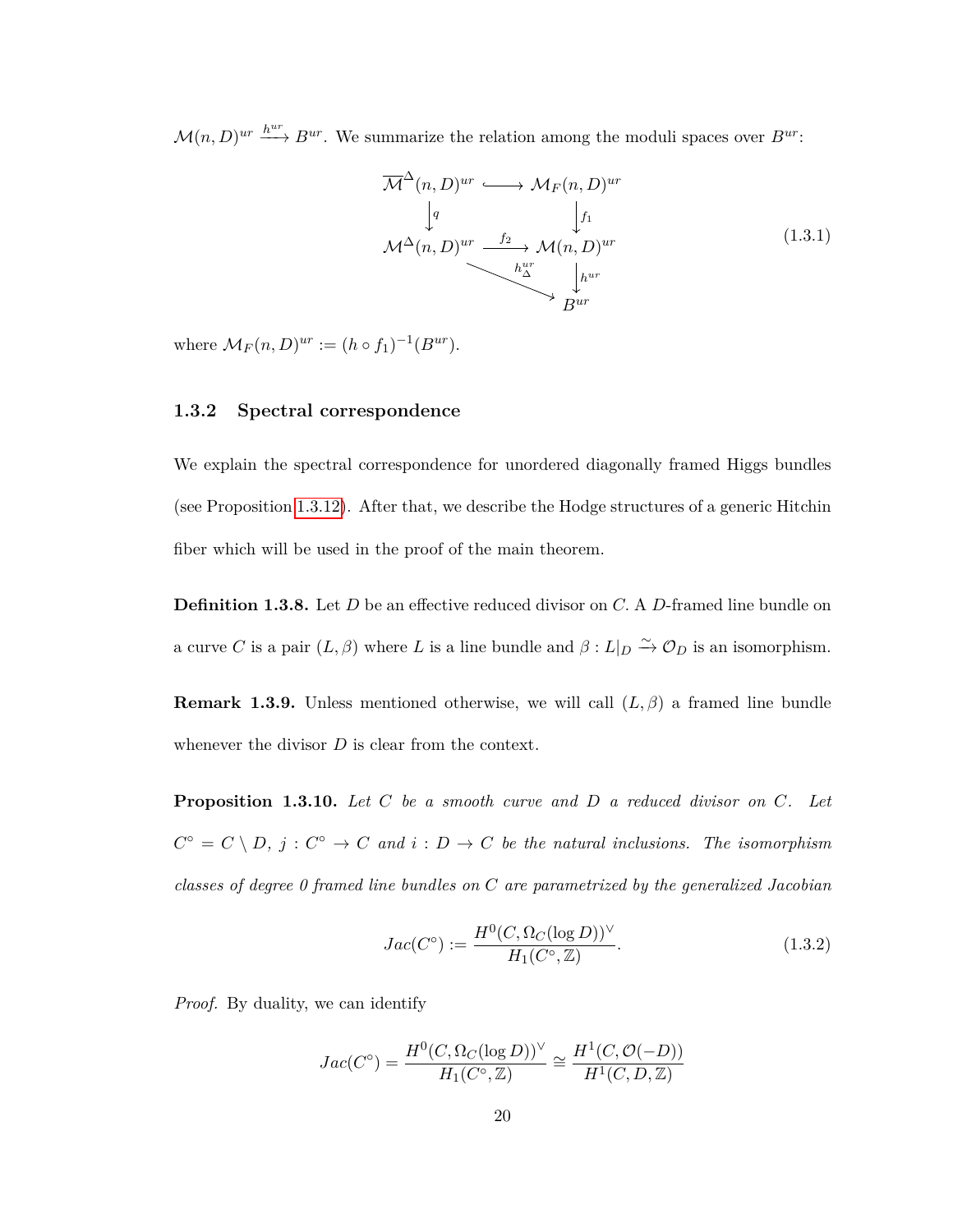$\mathcal{M}(n,D)^{ur} \xrightarrow{h^{ur}} B^{ur}$. We summarize the relation among the moduli spaces over $B^{ur}$:

$$
\begin{array}{ccc}
\overline{\mathcal{M}}^{\Delta}(n,D)^{ur} & \hookrightarrow & \mathcal{M}_F(n,D)^{ur} \\
\downarrow q & & \downarrow f_1 \\
\mathcal{M}^{\Delta}(n,D)^{ur} & \xrightarrow{f_2} & \mathcal{M}(n,D)^{ur} \\
& \searrow^{h^{ur}_{\Delta}} & \downarrow h^{ur} \\
& & B^{ur}
\end{array}
\tag{1.3.1}
$$

where $\mathcal{M}_F(n,D)^{ur} := (h \circ f_1)^{-1}(B^{ur})$.

### 1.3.2 Spectral correspondence

We explain the spectral correspondence for unordered diagonally framed Higgs bundles (see Proposition 1.3.12). After that, we describe the Hodge structures of a generic Hitchin fiber which will be used in the proof of the main theorem.

**Definition 1.3.8.** Let $D$ be an effective reduced divisor on $C$. A $D$-framed line bundle on a curve $C$ is a pair $(L,\beta)$ where $L$ is a line bundle and $\beta : L|_D \xrightarrow{\sim} \mathcal{O}_D$ is an isomorphism.

**Remark 1.3.9.** Unless mentioned otherwise, we will call $(L,\beta)$ a framed line bundle whenever the divisor $D$ is clear from the context.

**Proposition 1.3.10.** *Let $C$ be a smooth curve and $D$ a reduced divisor on $C$. Let $C^\circ = C \setminus D$, $j : C^\circ \to C$ and $i : D \to C$ be the natural inclusions. The isomorphism classes of degree 0 framed line bundles on $C$ are parametrized by the generalized Jacobian*

$$
Jac(C^\circ) := \frac{H^0(C, \Omega_C(\log D))^\vee}{H_1(C^\circ, \mathbb{Z})}. \tag{1.3.2}
$$

*Proof.* By duality, we can identify

$$
Jac(C^\circ) = \frac{H^0(C, \Omega_C(\log D))^\vee}{H_1(C^\circ, \mathbb{Z})} \cong \frac{H^1(C, \mathcal{O}(-D))}{H^1(C, D, \mathbb{Z})}
$$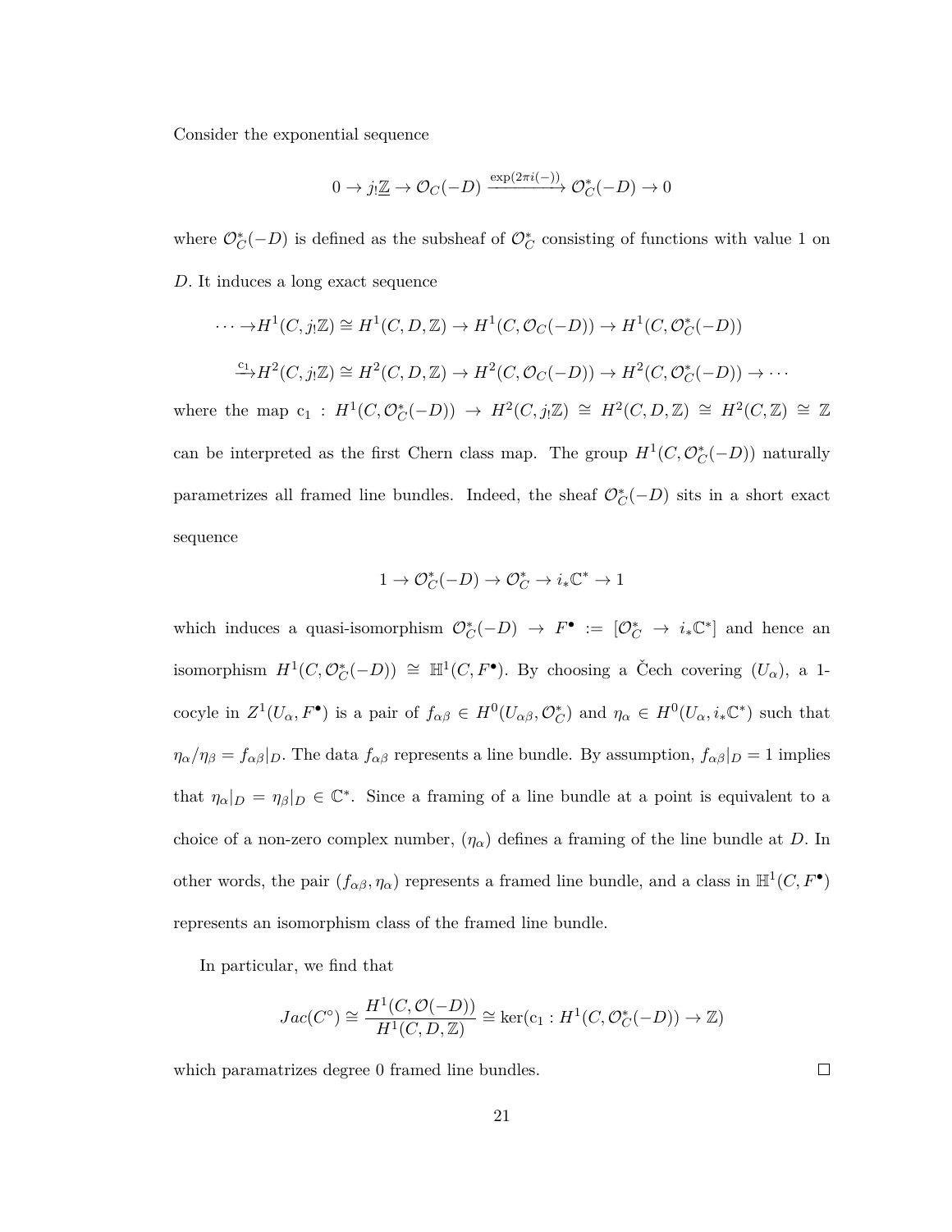Consider the exponential sequence

$$0 \to j_!\underline{\mathbb{Z}} \to \mathcal{O}_C(-D) \xrightarrow{\exp(2\pi i(-))} \mathcal{O}_C^*(-D) \to 0$$

where $\mathcal{O}_C^*(-D)$ is defined as the subsheaf of $\mathcal{O}_C^*$ consisting of functions with value 1 on $D$. It induces a long exact sequence

$$\begin{aligned} \cdots \to & H^1(C, j_!\mathbb{Z}) \cong H^1(C, D, \mathbb{Z}) \to H^1(C, \mathcal{O}_C(-D)) \to H^1(C, \mathcal{O}_C^*(-D)) \\ \xrightarrow{c_1} & H^2(C, j_!\mathbb{Z}) \cong H^2(C, D, \mathbb{Z}) \to H^2(C, \mathcal{O}_C(-D)) \to H^2(C, \mathcal{O}_C^*(-D)) \to \cdots \end{aligned}$$

where the map $c_1 : H^1(C, \mathcal{O}_C^*(-D)) \to H^2(C, j_!\mathbb{Z}) \cong H^2(C, D, \mathbb{Z}) \cong H^2(C, \mathbb{Z}) \cong \mathbb{Z}$ can be interpreted as the first Chern class map. The group $H^1(C, \mathcal{O}_C^*(-D))$ naturally parametrizes all framed line bundles. Indeed, the sheaf $\mathcal{O}_C^*(-D)$ sits in a short exact sequence

$$1 \to \mathcal{O}_C^*(-D) \to \mathcal{O}_C^* \to i_*\mathbb{C}^* \to 1$$

which induces a quasi-isomorphism $\mathcal{O}_C^*(-D) \to F^\bullet := [\mathcal{O}_C^* \to i_*\mathbb{C}^*]$ and hence an isomorphism $H^1(C, \mathcal{O}_C^*(-D)) \cong \mathbb{H}^1(C, F^\bullet)$. By choosing a Čech covering $(U_\alpha)$, a 1-cocyle in $Z^1(U_\alpha, F^\bullet)$ is a pair of $f_{\alpha\beta} \in H^0(U_{\alpha\beta}, \mathcal{O}_C^*)$ and $\eta_\alpha \in H^0(U_\alpha, i_*\mathbb{C}^*)$ such that $\eta_\alpha/\eta_\beta = f_{\alpha\beta}|_D$. The data $f_{\alpha\beta}$ represents a line bundle. By assumption, $f_{\alpha\beta}|_D = 1$ implies that $\eta_\alpha|_D = \eta_\beta|_D \in \mathbb{C}^*$. Since a framing of a line bundle at a point is equivalent to a choice of a non-zero complex number, $(\eta_\alpha)$ defines a framing of the line bundle at $D$. In other words, the pair $(f_{\alpha\beta}, \eta_\alpha)$ represents a framed line bundle, and a class in $\mathbb{H}^1(C, F^\bullet)$ represents an isomorphism class of the framed line bundle.

In particular, we find that

$$Jac(C^\circ) \cong \frac{H^1(C, \mathcal{O}(-D))}{H^1(C, D, \mathbb{Z})} \cong \ker(c_1 : H^1(C, \mathcal{O}_C^*(-D)) \to \mathbb{Z})$$

which paramatrizes degree 0 framed line bundles. □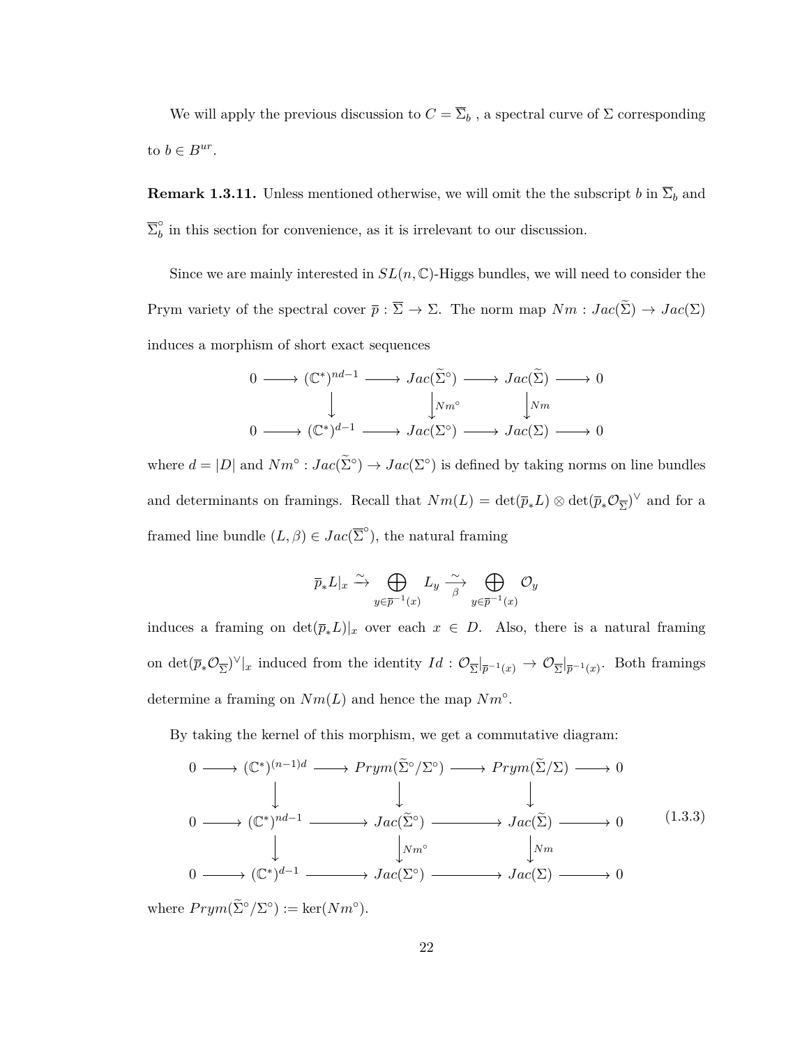We will apply the previous discussion to $C = \overline{\Sigma}_b$ , a spectral curve of $\Sigma$ corresponding to $b \in B^{ur}$.

**Remark 1.3.11.** Unless mentioned otherwise, we will omit the the subscript $b$ in $\overline{\Sigma}_b$ and $\overline{\Sigma}_b^\circ$ in this section for convenience, as it is irrelevant to our discussion.

Since we are mainly interested in $SL(n,\mathbb{C})$-Higgs bundles, we will need to consider the Prym variety of the spectral cover $\overline{p} : \overline{\Sigma} \to \Sigma$. The norm map $Nm : Jac(\widetilde{\Sigma}) \to Jac(\Sigma)$ induces a morphism of short exact sequences

$$\begin{array}{ccccccccc}
0 & \longrightarrow & (\mathbb{C}^*)^{nd-1} & \longrightarrow & Jac(\widetilde{\Sigma}^\circ) & \longrightarrow & Jac(\widetilde{\Sigma}) & \longrightarrow & 0 \\
 & & \downarrow & & \downarrow{\scriptstyle Nm^\circ} & & \downarrow{\scriptstyle Nm} & & \\
0 & \longrightarrow & (\mathbb{C}^*)^{d-1} & \longrightarrow & Jac(\Sigma^\circ) & \longrightarrow & Jac(\Sigma) & \longrightarrow & 0
\end{array}$$

where $d = |D|$ and $Nm^\circ : Jac(\widetilde{\Sigma}^\circ) \to Jac(\Sigma^\circ)$ is defined by taking norms on line bundles and determinants on framings. Recall that $Nm(L) = \det(\overline{p}_* L) \otimes \det(\overline{p}_* \mathcal{O}_{\overline{\Sigma}})^\vee$ and for a framed line bundle $(L, \beta) \in Jac(\overline{\Sigma}^\circ)$, the natural framing

$$\overline{p}_* L|_x \xrightarrow{\sim} \bigoplus_{y \in \overline{p}^{-1}(x)} L_y \xrightarrow[\beta]{\sim} \bigoplus_{y \in \overline{p}^{-1}(x)} \mathcal{O}_y$$

induces a framing on $\det(\overline{p}_* L)|_x$ over each $x \in D$. Also, there is a natural framing on $\det(\overline{p}_* \mathcal{O}_{\overline{\Sigma}})^\vee|_x$ induced from the identity $Id : \mathcal{O}_{\overline{\Sigma}}|_{\overline{p}^{-1}(x)} \to \mathcal{O}_{\overline{\Sigma}}|_{\overline{p}^{-1}(x)}$. Both framings determine a framing on $Nm(L)$ and hence the map $Nm^\circ$.

By taking the kernel of this morphism, we get a commutative diagram:

$$\begin{array}{ccccccccc}
0 & \longrightarrow & (\mathbb{C}^*)^{(n-1)d} & \longrightarrow & Prym(\widetilde{\Sigma}^\circ/\Sigma^\circ) & \longrightarrow & Prym(\widetilde{\Sigma}/\Sigma) & \longrightarrow & 0 \\
 & & \downarrow & & \downarrow & & \downarrow & & \\
0 & \longrightarrow & (\mathbb{C}^*)^{nd-1} & \longrightarrow & Jac(\widetilde{\Sigma}^\circ) & \longrightarrow & Jac(\widetilde{\Sigma}) & \longrightarrow & 0 \\
 & & \downarrow & & \downarrow{\scriptstyle Nm^\circ} & & \downarrow{\scriptstyle Nm} & & \\
0 & \longrightarrow & (\mathbb{C}^*)^{d-1} & \longrightarrow & Jac(\Sigma^\circ) & \longrightarrow & Jac(\Sigma) & \longrightarrow & 0
\end{array} \tag{1.3.3}$$

where $Prym(\widetilde{\Sigma}^\circ/\Sigma^\circ) := \ker(Nm^\circ)$.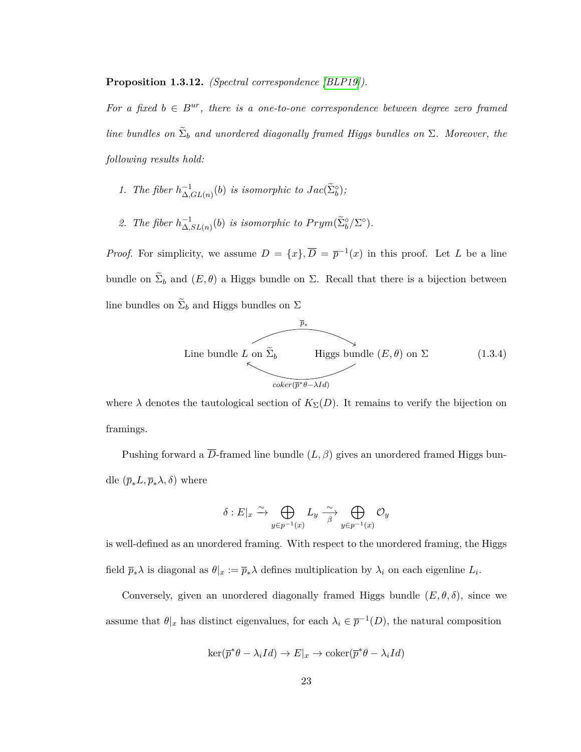**Proposition 1.3.12.** *(Spectral correspondence [BLP19]).*

*For a fixed $b \in B^{ur}$, there is a one-to-one correspondence between degree zero framed line bundles on $\widetilde{\Sigma}_b$ and unordered diagonally framed Higgs bundles on $\Sigma$. Moreover, the following results hold:*

1. *The fiber $h^{-1}_{\Delta,GL(n)}(b)$ is isomorphic to $Jac(\widetilde{\Sigma}^{\circ}_b)$;*
2. *The fiber $h^{-1}_{\Delta,SL(n)}(b)$ is isomorphic to $Prym(\widetilde{\Sigma}^{\circ}_b/\Sigma^{\circ})$.*

*Proof.* For simplicity, we assume $D = \{x\}, \overline{D} = \overline{p}^{-1}(x)$ in this proof. Let $L$ be a line bundle on $\widetilde{\Sigma}_b$ and $(E, \theta)$ a Higgs bundle on $\Sigma$. Recall that there is a bijection between line bundles on $\widetilde{\Sigma}_b$ and Higgs bundles on $\Sigma$

$$\text{Line bundle } L \text{ on } \widetilde{\Sigma}_b \underset{coker(\overline{p}^*\theta - \lambda Id)}{\overset{\overline{p}_*}{\rightleftarrows}} \text{Higgs bundle } (E, \theta) \text{ on } \Sigma \tag{1.3.4}$$

where $\lambda$ denotes the tautological section of $K_\Sigma(D)$. It remains to verify the bijection on framings.

Pushing forward a $\overline{D}$-framed line bundle $(L, \beta)$ gives an unordered framed Higgs bundle $(\overline{p}_*L, \overline{p}_*\lambda, \delta)$ where

$$\delta : E|_x \xrightarrow{\sim} \bigoplus_{y \in p^{-1}(x)} L_y \xrightarrow[\beta]{\sim} \bigoplus_{y \in p^{-1}(x)} \mathcal{O}_y$$

is well-defined as an unordered framing. With respect to the unordered framing, the Higgs field $\overline{p}_*\lambda$ is diagonal as $\theta|_x := \overline{p}_*\lambda$ defines multiplication by $\lambda_i$ on each eigenline $L_i$.

Conversely, given an unordered diagonally framed Higgs bundle $(E, \theta, \delta)$, since we assume that $\theta|_x$ has distinct eigenvalues, for each $\lambda_i \in \overline{p}^{-1}(D)$, the natural composition

$$\ker(\overline{p}^*\theta - \lambda_i Id) \to E|_x \to \operatorname{coker}(\overline{p}^*\theta - \lambda_i Id)$$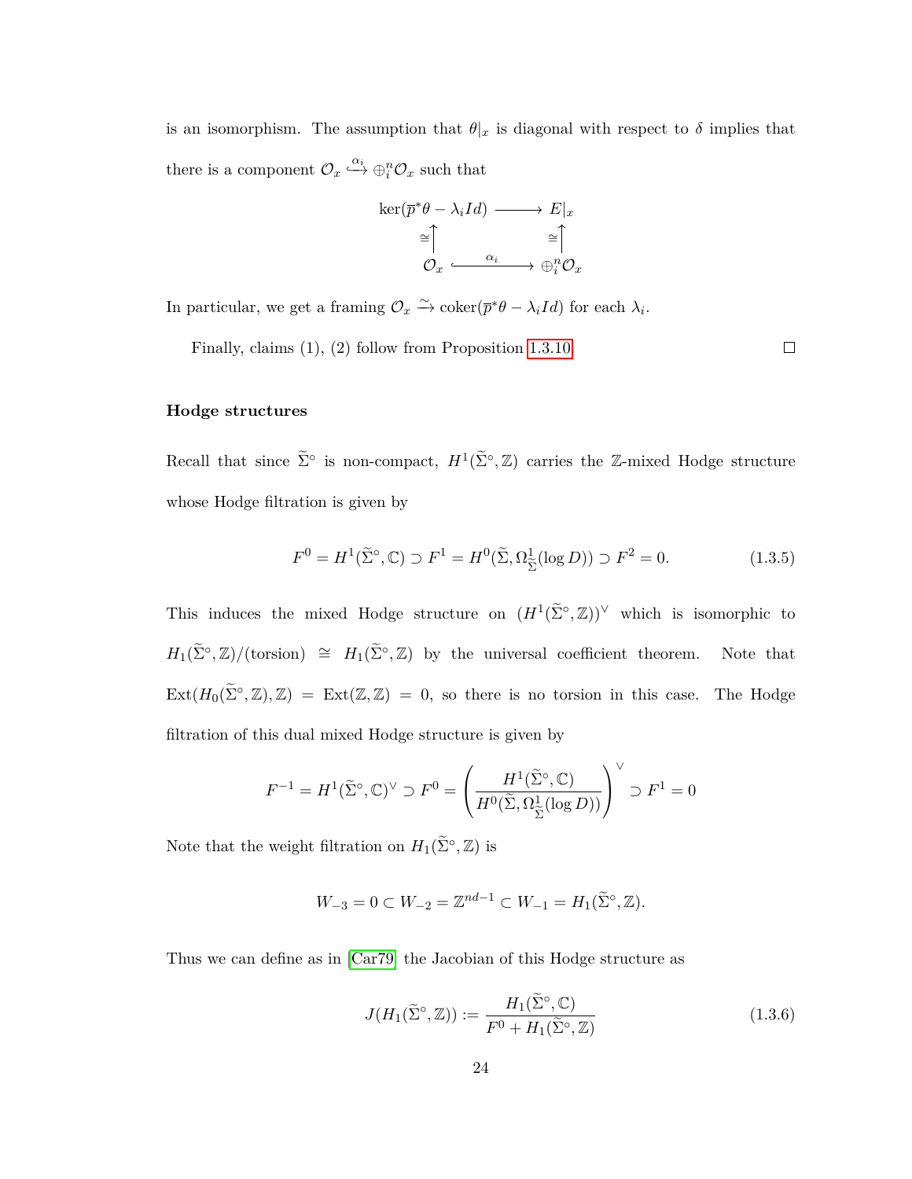is an isomorphism. The assumption that $\theta|_x$ is diagonal with respect to $\delta$ implies that there is a component $\mathcal{O}_x \overset{\alpha_i}{\hookrightarrow} \oplus_i^n \mathcal{O}_x$ such that

$$\begin{array}{ccc} \ker(\overline{p}^*\theta - \lambda_i Id) & \longrightarrow & E|_x \\ \cong\uparrow & & \cong\uparrow \\ \mathcal{O}_x & \overset{\alpha_i}{\hookrightarrow} & \oplus_i^n \mathcal{O}_x \end{array}$$

In particular, we get a framing $\mathcal{O}_x \xrightarrow{\sim} \mathrm{coker}(\overline{p}^*\theta - \lambda_i Id)$ for each $\lambda_i$.

Finally, claims (1), (2) follow from Proposition 1.3.10. $\square$

**Hodge structures**

Recall that since $\widetilde{\Sigma}^\circ$ is non-compact, $H^1(\widetilde{\Sigma}^\circ, \mathbb{Z})$ carries the $\mathbb{Z}$-mixed Hodge structure whose Hodge filtration is given by

$$F^0 = H^1(\widetilde{\Sigma}^\circ, \mathbb{C}) \supset F^1 = H^0(\widetilde{\Sigma}, \Omega^1_{\widetilde{\Sigma}}(\log D)) \supset F^2 = 0. \tag{1.3.5}$$

This induces the mixed Hodge structure on $(H^1(\widetilde{\Sigma}^\circ, \mathbb{Z}))^\vee$ which is isomorphic to $H_1(\widetilde{\Sigma}^\circ, \mathbb{Z})/(\text{torsion}) \cong H_1(\widetilde{\Sigma}^\circ, \mathbb{Z})$ by the universal coefficient theorem. Note that $\mathrm{Ext}(H_0(\widetilde{\Sigma}^\circ, \mathbb{Z}), \mathbb{Z}) = \mathrm{Ext}(\mathbb{Z}, \mathbb{Z}) = 0$, so there is no torsion in this case. The Hodge filtration of this dual mixed Hodge structure is given by

$$F^{-1} = H^1(\widetilde{\Sigma}^\circ, \mathbb{C})^\vee \supset F^0 = \left(\frac{H^1(\widetilde{\Sigma}^\circ, \mathbb{C})}{H^0(\widetilde{\Sigma}, \Omega^1_{\widetilde{\Sigma}}(\log D))}\right)^\vee \supset F^1 = 0$$

Note that the weight filtration on $H_1(\widetilde{\Sigma}^\circ, \mathbb{Z})$ is

$$W_{-3} = 0 \subset W_{-2} = \mathbb{Z}^{nd-1} \subset W_{-1} = H_1(\widetilde{\Sigma}^\circ, \mathbb{Z}).$$

Thus we can define as in [Car79] the Jacobian of this Hodge structure as

$$J(H_1(\widetilde{\Sigma}^\circ, \mathbb{Z})) := \frac{H_1(\widetilde{\Sigma}^\circ, \mathbb{C})}{F^0 + H_1(\widetilde{\Sigma}^\circ, \mathbb{Z})} \tag{1.3.6}$$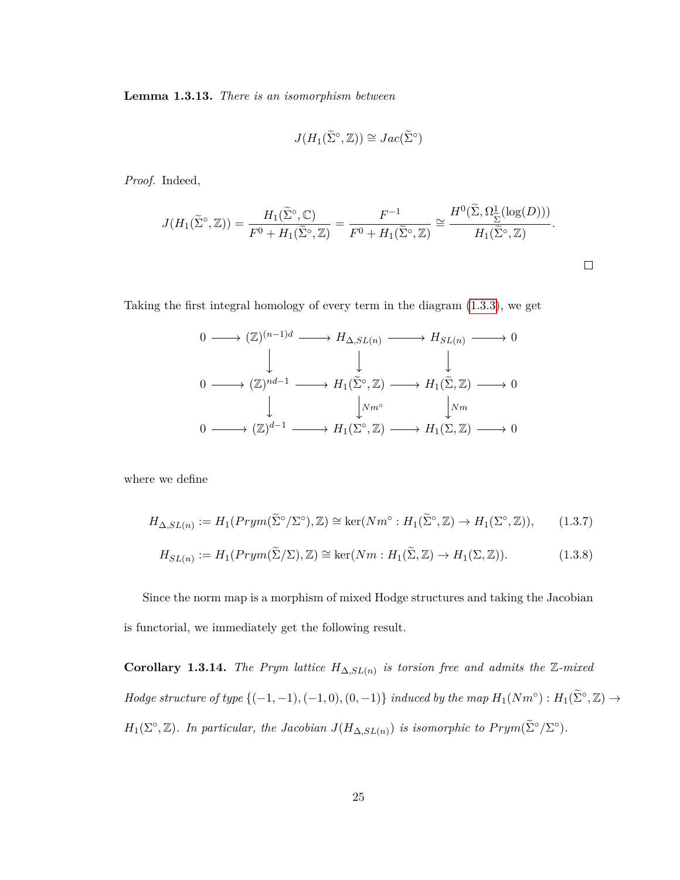**Lemma 1.3.13.** *There is an isomorphism between*

$$J(H_1(\widetilde{\Sigma}^\circ, \mathbb{Z})) \cong Jac(\widetilde{\Sigma}^\circ)$$

*Proof.* Indeed,

$$J(H_1(\widetilde{\Sigma}^\circ, \mathbb{Z})) = \frac{H_1(\widetilde{\Sigma}^\circ, \mathbb{C})}{F^0 + H_1(\widetilde{\Sigma}^\circ, \mathbb{Z})} = \frac{F^{-1}}{F^0 + H_1(\widetilde{\Sigma}^\circ, \mathbb{Z})} \cong \frac{H^0(\widetilde{\Sigma}, \Omega^1_{\widetilde{\Sigma}}(\log(D)))}{H_1(\widetilde{\Sigma}^\circ, \mathbb{Z})}.$$

□

Taking the first integral homology of every term in the diagram (1.3.3), we get

$$\begin{array}{ccccccccc}
0 & \longrightarrow & (\mathbb{Z})^{(n-1)d} & \longrightarrow & H_{\Delta,SL(n)} & \longrightarrow & H_{SL(n)} & \longrightarrow & 0 \\
 & & \downarrow & & \downarrow & & \downarrow & & \\
0 & \longrightarrow & (\mathbb{Z})^{nd-1} & \longrightarrow & H_1(\widetilde{\Sigma}^\circ, \mathbb{Z}) & \longrightarrow & H_1(\widetilde{\Sigma}, \mathbb{Z}) & \longrightarrow & 0 \\
 & & \downarrow & & \downarrow{\scriptstyle Nm^\circ} & & \downarrow{\scriptstyle Nm} & & \\
0 & \longrightarrow & (\mathbb{Z})^{d-1} & \longrightarrow & H_1(\Sigma^\circ, \mathbb{Z}) & \longrightarrow & H_1(\Sigma, \mathbb{Z}) & \longrightarrow & 0
\end{array}$$

where we define

$$H_{\Delta,SL(n)} := H_1(Prym(\widetilde{\Sigma}^\circ/\Sigma^\circ), \mathbb{Z}) \cong \ker(Nm^\circ : H_1(\widetilde{\Sigma}^\circ, \mathbb{Z}) \to H_1(\Sigma^\circ, \mathbb{Z})), \qquad (1.3.7)$$

$$H_{SL(n)} := H_1(Prym(\widetilde{\Sigma}/\Sigma), \mathbb{Z}) \cong \ker(Nm : H_1(\widetilde{\Sigma}, \mathbb{Z}) \to H_1(\Sigma, \mathbb{Z})). \qquad (1.3.8)$$

Since the norm map is a morphism of mixed Hodge structures and taking the Jacobian is functorial, we immediately get the following result.

**Corollary 1.3.14.** *The Prym lattice $H_{\Delta,SL(n)}$ is torsion free and admits the $\mathbb{Z}$-mixed Hodge structure of type $\{(-1,-1),(-1,0),(0,-1)\}$ induced by the map $H_1(Nm^\circ) : H_1(\widetilde{\Sigma}^\circ, \mathbb{Z}) \to H_1(\Sigma^\circ, \mathbb{Z})$. In particular, the Jacobian $J(H_{\Delta,SL(n)})$ is isomorphic to $Prym(\widetilde{\Sigma}^\circ/\Sigma^\circ)$.*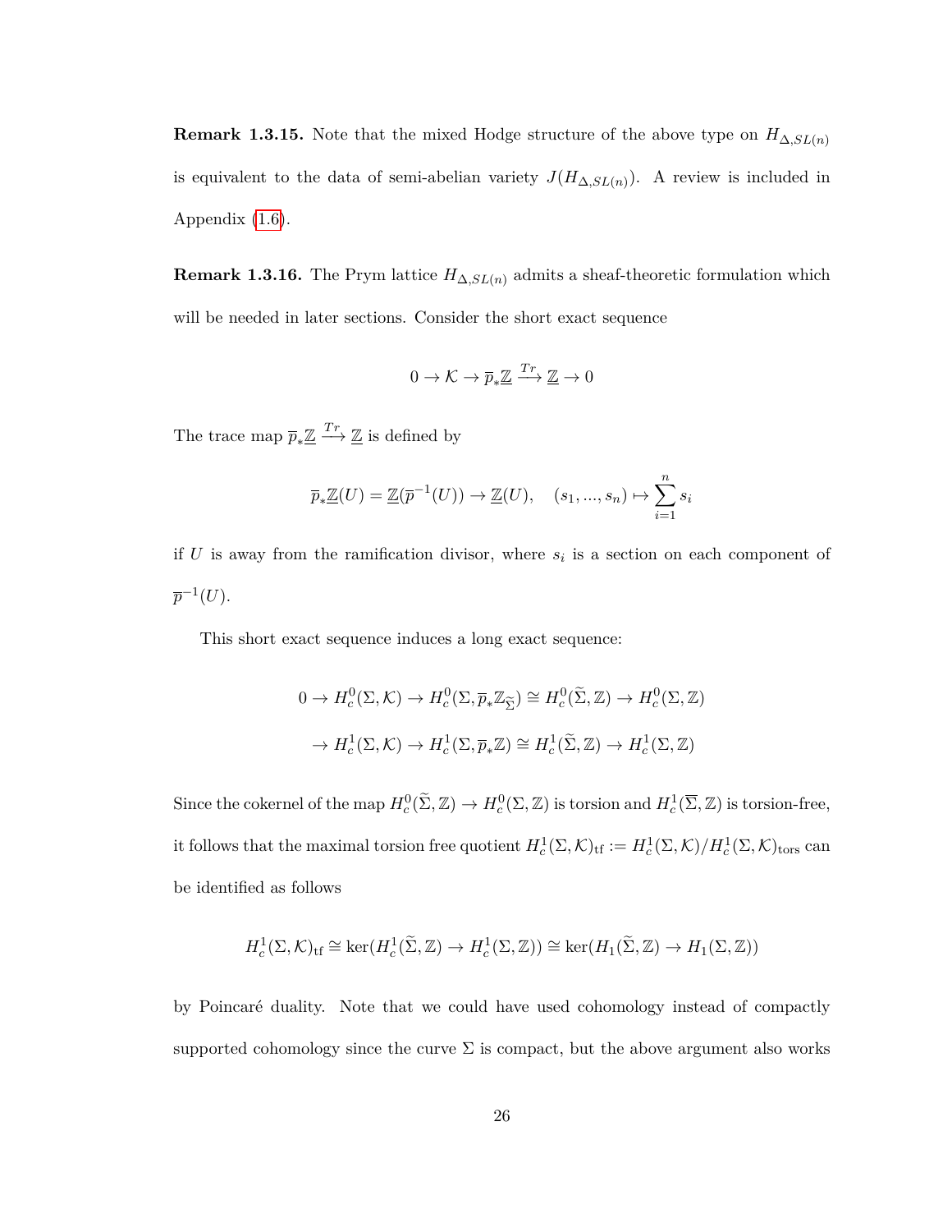**Remark 1.3.15.** Note that the mixed Hodge structure of the above type on $H_{\Delta,SL(n)}$ is equivalent to the data of semi-abelian variety $J(H_{\Delta,SL(n)})$. A review is included in Appendix (1.6).

**Remark 1.3.16.** The Prym lattice $H_{\Delta,SL(n)}$ admits a sheaf-theoretic formulation which will be needed in later sections. Consider the short exact sequence

$$0 \to \mathcal{K} \to \overline{p}_* \underline{\mathbb{Z}} \xrightarrow{Tr} \underline{\mathbb{Z}} \to 0$$

The trace map $\overline{p}_* \underline{\mathbb{Z}} \xrightarrow{Tr} \underline{\mathbb{Z}}$ is defined by

$$\overline{p}_* \underline{\mathbb{Z}}(U) = \underline{\mathbb{Z}}(\overline{p}^{-1}(U)) \to \underline{\mathbb{Z}}(U), \quad (s_1, ..., s_n) \mapsto \sum_{i=1}^{n} s_i$$

if $U$ is away from the ramification divisor, where $s_i$ is a section on each component of $\overline{p}^{-1}(U)$.

This short exact sequence induces a long exact sequence:

$$0 \to H_c^0(\Sigma, \mathcal{K}) \to H_c^0(\Sigma, \overline{p}_* \mathbb{Z}_{\widetilde{\Sigma}}) \cong H_c^0(\widetilde{\Sigma}, \mathbb{Z}) \to H_c^0(\Sigma, \mathbb{Z})$$

$$\to H_c^1(\Sigma, \mathcal{K}) \to H_c^1(\Sigma, \overline{p}_* \mathbb{Z}) \cong H_c^1(\widetilde{\Sigma}, \mathbb{Z}) \to H_c^1(\Sigma, \mathbb{Z})$$

Since the cokernel of the map $H_c^0(\widetilde{\Sigma}, \mathbb{Z}) \to H_c^0(\Sigma, \mathbb{Z})$ is torsion and $H_c^1(\overline{\Sigma}, \mathbb{Z})$ is torsion-free, it follows that the maximal torsion free quotient $H_c^1(\Sigma, \mathcal{K})_{\text{tf}} := H_c^1(\Sigma, \mathcal{K})/H_c^1(\Sigma, \mathcal{K})_{\text{tors}}$ can be identified as follows

$$H_c^1(\Sigma, \mathcal{K})_{\text{tf}} \cong \ker(H_c^1(\widetilde{\Sigma}, \mathbb{Z}) \to H_c^1(\Sigma, \mathbb{Z})) \cong \ker(H_1(\widetilde{\Sigma}, \mathbb{Z}) \to H_1(\Sigma, \mathbb{Z}))$$

by Poincaré duality. Note that we could have used cohomology instead of compactly supported cohomology since the curve $\Sigma$ is compact, but the above argument also works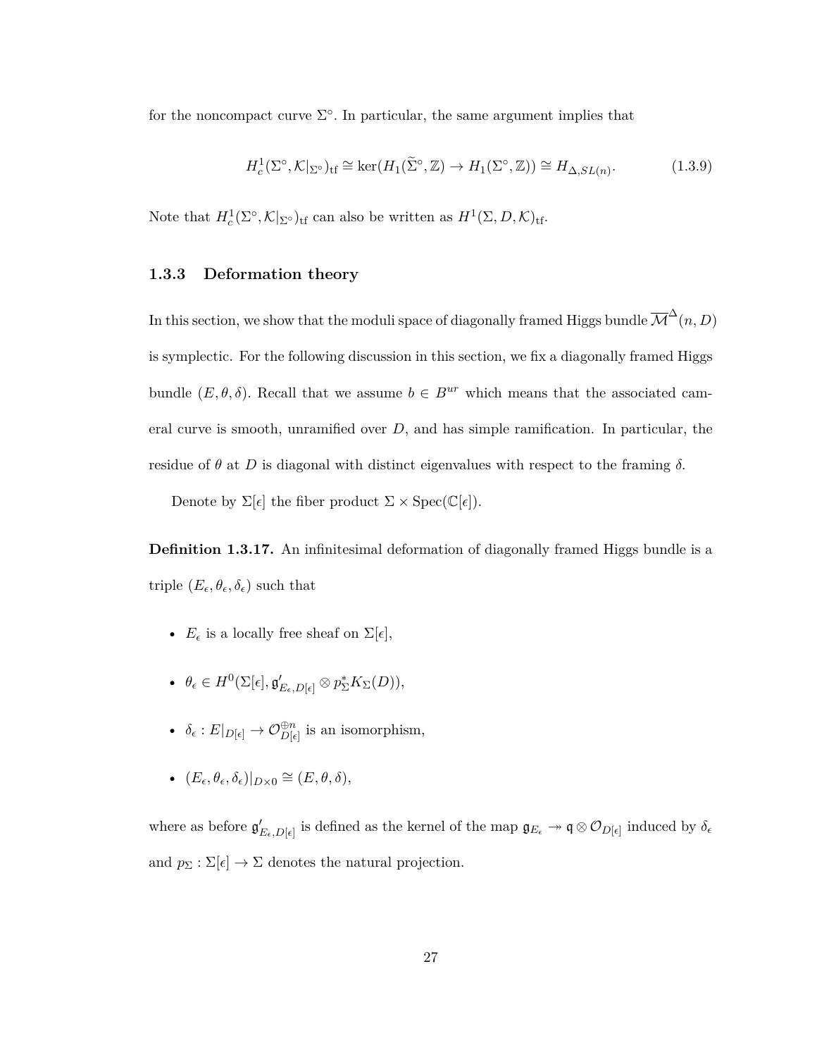for the noncompact curve $\Sigma^\circ$. In particular, the same argument implies that

$$H^1_c(\Sigma^\circ, \mathcal{K}|_{\Sigma^\circ})_{\mathrm{tf}} \cong \ker(H_1(\widetilde{\Sigma}^\circ, \mathbb{Z}) \to H_1(\Sigma^\circ, \mathbb{Z})) \cong H_{\Delta, SL(n)}. \tag{1.3.9}$$

Note that $H^1_c(\Sigma^\circ, \mathcal{K}|_{\Sigma^\circ})_{\mathrm{tf}}$ can also be written as $H^1(\Sigma, D, \mathcal{K})_{\mathrm{tf}}$.

### 1.3.3 Deformation theory

In this section, we show that the moduli space of diagonally framed Higgs bundle $\overline{\mathcal{M}}^\Delta(n, D)$ is symplectic. For the following discussion in this section, we fix a diagonally framed Higgs bundle $(E, \theta, \delta)$. Recall that we assume $b \in B^{ur}$ which means that the associated cameral curve is smooth, unramified over $D$, and has simple ramification. In particular, the residue of $\theta$ at $D$ is diagonal with distinct eigenvalues with respect to the framing $\delta$.

Denote by $\Sigma[\epsilon]$ the fiber product $\Sigma \times \mathrm{Spec}(\mathbb{C}[\epsilon])$.

**Definition 1.3.17.** An infinitesimal deformation of diagonally framed Higgs bundle is a triple $(E_\epsilon, \theta_\epsilon, \delta_\epsilon)$ such that

- $E_\epsilon$ is a locally free sheaf on $\Sigma[\epsilon]$,
- $\theta_\epsilon \in H^0(\Sigma[\epsilon], \mathfrak{g}'_{E_\epsilon, D[\epsilon]} \otimes p_\Sigma^* K_\Sigma(D))$,
- $\delta_\epsilon : E|_{D[\epsilon]} \to \mathcal{O}_{D[\epsilon]}^{\oplus n}$ is an isomorphism,
- $(E_\epsilon, \theta_\epsilon, \delta_\epsilon)|_{D \times 0} \cong (E, \theta, \delta)$,

where as before $\mathfrak{g}'_{E_\epsilon, D[\epsilon]}$ is defined as the kernel of the map $\mathfrak{g}_{E_\epsilon} \twoheadrightarrow \mathfrak{q} \otimes \mathcal{O}_{D[\epsilon]}$ induced by $\delta_\epsilon$ and $p_\Sigma : \Sigma[\epsilon] \to \Sigma$ denotes the natural projection.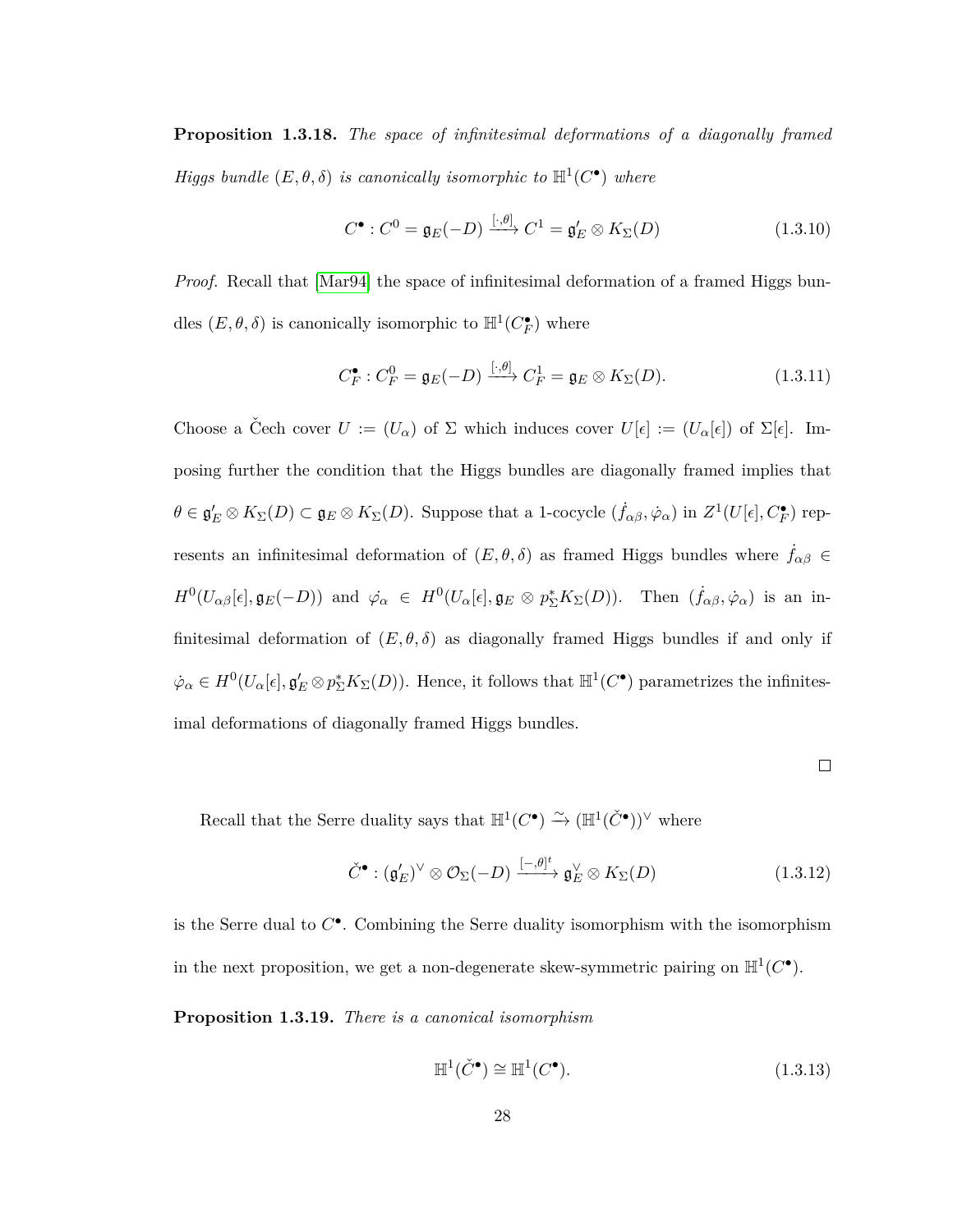**Proposition 1.3.18.** *The space of infinitesimal deformations of a diagonally framed Higgs bundle $(E, \theta, \delta)$ is canonically isomorphic to $\mathbb{H}^1(C^\bullet)$ where*

$$C^\bullet : C^0 = \mathfrak{g}_E(-D) \xrightarrow{[\cdot,\theta]} C^1 = \mathfrak{g}'_E \otimes K_\Sigma(D) \tag{1.3.10}$$

*Proof.* Recall that [Mar94] the space of infinitesimal deformation of a framed Higgs bundles $(E, \theta, \delta)$ is canonically isomorphic to $\mathbb{H}^1(C^\bullet_F)$ where

$$C^\bullet_F : C^0_F = \mathfrak{g}_E(-D) \xrightarrow{[\cdot,\theta]} C^1_F = \mathfrak{g}_E \otimes K_\Sigma(D). \tag{1.3.11}$$

Choose a Čech cover $U := (U_\alpha)$ of $\Sigma$ which induces cover $U[\epsilon] := (U_\alpha[\epsilon])$ of $\Sigma[\epsilon]$. Imposing further the condition that the Higgs bundles are diagonally framed implies that $\theta \in \mathfrak{g}'_E \otimes K_\Sigma(D) \subset \mathfrak{g}_E \otimes K_\Sigma(D)$. Suppose that a 1-cocycle $(\dot{f}_{\alpha\beta}, \dot{\varphi}_\alpha)$ in $Z^1(U[\epsilon], C^\bullet_F)$ represents an infinitesimal deformation of $(E, \theta, \delta)$ as framed Higgs bundles where $\dot{f}_{\alpha\beta} \in H^0(U_{\alpha\beta}[\epsilon], \mathfrak{g}_E(-D))$ and $\dot{\varphi}_\alpha \in H^0(U_\alpha[\epsilon], \mathfrak{g}_E \otimes p^*_\Sigma K_\Sigma(D))$. Then $(\dot{f}_{\alpha\beta}, \dot{\varphi}_\alpha)$ is an infinitesimal deformation of $(E, \theta, \delta)$ as diagonally framed Higgs bundles if and only if $\dot{\varphi}_\alpha \in H^0(U_\alpha[\epsilon], \mathfrak{g}'_E \otimes p^*_\Sigma K_\Sigma(D))$. Hence, it follows that $\mathbb{H}^1(C^\bullet)$ parametrizes the infinitesimal deformations of diagonally framed Higgs bundles.

□

Recall that the Serre duality says that $\mathbb{H}^1(C^\bullet) \xrightarrow{\sim} (\mathbb{H}^1(\check{C}^\bullet))^\vee$ where

$$\check{C}^\bullet : (\mathfrak{g}'_E)^\vee \otimes \mathcal{O}_\Sigma(-D) \xrightarrow{[-,\theta]^t} \mathfrak{g}^\vee_E \otimes K_\Sigma(D) \tag{1.3.12}$$

is the Serre dual to $C^\bullet$. Combining the Serre duality isomorphism with the isomorphism in the next proposition, we get a non-degenerate skew-symmetric pairing on $\mathbb{H}^1(C^\bullet)$.

**Proposition 1.3.19.** *There is a canonical isomorphism*

$$\mathbb{H}^1(\check{C}^\bullet) \cong \mathbb{H}^1(C^\bullet). \tag{1.3.13}$$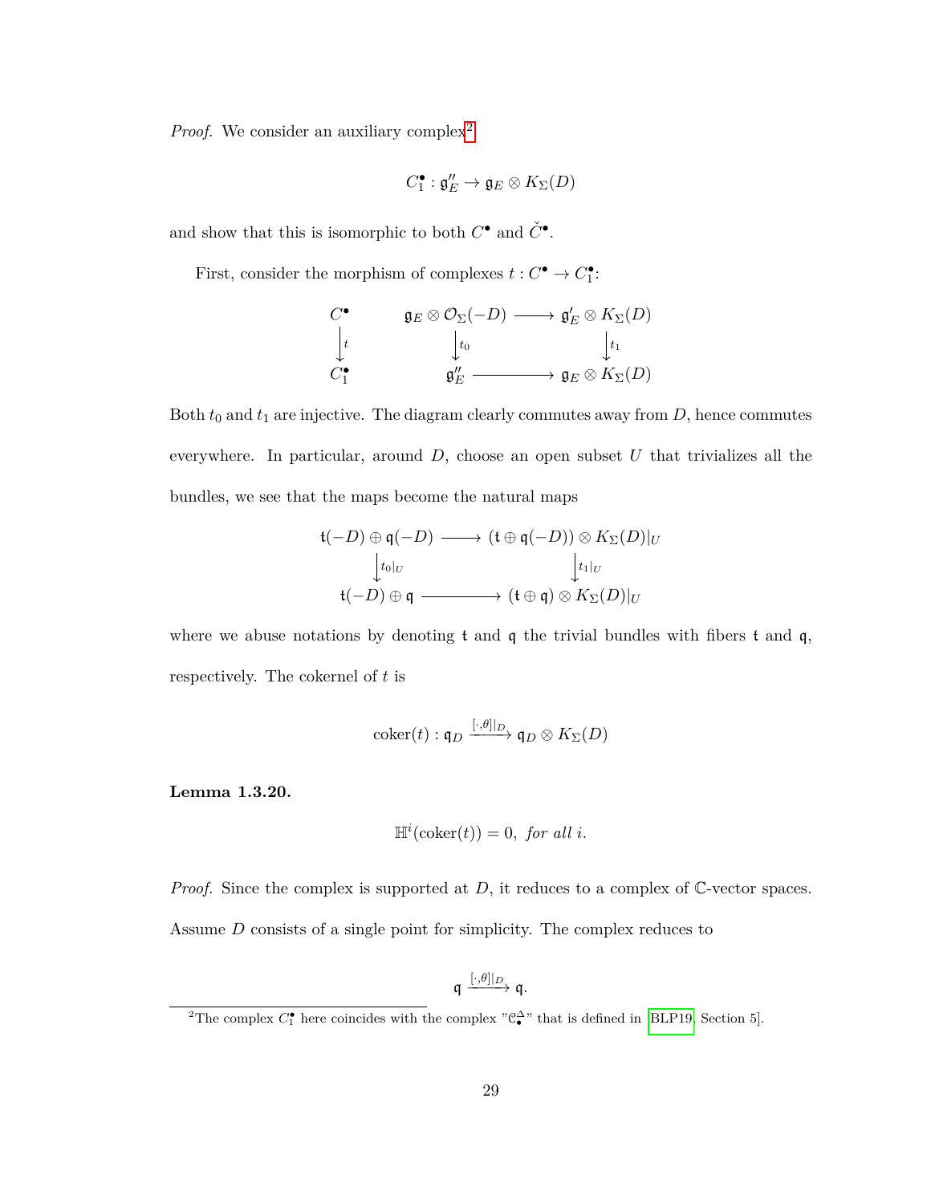*Proof.* We consider an auxiliary complex[2]

$$C_1^\bullet : \mathfrak{g}_E'' \to \mathfrak{g}_E \otimes K_\Sigma(D)$$

and show that this is isomorphic to both $C^\bullet$ and $\check{C}^\bullet$.

First, consider the morphism of complexes $t : C^\bullet \to C_1^\bullet$:

$$\begin{array}{ccccc} C^\bullet & & \mathfrak{g}_E \otimes \mathcal{O}_\Sigma(-D) & \longrightarrow & \mathfrak{g}_E' \otimes K_\Sigma(D) \\ \Big\downarrow t & & \Big\downarrow t_0 & & \Big\downarrow t_1 \\ C_1^\bullet & & \mathfrak{g}_E'' & \longrightarrow & \mathfrak{g}_E \otimes K_\Sigma(D) \end{array}$$

Both $t_0$ and $t_1$ are injective. The diagram clearly commutes away from $D$, hence commutes everywhere. In particular, around $D$, choose an open subset $U$ that trivializes all the bundles, we see that the maps become the natural maps

$$\begin{array}{ccc} \mathfrak{t}(-D) \oplus \mathfrak{q}(-D) & \longrightarrow & (\mathfrak{t} \oplus \mathfrak{q}(-D)) \otimes K_\Sigma(D)|_U \\ \Big\downarrow t_0|_U & & \Big\downarrow t_1|_U \\ \mathfrak{t}(-D) \oplus \mathfrak{q} & \longrightarrow & (\mathfrak{t} \oplus \mathfrak{q}) \otimes K_\Sigma(D)|_U \end{array}$$

where we abuse notations by denoting $\mathfrak{t}$ and $\mathfrak{q}$ the trivial bundles with fibers $\mathfrak{t}$ and $\mathfrak{q}$, respectively. The cokernel of $t$ is

$$\operatorname{coker}(t) : \mathfrak{q}_D \xrightarrow{[\cdot,\theta]|_D} \mathfrak{q}_D \otimes K_\Sigma(D)$$

**Lemma 1.3.20.**

$$\mathbb{H}^i(\operatorname{coker}(t)) = 0, \ \textit{for all } i.$$

*Proof.* Since the complex is supported at $D$, it reduces to a complex of $\mathbb{C}$-vector spaces. Assume $D$ consists of a single point for simplicity. The complex reduces to

$$\mathfrak{q} \xrightarrow{[\cdot,\theta]|_D} \mathfrak{q}.$$

[2] The complex $C_1^\bullet$ here coincides with the complex "$\mathcal{C}_\bullet^\Delta$" that is defined in [BLP19, Section 5].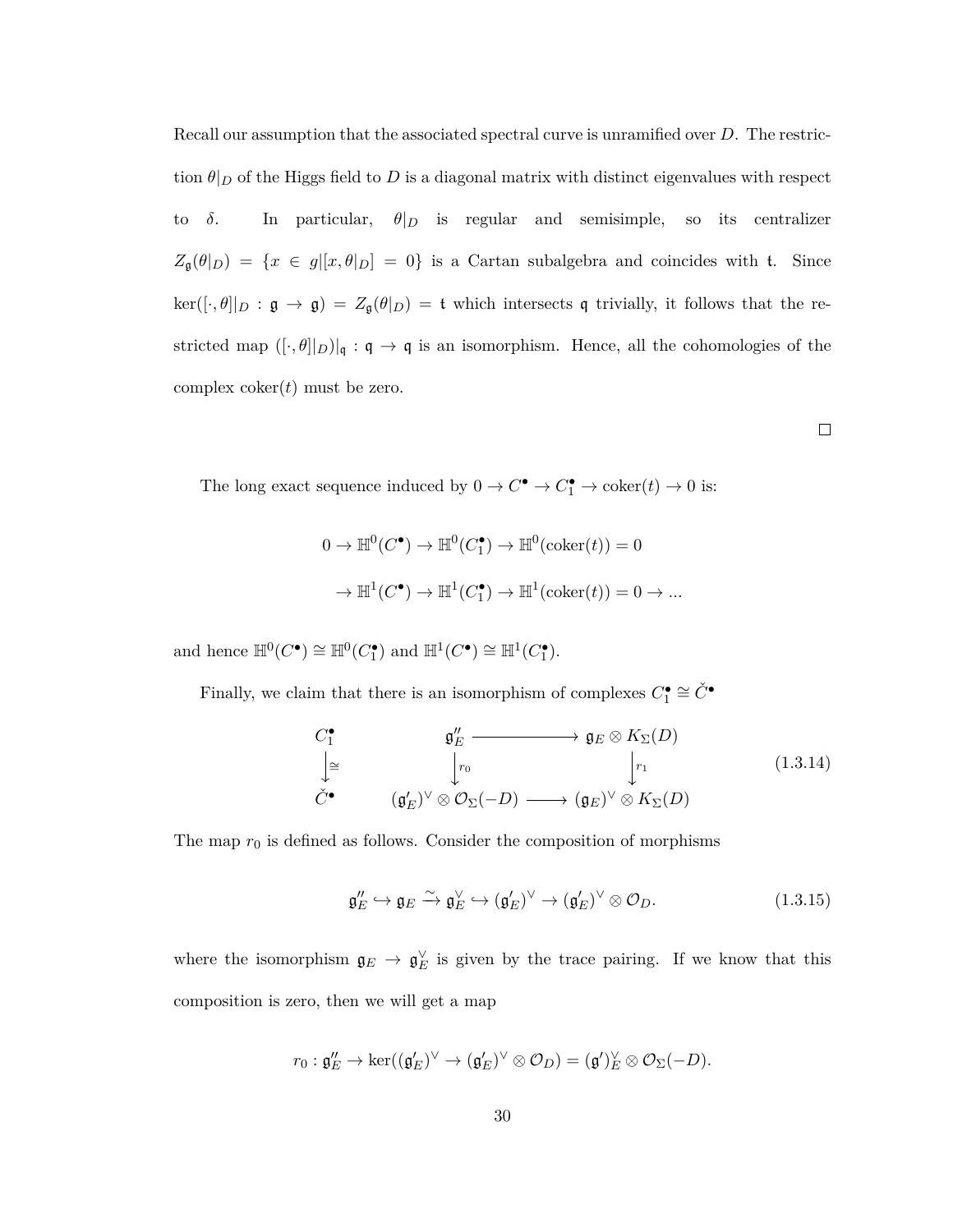Recall our assumption that the associated spectral curve is unramified over $D$. The restriction $\theta|_D$ of the Higgs field to $D$ is a diagonal matrix with distinct eigenvalues with respect to $\delta$. In particular, $\theta|_D$ is regular and semisimple, so its centralizer $Z_{\mathfrak{g}}(\theta|_D) = \{x \in g | [x, \theta|_D] = 0\}$ is a Cartan subalgebra and coincides with $\mathfrak{t}$. Since $\ker([\cdot, \theta]|_D : \mathfrak{g} \to \mathfrak{g}) = Z_{\mathfrak{g}}(\theta|_D) = \mathfrak{t}$ which intersects $\mathfrak{q}$ trivially, it follows that the restricted map $([\cdot, \theta]|_D)|_{\mathfrak{q}} : \mathfrak{q} \to \mathfrak{q}$ is an isomorphism. Hence, all the cohomologies of the complex $\text{coker}(t)$ must be zero.

□

The long exact sequence induced by $0 \to C^\bullet \to C_1^\bullet \to \text{coker}(t) \to 0$ is:

$$0 \to \mathbb{H}^0(C^\bullet) \to \mathbb{H}^0(C_1^\bullet) \to \mathbb{H}^0(\text{coker}(t)) = 0$$

$$\to \mathbb{H}^1(C^\bullet) \to \mathbb{H}^1(C_1^\bullet) \to \mathbb{H}^1(\text{coker}(t)) = 0 \to ...$$

and hence $\mathbb{H}^0(C^\bullet) \cong \mathbb{H}^0(C_1^\bullet)$ and $\mathbb{H}^1(C^\bullet) \cong \mathbb{H}^1(C_1^\bullet)$.

Finally, we claim that there is an isomorphism of complexes $C_1^\bullet \cong \check{C}^\bullet$

$$\begin{array}{ccccc} C_1^\bullet & & \mathfrak{g}_E'' & \longrightarrow & \mathfrak{g}_E \otimes K_\Sigma(D) \\ \downarrow \cong & & \downarrow r_0 & & \downarrow r_1 \\ \check{C}^\bullet & & (\mathfrak{g}_E')^\vee \otimes \mathcal{O}_\Sigma(-D) & \longrightarrow & (\mathfrak{g}_E)^\vee \otimes K_\Sigma(D) \end{array} \tag{1.3.14}$$

The map $r_0$ is defined as follows. Consider the composition of morphisms

$$\mathfrak{g}_E'' \hookrightarrow \mathfrak{g}_E \xrightarrow{\sim} \mathfrak{g}_E^\vee \hookrightarrow (\mathfrak{g}_E')^\vee \to (\mathfrak{g}_E')^\vee \otimes \mathcal{O}_D. \tag{1.3.15}$$

where the isomorphism $\mathfrak{g}_E \to \mathfrak{g}_E^\vee$ is given by the trace pairing. If we know that this composition is zero, then we will get a map

$$r_0 : \mathfrak{g}_E'' \to \ker((\mathfrak{g}_E')^\vee \to (\mathfrak{g}_E')^\vee \otimes \mathcal{O}_D) = (\mathfrak{g}')_E^\vee \otimes \mathcal{O}_\Sigma(-D).$$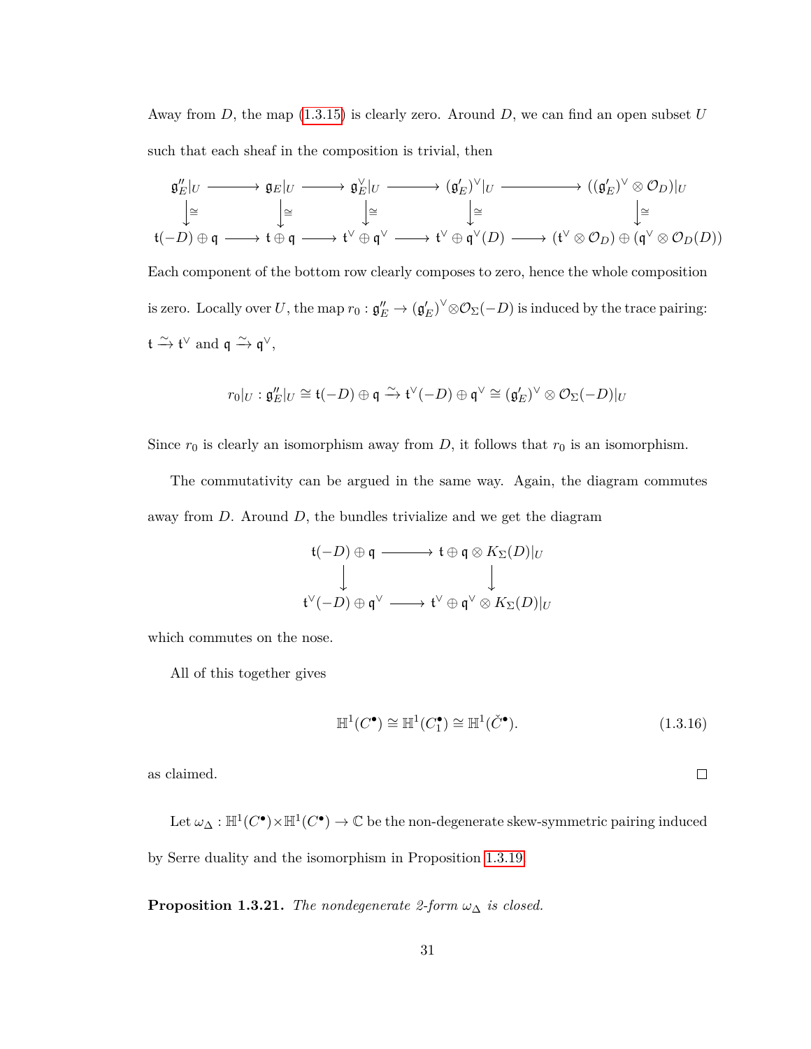Away from $D$, the map (1.3.15) is clearly zero. Around $D$, we can find an open subset $U$ such that each sheaf in the composition is trivial, then

$$
\begin{array}{ccccccccc}
\mathfrak{g}''_E|_U & \longrightarrow & \mathfrak{g}_E|_U & \longrightarrow & \mathfrak{g}_E^\vee|_U & \longrightarrow & (\mathfrak{g}'_E)^\vee|_U & \longrightarrow & ((\mathfrak{g}'_E)^\vee \otimes \mathcal{O}_D)|_U \\
\downarrow\cong & & \downarrow\cong & & \downarrow\cong & & \downarrow\cong & & \downarrow\cong \\
\mathfrak{t}(-D)\oplus\mathfrak{q} & \longrightarrow & \mathfrak{t}\oplus\mathfrak{q} & \longrightarrow & \mathfrak{t}^\vee\oplus\mathfrak{q}^\vee & \longrightarrow & \mathfrak{t}^\vee\oplus\mathfrak{q}^\vee(D) & \longrightarrow & (\mathfrak{t}^\vee\otimes\mathcal{O}_D)\oplus(\mathfrak{q}^\vee\otimes\mathcal{O}_D(D))
\end{array}
$$

Each component of the bottom row clearly composes to zero, hence the whole composition is zero. Locally over $U$, the map $r_0 : \mathfrak{g}''_E \to (\mathfrak{g}'_E)^\vee \otimes \mathcal{O}_\Sigma(-D)$ is induced by the trace pairing: $\mathfrak{t} \xrightarrow{\sim} \mathfrak{t}^\vee$ and $\mathfrak{q} \xrightarrow{\sim} \mathfrak{q}^\vee$,

$$r_0|_U : \mathfrak{g}''_E|_U \cong \mathfrak{t}(-D)\oplus\mathfrak{q} \xrightarrow{\sim} \mathfrak{t}^\vee(-D)\oplus\mathfrak{q}^\vee \cong (\mathfrak{g}'_E)^\vee \otimes \mathcal{O}_\Sigma(-D)|_U$$

Since $r_0$ is clearly an isomorphism away from $D$, it follows that $r_0$ is an isomorphism.

The commutativity can be argued in the same way. Again, the diagram commutes away from $D$. Around $D$, the bundles trivialize and we get the diagram

$$
\begin{array}{ccc}
\mathfrak{t}(-D)\oplus\mathfrak{q} & \longrightarrow & \mathfrak{t}\oplus\mathfrak{q}\otimes K_\Sigma(D)|_U \\
\downarrow & & \downarrow \\
\mathfrak{t}^\vee(-D)\oplus\mathfrak{q}^\vee & \longrightarrow & \mathfrak{t}^\vee\oplus\mathfrak{q}^\vee\otimes K_\Sigma(D)|_U
\end{array}
$$

which commutes on the nose.

All of this together gives

$$\mathbb{H}^1(C^\bullet) \cong \mathbb{H}^1(C_1^\bullet) \cong \mathbb{H}^1(\check{C}^\bullet). \tag{1.3.16}$$

as claimed. □

Let $\omega_\Delta : \mathbb{H}^1(C^\bullet)\times\mathbb{H}^1(C^\bullet) \to \mathbb{C}$ be the non-degenerate skew-symmetric pairing induced by Serre duality and the isomorphism in Proposition 1.3.19.

**Proposition 1.3.21.** *The nondegenerate 2-form $\omega_\Delta$ is closed.*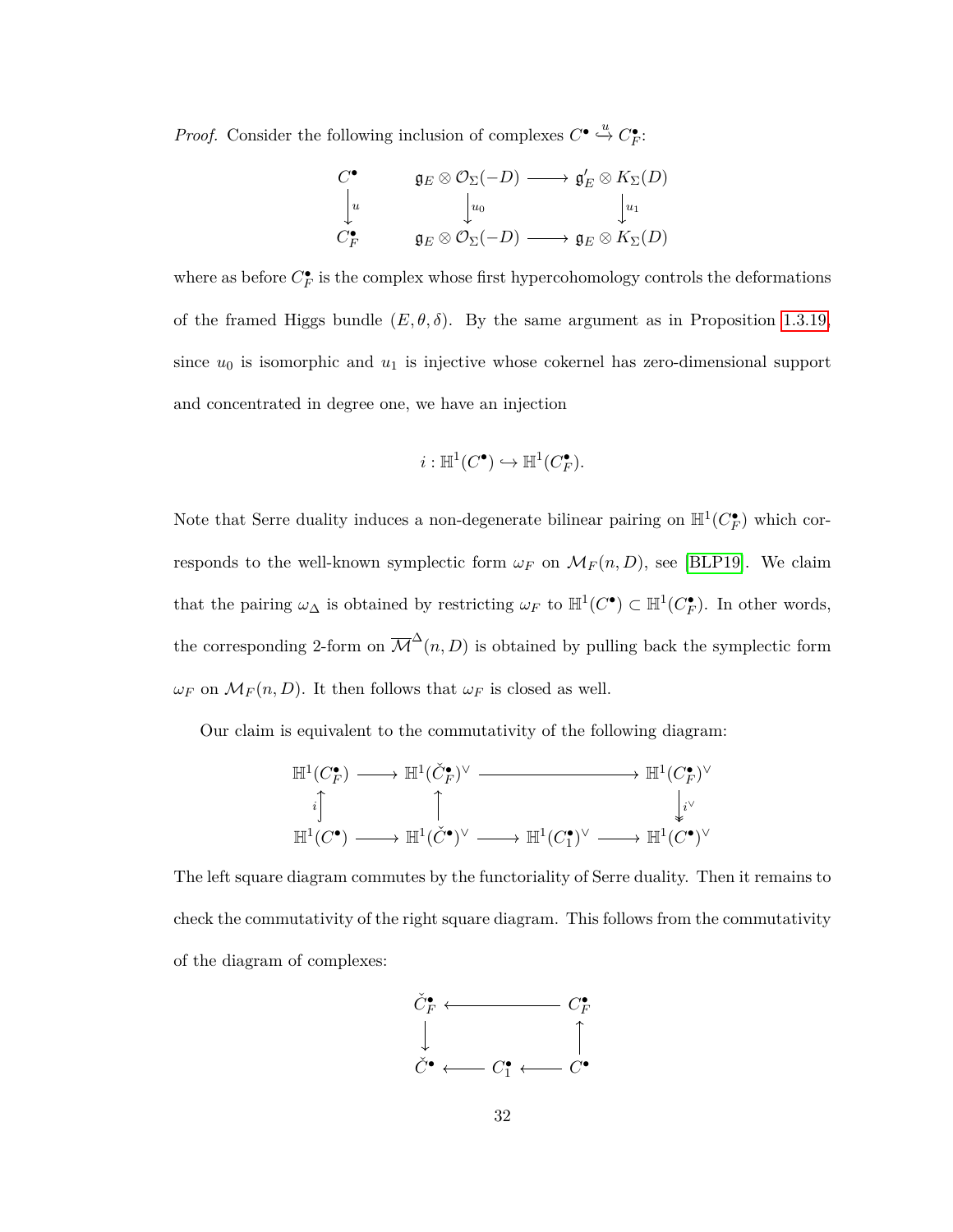*Proof.* Consider the following inclusion of complexes $C^\bullet \overset{u}{\hookrightarrow} C_F^\bullet$:

$$
\begin{array}{ccccc}
C^\bullet & & \mathfrak{g}_E \otimes \mathcal{O}_\Sigma(-D) & \longrightarrow & \mathfrak{g}'_E \otimes K_\Sigma(D) \\
\downarrow{\scriptstyle u} & & \downarrow{\scriptstyle u_0} & & \downarrow{\scriptstyle u_1} \\
C_F^\bullet & & \mathfrak{g}_E \otimes \mathcal{O}_\Sigma(-D) & \longrightarrow & \mathfrak{g}_E \otimes K_\Sigma(D)
\end{array}
$$

where as before $C_F^\bullet$ is the complex whose first hypercohomology controls the deformations of the framed Higgs bundle $(E, \theta, \delta)$. By the same argument as in Proposition 1.3.19, since $u_0$ is isomorphic and $u_1$ is injective whose cokernel has zero-dimensional support and concentrated in degree one, we have an injection

$$
i : \mathbb{H}^1(C^\bullet) \hookrightarrow \mathbb{H}^1(C_F^\bullet).
$$

Note that Serre duality induces a non-degenerate bilinear pairing on $\mathbb{H}^1(C_F^\bullet)$ which corresponds to the well-known symplectic form $\omega_F$ on $\mathcal{M}_F(n, D)$, see [BLP19]. We claim that the pairing $\omega_\Delta$ is obtained by restricting $\omega_F$ to $\mathbb{H}^1(C^\bullet) \subset \mathbb{H}^1(C_F^\bullet)$. In other words, the corresponding 2-form on $\overline{\mathcal{M}}^\Delta(n, D)$ is obtained by pulling back the symplectic form $\omega_F$ on $\mathcal{M}_F(n, D)$. It then follows that $\omega_F$ is closed as well.

Our claim is equivalent to the commutativity of the following diagram:

$$
\begin{array}{ccccccc}
\mathbb{H}^1(C_F^\bullet) & \longrightarrow & \mathbb{H}^1(\check{C}_F^\bullet)^\vee & & \longrightarrow & & \mathbb{H}^1(C_F^\bullet)^\vee \\
{\scriptstyle i}\uparrow & & \uparrow & & & & \downarrow{\scriptstyle i^\vee} \\
\mathbb{H}^1(C^\bullet) & \longrightarrow & \mathbb{H}^1(\check{C}^\bullet)^\vee & \longrightarrow & \mathbb{H}^1(C_1^\bullet)^\vee & \longrightarrow & \mathbb{H}^1(C^\bullet)^\vee
\end{array}
$$

The left square diagram commutes by the functoriality of Serre duality. Then it remains to check the commutativity of the right square diagram. This follows from the commutativity of the diagram of complexes:

$$
\begin{array}{ccccc}
\check{C}_F^\bullet & \longleftarrow & & & C_F^\bullet \\
\downarrow & & & & \uparrow \\
\check{C}^\bullet & \longleftarrow & C_1^\bullet & \longleftarrow & C^\bullet
\end{array}
$$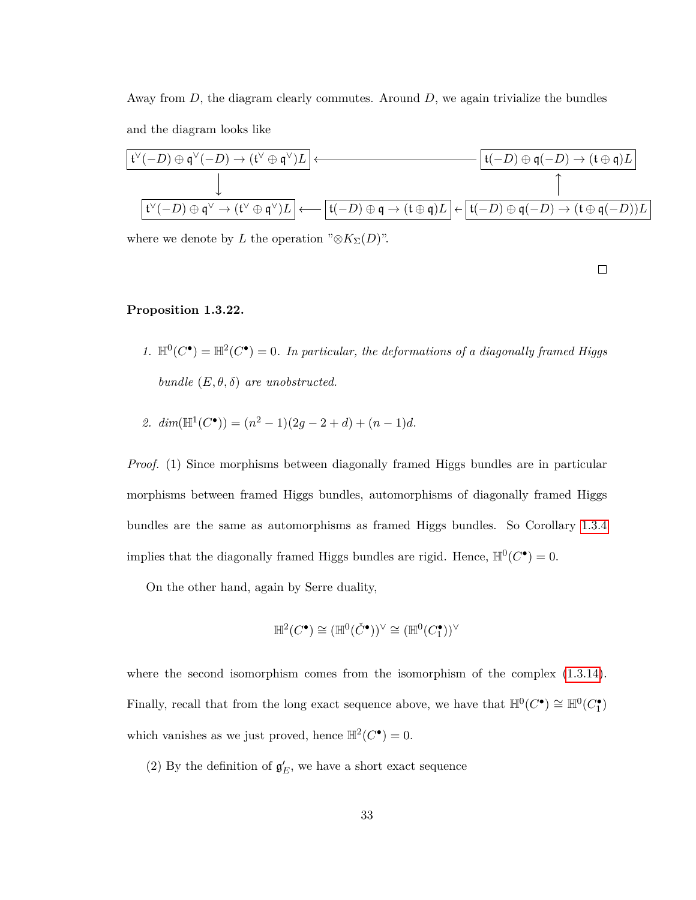Away from $D$, the diagram clearly commutes. Around $D$, we again trivialize the bundles and the diagram looks like

$$
\begin{array}{ccccc}
\boxed{\mathfrak{t}^\vee(-D) \oplus \mathfrak{q}^\vee(-D) \to (\mathfrak{t}^\vee \oplus \mathfrak{q}^\vee)L} & \longleftarrow & & & \boxed{\mathfrak{t}(-D) \oplus \mathfrak{q}(-D) \to (\mathfrak{t} \oplus \mathfrak{q})L} \\
\downarrow & & & & \uparrow \\
\boxed{\mathfrak{t}^\vee(-D) \oplus \mathfrak{q}^\vee \to (\mathfrak{t}^\vee \oplus \mathfrak{q}^\vee)L} & \longleftarrow & \boxed{\mathfrak{t}(-D) \oplus \mathfrak{q} \to (\mathfrak{t} \oplus \mathfrak{q})L} & \leftarrow & \boxed{\mathfrak{t}(-D) \oplus \mathfrak{q}(-D) \to (\mathfrak{t} \oplus \mathfrak{q}(-D))L}
\end{array}
$$

where we denote by $L$ the operation "$\otimes K_\Sigma(D)$".

□

**Proposition 1.3.22.**

1. $\mathbb{H}^0(C^\bullet) = \mathbb{H}^2(C^\bullet) = 0$. *In particular, the deformations of a diagonally framed Higgs bundle* $(E, \theta, \delta)$ *are unobstructed.*

2. $dim(\mathbb{H}^1(C^\bullet)) = (n^2 - 1)(2g - 2 + d) + (n - 1)d$.

*Proof.* (1) Since morphisms between diagonally framed Higgs bundles are in particular morphisms between framed Higgs bundles, automorphisms of diagonally framed Higgs bundles are the same as automorphisms as framed Higgs bundles. So Corollary 1.3.4 implies that the diagonally framed Higgs bundles are rigid. Hence, $\mathbb{H}^0(C^\bullet) = 0$.

On the other hand, again by Serre duality,

$$\mathbb{H}^2(C^\bullet) \cong (\mathbb{H}^0(\check{C}^\bullet))^\vee \cong (\mathbb{H}^0(C_1^\bullet))^\vee$$

where the second isomorphism comes from the isomorphism of the complex (1.3.14). Finally, recall that from the long exact sequence above, we have that $\mathbb{H}^0(C^\bullet) \cong \mathbb{H}^0(C_1^\bullet)$ which vanishes as we just proved, hence $\mathbb{H}^2(C^\bullet) = 0$.

(2) By the definition of $\mathfrak{g}'_E$, we have a short exact sequence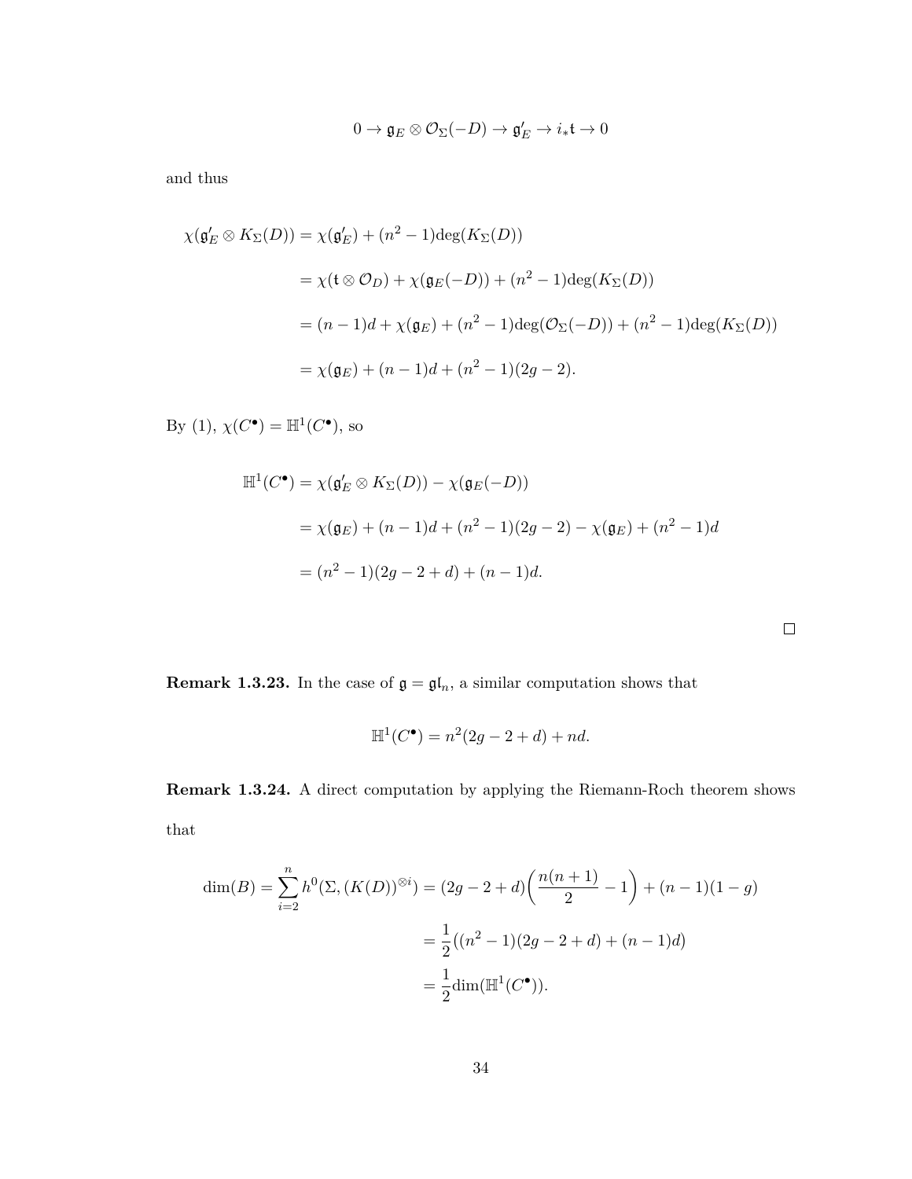$$0 \to \mathfrak{g}_E \otimes \mathcal{O}_\Sigma(-D) \to \mathfrak{g}'_E \to i_*\mathfrak{t} \to 0$$

and thus

$$\begin{aligned}
\chi(\mathfrak{g}'_E \otimes K_\Sigma(D)) &= \chi(\mathfrak{g}'_E) + (n^2-1)\mathrm{deg}(K_\Sigma(D)) \\
&= \chi(\mathfrak{t} \otimes \mathcal{O}_D) + \chi(\mathfrak{g}_E(-D)) + (n^2-1)\mathrm{deg}(K_\Sigma(D)) \\
&= (n-1)d + \chi(\mathfrak{g}_E) + (n^2-1)\mathrm{deg}(\mathcal{O}_\Sigma(-D)) + (n^2-1)\mathrm{deg}(K_\Sigma(D)) \\
&= \chi(\mathfrak{g}_E) + (n-1)d + (n^2-1)(2g-2).
\end{aligned}$$

By (1), $\chi(C^\bullet) = \mathbb{H}^1(C^\bullet)$, so

$$\begin{aligned}
\mathbb{H}^1(C^\bullet) &= \chi(\mathfrak{g}'_E \otimes K_\Sigma(D)) - \chi(\mathfrak{g}_E(-D)) \\
&= \chi(\mathfrak{g}_E) + (n-1)d + (n^2-1)(2g-2) - \chi(\mathfrak{g}_E) + (n^2-1)d \\
&= (n^2-1)(2g-2+d) + (n-1)d.
\end{aligned}$$

$\square$

**Remark 1.3.23.** In the case of $\mathfrak{g} = \mathfrak{gl}_n$, a similar computation shows that

$$\mathbb{H}^1(C^\bullet) = n^2(2g-2+d) + nd.$$

**Remark 1.3.24.** A direct computation by applying the Riemann-Roch theorem shows that

$$\begin{aligned}
\dim(B) = \sum_{i=2}^{n} h^0(\Sigma, (K(D))^{\otimes i}) &= (2g-2+d)\left(\frac{n(n+1)}{2} - 1\right) + (n-1)(1-g) \\
&= \frac{1}{2}\big((n^2-1)(2g-2+d) + (n-1)d\big) \\
&= \frac{1}{2}\dim(\mathbb{H}^1(C^\bullet)).
\end{aligned}$$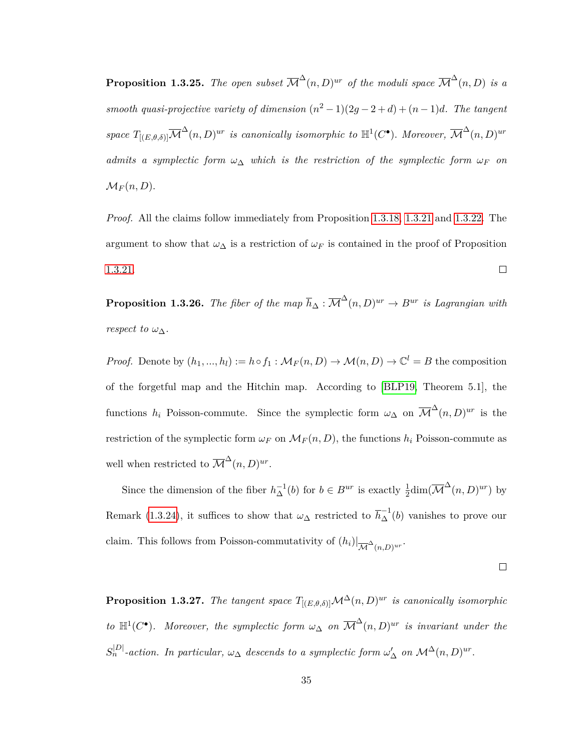**Proposition 1.3.25.** *The open subset $\overline{\mathcal{M}}^{\Delta}(n,D)^{ur}$ of the moduli space $\overline{\mathcal{M}}^{\Delta}(n,D)$ is a smooth quasi-projective variety of dimension $(n^2-1)(2g-2+d)+(n-1)d$. The tangent space $T_{[(E,\theta,\delta)]}\overline{\mathcal{M}}^{\Delta}(n,D)^{ur}$ is canonically isomorphic to $\mathbb{H}^1(C^\bullet)$. Moreover, $\overline{\mathcal{M}}^{\Delta}(n,D)^{ur}$ admits a symplectic form $\omega_\Delta$ which is the restriction of the symplectic form $\omega_F$ on $\mathcal{M}_F(n,D)$.*

*Proof.* All the claims follow immediately from Proposition 1.3.18, 1.3.21 and 1.3.22. The argument to show that $\omega_\Delta$ is a restriction of $\omega_F$ is contained in the proof of Proposition 1.3.21. □

**Proposition 1.3.26.** *The fiber of the map $\overline{h}_\Delta : \overline{\mathcal{M}}^{\Delta}(n,D)^{ur} \to B^{ur}$ is Lagrangian with respect to $\omega_\Delta$.*

*Proof.* Denote by $(h_1,...,h_l) := h \circ f_1 : \mathcal{M}_F(n,D) \to \mathcal{M}(n,D) \to \mathbb{C}^l = B$ the composition of the forgetful map and the Hitchin map. According to [BLP19, Theorem 5.1], the functions $h_i$ Poisson-commute. Since the symplectic form $\omega_\Delta$ on $\overline{\mathcal{M}}^{\Delta}(n,D)^{ur}$ is the restriction of the symplectic form $\omega_F$ on $\mathcal{M}_F(n,D)$, the functions $h_i$ Poisson-commute as well when restricted to $\overline{\mathcal{M}}^{\Delta}(n,D)^{ur}$.

Since the dimension of the fiber $h_\Delta^{-1}(b)$ for $b \in B^{ur}$ is exactly $\frac{1}{2}\dim(\overline{\mathcal{M}}^{\Delta}(n,D)^{ur})$ by Remark (1.3.24), it suffices to show that $\omega_\Delta$ restricted to $\overline{h}_\Delta^{-1}(b)$ vanishes to prove our claim. This follows from Poisson-commutativity of $(h_i)|_{\overline{\mathcal{M}}^{\Delta}(n,D)^{ur}}$.

□

**Proposition 1.3.27.** *The tangent space $T_{[(E,\theta,\delta)]}\mathcal{M}^{\Delta}(n,D)^{ur}$ is canonically isomorphic to $\mathbb{H}^1(C^\bullet)$. Moreover, the symplectic form $\omega_\Delta$ on $\overline{\mathcal{M}}^{\Delta}(n,D)^{ur}$ is invariant under the $S_n^{|D|}$-action. In particular, $\omega_\Delta$ descends to a symplectic form $\omega'_\Delta$ on $\mathcal{M}^{\Delta}(n,D)^{ur}$.*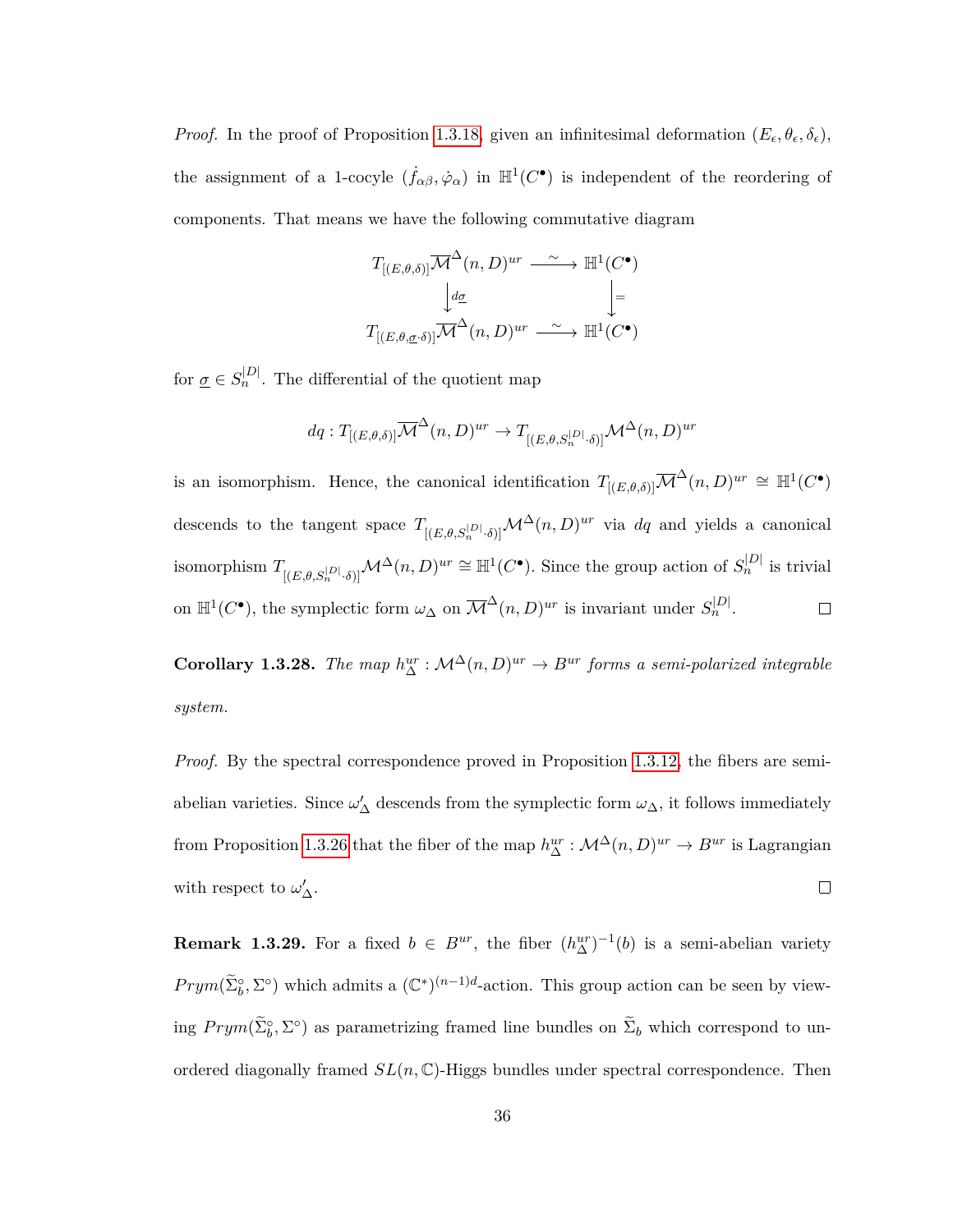*Proof.* In the proof of Proposition 1.3.18, given an infinitesimal deformation $(E_\epsilon, \theta_\epsilon, \delta_\epsilon)$, the assignment of a 1-cocyle $(\dot{f}_{\alpha\beta}, \dot{\varphi}_\alpha)$ in $\mathbb{H}^1(C^\bullet)$ is independent of the reordering of components. That means we have the following commutative diagram

$$\begin{array}{ccc} T_{[(E,\theta,\delta)]}\overline{\mathcal{M}}^\Delta(n,D)^{ur} & \xrightarrow{\sim} & \mathbb{H}^1(C^\bullet) \\ \Big\downarrow d\underline{\sigma} & & \Big\downarrow = \\ T_{[(E,\theta,\underline{\sigma}\cdot\delta)]}\overline{\mathcal{M}}^\Delta(n,D)^{ur} & \xrightarrow{\sim} & \mathbb{H}^1(C^\bullet) \end{array}$$

for $\underline{\sigma} \in S_n^{|D|}$. The differential of the quotient map

$$dq : T_{[(E,\theta,\delta)]}\overline{\mathcal{M}}^\Delta(n,D)^{ur} \to T_{[(E,\theta,S_n^{|D|}\cdot\delta)]}\mathcal{M}^\Delta(n,D)^{ur}$$

is an isomorphism. Hence, the canonical identification $T_{[(E,\theta,\delta)]}\overline{\mathcal{M}}^\Delta(n,D)^{ur} \cong \mathbb{H}^1(C^\bullet)$ descends to the tangent space $T_{[(E,\theta,S_n^{|D|}\cdot\delta)]}\mathcal{M}^\Delta(n,D)^{ur}$ via $dq$ and yields a canonical isomorphism $T_{[(E,\theta,S_n^{|D|}\cdot\delta)]}\mathcal{M}^\Delta(n,D)^{ur} \cong \mathbb{H}^1(C^\bullet)$. Since the group action of $S_n^{|D|}$ is trivial on $\mathbb{H}^1(C^\bullet)$, the symplectic form $\omega_\Delta$ on $\overline{\mathcal{M}}^\Delta(n,D)^{ur}$ is invariant under $S_n^{|D|}$. □

**Corollary 1.3.28.** *The map $h_\Delta^{ur} : \mathcal{M}^\Delta(n,D)^{ur} \to B^{ur}$ forms a semi-polarized integrable system.*

*Proof.* By the spectral correspondence proved in Proposition 1.3.12, the fibers are semi-abelian varieties. Since $\omega'_\Delta$ descends from the symplectic form $\omega_\Delta$, it follows immediately from Proposition 1.3.26 that the fiber of the map $h_\Delta^{ur} : \mathcal{M}^\Delta(n,D)^{ur} \to B^{ur}$ is Lagrangian with respect to $\omega'_\Delta$. □

**Remark 1.3.29.** For a fixed $b \in B^{ur}$, the fiber $(h_\Delta^{ur})^{-1}(b)$ is a semi-abelian variety $Prym(\widetilde{\Sigma}_b^\circ, \Sigma^\circ)$ which admits a $(\mathbb{C}^*)^{(n-1)d}$-action. This group action can be seen by viewing $Prym(\widetilde{\Sigma}_b^\circ, \Sigma^\circ)$ as parametrizing framed line bundles on $\widetilde{\Sigma}_b$ which correspond to unordered diagonally framed $SL(n,\mathbb{C})$-Higgs bundles under spectral correspondence. Then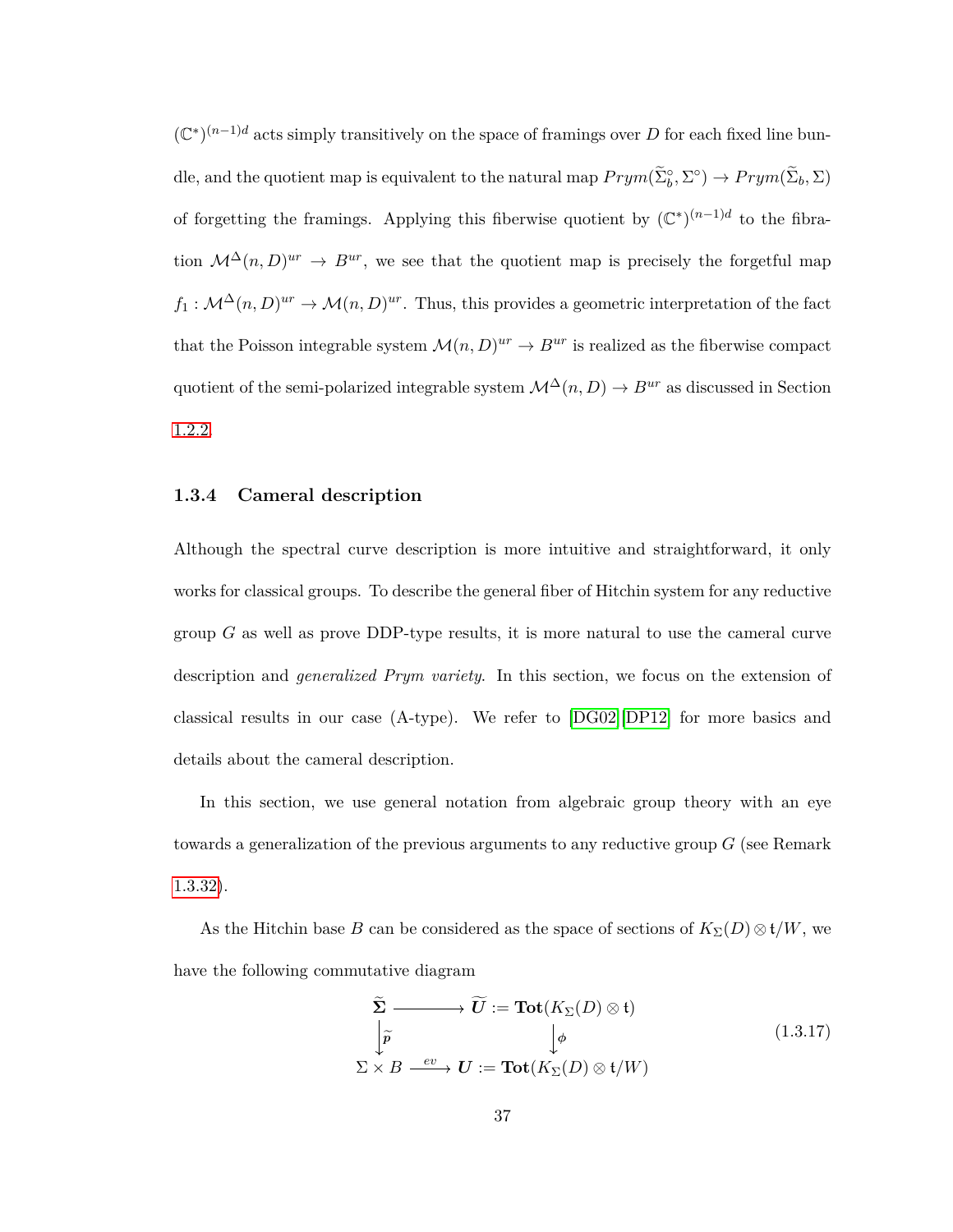$(\mathbb{C}^*)^{(n-1)d}$ acts simply transitively on the space of framings over $D$ for each fixed line bundle, and the quotient map is equivalent to the natural map $Prym(\widetilde{\Sigma}_b^\circ, \Sigma^\circ) \to Prym(\widetilde{\Sigma}_b, \Sigma)$ of forgetting the framings. Applying this fiberwise quotient by $(\mathbb{C}^*)^{(n-1)d}$ to the fibration $\mathcal{M}^\Delta(n, D)^{ur} \to B^{ur}$, we see that the quotient map is precisely the forgetful map $f_1 : \mathcal{M}^\Delta(n, D)^{ur} \to \mathcal{M}(n, D)^{ur}$. Thus, this provides a geometric interpretation of the fact that the Poisson integrable system $\mathcal{M}(n, D)^{ur} \to B^{ur}$ is realized as the fiberwise compact quotient of the semi-polarized integrable system $\mathcal{M}^\Delta(n, D) \to B^{ur}$ as discussed in Section 1.2.2.

### 1.3.4 Cameral description

Although the spectral curve description is more intuitive and straightforward, it only works for classical groups. To describe the general fiber of Hitchin system for any reductive group $G$ as well as prove DDP-type results, it is more natural to use the cameral curve description and *generalized Prym variety*. In this section, we focus on the extension of classical results in our case (A-type). We refer to [DG02, DP12] for more basics and details about the cameral description.

In this section, we use general notation from algebraic group theory with an eye towards a generalization of the previous arguments to any reductive group $G$ (see Remark 1.3.32).

As the Hitchin base $B$ can be considered as the space of sections of $K_\Sigma(D) \otimes \mathfrak{t}/W$, we have the following commutative diagram

$$
\begin{array}{ccc}
\widetilde{\boldsymbol{\Sigma}} & \longrightarrow & \widetilde{\boldsymbol{U}} := \mathbf{Tot}(K_\Sigma(D) \otimes \mathfrak{t}) \\
\Big\downarrow \widetilde{\boldsymbol{p}} & & \Big\downarrow \phi \\
\Sigma \times B & \xrightarrow{ev} & \boldsymbol{U} := \mathbf{Tot}(K_\Sigma(D) \otimes \mathfrak{t}/W)
\end{array}
\tag{1.3.17}
$$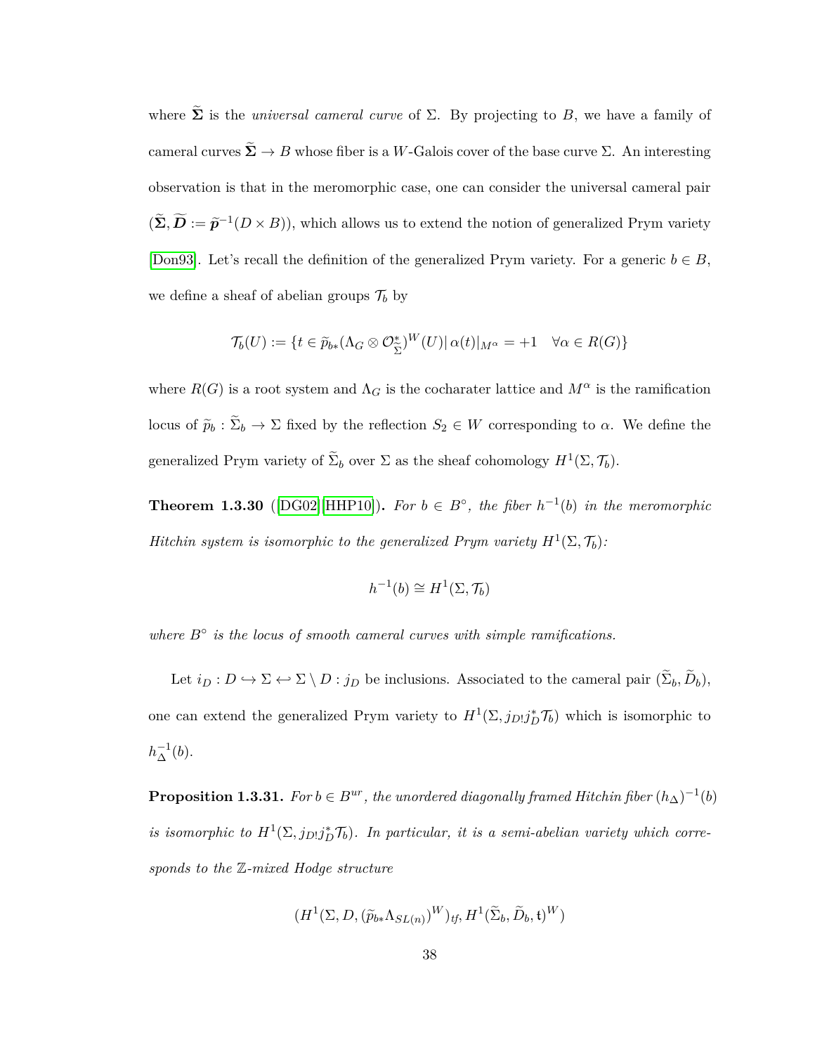where $\widetilde{\boldsymbol{\Sigma}}$ is the *universal cameral curve* of $\Sigma$. By projecting to $B$, we have a family of cameral curves $\widetilde{\boldsymbol{\Sigma}} \to B$ whose fiber is a $W$-Galois cover of the base curve $\Sigma$. An interesting observation is that in the meromorphic case, one can consider the universal cameral pair $(\widetilde{\boldsymbol{\Sigma}}, \widetilde{\boldsymbol{D}} := \widetilde{\boldsymbol{p}}^{-1}(D \times B))$, which allows us to extend the notion of generalized Prym variety [Don93]. Let's recall the definition of the generalized Prym variety. For a generic $b \in B$, we define a sheaf of abelian groups $\mathcal{T}_b$ by

$$\mathcal{T}_b(U) := \{t \in \widetilde{p}_{b*}(\Lambda_G \otimes \mathcal{O}^*_{\widetilde{\Sigma}})^W(U) | \, \alpha(t)|_{M^\alpha} = +1 \quad \forall \alpha \in R(G)\}$$

where $R(G)$ is a root system and $\Lambda_G$ is the cocharater lattice and $M^\alpha$ is the ramification locus of $\widetilde{p}_b : \widetilde{\Sigma}_b \to \Sigma$ fixed by the reflection $S_2 \in W$ corresponding to $\alpha$. We define the generalized Prym variety of $\widetilde{\Sigma}_b$ over $\Sigma$ as the sheaf cohomology $H^1(\Sigma, \mathcal{T}_b)$.

**Theorem 1.3.30** ([DG02][HHP10])**.** *For $b \in B^\circ$, the fiber $h^{-1}(b)$ in the meromorphic Hitchin system is isomorphic to the generalized Prym variety $H^1(\Sigma, \mathcal{T}_b)$:*

$$h^{-1}(b) \cong H^1(\Sigma, \mathcal{T}_b)$$

*where $B^\circ$ is the locus of smooth cameral curves with simple ramifications.*

Let $i_D : D \hookrightarrow \Sigma \hookleftarrow \Sigma \setminus D : j_D$ be inclusions. Associated to the cameral pair $(\widetilde{\Sigma}_b, \widetilde{D}_b)$, one can extend the generalized Prym variety to $H^1(\Sigma, j_{D!}j_D^*\mathcal{T}_b)$ which is isomorphic to $h_\Delta^{-1}(b)$.

**Proposition 1.3.31.** *For $b \in B^{ur}$, the unordered diagonally framed Hitchin fiber $(h_\Delta)^{-1}(b)$ is isomorphic to $H^1(\Sigma, j_{D!}j_D^*\mathcal{T}_b)$. In particular, it is a semi-abelian variety which corresponds to the $\mathbb{Z}$-mixed Hodge structure*

$$(H^1(\Sigma, D, (\widetilde{p}_{b*}\Lambda_{SL(n)})^W)_{tf}, H^1(\widetilde{\Sigma}_b, \widetilde{D}_b, \mathfrak{t})^W)$$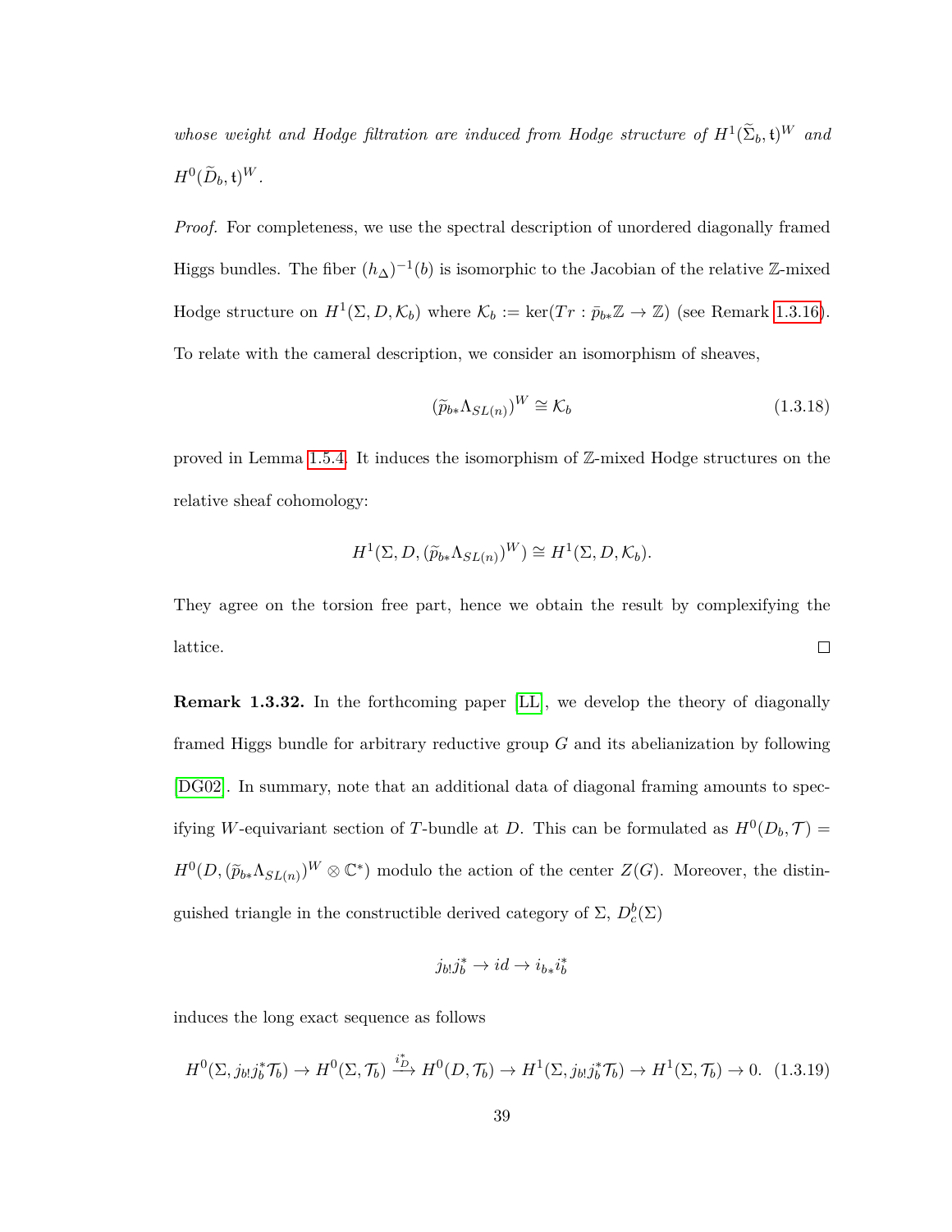*whose weight and Hodge filtration are induced from Hodge structure of $H^1(\widetilde{\Sigma}_b, \mathfrak{t})^W$ and $H^0(\widetilde{D}_b, \mathfrak{t})^W$.*

*Proof.* For completeness, we use the spectral description of unordered diagonally framed Higgs bundles. The fiber $(h_\Delta)^{-1}(b)$ is isomorphic to the Jacobian of the relative $\mathbb{Z}$-mixed Hodge structure on $H^1(\Sigma, D, \mathcal{K}_b)$ where $\mathcal{K}_b := \ker(Tr : \bar{p}_{b*}\mathbb{Z} \to \mathbb{Z})$ (see Remark 1.3.16). To relate with the cameral description, we consider an isomorphism of sheaves,

$$(\widetilde{p}_{b*}\Lambda_{SL(n)})^W \cong \mathcal{K}_b \tag{1.3.18}$$

proved in Lemma 1.5.4. It induces the isomorphism of $\mathbb{Z}$-mixed Hodge structures on the relative sheaf cohomology:

$$H^1(\Sigma, D, (\widetilde{p}_{b*}\Lambda_{SL(n)})^W) \cong H^1(\Sigma, D, \mathcal{K}_b).$$

They agree on the torsion free part, hence we obtain the result by complexifying the lattice. □

**Remark 1.3.32.** In the forthcoming paper [LL], we develop the theory of diagonally framed Higgs bundle for arbitrary reductive group $G$ and its abelianization by following [DG02]. In summary, note that an additional data of diagonal framing amounts to specifying $W$-equivariant section of $T$-bundle at $D$. This can be formulated as $H^0(D_b, \mathcal{T}) = H^0(D, (\widetilde{p}_{b*}\Lambda_{SL(n)})^W \otimes \mathbb{C}^*)$ modulo the action of the center $Z(G)$. Moreover, the distinguished triangle in the constructible derived category of $\Sigma$, $D^b_c(\Sigma)$

$$j_{b!}j_b^* \to id \to i_{b*}i_b^*$$

induces the long exact sequence as follows

$$H^0(\Sigma, j_{b!}j_b^*\mathcal{T}_b) \to H^0(\Sigma, \mathcal{T}_b) \xrightarrow{i_D^*} H^0(D, \mathcal{T}_b) \to H^1(\Sigma, j_{b!}j_b^*\mathcal{T}_b) \to H^1(\Sigma, \mathcal{T}_b) \to 0. \tag{1.3.19}$$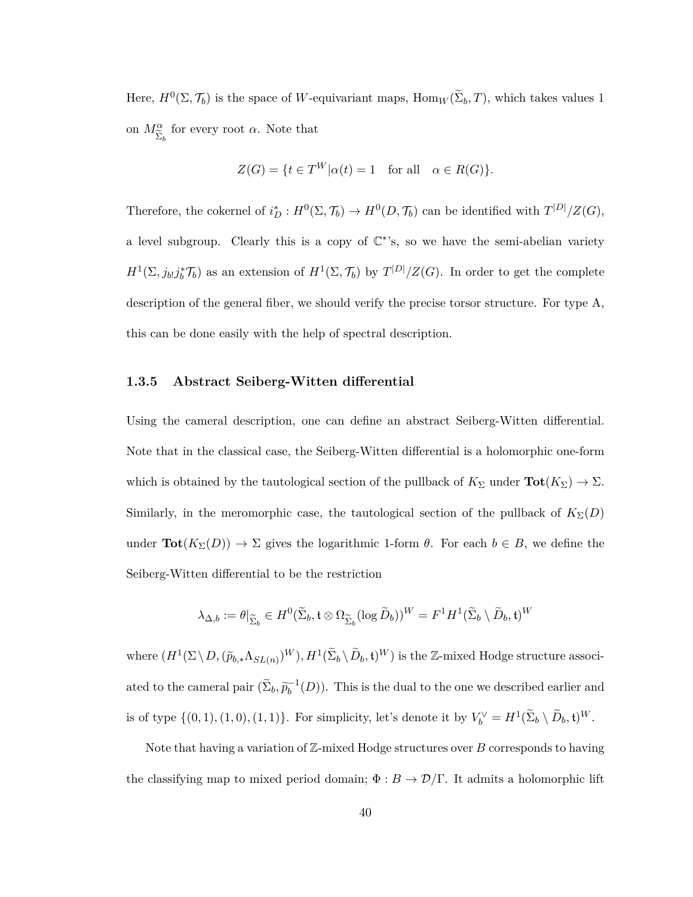Here, $H^0(\Sigma, \mathcal{T}_b)$ is the space of $W$-equivariant maps, $\mathrm{Hom}_W(\widetilde{\Sigma}_b, T)$, which takes values 1 on $M^{\alpha}_{\widetilde{\Sigma}_b}$ for every root $\alpha$. Note that

$$Z(G) = \{t \in T^W | \alpha(t) = 1 \quad \text{for all} \quad \alpha \in R(G)\}.$$

Therefore, the cokernel of $i_D^* : H^0(\Sigma, \mathcal{T}_b) \to H^0(D, \mathcal{T}_b)$ can be identified with $T^{|D|}/Z(G)$, a level subgroup. Clearly this is a copy of $\mathbb{C}^*$'s, so we have the semi-abelian variety $H^1(\Sigma, j_{b!}j_b^*\mathcal{T}_b)$ as an extension of $H^1(\Sigma, \mathcal{T}_b)$ by $T^{|D|}/Z(G)$. In order to get the complete description of the general fiber, we should verify the precise torsor structure. For type A, this can be done easily with the help of spectral description.

### 1.3.5 Abstract Seiberg-Witten differential

Using the cameral description, one can define an abstract Seiberg-Witten differential. Note that in the classical case, the Seiberg-Witten differential is a holomorphic one-form which is obtained by the tautological section of the pullback of $K_\Sigma$ under $\mathbf{Tot}(K_\Sigma) \to \Sigma$. Similarly, in the meromorphic case, the tautological section of the pullback of $K_\Sigma(D)$ under $\mathbf{Tot}(K_\Sigma(D)) \to \Sigma$ gives the logarithmic 1-form $\theta$. For each $b \in B$, we define the Seiberg-Witten differential to be the restriction

$$\lambda_{\Delta,b} := \theta|_{\widetilde{\Sigma}_b} \in H^0(\widetilde{\Sigma}_b, \mathfrak{t} \otimes \Omega_{\widetilde{\Sigma}_b}(\log \widetilde{D}_b))^W = F^1 H^1(\widetilde{\Sigma}_b \setminus \widetilde{D}_b, \mathfrak{t})^W$$

where $(H^1(\Sigma \setminus D, (\widetilde{p}_{b,*}\Lambda_{SL(n)})^W), H^1(\widetilde{\Sigma}_b \setminus \widetilde{D}_b, \mathfrak{t})^W)$ is the $\mathbb{Z}$-mixed Hodge structure associated to the cameral pair $(\widetilde{\Sigma}_b, \widetilde{p_b}^{-1}(D))$. This is the dual to the one we described earlier and is of type $\{(0,1), (1,0), (1,1)\}$. For simplicity, let's denote it by $V_b^\vee = H^1(\widetilde{\Sigma}_b \setminus \widetilde{D}_b, \mathfrak{t})^W$.

Note that having a variation of $\mathbb{Z}$-mixed Hodge structures over $B$ corresponds to having the classifying map to mixed period domain; $\Phi : B \to \mathcal{D}/\Gamma$. It admits a holomorphic lift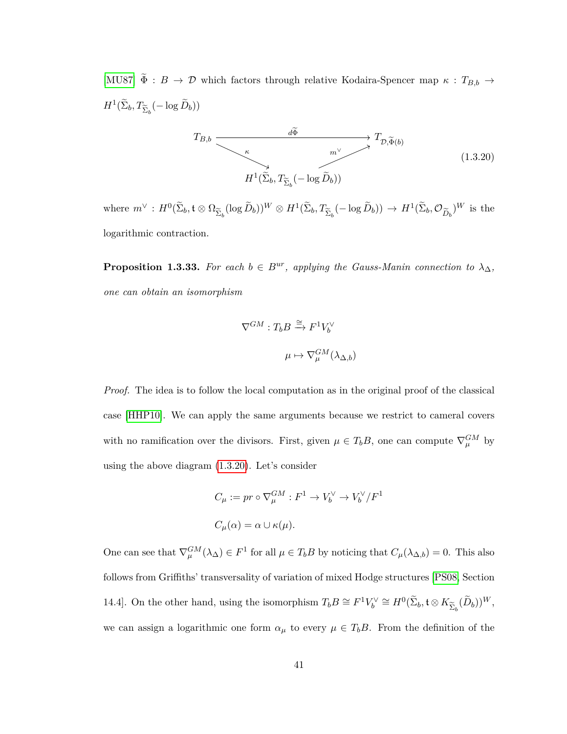[MU87] $\widetilde{\Phi} : B \to \mathcal{D}$ which factors through relative Kodaira-Spencer map $\kappa : T_{B,b} \to H^1(\widetilde{\Sigma}_b, T_{\widetilde{\Sigma}_b}(-\log \widetilde{D}_b))$

$$
\begin{array}{ccc}
T_{B,b} & \xrightarrow{\quad d\widetilde{\Phi} \quad} & T_{\mathcal{D},\widetilde{\Phi}(b)} \\
& \searrow^{\kappa} \qquad \nearrow_{m^\vee} & \\
& H^1(\widetilde{\Sigma}_b, T_{\widetilde{\Sigma}_b}(-\log \widetilde{D}_b)) &
\end{array}
\tag{1.3.20}
$$

where $m^\vee : H^0(\widetilde{\Sigma}_b, \mathfrak{t} \otimes \Omega_{\widetilde{\Sigma}_b}(\log \widetilde{D}_b))^W \otimes H^1(\widetilde{\Sigma}_b, T_{\widetilde{\Sigma}_b}(-\log \widetilde{D}_b)) \to H^1(\widetilde{\Sigma}_b, \mathcal{O}_{\widetilde{D}_b})^W$ is the logarithmic contraction.

**Proposition 1.3.33.** *For each $b \in B^{ur}$, applying the Gauss-Manin connection to $\lambda_\Delta$, one can obtain an isomorphism*

$$\nabla^{GM} : T_b B \xrightarrow{\cong} F^1 V_b^\vee$$

$$\mu \mapsto \nabla^{GM}_\mu(\lambda_{\Delta,b})$$

*Proof.* The idea is to follow the local computation as in the original proof of the classical case [HHP10]. We can apply the same arguments because we restrict to cameral covers with no ramification over the divisors. First, given $\mu \in T_b B$, one can compute $\nabla^{GM}_\mu$ by using the above diagram (1.3.20). Let's consider

$$C_\mu := pr \circ \nabla^{GM}_\mu : F^1 \to V_b^\vee \to V_b^\vee / F^1$$

$$C_\mu(\alpha) = \alpha \cup \kappa(\mu).$$

One can see that $\nabla^{GM}_\mu(\lambda_\Delta) \in F^1$ for all $\mu \in T_b B$ by noticing that $C_\mu(\lambda_{\Delta,b}) = 0$. This also follows from Griffiths' transversality of variation of mixed Hodge structures [PS08, Section 14.4]. On the other hand, using the isomorphism $T_b B \cong F^1 V_b^\vee \cong H^0(\widetilde{\Sigma}_b, \mathfrak{t} \otimes K_{\widetilde{\Sigma}_b}(\widetilde{D}_b))^W$, we can assign a logarithmic one form $\alpha_\mu$ to every $\mu \in T_b B$. From the definition of the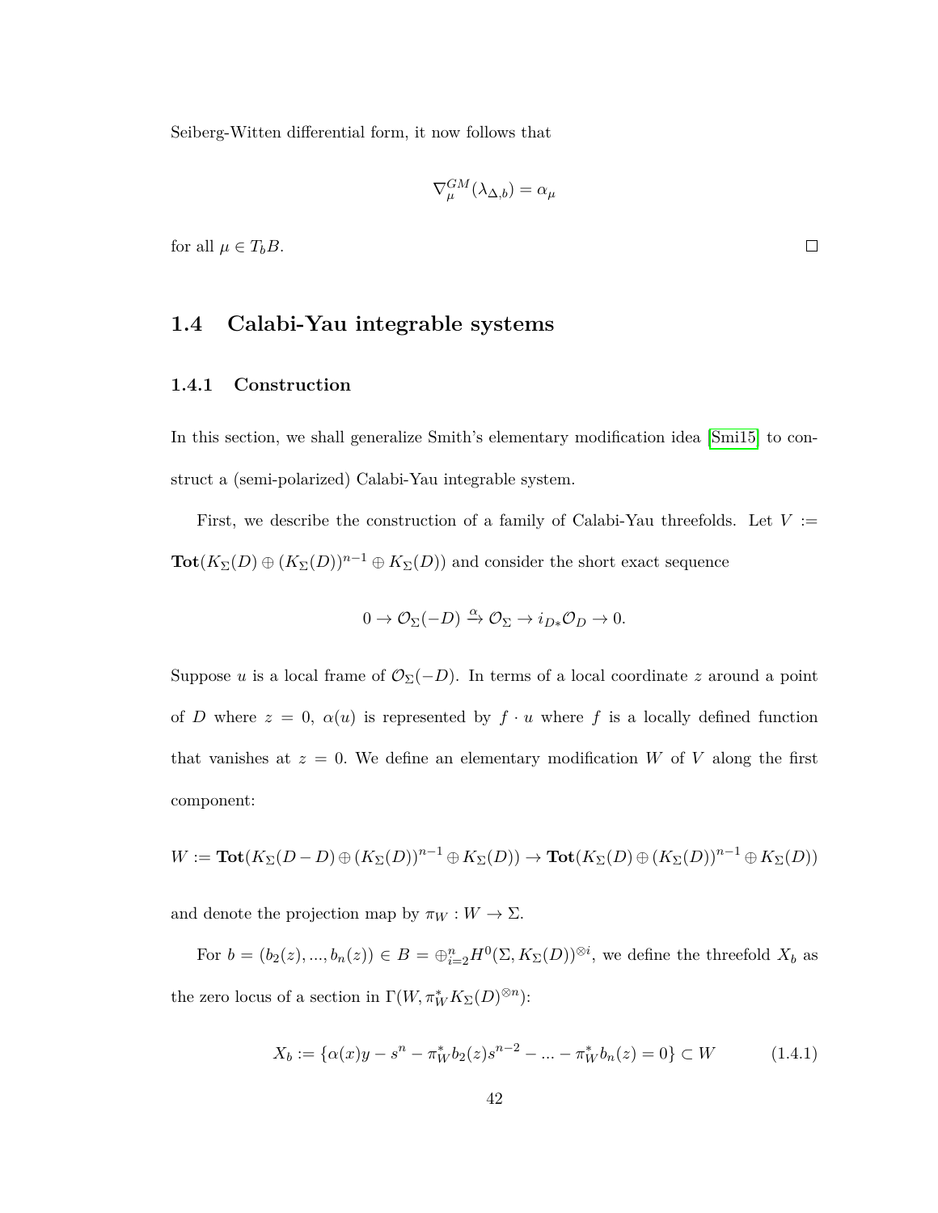Seiberg-Witten differential form, it now follows that

$$\nabla^{GM}_{\mu}(\lambda_{\Delta,b}) = \alpha_{\mu}$$

for all $\mu \in T_b B$. $\square$

## 1.4 Calabi-Yau integrable systems

### 1.4.1 Construction

In this section, we shall generalize Smith's elementary modification idea [Smi15] to construct a (semi-polarized) Calabi-Yau integrable system.

First, we describe the construction of a family of Calabi-Yau threefolds. Let $V := \mathbf{Tot}(K_\Sigma(D) \oplus (K_\Sigma(D))^{n-1} \oplus K_\Sigma(D))$ and consider the short exact sequence

$$0 \to \mathcal{O}_\Sigma(-D) \xrightarrow{\alpha} \mathcal{O}_\Sigma \to i_{D*}\mathcal{O}_D \to 0.$$

Suppose $u$ is a local frame of $\mathcal{O}_\Sigma(-D)$. In terms of a local coordinate $z$ around a point of $D$ where $z = 0$, $\alpha(u)$ is represented by $f \cdot u$ where $f$ is a locally defined function that vanishes at $z = 0$. We define an elementary modification $W$ of $V$ along the first component:

$$W := \mathbf{Tot}(K_\Sigma(D - D) \oplus (K_\Sigma(D))^{n-1} \oplus K_\Sigma(D)) \to \mathbf{Tot}(K_\Sigma(D) \oplus (K_\Sigma(D))^{n-1} \oplus K_\Sigma(D))$$

and denote the projection map by $\pi_W : W \to \Sigma$.

For $b = (b_2(z), ..., b_n(z)) \in B = \oplus_{i=2}^{n} H^0(\Sigma, K_\Sigma(D))^{\otimes i}$, we define the threefold $X_b$ as the zero locus of a section in $\Gamma(W, \pi_W^* K_\Sigma(D)^{\otimes n})$:

$$X_b := \{\alpha(x)y - s^n - \pi_W^* b_2(z)s^{n-2} - ... - \pi_W^* b_n(z) = 0\} \subset W \tag{1.4.1}$$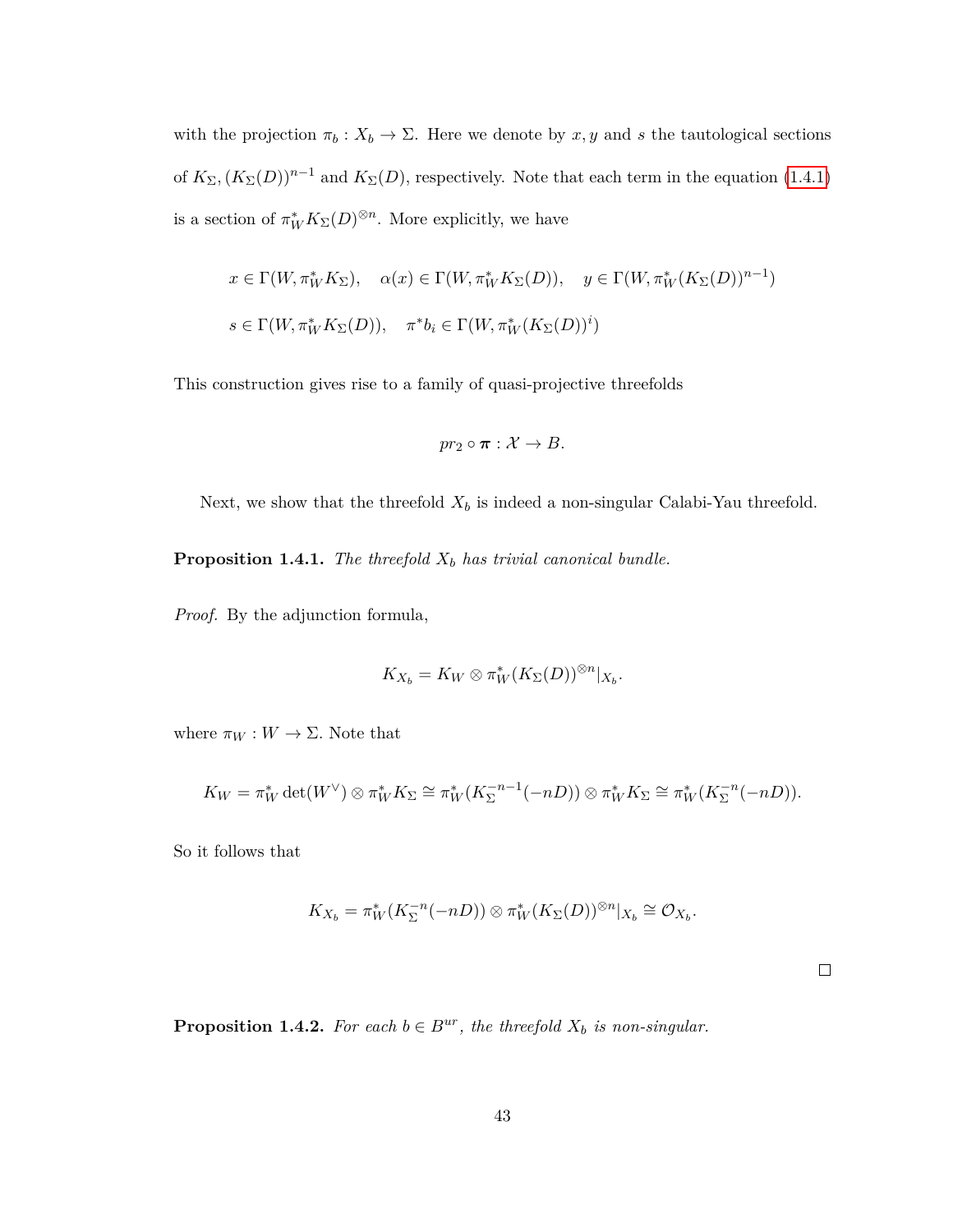with the projection $\pi_b : X_b \to \Sigma$. Here we denote by $x, y$ and $s$ the tautological sections of $K_\Sigma, (K_\Sigma(D))^{n-1}$ and $K_\Sigma(D)$, respectively. Note that each term in the equation (1.4.1) is a section of $\pi_W^* K_\Sigma(D)^{\otimes n}$. More explicitly, we have

$$x \in \Gamma(W, \pi_W^* K_\Sigma), \quad \alpha(x) \in \Gamma(W, \pi_W^* K_\Sigma(D)), \quad y \in \Gamma(W, \pi_W^*(K_\Sigma(D))^{n-1})$$

$$s \in \Gamma(W, \pi_W^* K_\Sigma(D)), \quad \pi^* b_i \in \Gamma(W, \pi_W^*(K_\Sigma(D))^i)$$

This construction gives rise to a family of quasi-projective threefolds

$$pr_2 \circ \boldsymbol{\pi} : \mathcal{X} \to B.$$

Next, we show that the threefold $X_b$ is indeed a non-singular Calabi-Yau threefold.

**Proposition 1.4.1.** *The threefold $X_b$ has trivial canonical bundle.*

*Proof.* By the adjunction formula,

$$K_{X_b} = K_W \otimes \pi_W^*(K_\Sigma(D))^{\otimes n}|_{X_b}.$$

where $\pi_W : W \to \Sigma$. Note that

$$K_W = \pi_W^* \det(W^\vee) \otimes \pi_W^* K_\Sigma \cong \pi_W^*(K_\Sigma^{-n-1}(-nD)) \otimes \pi_W^* K_\Sigma \cong \pi_W^*(K_\Sigma^{-n}(-nD)).$$

So it follows that

$$K_{X_b} = \pi_W^*(K_\Sigma^{-n}(-nD)) \otimes \pi_W^*(K_\Sigma(D))^{\otimes n}|_{X_b} \cong \mathcal{O}_{X_b}.$$

$\square$

**Proposition 1.4.2.** *For each $b \in B^{ur}$, the threefold $X_b$ is non-singular.*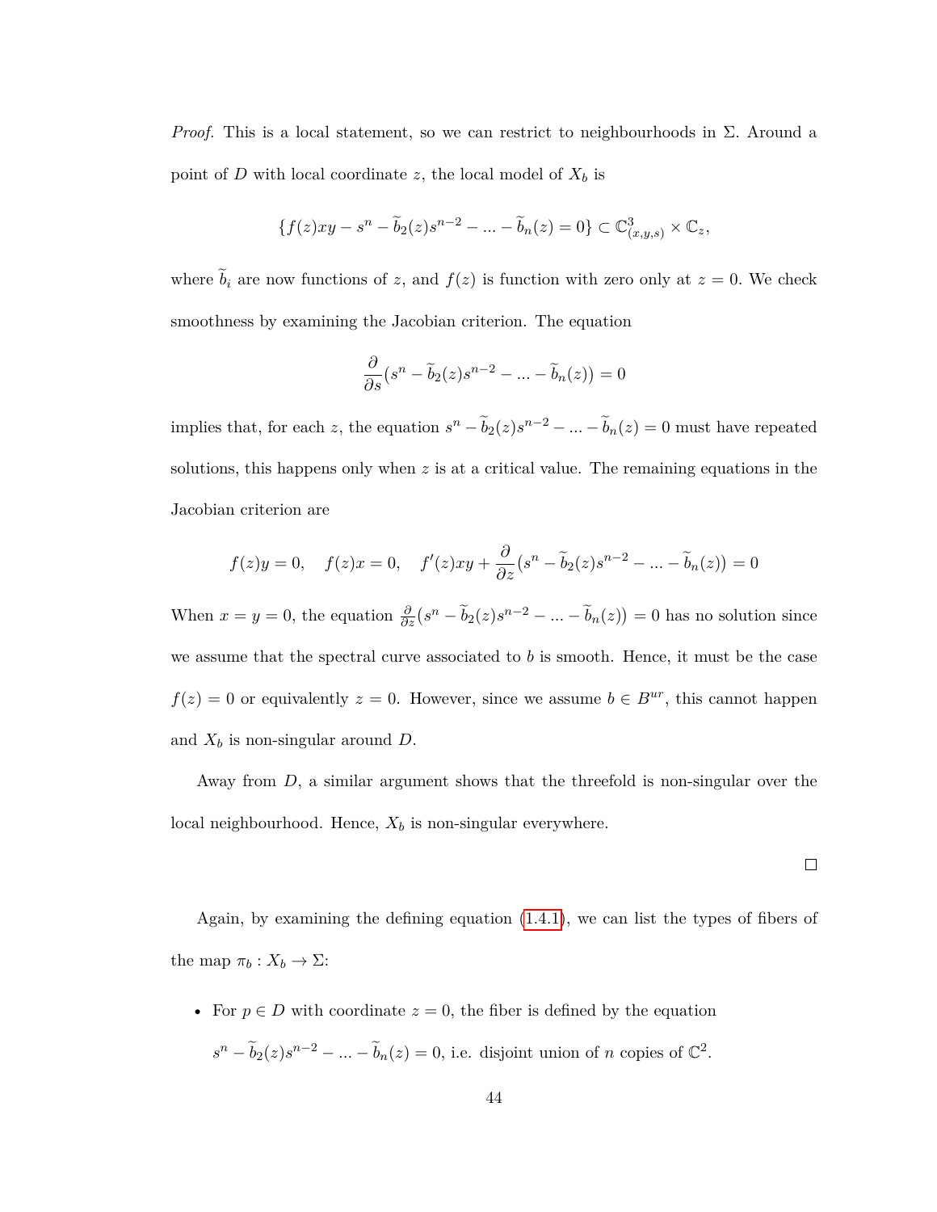*Proof.* This is a local statement, so we can restrict to neighbourhoods in $\Sigma$. Around a point of $D$ with local coordinate $z$, the local model of $X_b$ is

$$\{f(z)xy - s^n - \widetilde{b}_2(z)s^{n-2} - ... - \widetilde{b}_n(z) = 0\} \subset \mathbb{C}^3_{(x,y,s)} \times \mathbb{C}_z,$$

where $\widetilde{b}_i$ are now functions of $z$, and $f(z)$ is function with zero only at $z = 0$. We check smoothness by examining the Jacobian criterion. The equation

$$\frac{\partial}{\partial s}(s^n - \widetilde{b}_2(z)s^{n-2} - ... - \widetilde{b}_n(z)) = 0$$

implies that, for each $z$, the equation $s^n - \widetilde{b}_2(z)s^{n-2} - ... - \widetilde{b}_n(z) = 0$ must have repeated solutions, this happens only when $z$ is at a critical value. The remaining equations in the Jacobian criterion are

$$f(z)y = 0, \quad f(z)x = 0, \quad f'(z)xy + \frac{\partial}{\partial z}(s^n - \widetilde{b}_2(z)s^{n-2} - ... - \widetilde{b}_n(z)) = 0$$

When $x = y = 0$, the equation $\frac{\partial}{\partial z}(s^n - \widetilde{b}_2(z)s^{n-2} - ... - \widetilde{b}_n(z)) = 0$ has no solution since we assume that the spectral curve associated to $b$ is smooth. Hence, it must be the case $f(z) = 0$ or equivalently $z = 0$. However, since we assume $b \in B^{ur}$, this cannot happen and $X_b$ is non-singular around $D$.

Away from $D$, a similar argument shows that the threefold is non-singular over the local neighbourhood. Hence, $X_b$ is non-singular everywhere. □

Again, by examining the defining equation (1.4.1), we can list the types of fibers of the map $\pi_b : X_b \to \Sigma$:

- For $p \in D$ with coordinate $z = 0$, the fiber is defined by the equation $s^n - \widetilde{b}_2(z)s^{n-2} - ... - \widetilde{b}_n(z) = 0$, i.e. disjoint union of $n$ copies of $\mathbb{C}^2$.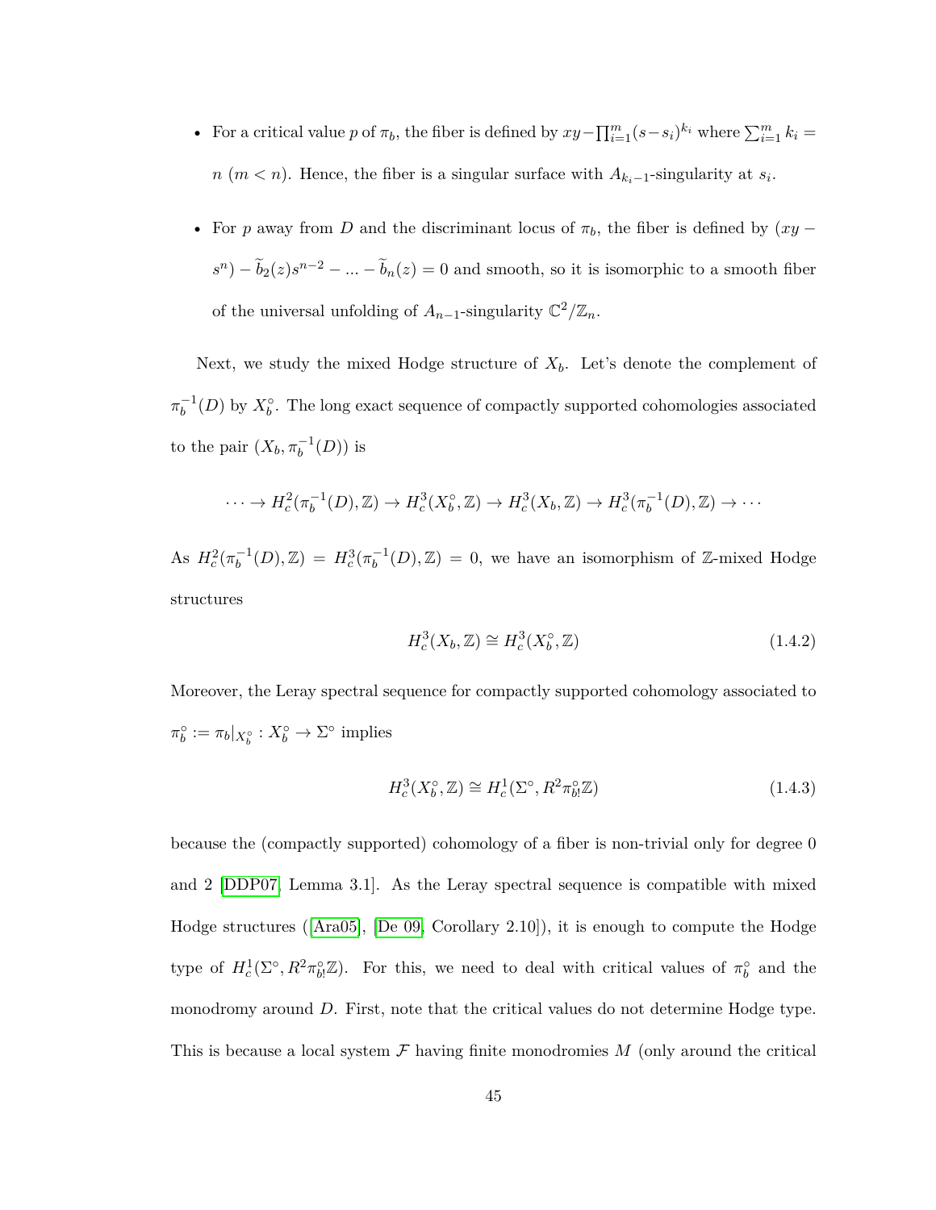- For a critical value $p$ of $\pi_b$, the fiber is defined by $xy - \prod_{i=1}^{m}(s-s_i)^{k_i}$ where $\sum_{i=1}^{m} k_i = n$ $(m < n)$. Hence, the fiber is a singular surface with $A_{k_i-1}$-singularity at $s_i$.

- For $p$ away from $D$ and the discriminant locus of $\pi_b$, the fiber is defined by $(xy - s^n) - \widetilde{b}_2(z)s^{n-2} - \ldots - \widetilde{b}_n(z) = 0$ and smooth, so it is isomorphic to a smooth fiber of the universal unfolding of $A_{n-1}$-singularity $\mathbb{C}^2/\mathbb{Z}_n$.

Next, we study the mixed Hodge structure of $X_b$. Let's denote the complement of $\pi_b^{-1}(D)$ by $X_b^\circ$. The long exact sequence of compactly supported cohomologies associated to the pair $(X_b, \pi_b^{-1}(D))$ is

$$\cdots \to H_c^2(\pi_b^{-1}(D), \mathbb{Z}) \to H_c^3(X_b^\circ, \mathbb{Z}) \to H_c^3(X_b, \mathbb{Z}) \to H_c^3(\pi_b^{-1}(D), \mathbb{Z}) \to \cdots$$

As $H_c^2(\pi_b^{-1}(D), \mathbb{Z}) = H_c^3(\pi_b^{-1}(D), \mathbb{Z}) = 0$, we have an isomorphism of $\mathbb{Z}$-mixed Hodge structures

$$H_c^3(X_b, \mathbb{Z}) \cong H_c^3(X_b^\circ, \mathbb{Z}) \tag{1.4.2}$$

Moreover, the Leray spectral sequence for compactly supported cohomology associated to $\pi_b^\circ := \pi_b|_{X_b^\circ} : X_b^\circ \to \Sigma^\circ$ implies

$$H_c^3(X_b^\circ, \mathbb{Z}) \cong H_c^1(\Sigma^\circ, R^2\pi_{b!}^\circ\mathbb{Z}) \tag{1.4.3}$$

because the (compactly supported) cohomology of a fiber is non-trivial only for degree 0 and 2 [DDP07, Lemma 3.1]. As the Leray spectral sequence is compatible with mixed Hodge structures ([Ara05], [De 09, Corollary 2.10]), it is enough to compute the Hodge type of $H_c^1(\Sigma^\circ, R^2\pi_{b!}^\circ\mathbb{Z})$. For this, we need to deal with critical values of $\pi_b^\circ$ and the monodromy around $D$. First, note that the critical values do not determine Hodge type. This is because a local system $\mathcal{F}$ having finite monodromies $M$ (only around the critical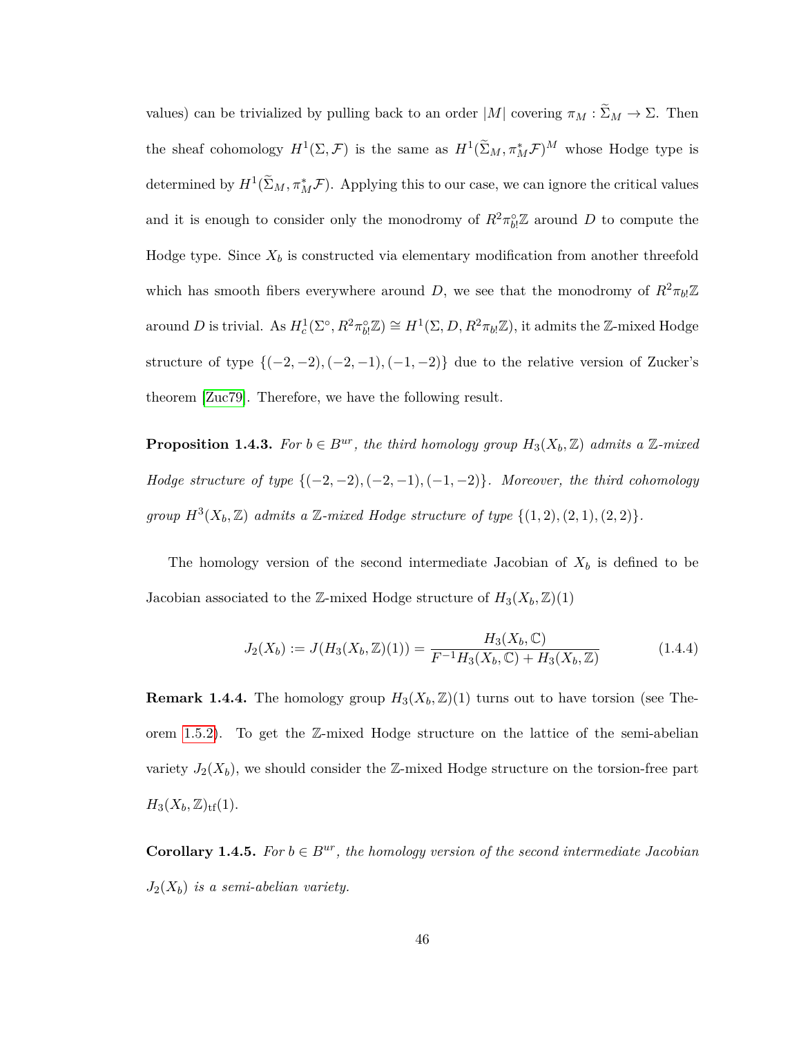values) can be trivialized by pulling back to an order $|M|$ covering $\pi_M : \widetilde{\Sigma}_M \to \Sigma$. Then the sheaf cohomology $H^1(\Sigma, \mathcal{F})$ is the same as $H^1(\widetilde{\Sigma}_M, \pi_M^* \mathcal{F})^M$ whose Hodge type is determined by $H^1(\widetilde{\Sigma}_M, \pi_M^* \mathcal{F})$. Applying this to our case, we can ignore the critical values and it is enough to consider only the monodromy of $R^2 \pi^\circ_{b!} \mathbb{Z}$ around $D$ to compute the Hodge type. Since $X_b$ is constructed via elementary modification from another threefold which has smooth fibers everywhere around $D$, we see that the monodromy of $R^2 \pi_{b!} \mathbb{Z}$ around $D$ is trivial. As $H^1_c(\Sigma^\circ, R^2 \pi^\circ_{b!} \mathbb{Z}) \cong H^1(\Sigma, D, R^2 \pi_{b!} \mathbb{Z})$, it admits the $\mathbb{Z}$-mixed Hodge structure of type $\{(-2,-2), (-2,-1), (-1,-2)\}$ due to the relative version of Zucker's theorem [Zuc79]. Therefore, we have the following result.

**Proposition 1.4.3.** *For $b \in B^{ur}$, the third homology group $H_3(X_b, \mathbb{Z})$ admits a $\mathbb{Z}$-mixed Hodge structure of type $\{(-2,-2), (-2,-1), (-1,-2)\}$. Moreover, the third cohomology group $H^3(X_b, \mathbb{Z})$ admits a $\mathbb{Z}$-mixed Hodge structure of type $\{(1,2), (2,1), (2,2)\}$.*

The homology version of the second intermediate Jacobian of $X_b$ is defined to be Jacobian associated to the $\mathbb{Z}$-mixed Hodge structure of $H_3(X_b, \mathbb{Z})(1)$

$$J_2(X_b) := J(H_3(X_b, \mathbb{Z})(1)) = \frac{H_3(X_b, \mathbb{C})}{F^{-1} H_3(X_b, \mathbb{C}) + H_3(X_b, \mathbb{Z})} \tag{1.4.4}$$

**Remark 1.4.4.** The homology group $H_3(X_b, \mathbb{Z})(1)$ turns out to have torsion (see Theorem 1.5.2). To get the $\mathbb{Z}$-mixed Hodge structure on the lattice of the semi-abelian variety $J_2(X_b)$, we should consider the $\mathbb{Z}$-mixed Hodge structure on the torsion-free part $H_3(X_b, \mathbb{Z})_{\text{tf}}(1)$.

**Corollary 1.4.5.** *For $b \in B^{ur}$, the homology version of the second intermediate Jacobian $J_2(X_b)$ is a semi-abelian variety.*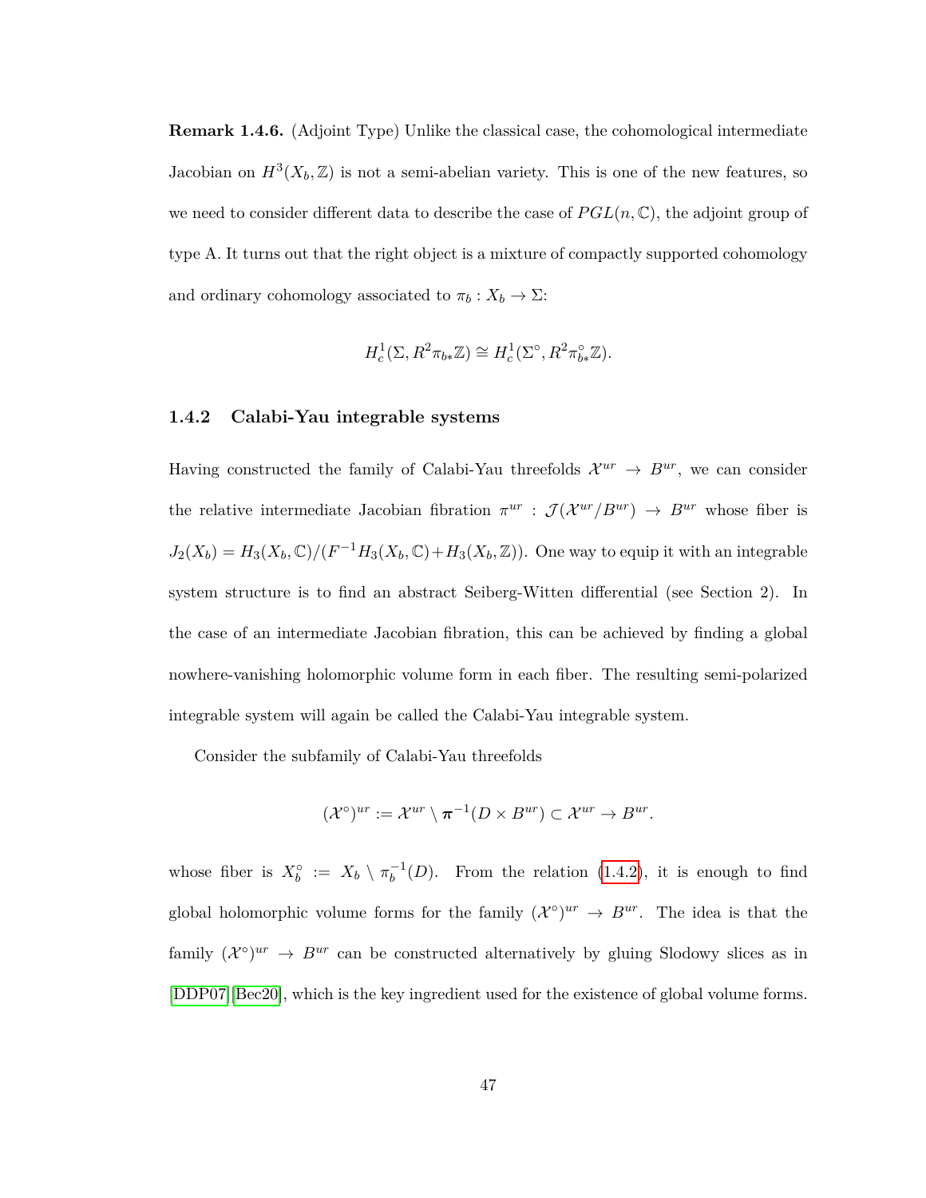**Remark 1.4.6.** (Adjoint Type) Unlike the classical case, the cohomological intermediate Jacobian on $H^3(X_b, \mathbb{Z})$ is not a semi-abelian variety. This is one of the new features, so we need to consider different data to describe the case of $PGL(n, \mathbb{C})$, the adjoint group of type A. It turns out that the right object is a mixture of compactly supported cohomology and ordinary cohomology associated to $\pi_b : X_b \to \Sigma$:

$$H^1_c(\Sigma, R^2\pi_{b*}\mathbb{Z}) \cong H^1_c(\Sigma^\circ, R^2\pi^\circ_{b*}\mathbb{Z}).$$

### 1.4.2 Calabi-Yau integrable systems

Having constructed the family of Calabi-Yau threefolds $\mathcal{X}^{ur} \to B^{ur}$, we can consider the relative intermediate Jacobian fibration $\pi^{ur} : \mathcal{J}(\mathcal{X}^{ur}/B^{ur}) \to B^{ur}$ whose fiber is $J_2(X_b) = H_3(X_b, \mathbb{C})/(F^{-1}H_3(X_b, \mathbb{C}) + H_3(X_b, \mathbb{Z}))$. One way to equip it with an integrable system structure is to find an abstract Seiberg-Witten differential (see Section 2). In the case of an intermediate Jacobian fibration, this can be achieved by finding a global nowhere-vanishing holomorphic volume form in each fiber. The resulting semi-polarized integrable system will again be called the Calabi-Yau integrable system.

Consider the subfamily of Calabi-Yau threefolds

$$(\mathcal{X}^\circ)^{ur} := \mathcal{X}^{ur} \setminus \boldsymbol{\pi}^{-1}(D \times B^{ur}) \subset \mathcal{X}^{ur} \to B^{ur}.$$

whose fiber is $X_b^\circ := X_b \setminus \pi_b^{-1}(D)$. From the relation (1.4.2), it is enough to find global holomorphic volume forms for the family $(\mathcal{X}^\circ)^{ur} \to B^{ur}$. The idea is that the family $(\mathcal{X}^\circ)^{ur} \to B^{ur}$ can be constructed alternatively by gluing Slodowy slices as in [DDP07][Bec20], which is the key ingredient used for the existence of global volume forms.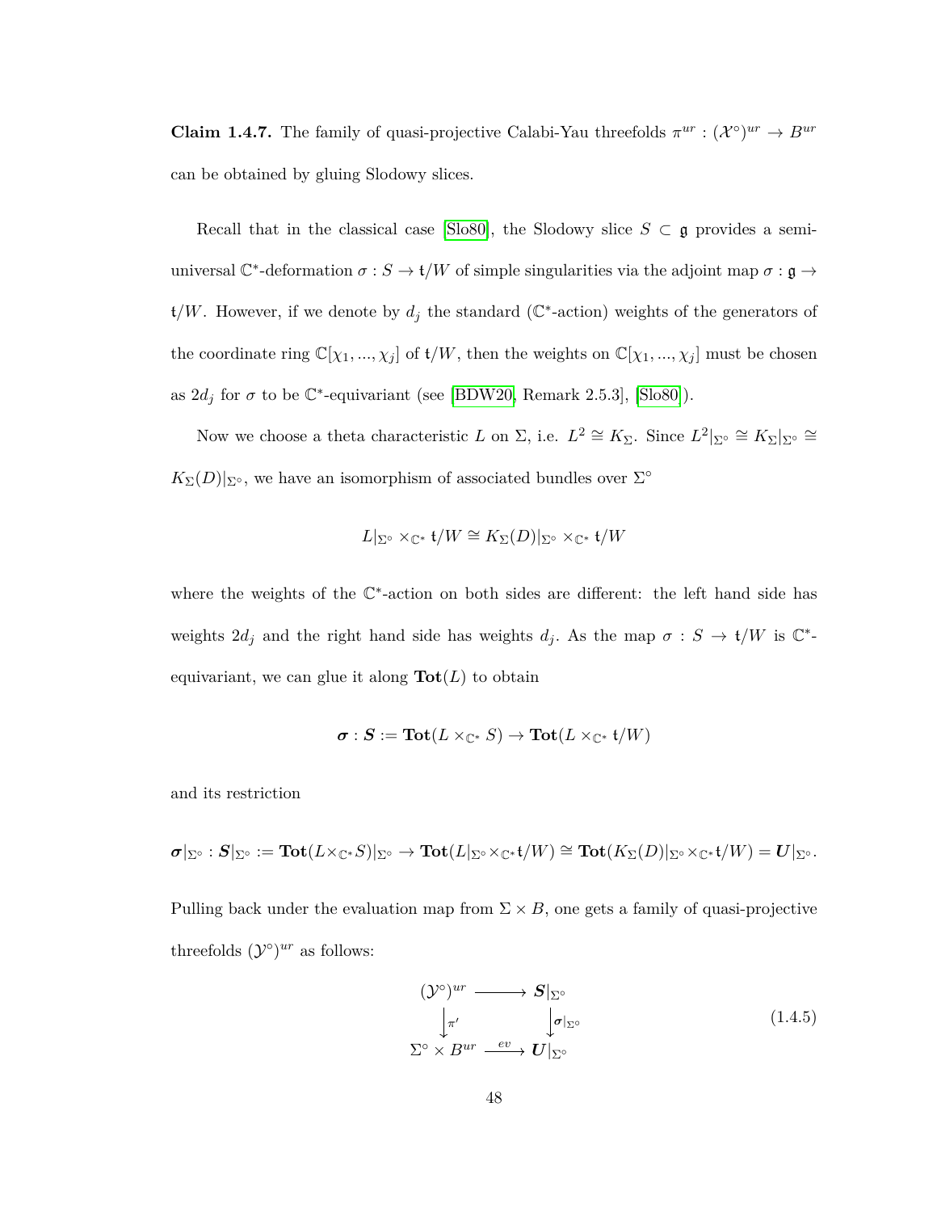**Claim 1.4.7.** The family of quasi-projective Calabi-Yau threefolds $\pi^{ur} : (\mathcal{X}^\circ)^{ur} \to B^{ur}$ can be obtained by gluing Slodowy slices.

Recall that in the classical case [Slo80], the Slodowy slice $S \subset \mathfrak{g}$ provides a semi-universal $\mathbb{C}^*$-deformation $\sigma : S \to \mathfrak{t}/W$ of simple singularities via the adjoint map $\sigma : \mathfrak{g} \to \mathfrak{t}/W$. However, if we denote by $d_j$ the standard ($\mathbb{C}^*$-action) weights of the generators of the coordinate ring $\mathbb{C}[\chi_1, ..., \chi_j]$ of $\mathfrak{t}/W$, then the weights on $\mathbb{C}[\chi_1, ..., \chi_j]$ must be chosen as $2d_j$ for $\sigma$ to be $\mathbb{C}^*$-equivariant (see [BDW20, Remark 2.5.3], [Slo80]).

Now we choose a theta characteristic $L$ on $\Sigma$, i.e. $L^2 \cong K_\Sigma$. Since $L^2|_{\Sigma^\circ} \cong K_\Sigma|_{\Sigma^\circ} \cong K_\Sigma(D)|_{\Sigma^\circ}$, we have an isomorphism of associated bundles over $\Sigma^\circ$

$$L|_{\Sigma^\circ} \times_{\mathbb{C}^*} \mathfrak{t}/W \cong K_\Sigma(D)|_{\Sigma^\circ} \times_{\mathbb{C}^*} \mathfrak{t}/W$$

where the weights of the $\mathbb{C}^*$-action on both sides are different: the left hand side has weights $2d_j$ and the right hand side has weights $d_j$. As the map $\sigma : S \to \mathfrak{t}/W$ is $\mathbb{C}^*$-equivariant, we can glue it along $\mathbf{Tot}(L)$ to obtain

$$\boldsymbol{\sigma} : \boldsymbol{S} := \mathbf{Tot}(L \times_{\mathbb{C}^*} S) \to \mathbf{Tot}(L \times_{\mathbb{C}^*} \mathfrak{t}/W)$$

and its restriction

$$\boldsymbol{\sigma}|_{\Sigma^\circ} : \boldsymbol{S}|_{\Sigma^\circ} := \mathbf{Tot}(L \times_{\mathbb{C}^*} S)|_{\Sigma^\circ} \to \mathbf{Tot}(L|_{\Sigma^\circ} \times_{\mathbb{C}^*} \mathfrak{t}/W) \cong \mathbf{Tot}(K_\Sigma(D)|_{\Sigma^\circ} \times_{\mathbb{C}^*} \mathfrak{t}/W) = \boldsymbol{U}|_{\Sigma^\circ}.$$

Pulling back under the evaluation map from $\Sigma \times B$, one gets a family of quasi-projective threefolds $(\mathcal{Y}^\circ)^{ur}$ as follows:

$$\begin{array}{ccc} (\mathcal{Y}^\circ)^{ur} & \longrightarrow & \boldsymbol{S}|_{\Sigma^\circ} \\ \downarrow{\scriptstyle \pi'} & & \downarrow{\scriptstyle \boldsymbol{\sigma}|_{\Sigma^\circ}} \\ \Sigma^\circ \times B^{ur} & \xrightarrow{ev} & \boldsymbol{U}|_{\Sigma^\circ} \end{array} \tag{1.4.5}$$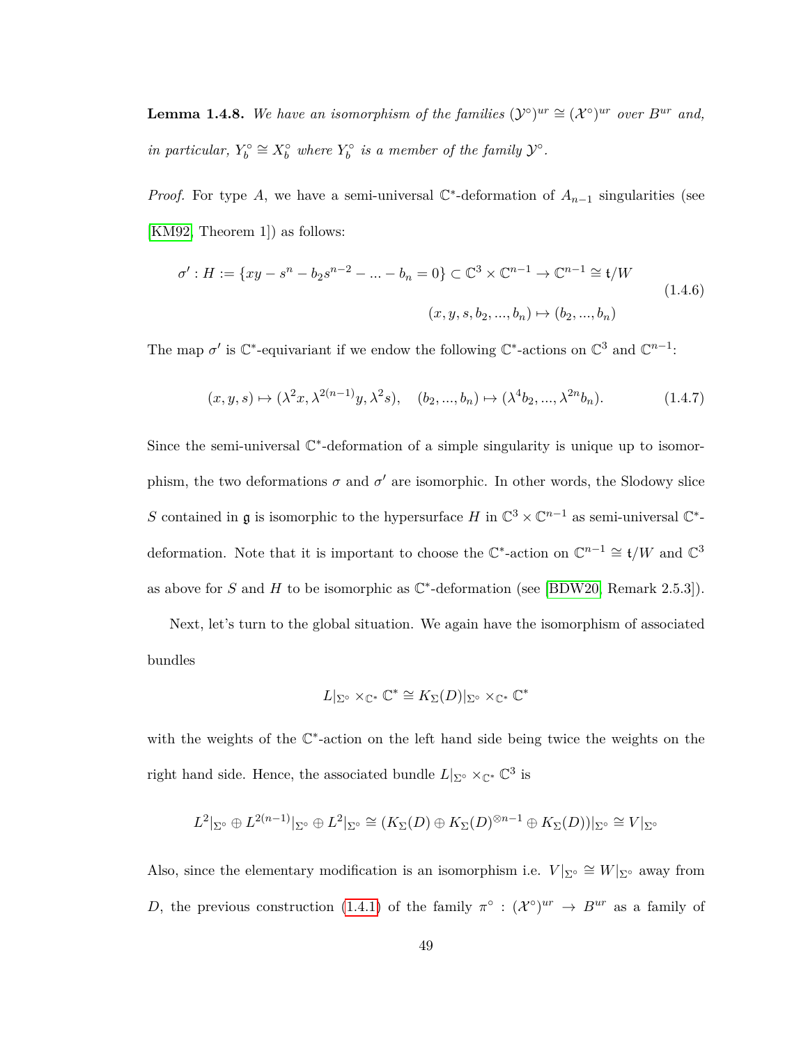**Lemma 1.4.8.** *We have an isomorphism of the families $(\mathcal{Y}^\circ)^{ur} \cong (\mathcal{X}^\circ)^{ur}$ over $B^{ur}$ and, in particular, $Y_b^\circ \cong X_b^\circ$ where $Y_b^\circ$ is a member of the family $\mathcal{Y}^\circ$.*

*Proof.* For type $A$, we have a semi-universal $\mathbb{C}^*$-deformation of $A_{n-1}$ singularities (see [KM92, Theorem 1]) as follows:

$$\begin{aligned} \sigma' : H := \{xy - s^n - b_2 s^{n-2} - ... - b_n = 0\} \subset \mathbb{C}^3 \times \mathbb{C}^{n-1} &\to \mathbb{C}^{n-1} \cong \mathfrak{t}/W \\ (x, y, s, b_2, ..., b_n) &\mapsto (b_2, ..., b_n) \end{aligned} \tag{1.4.6}$$

The map $\sigma'$ is $\mathbb{C}^*$-equivariant if we endow the following $\mathbb{C}^*$-actions on $\mathbb{C}^3$ and $\mathbb{C}^{n-1}$:

$$(x, y, s) \mapsto (\lambda^2 x, \lambda^{2(n-1)} y, \lambda^2 s), \quad (b_2, ..., b_n) \mapsto (\lambda^4 b_2, ..., \lambda^{2n} b_n). \tag{1.4.7}$$

Since the semi-universal $\mathbb{C}^*$-deformation of a simple singularity is unique up to isomorphism, the two deformations $\sigma$ and $\sigma'$ are isomorphic. In other words, the Slodowy slice $S$ contained in $\mathfrak{g}$ is isomorphic to the hypersurface $H$ in $\mathbb{C}^3 \times \mathbb{C}^{n-1}$ as semi-universal $\mathbb{C}^*$-deformation. Note that it is important to choose the $\mathbb{C}^*$-action on $\mathbb{C}^{n-1} \cong \mathfrak{t}/W$ and $\mathbb{C}^3$ as above for $S$ and $H$ to be isomorphic as $\mathbb{C}^*$-deformation (see [BDW20, Remark 2.5.3]).

Next, let's turn to the global situation. We again have the isomorphism of associated bundles

$$L|_{\Sigma^\circ} \times_{\mathbb{C}^*} \mathbb{C}^* \cong K_\Sigma(D)|_{\Sigma^\circ} \times_{\mathbb{C}^*} \mathbb{C}^*$$

with the weights of the $\mathbb{C}^*$-action on the left hand side being twice the weights on the right hand side. Hence, the associated bundle $L|_{\Sigma^\circ} \times_{\mathbb{C}^*} \mathbb{C}^3$ is

$$L^2|_{\Sigma^\circ} \oplus L^{2(n-1)}|_{\Sigma^\circ} \oplus L^2|_{\Sigma^\circ} \cong (K_\Sigma(D) \oplus K_\Sigma(D)^{\otimes n-1} \oplus K_\Sigma(D))|_{\Sigma^\circ} \cong V|_{\Sigma^\circ}$$

Also, since the elementary modification is an isomorphism i.e. $V|_{\Sigma^\circ} \cong W|_{\Sigma^\circ}$ away from $D$, the previous construction (1.4.1) of the family $\pi^\circ : (\mathcal{X}^\circ)^{ur} \to B^{ur}$ as a family of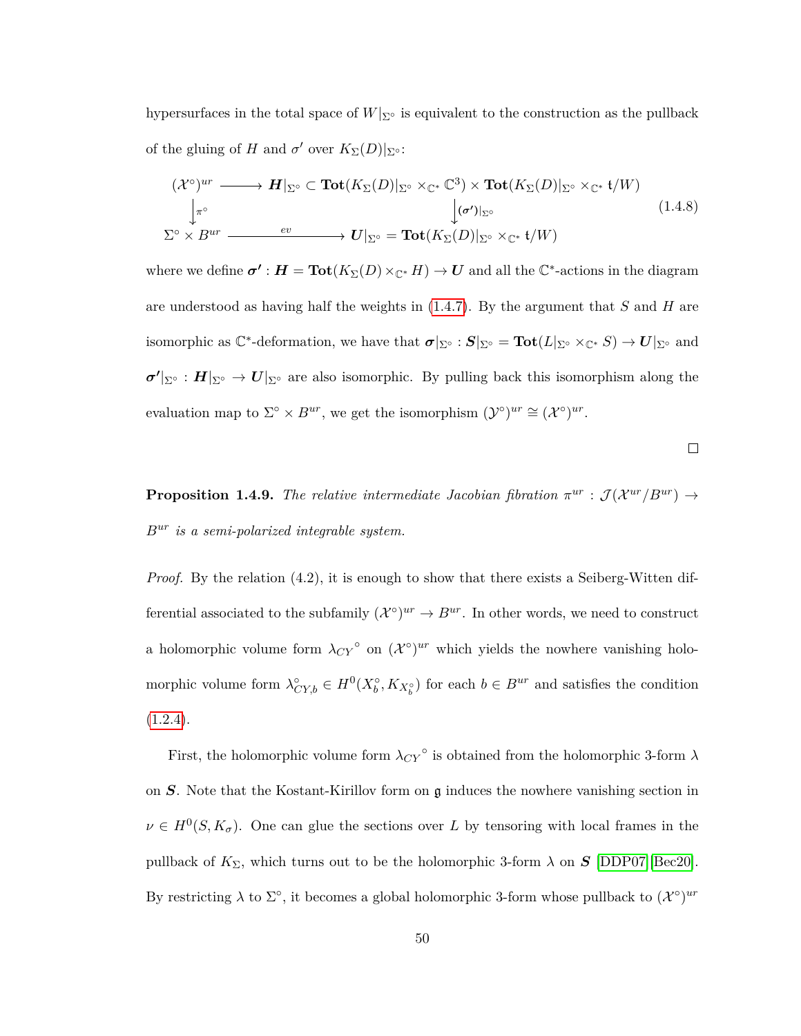hypersurfaces in the total space of $W|_{\Sigma^\circ}$ is equivalent to the construction as the pullback of the gluing of $H$ and $\sigma'$ over $K_\Sigma(D)|_{\Sigma^\circ}$:

$$
\begin{array}{ccc}
(\mathcal{X}^\circ)^{ur} & \longrightarrow & \boldsymbol{H}|_{\Sigma^\circ} \subset \mathbf{Tot}(K_\Sigma(D)|_{\Sigma^\circ} \times_{\mathbb{C}^*} \mathbb{C}^3) \times \mathbf{Tot}(K_\Sigma(D)|_{\Sigma^\circ} \times_{\mathbb{C}^*} \mathfrak{t}/W) \\
\Big\downarrow \pi^\circ & & \Big\downarrow (\boldsymbol{\sigma'})|_{\Sigma^\circ} \\
\Sigma^\circ \times B^{ur} & \xrightarrow{\quad ev \quad} & \boldsymbol{U}|_{\Sigma^\circ} = \mathbf{Tot}(K_\Sigma(D)|_{\Sigma^\circ} \times_{\mathbb{C}^*} \mathfrak{t}/W)
\end{array}
\tag{1.4.8}
$$

where we define $\boldsymbol{\sigma'} : \boldsymbol{H} = \mathbf{Tot}(K_\Sigma(D) \times_{\mathbb{C}^*} H) \to \boldsymbol{U}$ and all the $\mathbb{C}^*$-actions in the diagram are understood as having half the weights in (1.4.7). By the argument that $S$ and $H$ are isomorphic as $\mathbb{C}^*$-deformation, we have that $\boldsymbol{\sigma}|_{\Sigma^\circ} : \boldsymbol{S}|_{\Sigma^\circ} = \mathbf{Tot}(L|_{\Sigma^\circ} \times_{\mathbb{C}^*} S) \to \boldsymbol{U}|_{\Sigma^\circ}$ and $\boldsymbol{\sigma'}|_{\Sigma^\circ} : \boldsymbol{H}|_{\Sigma^\circ} \to \boldsymbol{U}|_{\Sigma^\circ}$ are also isomorphic. By pulling back this isomorphism along the evaluation map to $\Sigma^\circ \times B^{ur}$, we get the isomorphism $(\mathcal{Y}^\circ)^{ur} \cong (\mathcal{X}^\circ)^{ur}$.

□

**Proposition 1.4.9.** *The relative intermediate Jacobian fibration $\pi^{ur} : \mathcal{J}(\mathcal{X}^{ur}/B^{ur}) \to B^{ur}$ is a semi-polarized integrable system.*

*Proof.* By the relation (4.2), it is enough to show that there exists a Seiberg-Witten differential associated to the subfamily $(\mathcal{X}^\circ)^{ur} \to B^{ur}$. In other words, we need to construct a holomorphic volume form $\lambda_{CY}{}^\circ$ on $(\mathcal{X}^\circ)^{ur}$ which yields the nowhere vanishing holomorphic volume form $\lambda^\circ_{CY,b} \in H^0(X^\circ_b, K_{X^\circ_b})$ for each $b \in B^{ur}$ and satisfies the condition (1.2.4).

First, the holomorphic volume form $\lambda_{CY}{}^\circ$ is obtained from the holomorphic 3-form $\lambda$ on $\boldsymbol{S}$. Note that the Kostant-Kirillov form on $\mathfrak{g}$ induces the nowhere vanishing section in $\nu \in H^0(S, K_\sigma)$. One can glue the sections over $L$ by tensoring with local frames in the pullback of $K_\Sigma$, which turns out to be the holomorphic 3-form $\lambda$ on $\boldsymbol{S}$ [DDP07][Bec20]. By restricting $\lambda$ to $\Sigma^\circ$, it becomes a global holomorphic 3-form whose pullback to $(\mathcal{X}^\circ)^{ur}$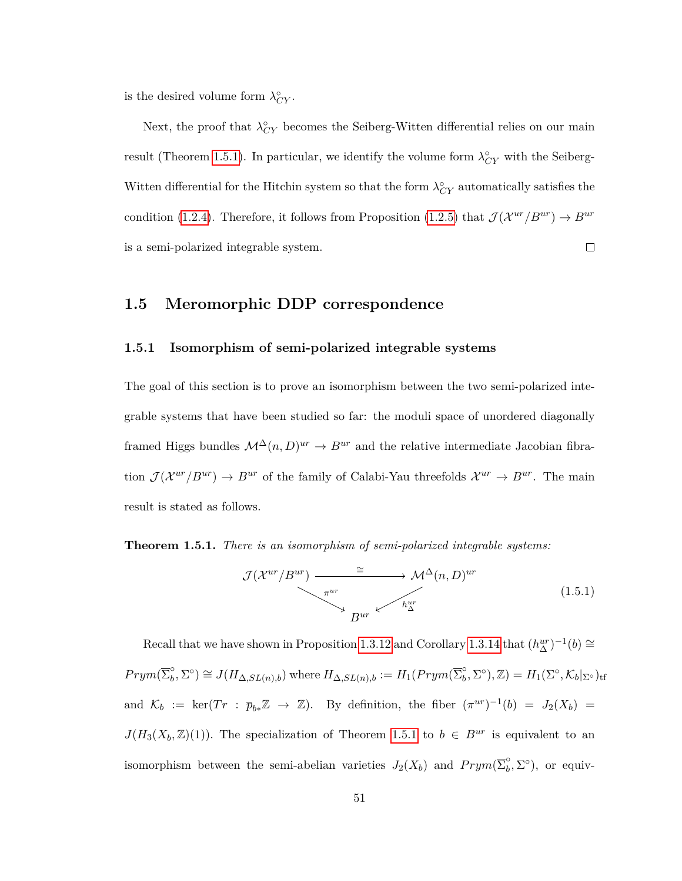is the desired volume form $\lambda_{CY}^\circ$.

Next, the proof that $\lambda_{CY}^\circ$ becomes the Seiberg-Witten differential relies on our main result (Theorem 1.5.1). In particular, we identify the volume form $\lambda_{CY}^\circ$ with the Seiberg-Witten differential for the Hitchin system so that the form $\lambda_{CY}^\circ$ automatically satisfies the condition (1.2.4). Therefore, it follows from Proposition (1.2.5) that $\mathcal{J}(\mathcal{X}^{ur}/B^{ur}) \to B^{ur}$ is a semi-polarized integrable system. $\square$

## 1.5 Meromorphic DDP correspondence

### 1.5.1 Isomorphism of semi-polarized integrable systems

The goal of this section is to prove an isomorphism between the two semi-polarized integrable systems that have been studied so far: the moduli space of unordered diagonally framed Higgs bundles $\mathcal{M}^\Delta(n,D)^{ur} \to B^{ur}$ and the relative intermediate Jacobian fibration $\mathcal{J}(\mathcal{X}^{ur}/B^{ur}) \to B^{ur}$ of the family of Calabi-Yau threefolds $\mathcal{X}^{ur} \to B^{ur}$. The main result is stated as follows.

**Theorem 1.5.1.** *There is an isomorphism of semi-polarized integrable systems:*

$$\begin{array}{ccc} \mathcal{J}(\mathcal{X}^{ur}/B^{ur}) & \xrightarrow{\cong} & \mathcal{M}^\Delta(n,D)^{ur} \\ & {\scriptstyle \pi^{ur}} \searrow \quad \swarrow {\scriptstyle h_\Delta^{ur}} & \\ & B^{ur} & \end{array} \tag{1.5.1}$$

Recall that we have shown in Proposition 1.3.12 and Corollary 1.3.14 that $(h_\Delta^{ur})^{-1}(b) \cong Prym(\overline{\Sigma}_b^\circ, \Sigma^\circ) \cong J(H_{\Delta,SL(n),b})$ where $H_{\Delta,SL(n),b} := H_1(Prym(\overline{\Sigma}_b^\circ, \Sigma^\circ), \mathbb{Z}) = H_1(\Sigma^\circ, \mathcal{K}_b|_{\Sigma^\circ})_{\text{tf}}$ and $\mathcal{K}_b := \ker(Tr : \overline{p}_{b*}\mathbb{Z} \to \mathbb{Z})$. By definition, the fiber $(\pi^{ur})^{-1}(b) = J_2(X_b) = J(H_3(X_b,\mathbb{Z})(1))$. The specialization of Theorem 1.5.1 to $b \in B^{ur}$ is equivalent to an isomorphism between the semi-abelian varieties $J_2(X_b)$ and $Prym(\overline{\Sigma}_b^\circ, \Sigma^\circ)$, or equiv-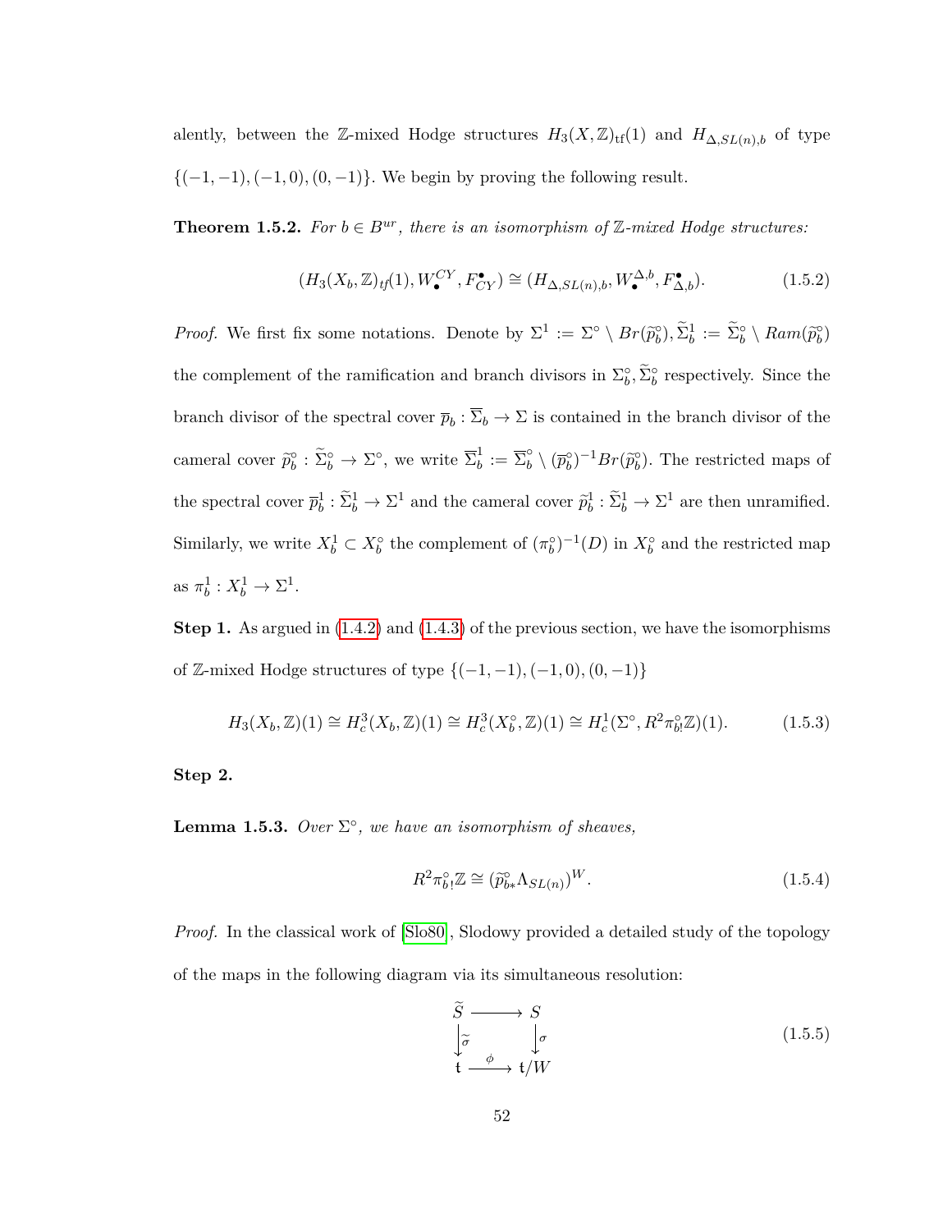alently, between the $\mathbb{Z}$-mixed Hodge structures $H_3(X,\mathbb{Z})_{\mathrm{tf}}(1)$ and $H_{\Delta,SL(n),b}$ of type $\{(-1,-1),(-1,0),(0,-1)\}$. We begin by proving the following result.

**Theorem 1.5.2.** *For $b \in B^{ur}$, there is an isomorphism of $\mathbb{Z}$-mixed Hodge structures:*

$$(H_3(X_b,\mathbb{Z})_{tf}(1), W_\bullet^{CY}, F_{CY}^\bullet) \cong (H_{\Delta,SL(n),b}, W_\bullet^{\Delta,b}, F_{\Delta,b}^\bullet). \tag{1.5.2}$$

*Proof.* We first fix some notations. Denote by $\Sigma^1 := \Sigma^\circ \setminus Br(\widetilde{p}_b^\circ), \widetilde{\Sigma}_b^1 := \widetilde{\Sigma}_b^\circ \setminus Ram(\widetilde{p}_b^\circ)$ the complement of the ramification and branch divisors in $\Sigma_b^\circ, \widetilde{\Sigma}_b^\circ$ respectively. Since the branch divisor of the spectral cover $\overline{p}_b : \overline{\Sigma}_b \to \Sigma$ is contained in the branch divisor of the cameral cover $\widetilde{p}_b^\circ : \widetilde{\Sigma}_b^\circ \to \Sigma^\circ$, we write $\overline{\Sigma}_b^1 := \overline{\Sigma}_b^\circ \setminus (\overline{p}_b^\circ)^{-1} Br(\widetilde{p}_b^\circ)$. The restricted maps of the spectral cover $\overline{p}_b^1 : \widetilde{\Sigma}_b^1 \to \Sigma^1$ and the cameral cover $\widetilde{p}_b^1 : \widetilde{\Sigma}_b^1 \to \Sigma^1$ are then unramified. Similarly, we write $X_b^1 \subset X_b^\circ$ the complement of $(\pi_b^\circ)^{-1}(D)$ in $X_b^\circ$ and the restricted map as $\pi_b^1 : X_b^1 \to \Sigma^1$.

**Step 1.** As argued in (1.4.2) and (1.4.3) of the previous section, we have the isomorphisms of $\mathbb{Z}$-mixed Hodge structures of type $\{(-1,-1),(-1,0),(0,-1)\}$

$$H_3(X_b,\mathbb{Z})(1) \cong H_c^3(X_b,\mathbb{Z})(1) \cong H_c^3(X_b^\circ,\mathbb{Z})(1) \cong H_c^1(\Sigma^\circ, R^2\pi_{b!}^\circ\mathbb{Z})(1). \tag{1.5.3}$$

**Step 2.**

**Lemma 1.5.3.** *Over $\Sigma^\circ$, we have an isomorphism of sheaves,*

$$R^2\pi_{b!}^\circ\mathbb{Z} \cong (\widetilde{p}_{b*}^\circ \Lambda_{SL(n)})^W. \tag{1.5.4}$$

*Proof.* In the classical work of [Slo80], Slodowy provided a detailed study of the topology of the maps in the following diagram via its simultaneous resolution:

$$\begin{array}{ccc} \widetilde{S} & \longrightarrow & S \\ \big\downarrow \widetilde{\sigma} & & \big\downarrow \sigma \\ \mathfrak{t} & \xrightarrow{\ \phi\ } & \mathfrak{t}/W \end{array} \tag{1.5.5}$$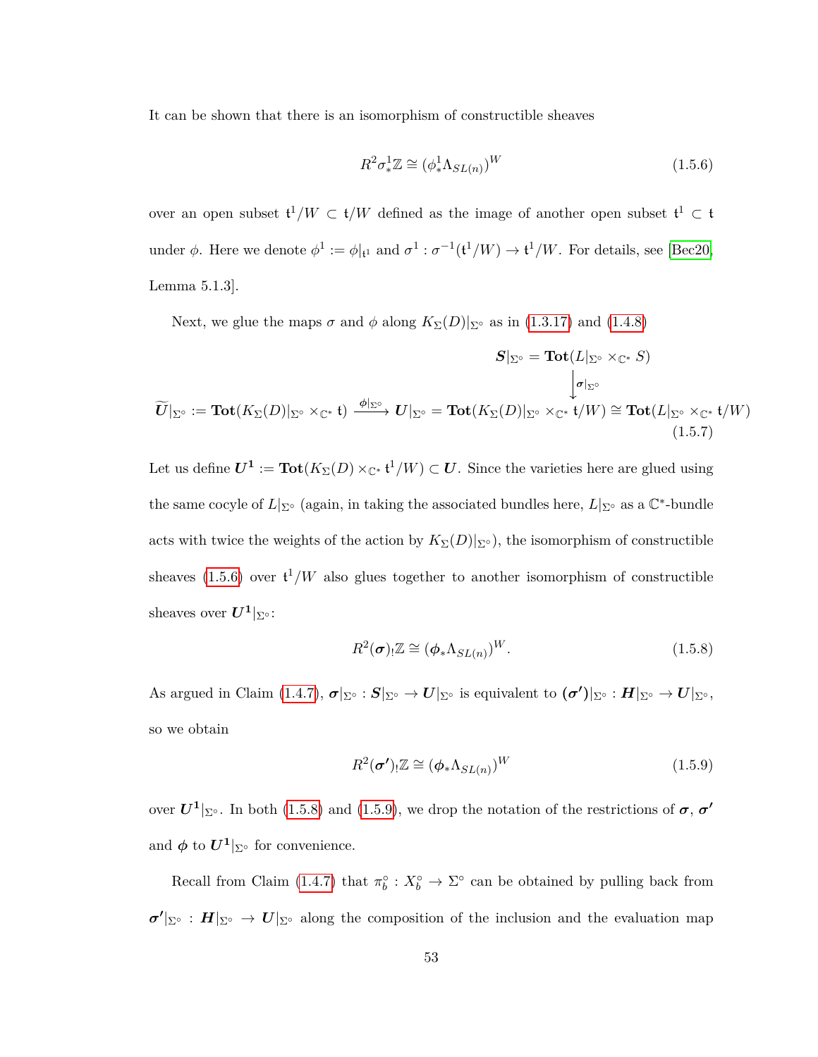It can be shown that there is an isomorphism of constructible sheaves

$$R^2\sigma^1_*\mathbb{Z} \cong (\phi^1_*\Lambda_{SL(n)})^W \tag{1.5.6}$$

over an open subset $\mathfrak{t}^1/W \subset \mathfrak{t}/W$ defined as the image of another open subset $\mathfrak{t}^1 \subset \mathfrak{t}$ under $\phi$. Here we denote $\phi^1 := \phi|_{\mathfrak{t}^1}$ and $\sigma^1 : \sigma^{-1}(\mathfrak{t}^1/W) \to \mathfrak{t}^1/W$. For details, see [Bec20, Lemma 5.1.3].

Next, we glue the maps $\sigma$ and $\phi$ along $K_\Sigma(D)|_{\Sigma^\circ}$ as in (1.3.17) and (1.4.8)

$$\begin{array}{ccc} & & \boldsymbol{S}|_{\Sigma^\circ} = \mathbf{Tot}(L|_{\Sigma^\circ} \times_{\mathbb{C}^*} S) \\ & & \downarrow{\scriptstyle \boldsymbol{\sigma}|_{\Sigma^\circ}} \\ \widetilde{\boldsymbol{U}}|_{\Sigma^\circ} := \mathbf{Tot}(K_\Sigma(D)|_{\Sigma^\circ} \times_{\mathbb{C}^*} \mathfrak{t}) & \xrightarrow{\boldsymbol{\phi}|_{\Sigma^\circ}} & \boldsymbol{U}|_{\Sigma^\circ} = \mathbf{Tot}(K_\Sigma(D)|_{\Sigma^\circ} \times_{\mathbb{C}^*} \mathfrak{t}/W) \cong \mathbf{Tot}(L|_{\Sigma^\circ} \times_{\mathbb{C}^*} \mathfrak{t}/W) \end{array} \tag{1.5.7}$$

Let us define $\boldsymbol{U^1} := \mathbf{Tot}(K_\Sigma(D) \times_{\mathbb{C}^*} \mathfrak{t}^1/W) \subset \boldsymbol{U}$. Since the varieties here are glued using the same cocyle of $L|_{\Sigma^\circ}$ (again, in taking the associated bundles here, $L|_{\Sigma^\circ}$ as a $\mathbb{C}^*$-bundle acts with twice the weights of the action by $K_\Sigma(D)|_{\Sigma^\circ}$), the isomorphism of constructible sheaves (1.5.6) over $\mathfrak{t}^1/W$ also glues together to another isomorphism of constructible sheaves over $\boldsymbol{U^1}|_{\Sigma^\circ}$:

$$R^2(\boldsymbol{\sigma})_!\mathbb{Z} \cong (\boldsymbol{\phi}_*\Lambda_{SL(n)})^W. \tag{1.5.8}$$

As argued in Claim (1.4.7), $\boldsymbol{\sigma}|_{\Sigma^\circ} : \boldsymbol{S}|_{\Sigma^\circ} \to \boldsymbol{U}|_{\Sigma^\circ}$ is equivalent to $(\boldsymbol{\sigma'})|_{\Sigma^\circ} : \boldsymbol{H}|_{\Sigma^\circ} \to \boldsymbol{U}|_{\Sigma^\circ}$, so we obtain

$$R^2(\boldsymbol{\sigma'})_!\mathbb{Z} \cong (\boldsymbol{\phi}_*\Lambda_{SL(n)})^W \tag{1.5.9}$$

over $\boldsymbol{U^1}|_{\Sigma^\circ}$. In both (1.5.8) and (1.5.9), we drop the notation of the restrictions of $\boldsymbol{\sigma}$, $\boldsymbol{\sigma'}$ and $\boldsymbol{\phi}$ to $\boldsymbol{U^1}|_{\Sigma^\circ}$ for convenience.

Recall from Claim (1.4.7) that $\pi_b^\circ : X_b^\circ \to \Sigma^\circ$ can be obtained by pulling back from $\boldsymbol{\sigma'}|_{\Sigma^\circ} : \boldsymbol{H}|_{\Sigma^\circ} \to \boldsymbol{U}|_{\Sigma^\circ}$ along the composition of the inclusion and the evaluation map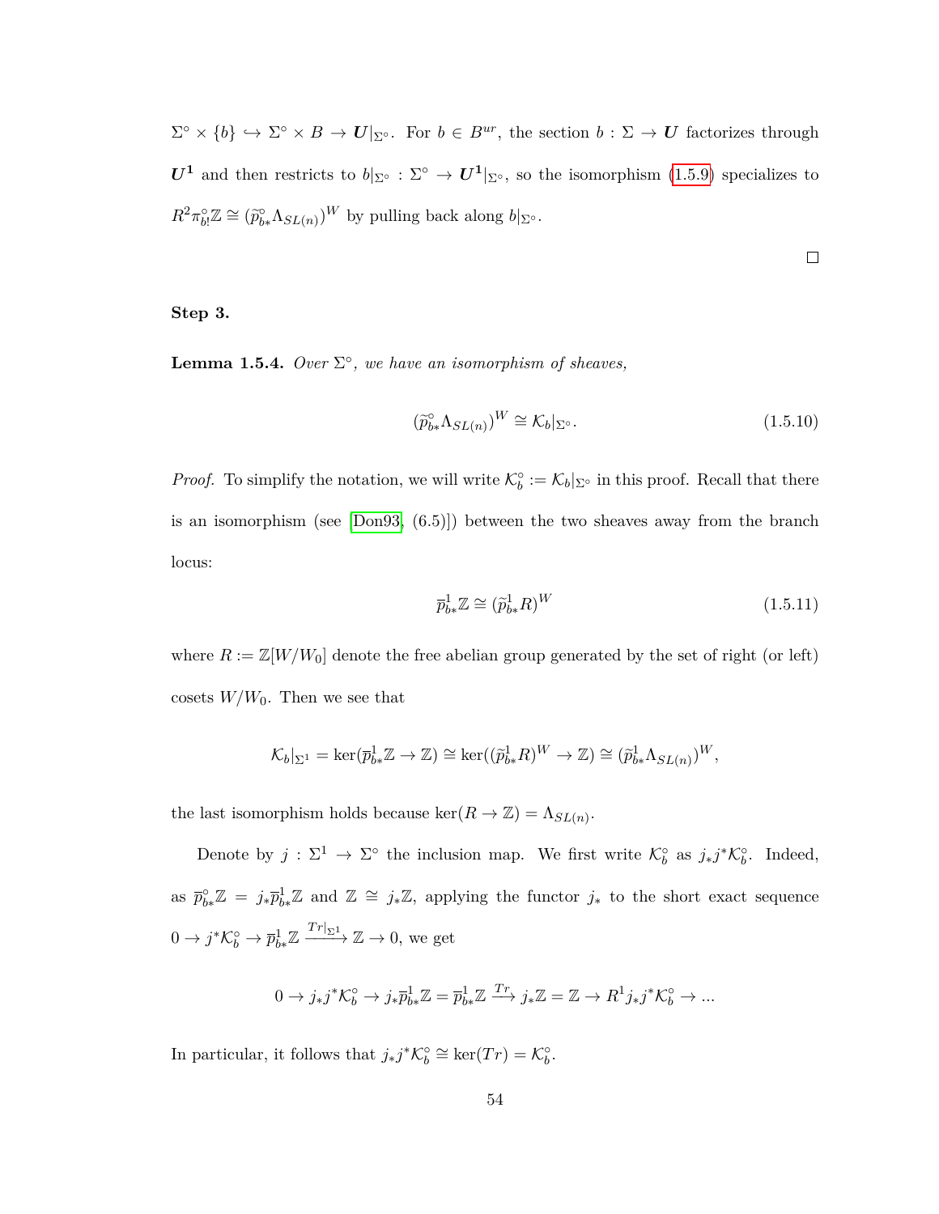$\Sigma^\circ \times \{b\} \hookrightarrow \Sigma^\circ \times B \to \boldsymbol{U}|_{\Sigma^\circ}$. For $b \in B^{ur}$, the section $b : \Sigma \to \boldsymbol{U}$ factorizes through $\boldsymbol{U^1}$ and then restricts to $b|_{\Sigma^\circ} : \Sigma^\circ \to \boldsymbol{U^1}|_{\Sigma^\circ}$, so the isomorphism (1.5.9) specializes to $R^2\pi^\circ_{b!}\mathbb{Z} \cong (\widetilde{p}^\circ_{b*}\Lambda_{SL(n)})^W$ by pulling back along $b|_{\Sigma^\circ}$.

□

**Step 3.**

**Lemma 1.5.4.** *Over $\Sigma^\circ$, we have an isomorphism of sheaves,*

$$(\widetilde{p}^\circ_{b*}\Lambda_{SL(n)})^W \cong \mathcal{K}_b|_{\Sigma^\circ}. \tag{1.5.10}$$

*Proof.* To simplify the notation, we will write $\mathcal{K}^\circ_b := \mathcal{K}_b|_{\Sigma^\circ}$ in this proof. Recall that there is an isomorphism (see [Don93, (6.5)]) between the two sheaves away from the branch locus:

$$\overline{p}^1_{b*}\mathbb{Z} \cong (\widetilde{p}^1_{b*}R)^W \tag{1.5.11}$$

where $R := \mathbb{Z}[W/W_0]$ denote the free abelian group generated by the set of right (or left) cosets $W/W_0$. Then we see that

$$\mathcal{K}_b|_{\Sigma^1} = \ker(\overline{p}^1_{b*}\mathbb{Z} \to \mathbb{Z}) \cong \ker((\widetilde{p}^1_{b*}R)^W \to \mathbb{Z}) \cong (\widetilde{p}^1_{b*}\Lambda_{SL(n)})^W,$$

the last isomorphism holds because $\ker(R \to \mathbb{Z}) = \Lambda_{SL(n)}$.

Denote by $j : \Sigma^1 \to \Sigma^\circ$ the inclusion map. We first write $\mathcal{K}^\circ_b$ as $j_*j^*\mathcal{K}^\circ_b$. Indeed, as $\overline{p}^\circ_{b*}\mathbb{Z} = j_*\overline{p}^1_{b*}\mathbb{Z}$ and $\mathbb{Z} \cong j_*\mathbb{Z}$, applying the functor $j_*$ to the short exact sequence $0 \to j^*\mathcal{K}^\circ_b \to \overline{p}^1_{b*}\mathbb{Z} \xrightarrow{Tr|_{\Sigma^1}} \mathbb{Z} \to 0$, we get

$$0 \to j_*j^*\mathcal{K}^\circ_b \to j_*\overline{p}^1_{b*}\mathbb{Z} = \overline{p}^1_{b*}\mathbb{Z} \xrightarrow{Tr} j_*\mathbb{Z} = \mathbb{Z} \to R^1j_*j^*\mathcal{K}^\circ_b \to ...$$

In particular, it follows that $j_*j^*\mathcal{K}^\circ_b \cong \ker(Tr) = \mathcal{K}^\circ_b$.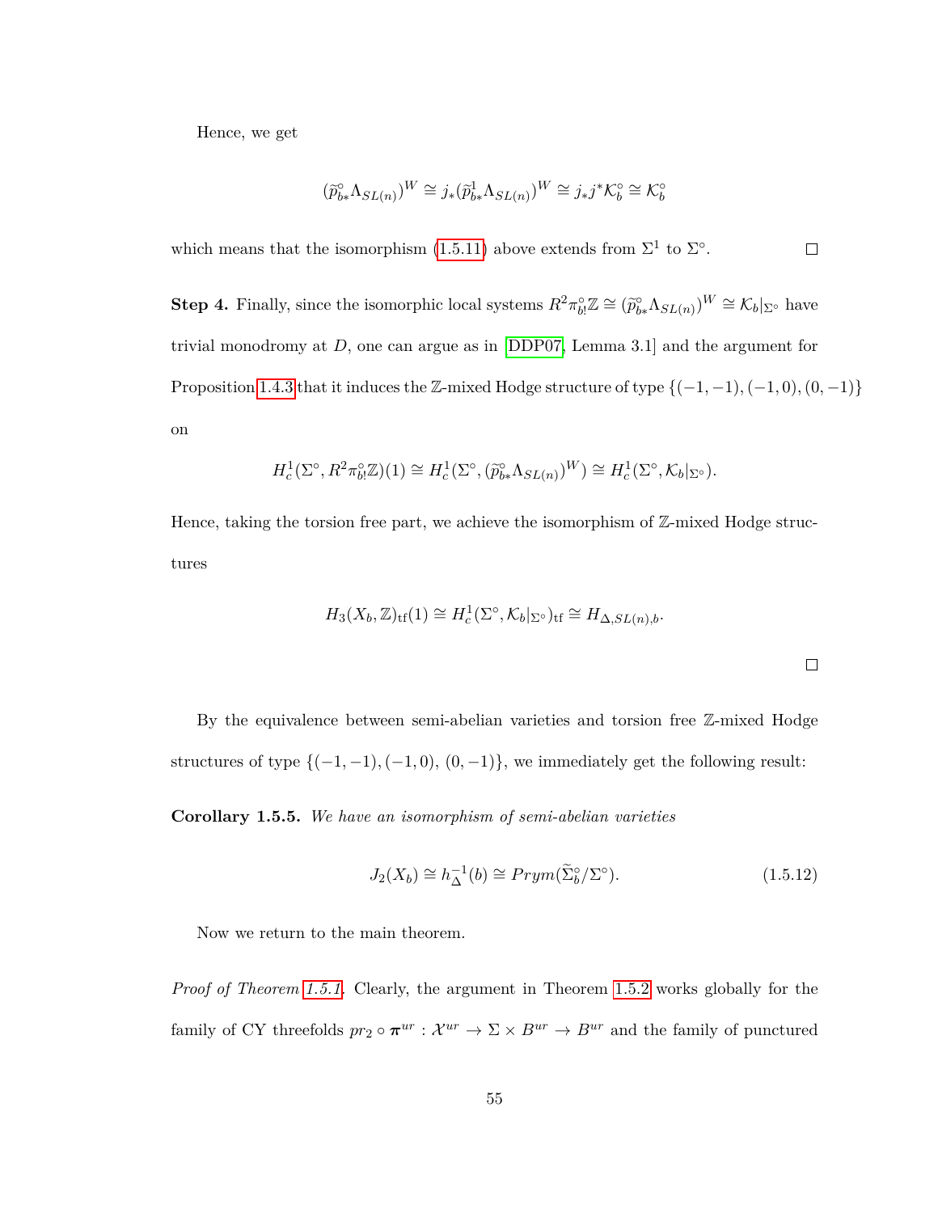Hence, we get

$$(\widetilde{p}^{\circ}_{b*}\Lambda_{SL(n)})^W \cong j_*(\widetilde{p}^{1}_{b*}\Lambda_{SL(n)})^W \cong j_*j^*\mathcal{K}^{\circ}_b \cong \mathcal{K}^{\circ}_b$$

which means that the isomorphism (1.5.11) above extends from $\Sigma^1$ to $\Sigma^{\circ}$. ☐

**Step 4.** Finally, since the isomorphic local systems $R^2\pi^{\circ}_{b!}\mathbb{Z} \cong (\widetilde{p}^{\circ}_{b*}\Lambda_{SL(n)})^W \cong \mathcal{K}_b|_{\Sigma^{\circ}}$ have trivial monodromy at $D$, one can argue as in [DDP07, Lemma 3.1] and the argument for Proposition 1.4.3 that it induces the $\mathbb{Z}$-mixed Hodge structure of type $\{(-1,-1),(-1,0),(0,-1)\}$ on

$$H^1_c(\Sigma^{\circ}, R^2\pi^{\circ}_{b!}\mathbb{Z})(1) \cong H^1_c(\Sigma^{\circ}, (\widetilde{p}^{\circ}_{b*}\Lambda_{SL(n)})^W) \cong H^1_c(\Sigma^{\circ}, \mathcal{K}_b|_{\Sigma^{\circ}}).$$

Hence, taking the torsion free part, we achieve the isomorphism of $\mathbb{Z}$-mixed Hodge structures

$$H_3(X_b,\mathbb{Z})_{\mathrm{tf}}(1) \cong H^1_c(\Sigma^{\circ}, \mathcal{K}_b|_{\Sigma^{\circ}})_{\mathrm{tf}} \cong H_{\Delta,SL(n),b}.$$

☐

By the equivalence between semi-abelian varieties and torsion free $\mathbb{Z}$-mixed Hodge structures of type $\{(-1,-1),(-1,0),(0,-1)\}$, we immediately get the following result:

**Corollary 1.5.5.** *We have an isomorphism of semi-abelian varieties*

$$J_2(X_b) \cong h_{\Delta}^{-1}(b) \cong Prym(\widetilde{\Sigma}^{\circ}_b/\Sigma^{\circ}). \tag{1.5.12}$$

Now we return to the main theorem.

*Proof of Theorem 1.5.1.* Clearly, the argument in Theorem 1.5.2 works globally for the family of CY threefolds $pr_2 \circ \boldsymbol{\pi}^{ur} : \mathcal{X}^{ur} \to \Sigma \times B^{ur} \to B^{ur}$ and the family of punctured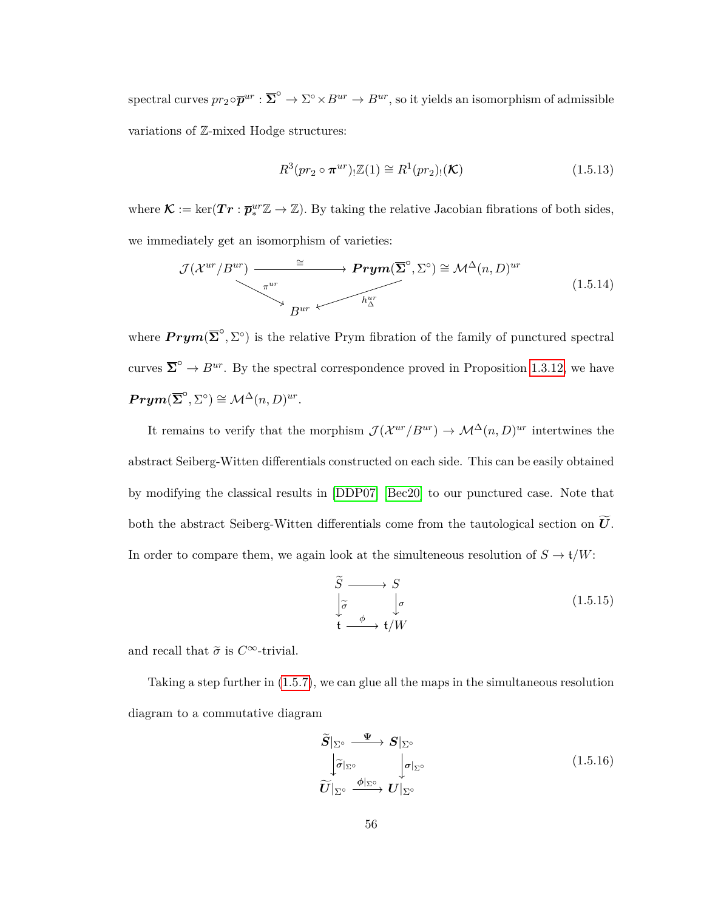spectral curves $pr_2 \circ \overline{\boldsymbol{p}}^{ur} : \overline{\boldsymbol{\Sigma}}^{\circ} \to \Sigma^{\circ} \times B^{ur} \to B^{ur}$, so it yields an isomorphism of admissible variations of $\mathbb{Z}$-mixed Hodge structures:

$$R^3(pr_2 \circ \boldsymbol{\pi}^{ur})_! \mathbb{Z}(1) \cong R^1(pr_2)_!(\boldsymbol{\mathcal{K}}) \tag{1.5.13}$$

where $\boldsymbol{\mathcal{K}} := \ker(\boldsymbol{Tr} : \overline{\boldsymbol{p}}^{ur}_* \mathbb{Z} \to \mathbb{Z})$. By taking the relative Jacobian fibrations of both sides, we immediately get an isomorphism of varieties:

$$\begin{array}{ccc} \mathcal{J}(\mathcal{X}^{ur}/B^{ur}) & \xrightarrow{\quad\cong\quad} & \boldsymbol{Prym}(\overline{\boldsymbol{\Sigma}}^{\circ}, \Sigma^{\circ}) \cong \mathcal{M}^{\Delta}(n, D)^{ur} \\ & {\scriptstyle \pi^{ur}} \searrow \quad \swarrow {\scriptstyle h^{ur}_{\Delta}} & \\ & B^{ur} & \end{array} \tag{1.5.14}$$

where $\boldsymbol{Prym}(\overline{\boldsymbol{\Sigma}}^{\circ}, \Sigma^{\circ})$ is the relative Prym fibration of the family of punctured spectral curves $\overline{\boldsymbol{\Sigma}}^{\circ} \to B^{ur}$. By the spectral correspondence proved in Proposition 1.3.12, we have $\boldsymbol{Prym}(\overline{\boldsymbol{\Sigma}}^{\circ}, \Sigma^{\circ}) \cong \mathcal{M}^{\Delta}(n, D)^{ur}$.

It remains to verify that the morphism $\mathcal{J}(\mathcal{X}^{ur}/B^{ur}) \to \mathcal{M}^{\Delta}(n, D)^{ur}$ intertwines the abstract Seiberg-Witten differentials constructed on each side. This can be easily obtained by modifying the classical results in [DDP07] [Bec20] to our punctured case. Note that both the abstract Seiberg-Witten differentials come from the tautological section on $\widetilde{\boldsymbol{U}}$. In order to compare them, we again look at the simulteneous resolution of $S \to \mathfrak{t}/W$:

$$\begin{array}{ccc} \widetilde{S} & \longrightarrow & S \\ \downarrow{\scriptstyle \widetilde{\sigma}} & & \downarrow{\scriptstyle \sigma} \\ \mathfrak{t} & \xrightarrow{\ \phi\ } & \mathfrak{t}/W \end{array} \tag{1.5.15}$$

and recall that $\widetilde{\sigma}$ is $C^{\infty}$-trivial.

Taking a step further in (1.5.7), we can glue all the maps in the simultaneous resolution diagram to a commutative diagram

$$\begin{array}{ccc} \widetilde{\boldsymbol{S}}|_{\Sigma^{\circ}} & \xrightarrow{\ \boldsymbol{\Psi}\ } & \boldsymbol{S}|_{\Sigma^{\circ}} \\ \downarrow{\scriptstyle \widetilde{\boldsymbol{\sigma}}|_{\Sigma^{\circ}}} & & \downarrow{\scriptstyle \boldsymbol{\sigma}|_{\Sigma^{\circ}}} \\ \widetilde{\boldsymbol{U}}|_{\Sigma^{\circ}} & \xrightarrow{\ \phi|_{\Sigma^{\circ}}\ } & \boldsymbol{U}|_{\Sigma^{\circ}} \end{array} \tag{1.5.16}$$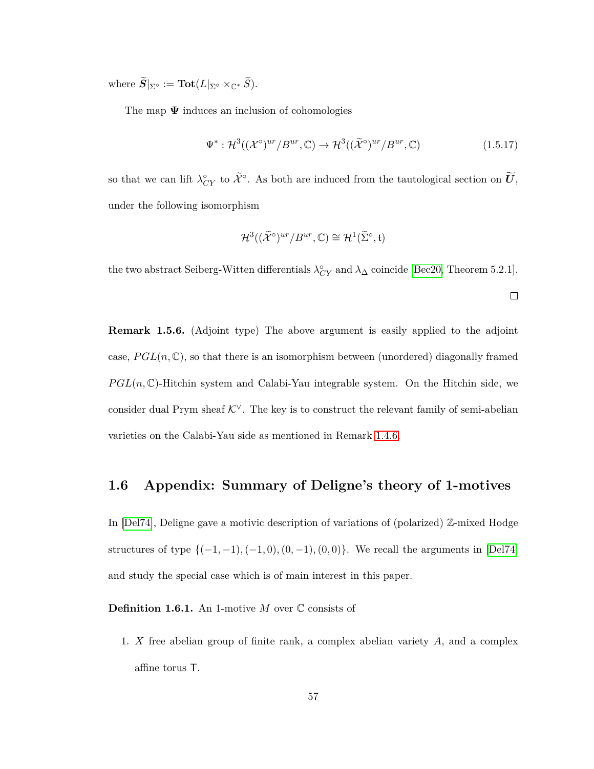where $\widetilde{\boldsymbol{S}}|_{\Sigma^\circ} := \mathbf{Tot}(L|_{\Sigma^\circ} \times_{\mathbb{C}^*} \widetilde{S})$.

The map $\boldsymbol{\Psi}$ induces an inclusion of cohomologies

$$\Psi^* : \mathcal{H}^3((\mathcal{X}^\circ)^{ur}/B^{ur}, \mathbb{C}) \to \mathcal{H}^3((\widetilde{\mathcal{X}}^\circ)^{ur}/B^{ur}, \mathbb{C}) \tag{1.5.17}$$

so that we can lift $\lambda^\circ_{CY}$ to $\widetilde{\mathcal{X}}^\circ$. As both are induced from the tautological section on $\widetilde{\boldsymbol{U}}$, under the following isomorphism

$$\mathcal{H}^3((\widetilde{\mathcal{X}}^\circ)^{ur}/B^{ur}, \mathbb{C}) \cong \mathcal{H}^1(\widetilde{\Sigma}^\circ, \mathfrak{t})$$

the two abstract Seiberg-Witten differentials $\lambda^\circ_{CY}$ and $\lambda_\Delta$ coincide [Bec20, Theorem 5.2.1].

□

**Remark 1.5.6.** (Adjoint type) The above argument is easily applied to the adjoint case, $PGL(n, \mathbb{C})$, so that there is an isomorphism between (unordered) diagonally framed $PGL(n, \mathbb{C})$-Hitchin system and Calabi-Yau integrable system. On the Hitchin side, we consider dual Prym sheaf $\mathcal{K}^\vee$. The key is to construct the relevant family of semi-abelian varieties on the Calabi-Yau side as mentioned in Remark 1.4.6.

## 1.6 Appendix: Summary of Deligne's theory of 1-motives

In [Del74], Deligne gave a motivic description of variations of (polarized) $\mathbb{Z}$-mixed Hodge structures of type $\{(-1,-1),(-1,0),(0,-1),(0,0)\}$. We recall the arguments in [Del74] and study the special case which is of main interest in this paper.

**Definition 1.6.1.** An 1-motive $M$ over $\mathbb{C}$ consists of

1. $X$ free abelian group of finite rank, a complex abelian variety $A$, and a complex affine torus $\mathsf{T}$.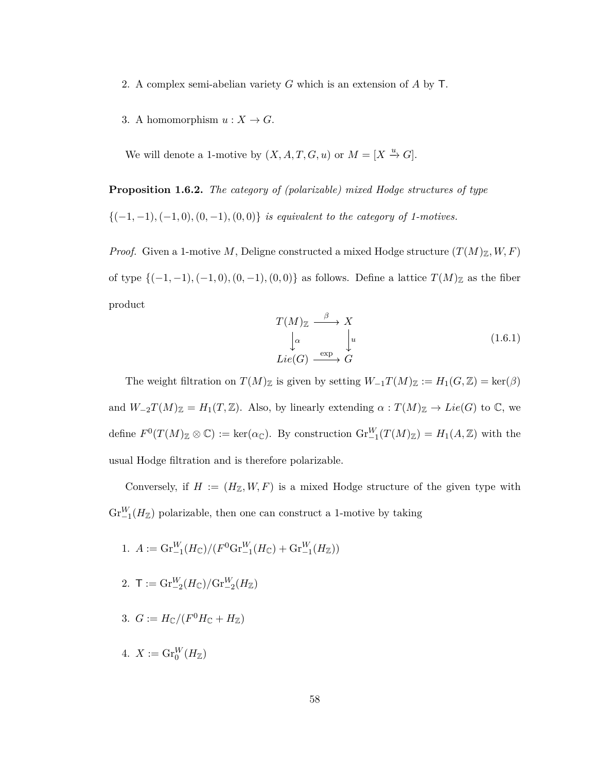2. A complex semi-abelian variety $G$ which is an extension of $A$ by $\mathsf{T}$.

3. A homomorphism $u : X \to G$.

We will denote a 1-motive by $(X, A, T, G, u)$ or $M = [X \xrightarrow{u} G]$.

**Proposition 1.6.2.** *The category of (polarizable) mixed Hodge structures of type* $\{(-1,-1), (-1,0), (0,-1), (0,0)\}$ *is equivalent to the category of 1-motives.*

*Proof.* Given a 1-motive $M$, Deligne constructed a mixed Hodge structure $(T(M)_{\mathbb{Z}}, W, F)$ of type $\{(-1,-1), (-1,0), (0,-1), (0,0)\}$ as follows. Define a lattice $T(M)_{\mathbb{Z}}$ as the fiber product

$$\begin{array}{ccc} T(M)_{\mathbb{Z}} & \xrightarrow{\beta} & X \\ \big\downarrow{\scriptstyle \alpha} & & \big\downarrow{\scriptstyle u} \\ Lie(G) & \xrightarrow{\exp} & G \end{array} \tag{1.6.1}$$

The weight filtration on $T(M)_{\mathbb{Z}}$ is given by setting $W_{-1}T(M)_{\mathbb{Z}} := H_1(G, \mathbb{Z}) = \ker(\beta)$ and $W_{-2}T(M)_{\mathbb{Z}} = H_1(T, \mathbb{Z})$. Also, by linearly extending $\alpha : T(M)_{\mathbb{Z}} \to Lie(G)$ to $\mathbb{C}$, we define $F^0(T(M)_{\mathbb{Z}} \otimes \mathbb{C}) := \ker(\alpha_{\mathbb{C}})$. By construction $\mathrm{Gr}^W_{-1}(T(M)_{\mathbb{Z}}) = H_1(A, \mathbb{Z})$ with the usual Hodge filtration and is therefore polarizable.

Conversely, if $H := (H_{\mathbb{Z}}, W, F)$ is a mixed Hodge structure of the given type with $\mathrm{Gr}^W_{-1}(H_{\mathbb{Z}})$ polarizable, then one can construct a 1-motive by taking

1. $A := \mathrm{Gr}^W_{-1}(H_{\mathbb{C}})/(F^0\mathrm{Gr}^W_{-1}(H_{\mathbb{C}}) + \mathrm{Gr}^W_{-1}(H_{\mathbb{Z}}))$

2. $\mathsf{T} := \mathrm{Gr}^W_{-2}(H_{\mathbb{C}})/\mathrm{Gr}^W_{-2}(H_{\mathbb{Z}})$

3. $G := H_{\mathbb{C}}/(F^0 H_{\mathbb{C}} + H_{\mathbb{Z}})$

4. $X := \mathrm{Gr}^W_0(H_{\mathbb{Z}})$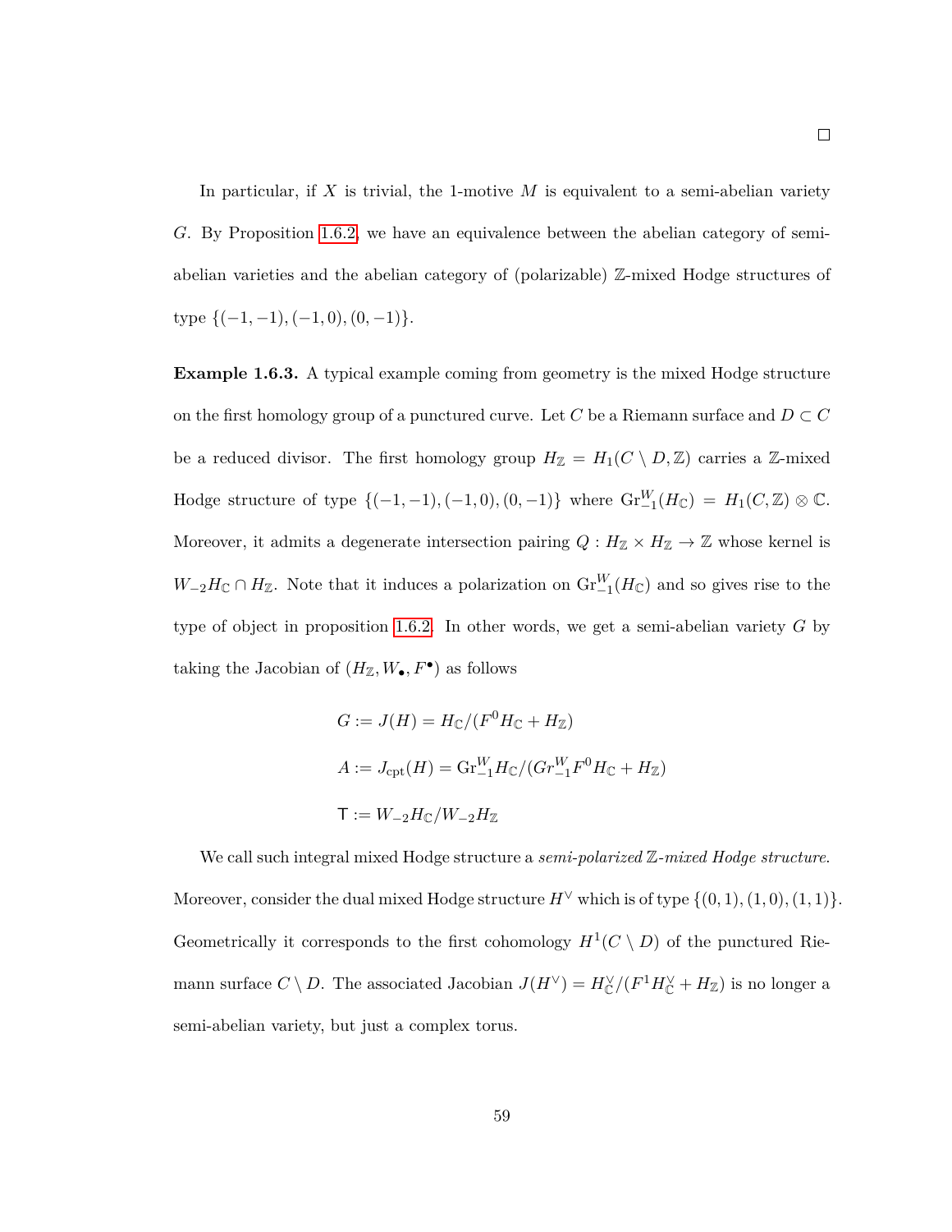□

In particular, if $X$ is trivial, the 1-motive $M$ is equivalent to a semi-abelian variety $G$. By Proposition 1.6.2, we have an equivalence between the abelian category of semi-abelian varieties and the abelian category of (polarizable) $\mathbb{Z}$-mixed Hodge structures of type $\{(-1,-1),(-1,0),(0,-1)\}$.

**Example 1.6.3.** A typical example coming from geometry is the mixed Hodge structure on the first homology group of a punctured curve. Let $C$ be a Riemann surface and $D \subset C$ be a reduced divisor. The first homology group $H_{\mathbb{Z}} = H_1(C \setminus D, \mathbb{Z})$ carries a $\mathbb{Z}$-mixed Hodge structure of type $\{(-1,-1),(-1,0),(0,-1)\}$ where $\mathrm{Gr}^W_{-1}(H_{\mathbb{C}}) = H_1(C,\mathbb{Z}) \otimes \mathbb{C}$. Moreover, it admits a degenerate intersection pairing $Q : H_{\mathbb{Z}} \times H_{\mathbb{Z}} \to \mathbb{Z}$ whose kernel is $W_{-2}H_{\mathbb{C}} \cap H_{\mathbb{Z}}$. Note that it induces a polarization on $\mathrm{Gr}^W_{-1}(H_{\mathbb{C}})$ and so gives rise to the type of object in proposition 1.6.2. In other words, we get a semi-abelian variety $G$ by taking the Jacobian of $(H_{\mathbb{Z}}, W_\bullet, F^\bullet)$ as follows

$$G := J(H) = H_{\mathbb{C}}/(F^0 H_{\mathbb{C}} + H_{\mathbb{Z}})$$

$$A := J_{\mathrm{cpt}}(H) = \mathrm{Gr}^W_{-1} H_{\mathbb{C}}/(Gr^W_{-1} F^0 H_{\mathbb{C}} + H_{\mathbb{Z}})$$

$$\mathsf{T} := W_{-2}H_{\mathbb{C}}/W_{-2}H_{\mathbb{Z}}$$

We call such integral mixed Hodge structure a *semi-polarized* $\mathbb{Z}$*-mixed Hodge structure*. Moreover, consider the dual mixed Hodge structure $H^\vee$ which is of type $\{(0,1),(1,0),(1,1)\}$. Geometrically it corresponds to the first cohomology $H^1(C \setminus D)$ of the punctured Riemann surface $C \setminus D$. The associated Jacobian $J(H^\vee) = H^\vee_{\mathbb{C}}/(F^1 H^\vee_{\mathbb{C}} + H_{\mathbb{Z}})$ is no longer a semi-abelian variety, but just a complex torus.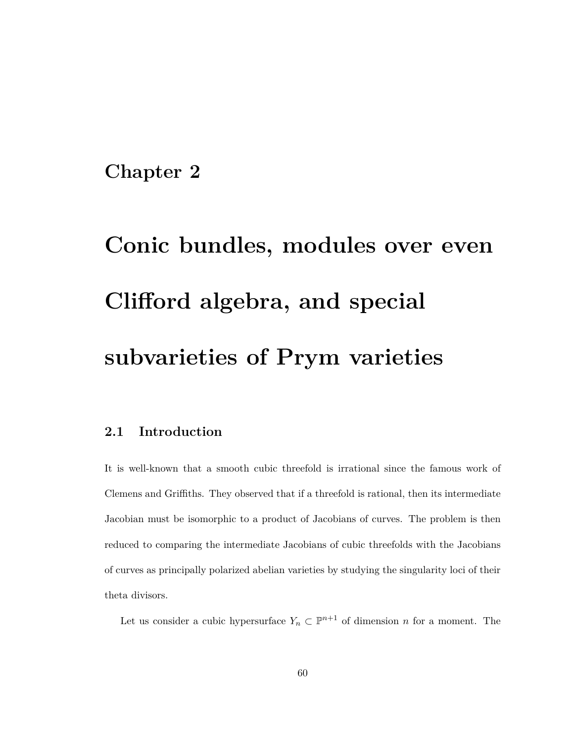# Chapter 2

# Conic bundles, modules over even Clifford algebra, and special subvarieties of Prym varieties

## 2.1 Introduction

It is well-known that a smooth cubic threefold is irrational since the famous work of Clemens and Griffiths. They observed that if a threefold is rational, then its intermediate Jacobian must be isomorphic to a product of Jacobians of curves. The problem is then reduced to comparing the intermediate Jacobians of cubic threefolds with the Jacobians of curves as principally polarized abelian varieties by studying the singularity loci of their theta divisors.

Let us consider a cubic hypersurface $Y_n \subset \mathbb{P}^{n+1}$ of dimension $n$ for a moment. The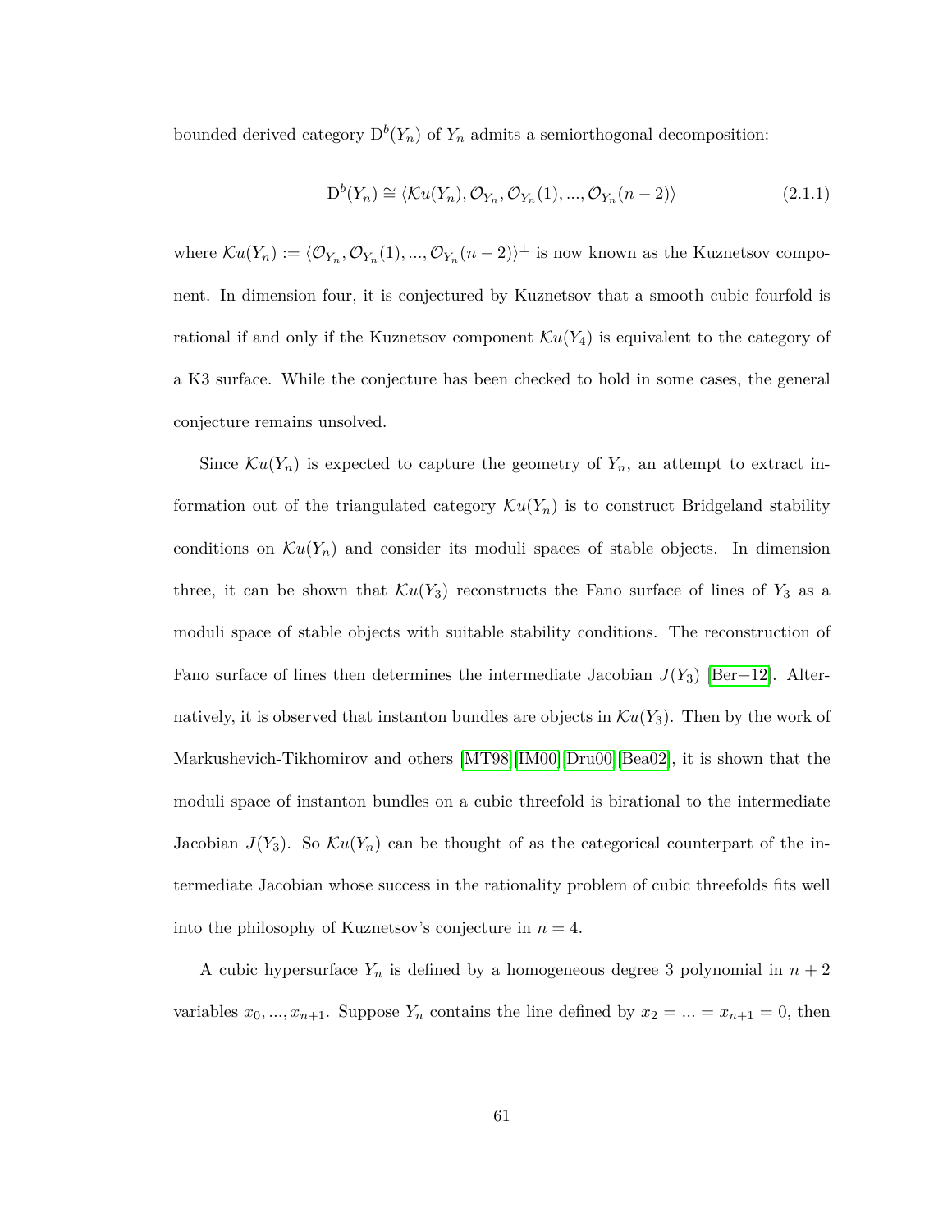bounded derived category $\mathrm{D}^b(Y_n)$ of $Y_n$ admits a semiorthogonal decomposition:

$$\mathrm{D}^b(Y_n) \cong \langle \mathcal{K}u(Y_n), \mathcal{O}_{Y_n}, \mathcal{O}_{Y_n}(1), ..., \mathcal{O}_{Y_n}(n-2)\rangle \tag{2.1.1}$$

where $\mathcal{K}u(Y_n) := \langle \mathcal{O}_{Y_n}, \mathcal{O}_{Y_n}(1), ..., \mathcal{O}_{Y_n}(n-2)\rangle^{\perp}$ is now known as the Kuznetsov component. In dimension four, it is conjectured by Kuznetsov that a smooth cubic fourfold is rational if and only if the Kuznetsov component $\mathcal{K}u(Y_4)$ is equivalent to the category of a K3 surface. While the conjecture has been checked to hold in some cases, the general conjecture remains unsolved.

Since $\mathcal{K}u(Y_n)$ is expected to capture the geometry of $Y_n$, an attempt to extract information out of the triangulated category $\mathcal{K}u(Y_n)$ is to construct Bridgeland stability conditions on $\mathcal{K}u(Y_n)$ and consider its moduli spaces of stable objects. In dimension three, it can be shown that $\mathcal{K}u(Y_3)$ reconstructs the Fano surface of lines of $Y_3$ as a moduli space of stable objects with suitable stability conditions. The reconstruction of Fano surface of lines then determines the intermediate Jacobian $J(Y_3)$ [Ber+12]. Alternatively, it is observed that instanton bundles are objects in $\mathcal{K}u(Y_3)$. Then by the work of Markushevich-Tikhomirov and others [MT98][IM00][Dru00][Bea02], it is shown that the moduli space of instanton bundles on a cubic threefold is birational to the intermediate Jacobian $J(Y_3)$. So $\mathcal{K}u(Y_n)$ can be thought of as the categorical counterpart of the intermediate Jacobian whose success in the rationality problem of cubic threefolds fits well into the philosophy of Kuznetsov's conjecture in $n = 4$.

A cubic hypersurface $Y_n$ is defined by a homogeneous degree 3 polynomial in $n+2$ variables $x_0, ..., x_{n+1}$. Suppose $Y_n$ contains the line defined by $x_2 = ... = x_{n+1} = 0$, then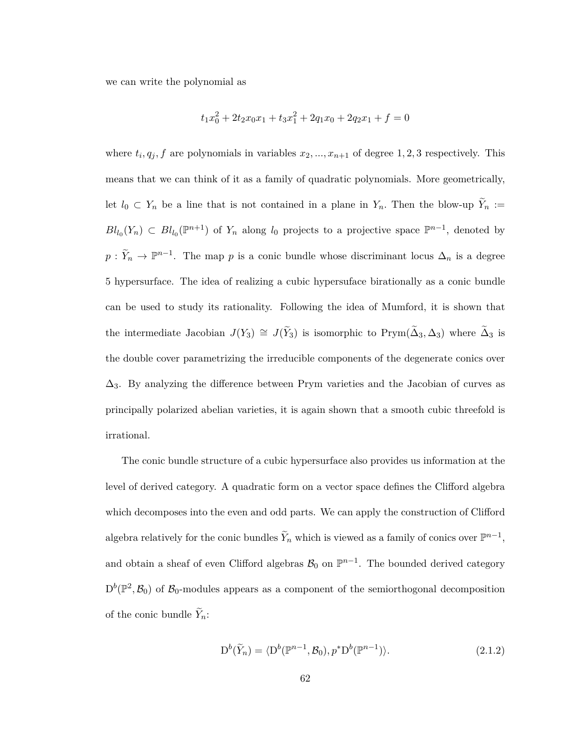we can write the polynomial as

$$t_1 x_0^2 + 2t_2 x_0 x_1 + t_3 x_1^2 + 2q_1 x_0 + 2q_2 x_1 + f = 0$$

where $t_i, q_j, f$ are polynomials in variables $x_2, ..., x_{n+1}$ of degree $1, 2, 3$ respectively. This means that we can think of it as a family of quadratic polynomials. More geometrically, let $l_0 \subset Y_n$ be a line that is not contained in a plane in $Y_n$. Then the blow-up $\widetilde{Y}_n := Bl_{l_0}(Y_n) \subset Bl_{l_0}(\mathbb{P}^{n+1})$ of $Y_n$ along $l_0$ projects to a projective space $\mathbb{P}^{n-1}$, denoted by $p : \widetilde{Y}_n \to \mathbb{P}^{n-1}$. The map $p$ is a conic bundle whose discriminant locus $\Delta_n$ is a degree 5 hypersurface. The idea of realizing a cubic hypersuface birationally as a conic bundle can be used to study its rationality. Following the idea of Mumford, it is shown that the intermediate Jacobian $J(Y_3) \cong J(\widetilde{Y}_3)$ is isomorphic to $\mathrm{Prym}(\widetilde{\Delta}_3, \Delta_3)$ where $\widetilde{\Delta}_3$ is the double cover parametrizing the irreducible components of the degenerate conics over $\Delta_3$. By analyzing the difference between Prym varieties and the Jacobian of curves as principally polarized abelian varieties, it is again shown that a smooth cubic threefold is irrational.

The conic bundle structure of a cubic hypersurface also provides us information at the level of derived category. A quadratic form on a vector space defines the Clifford algebra which decomposes into the even and odd parts. We can apply the construction of Clifford algebra relatively for the conic bundles $\widetilde{Y}_n$ which is viewed as a family of conics over $\mathbb{P}^{n-1}$, and obtain a sheaf of even Clifford algebras $\mathcal{B}_0$ on $\mathbb{P}^{n-1}$. The bounded derived category $\mathrm{D}^b(\mathbb{P}^2, \mathcal{B}_0)$ of $\mathcal{B}_0$-modules appears as a component of the semiorthogonal decomposition of the conic bundle $\widetilde{Y}_n$:

$$\mathrm{D}^b(\widetilde{Y}_n) = \langle \mathrm{D}^b(\mathbb{P}^{n-1}, \mathcal{B}_0), p^*\mathrm{D}^b(\mathbb{P}^{n-1}) \rangle. \tag{2.1.2}$$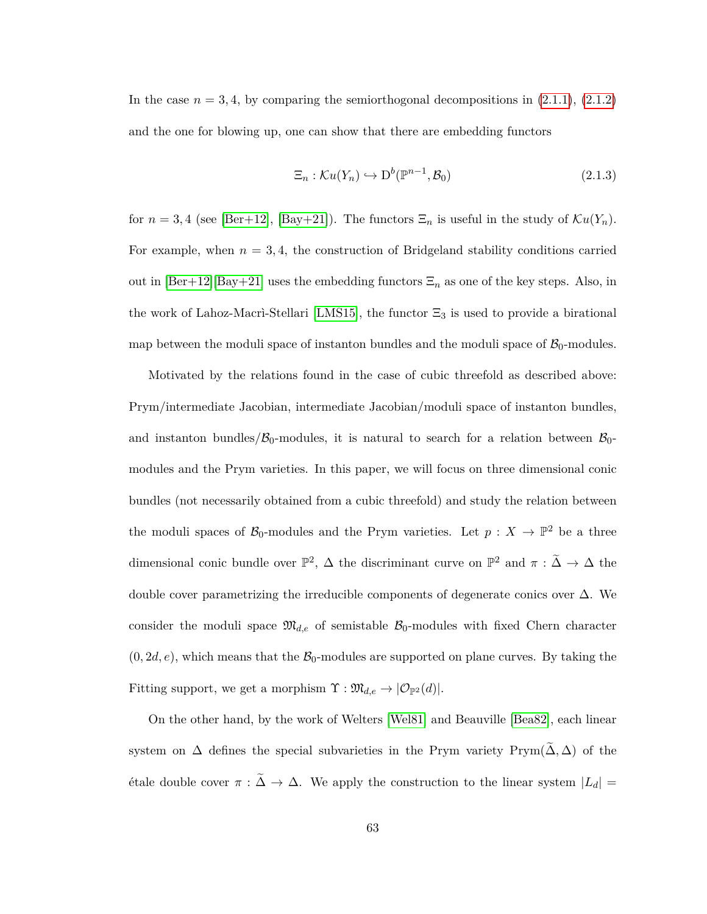In the case $n = 3, 4$, by comparing the semiorthogonal decompositions in (2.1.1), (2.1.2) and the one for blowing up, one can show that there are embedding functors

$$\Xi_n : \mathcal{K}u(Y_n) \hookrightarrow \mathrm{D}^b(\mathbb{P}^{n-1}, \mathcal{B}_0) \tag{2.1.3}$$

for $n = 3, 4$ (see [Ber+12], [Bay+21]). The functors $\Xi_n$ is useful in the study of $\mathcal{K}u(Y_n)$. For example, when $n = 3, 4$, the construction of Bridgeland stability conditions carried out in [Ber+12][Bay+21] uses the embedding functors $\Xi_n$ as one of the key steps. Also, in the work of Lahoz-Macrì-Stellari [LMS15], the functor $\Xi_3$ is used to provide a birational map between the moduli space of instanton bundles and the moduli space of $\mathcal{B}_0$-modules.

Motivated by the relations found in the case of cubic threefold as described above: Prym/intermediate Jacobian, intermediate Jacobian/moduli space of instanton bundles, and instanton bundles/$\mathcal{B}_0$-modules, it is natural to search for a relation between $\mathcal{B}_0$-modules and the Prym varieties. In this paper, we will focus on three dimensional conic bundles (not necessarily obtained from a cubic threefold) and study the relation between the moduli spaces of $\mathcal{B}_0$-modules and the Prym varieties. Let $p : X \to \mathbb{P}^2$ be a three dimensional conic bundle over $\mathbb{P}^2$, $\Delta$ the discriminant curve on $\mathbb{P}^2$ and $\pi : \widetilde{\Delta} \to \Delta$ the double cover parametrizing the irreducible components of degenerate conics over $\Delta$. We consider the moduli space $\mathfrak{M}_{d,e}$ of semistable $\mathcal{B}_0$-modules with fixed Chern character $(0, 2d, e)$, which means that the $\mathcal{B}_0$-modules are supported on plane curves. By taking the Fitting support, we get a morphism $\Upsilon : \mathfrak{M}_{d,e} \to |\mathcal{O}_{\mathbb{P}^2}(d)|$.

On the other hand, by the work of Welters [Wel81] and Beauville [Bea82], each linear system on $\Delta$ defines the special subvarieties in the Prym variety $\mathrm{Prym}(\widetilde{\Delta}, \Delta)$ of the étale double cover $\pi : \widetilde{\Delta} \to \Delta$. We apply the construction to the linear system $|L_d| =$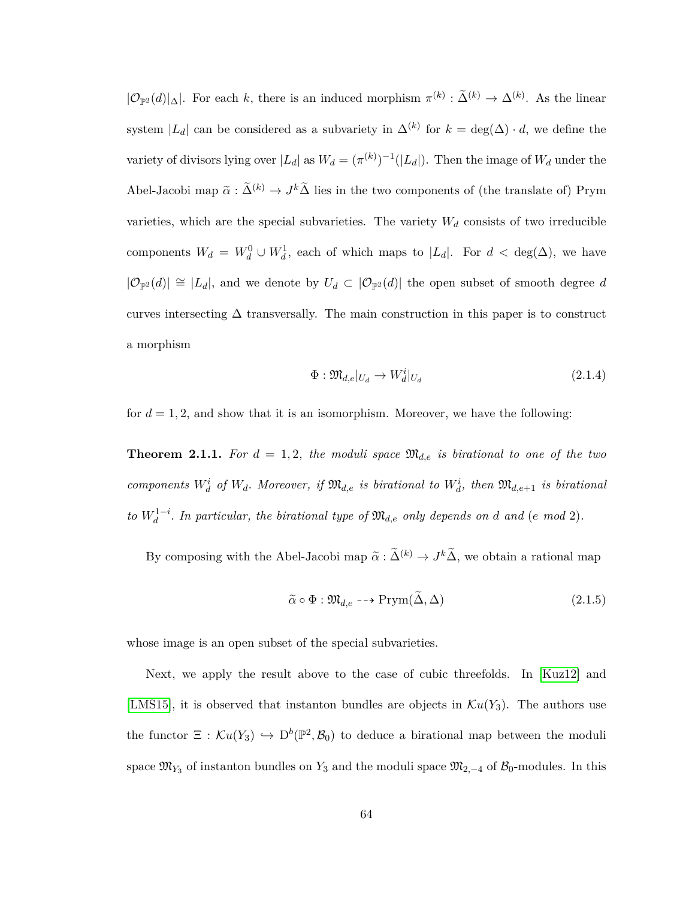$|\mathcal{O}_{\mathbb{P}^2}(d)|_\Delta|$. For each $k$, there is an induced morphism $\pi^{(k)} : \widetilde{\Delta}^{(k)} \to \Delta^{(k)}$. As the linear system $|L_d|$ can be considered as a subvariety in $\Delta^{(k)}$ for $k = \deg(\Delta) \cdot d$, we define the variety of divisors lying over $|L_d|$ as $W_d = (\pi^{(k)})^{-1}(|L_d|)$. Then the image of $W_d$ under the Abel-Jacobi map $\widetilde{\alpha} : \widetilde{\Delta}^{(k)} \to J^k\widetilde{\Delta}$ lies in the two components of (the translate of) Prym varieties, which are the special subvarieties. The variety $W_d$ consists of two irreducible components $W_d = W_d^0 \cup W_d^1$, each of which maps to $|L_d|$. For $d < \deg(\Delta)$, we have $|\mathcal{O}_{\mathbb{P}^2}(d)| \cong |L_d|$, and we denote by $U_d \subset |\mathcal{O}_{\mathbb{P}^2}(d)|$ the open subset of smooth degree $d$ curves intersecting $\Delta$ transversally. The main construction in this paper is to construct a morphism

$$\Phi : \mathfrak{M}_{d,e}|_{U_d} \to W_d^i|_{U_d} \tag{2.1.4}$$

for $d = 1, 2$, and show that it is an isomorphism. Moreover, we have the following:

**Theorem 2.1.1.** *For $d = 1, 2$, the moduli space $\mathfrak{M}_{d,e}$ is birational to one of the two components $W_d^i$ of $W_d$. Moreover, if $\mathfrak{M}_{d,e}$ is birational to $W_d^i$, then $\mathfrak{M}_{d,e+1}$ is birational to $W_d^{1-i}$. In particular, the birational type of $\mathfrak{M}_{d,e}$ only depends on $d$ and ($e$ mod 2).*

By composing with the Abel-Jacobi map $\widetilde{\alpha} : \widetilde{\Delta}^{(k)} \to J^k\widetilde{\Delta}$, we obtain a rational map

$$\widetilde{\alpha} \circ \Phi : \mathfrak{M}_{d,e} \dashrightarrow \mathrm{Prym}(\widetilde{\Delta}, \Delta) \tag{2.1.5}$$

whose image is an open subset of the special subvarieties.

Next, we apply the result above to the case of cubic threefolds. In [Kuz12] and [LMS15], it is observed that instanton bundles are objects in $\mathcal{K}u(Y_3)$. The authors use the functor $\Xi : \mathcal{K}u(Y_3) \hookrightarrow \mathrm{D}^b(\mathbb{P}^2, \mathcal{B}_0)$ to deduce a birational map between the moduli space $\mathfrak{M}_{Y_3}$ of instanton bundles on $Y_3$ and the moduli space $\mathfrak{M}_{2,-4}$ of $\mathcal{B}_0$-modules. In this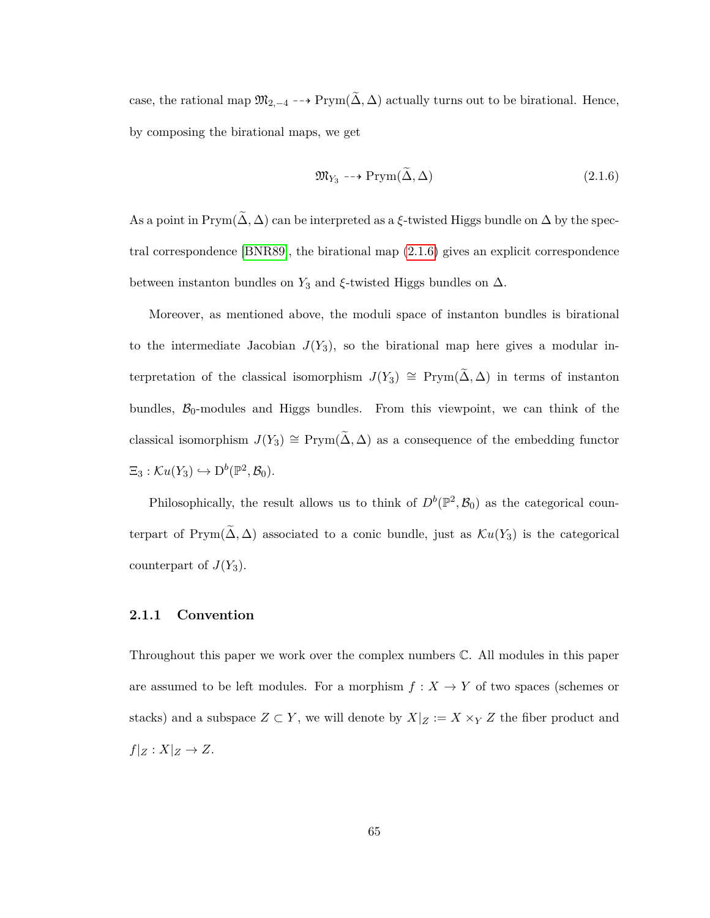case, the rational map $\mathfrak{M}_{2,-4} \dashrightarrow \mathrm{Prym}(\widetilde{\Delta}, \Delta)$ actually turns out to be birational. Hence, by composing the birational maps, we get

$$\mathfrak{M}_{Y_3} \dashrightarrow \mathrm{Prym}(\widetilde{\Delta}, \Delta) \tag{2.1.6}$$

As a point in $\mathrm{Prym}(\widetilde{\Delta}, \Delta)$ can be interpreted as a $\xi$-twisted Higgs bundle on $\Delta$ by the spectral correspondence [BNR89], the birational map (2.1.6) gives an explicit correspondence between instanton bundles on $Y_3$ and $\xi$-twisted Higgs bundles on $\Delta$.

Moreover, as mentioned above, the moduli space of instanton bundles is birational to the intermediate Jacobian $J(Y_3)$, so the birational map here gives a modular interpretation of the classical isomorphism $J(Y_3) \cong \mathrm{Prym}(\widetilde{\Delta}, \Delta)$ in terms of instanton bundles, $\mathcal{B}_0$-modules and Higgs bundles. From this viewpoint, we can think of the classical isomorphism $J(Y_3) \cong \mathrm{Prym}(\widetilde{\Delta}, \Delta)$ as a consequence of the embedding functor $\Xi_3 : \mathcal{K}u(Y_3) \hookrightarrow \mathrm{D}^b(\mathbb{P}^2, \mathcal{B}_0)$.

Philosophically, the result allows us to think of $D^b(\mathbb{P}^2, \mathcal{B}_0)$ as the categorical counterpart of $\mathrm{Prym}(\widetilde{\Delta}, \Delta)$ associated to a conic bundle, just as $\mathcal{K}u(Y_3)$ is the categorical counterpart of $J(Y_3)$.

### 2.1.1 Convention

Throughout this paper we work over the complex numbers $\mathbb{C}$. All modules in this paper are assumed to be left modules. For a morphism $f : X \to Y$ of two spaces (schemes or stacks) and a subspace $Z \subset Y$, we will denote by $X|_Z := X \times_Y Z$ the fiber product and $f|_Z : X|_Z \to Z$.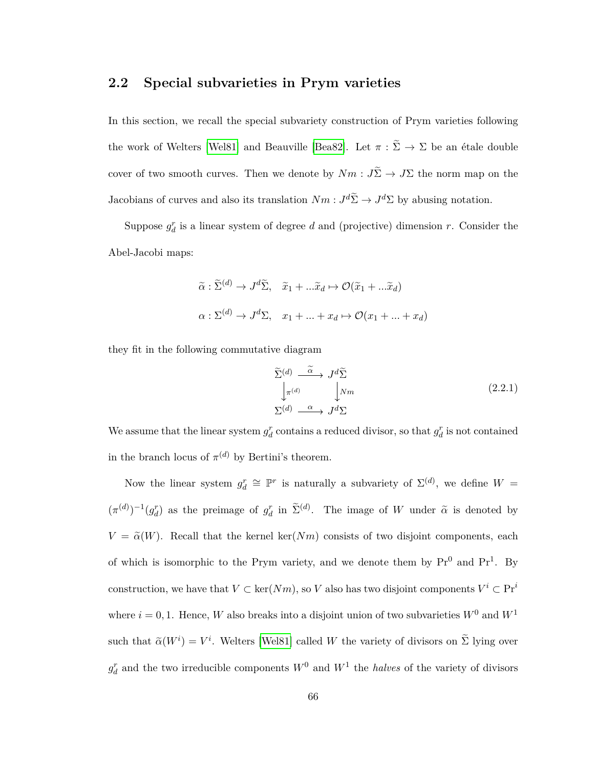## 2.2 Special subvarieties in Prym varieties

In this section, we recall the special subvariety construction of Prym varieties following the work of Welters [Wel81] and Beauville [Bea82]. Let $\pi : \widetilde{\Sigma} \to \Sigma$ be an étale double cover of two smooth curves. Then we denote by $Nm : J\widetilde{\Sigma} \to J\Sigma$ the norm map on the Jacobians of curves and also its translation $Nm : J^d\widetilde{\Sigma} \to J^d\Sigma$ by abusing notation.

Suppose $g^r_d$ is a linear system of degree $d$ and (projective) dimension $r$. Consider the Abel-Jacobi maps:

$$\widetilde{\alpha} : \widetilde{\Sigma}^{(d)} \to J^d\widetilde{\Sigma}, \quad \widetilde{x}_1 + ...\widetilde{x}_d \mapsto \mathcal{O}(\widetilde{x}_1 + ...\widetilde{x}_d)$$

$$\alpha : \Sigma^{(d)} \to J^d\Sigma, \quad x_1 + ... + x_d \mapsto \mathcal{O}(x_1 + ... + x_d)$$

they fit in the following commutative diagram

$$\begin{array}{ccc} \widetilde{\Sigma}^{(d)} & \xrightarrow{\widetilde{\alpha}} & J^d\widetilde{\Sigma} \\ \Big\downarrow{\scriptstyle \pi^{(d)}} & & \Big\downarrow{\scriptstyle Nm} \\ \Sigma^{(d)} & \xrightarrow{\alpha} & J^d\Sigma \end{array} \tag{2.2.1}$$

We assume that the linear system $g^r_d$ contains a reduced divisor, so that $g^r_d$ is not contained in the branch locus of $\pi^{(d)}$ by Bertini's theorem.

Now the linear system $g^r_d \cong \mathbb{P}^r$ is naturally a subvariety of $\Sigma^{(d)}$, we define $W = (\pi^{(d)})^{-1}(g^r_d)$ as the preimage of $g^r_d$ in $\widetilde{\Sigma}^{(d)}$. The image of $W$ under $\widetilde{\alpha}$ is denoted by $V = \widetilde{\alpha}(W)$. Recall that the kernel $\ker(Nm)$ consists of two disjoint components, each of which is isomorphic to the Prym variety, and we denote them by $\mathrm{Pr}^0$ and $\mathrm{Pr}^1$. By construction, we have that $V \subset \ker(Nm)$, so $V$ also has two disjoint components $V^i \subset \mathrm{Pr}^i$ where $i = 0, 1$. Hence, $W$ also breaks into a disjoint union of two subvarieties $W^0$ and $W^1$ such that $\widetilde{\alpha}(W^i) = V^i$. Welters [Wel81] called $W$ the variety of divisors on $\widetilde{\Sigma}$ lying over $g^r_d$ and the two irreducible components $W^0$ and $W^1$ the *halves* of the variety of divisors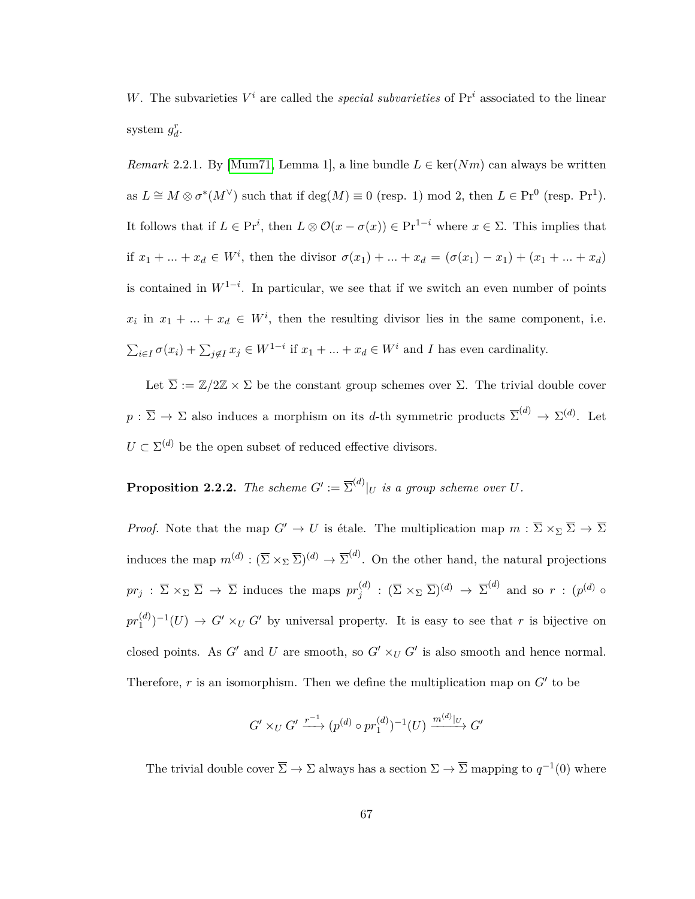$W$. The subvarieties $V^i$ are called the *special subvarieties* of $\mathrm{Pr}^i$ associated to the linear system $g^r_d$.

*Remark* 2.2.1. By [Mum71, Lemma 1], a line bundle $L \in \ker(Nm)$ can always be written as $L \cong M \otimes \sigma^*(M^\vee)$ such that if $\deg(M) \equiv 0$ (resp. 1) mod 2, then $L \in \mathrm{Pr}^0$ (resp. $\mathrm{Pr}^1$). It follows that if $L \in \mathrm{Pr}^i$, then $L \otimes \mathcal{O}(x - \sigma(x)) \in \mathrm{Pr}^{1-i}$ where $x \in \Sigma$. This implies that if $x_1 + ... + x_d \in W^i$, then the divisor $\sigma(x_1) + ... + x_d = (\sigma(x_1) - x_1) + (x_1 + ... + x_d)$ is contained in $W^{1-i}$. In particular, we see that if we switch an even number of points $x_i$ in $x_1 + ... + x_d \in W^i$, then the resulting divisor lies in the same component, i.e. $\sum_{i \in I} \sigma(x_i) + \sum_{j \notin I} x_j \in W^{1-i}$ if $x_1 + ... + x_d \in W^i$ and $I$ has even cardinality.

Let $\overline{\Sigma} := \mathbb{Z}/2\mathbb{Z} \times \Sigma$ be the constant group schemes over $\Sigma$. The trivial double cover $p : \overline{\Sigma} \to \Sigma$ also induces a morphism on its $d$-th symmetric products $\overline{\Sigma}^{(d)} \to \Sigma^{(d)}$. Let $U \subset \Sigma^{(d)}$ be the open subset of reduced effective divisors.

**Proposition 2.2.2.** *The scheme $G' := \overline{\Sigma}^{(d)}|_U$ is a group scheme over $U$.*

*Proof.* Note that the map $G' \to U$ is étale. The multiplication map $m : \overline{\Sigma} \times_\Sigma \overline{\Sigma} \to \overline{\Sigma}$ induces the map $m^{(d)} : (\overline{\Sigma} \times_\Sigma \overline{\Sigma})^{(d)} \to \overline{\Sigma}^{(d)}$. On the other hand, the natural projections $pr_j : \overline{\Sigma} \times_\Sigma \overline{\Sigma} \to \overline{\Sigma}$ induces the maps $pr_j^{(d)} : (\overline{\Sigma} \times_\Sigma \overline{\Sigma})^{(d)} \to \overline{\Sigma}^{(d)}$ and so $r : (p^{(d)} \circ pr_1^{(d)})^{-1}(U) \to G' \times_U G'$ by universal property. It is easy to see that $r$ is bijective on closed points. As $G'$ and $U$ are smooth, so $G' \times_U G'$ is also smooth and hence normal. Therefore, $r$ is an isomorphism. Then we define the multiplication map on $G'$ to be

$$G' \times_U G' \xrightarrow{r^{-1}} (p^{(d)} \circ pr_1^{(d)})^{-1}(U) \xrightarrow{m^{(d)}|_U} G'$$

The trivial double cover $\overline{\Sigma} \to \Sigma$ always has a section $\Sigma \to \overline{\Sigma}$ mapping to $q^{-1}(0)$ where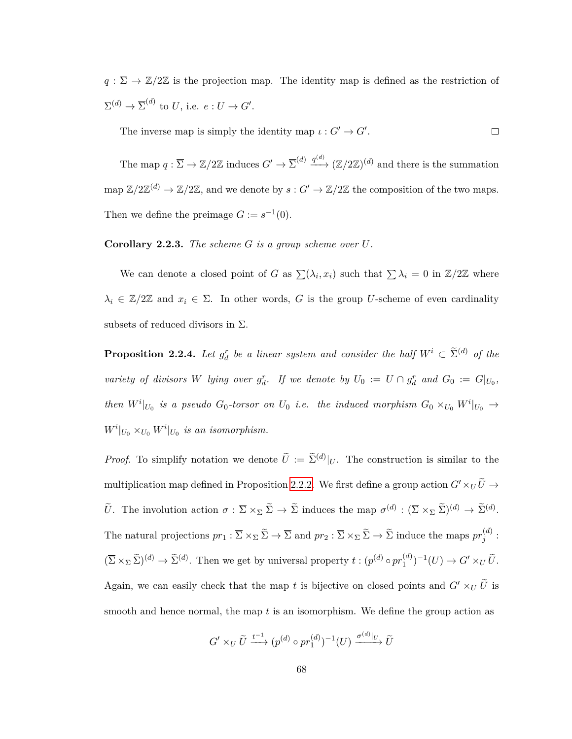$q : \overline{\Sigma} \to \mathbb{Z}/2\mathbb{Z}$ is the projection map. The identity map is defined as the restriction of $\Sigma^{(d)} \to \overline{\Sigma}^{(d)}$ to $U$, i.e. $e : U \to G'$.

The inverse map is simply the identity map $\iota : G' \to G'$. □

The map $q : \overline{\Sigma} \to \mathbb{Z}/2\mathbb{Z}$ induces $G' \to \overline{\Sigma}^{(d)} \xrightarrow{q^{(d)}} (\mathbb{Z}/2\mathbb{Z})^{(d)}$ and there is the summation map $\mathbb{Z}/2\mathbb{Z}^{(d)} \to \mathbb{Z}/2\mathbb{Z}$, and we denote by $s : G' \to \mathbb{Z}/2\mathbb{Z}$ the composition of the two maps. Then we define the preimage $G := s^{-1}(0)$.

**Corollary 2.2.3.** *The scheme $G$ is a group scheme over $U$.*

We can denote a closed point of $G$ as $\sum(\lambda_i, x_i)$ such that $\sum \lambda_i = 0$ in $\mathbb{Z}/2\mathbb{Z}$ where $\lambda_i \in \mathbb{Z}/2\mathbb{Z}$ and $x_i \in \Sigma$. In other words, $G$ is the group $U$-scheme of even cardinality subsets of reduced divisors in $\Sigma$.

**Proposition 2.2.4.** *Let $g^r_d$ be a linear system and consider the half $W^i \subset \widetilde{\Sigma}^{(d)}$ of the variety of divisors $W$ lying over $g^r_d$. If we denote by $U_0 := U \cap g^r_d$ and $G_0 := G|_{U_0}$, then $W^i|_{U_0}$ is a pseudo $G_0$-torsor on $U_0$ i.e. the induced morphism $G_0 \times_{U_0} W^i|_{U_0} \to W^i|_{U_0} \times_{U_0} W^i|_{U_0}$ is an isomorphism.*

*Proof.* To simplify notation we denote $\widetilde{U} := \widetilde{\Sigma}^{(d)}|_U$. The construction is similar to the multiplication map defined in Proposition 2.2.2. We first define a group action $G' \times_U \widetilde{U} \to \widetilde{U}$. The involution action $\sigma : \overline{\Sigma} \times_\Sigma \widetilde{\Sigma} \to \widetilde{\Sigma}$ induces the map $\sigma^{(d)} : (\overline{\Sigma} \times_\Sigma \widetilde{\Sigma})^{(d)} \to \widetilde{\Sigma}^{(d)}$. The natural projections $pr_1 : \overline{\Sigma} \times_\Sigma \widetilde{\Sigma} \to \overline{\Sigma}$ and $pr_2 : \overline{\Sigma} \times_\Sigma \widetilde{\Sigma} \to \widetilde{\Sigma}$ induce the maps $pr_j^{(d)} : (\overline{\Sigma} \times_\Sigma \widetilde{\Sigma})^{(d)} \to \widetilde{\Sigma}^{(d)}$. Then we get by universal property $t : (p^{(d)} \circ pr_1^{(d)})^{-1}(U) \to G' \times_U \widetilde{U}$. Again, we can easily check that the map $t$ is bijective on closed points and $G' \times_U \widetilde{U}$ is smooth and hence normal, the map $t$ is an isomorphism. We define the group action as

$$G' \times_U \widetilde{U} \xrightarrow{t^{-1}} (p^{(d)} \circ pr_1^{(d)})^{-1}(U) \xrightarrow{\sigma^{(d)}|_U} \widetilde{U}$$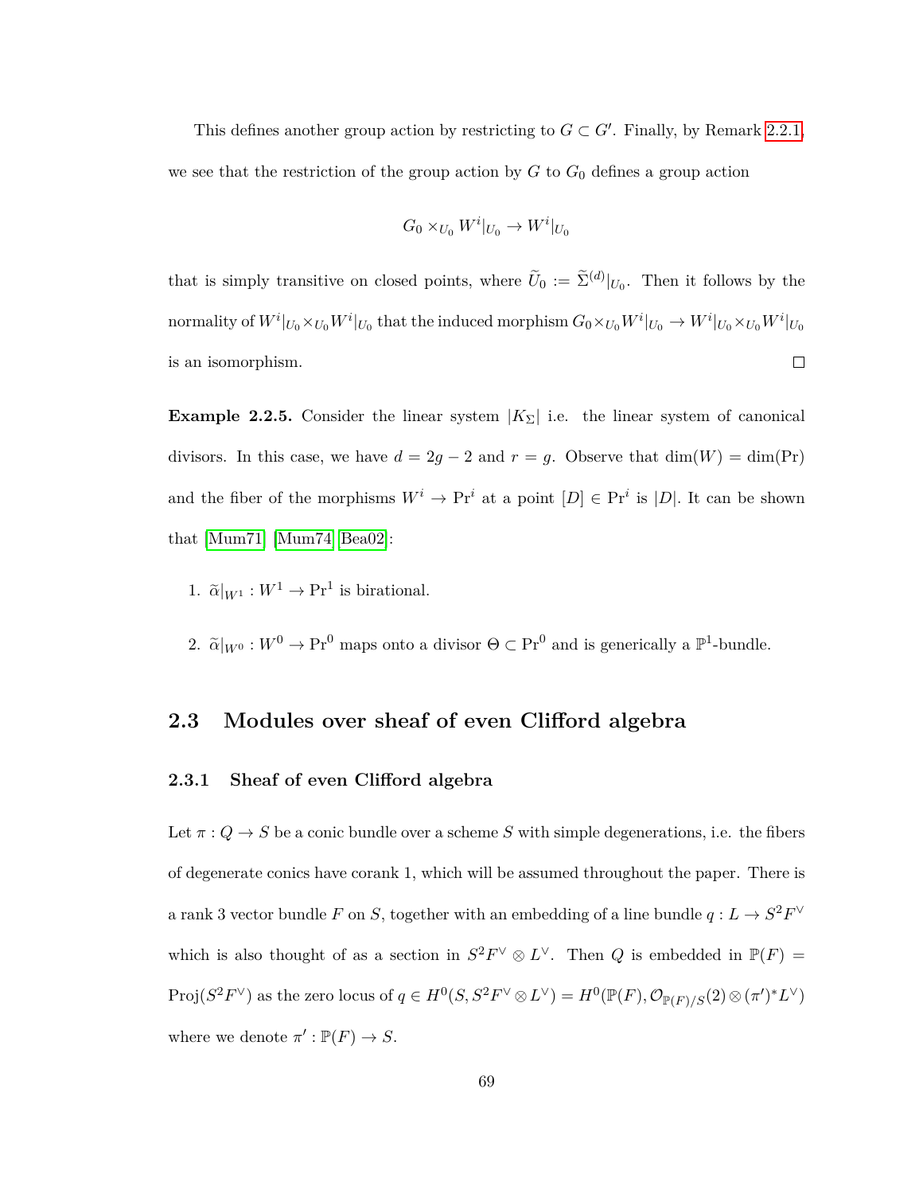This defines another group action by restricting to $G \subset G'$. Finally, by Remark 2.2.1, we see that the restriction of the group action by $G$ to $G_0$ defines a group action

$$G_0 \times_{U_0} W^i|_{U_0} \to W^i|_{U_0}$$

that is simply transitive on closed points, where $\widetilde{U}_0 := \widetilde{\Sigma}^{(d)}|_{U_0}$. Then it follows by the normality of $W^i|_{U_0} \times_{U_0} W^i|_{U_0}$ that the induced morphism $G_0 \times_{U_0} W^i|_{U_0} \to W^i|_{U_0} \times_{U_0} W^i|_{U_0}$ is an isomorphism. □

**Example 2.2.5.** Consider the linear system $|K_\Sigma|$ i.e. the linear system of canonical divisors. In this case, we have $d = 2g - 2$ and $r = g$. Observe that $\dim(W) = \dim(\mathrm{Pr})$ and the fiber of the morphisms $W^i \to \mathrm{Pr}^i$ at a point $[D] \in \mathrm{Pr}^i$ is $|D|$. It can be shown that [Mum71] [Mum74, Bea02]:

1. $\tilde{\alpha}|_{W^1} : W^1 \to \mathrm{Pr}^1$ is birational.

2. $\tilde{\alpha}|_{W^0} : W^0 \to \mathrm{Pr}^0$ maps onto a divisor $\Theta \subset \mathrm{Pr}^0$ and is generically a $\mathbb{P}^1$-bundle.

## 2.3 Modules over sheaf of even Clifford algebra

### 2.3.1 Sheaf of even Clifford algebra

Let $\pi : Q \to S$ be a conic bundle over a scheme $S$ with simple degenerations, i.e. the fibers of degenerate conics have corank 1, which will be assumed throughout the paper. There is a rank 3 vector bundle $F$ on $S$, together with an embedding of a line bundle $q : L \to S^2F^\vee$ which is also thought of as a section in $S^2F^\vee \otimes L^\vee$. Then $Q$ is embedded in $\mathbb{P}(F) = \mathrm{Proj}(S^2F^\vee)$ as the zero locus of $q \in H^0(S, S^2F^\vee \otimes L^\vee) = H^0(\mathbb{P}(F), \mathcal{O}_{\mathbb{P}(F)/S}(2) \otimes (\pi')^*L^\vee)$ where we denote $\pi' : \mathbb{P}(F) \to S$.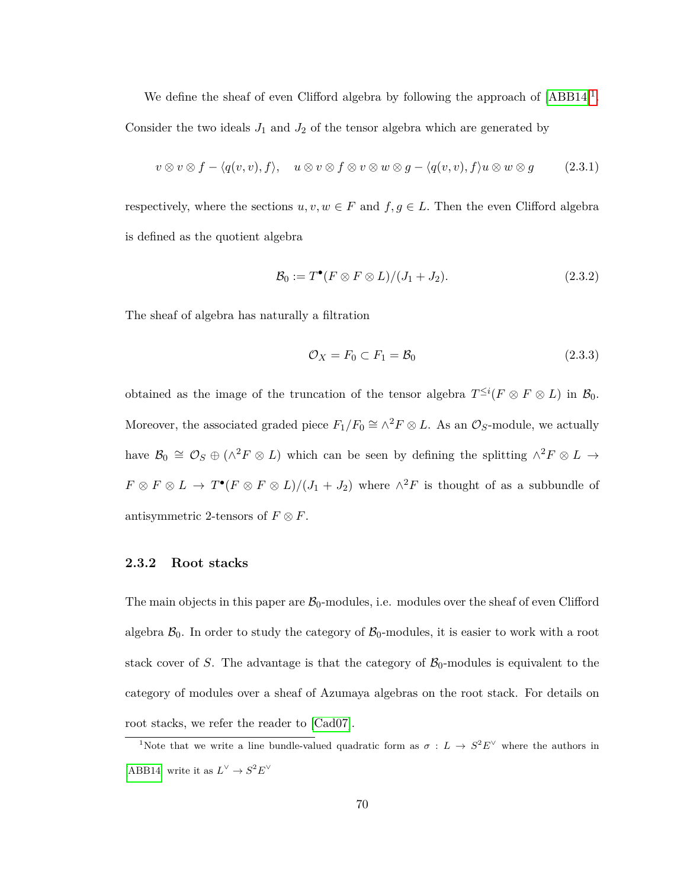We define the sheaf of even Clifford algebra by following the approach of [ABB14][1]. Consider the two ideals $J_1$ and $J_2$ of the tensor algebra which are generated by

$$v \otimes v \otimes f - \langle q(v,v), f \rangle, \quad u \otimes v \otimes f \otimes v \otimes w \otimes g - \langle q(v,v), f \rangle u \otimes w \otimes g \tag{2.3.1}$$

respectively, where the sections $u, v, w \in F$ and $f, g \in L$. Then the even Clifford algebra is defined as the quotient algebra

$$\mathcal{B}_0 := T^\bullet(F \otimes F \otimes L)/(J_1 + J_2). \tag{2.3.2}$$

The sheaf of algebra has naturally a filtration

$$\mathcal{O}_X = F_0 \subset F_1 = \mathcal{B}_0 \tag{2.3.3}$$

obtained as the image of the truncation of the tensor algebra $T^{\leq i}(F \otimes F \otimes L)$ in $\mathcal{B}_0$. Moreover, the associated graded piece $F_1/F_0 \cong \wedge^2 F \otimes L$. As an $\mathcal{O}_S$-module, we actually have $\mathcal{B}_0 \cong \mathcal{O}_S \oplus (\wedge^2 F \otimes L)$ which can be seen by defining the splitting $\wedge^2 F \otimes L \to F \otimes F \otimes L \to T^\bullet(F \otimes F \otimes L)/(J_1 + J_2)$ where $\wedge^2 F$ is thought of as a subbundle of antisymmetric 2-tensors of $F \otimes F$.

### 2.3.2 Root stacks

The main objects in this paper are $\mathcal{B}_0$-modules, i.e. modules over the sheaf of even Clifford algebra $\mathcal{B}_0$. In order to study the category of $\mathcal{B}_0$-modules, it is easier to work with a root stack cover of $S$. The advantage is that the category of $\mathcal{B}_0$-modules is equivalent to the category of modules over a sheaf of Azumaya algebras on the root stack. For details on root stacks, we refer the reader to [Cad07].

[1] Note that we write a line bundle-valued quadratic form as $\sigma : L \to S^2 E^\vee$ where the authors in [ABB14] write it as $L^\vee \to S^2 E^\vee$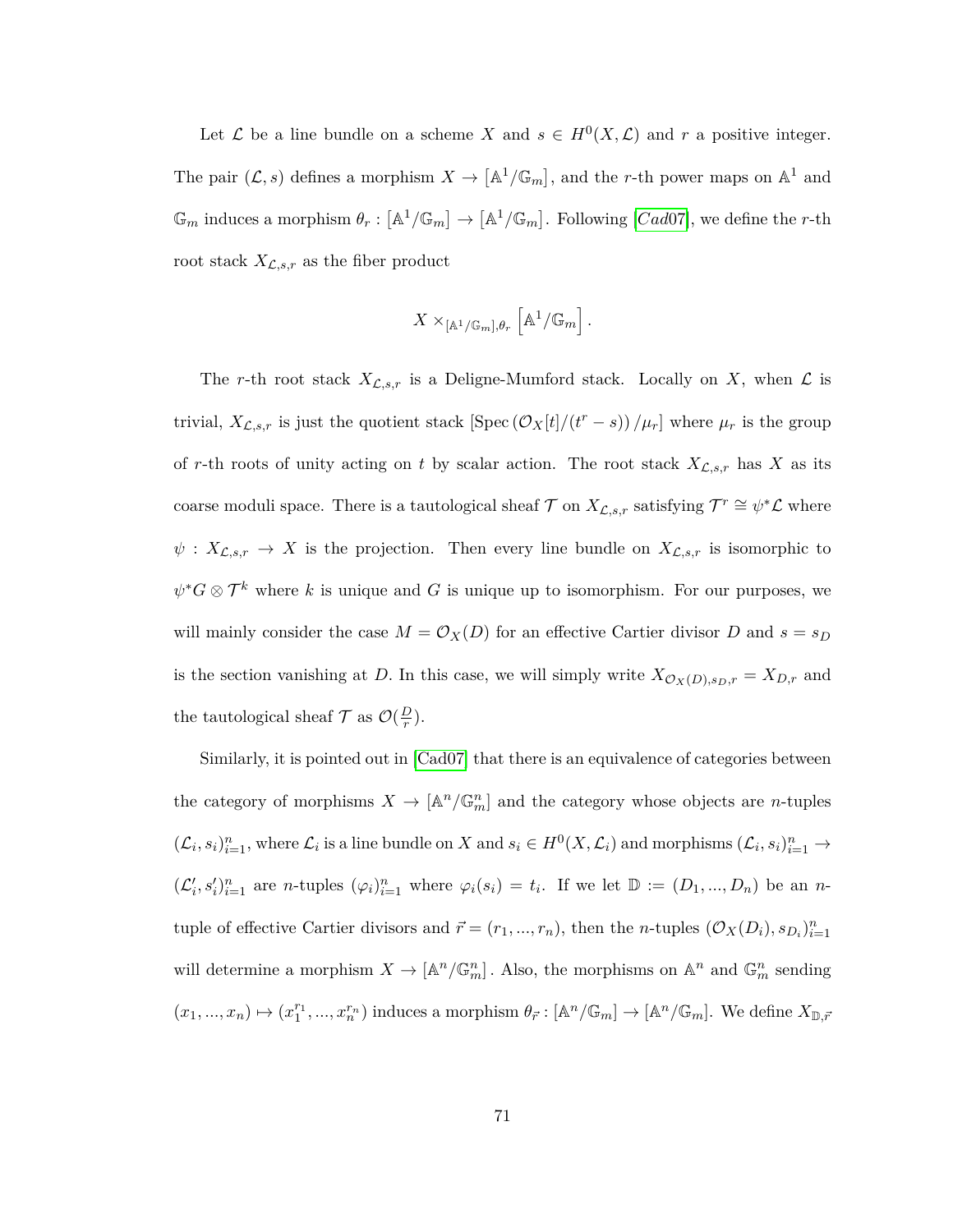Let $\mathcal{L}$ be a line bundle on a scheme $X$ and $s \in H^0(X, \mathcal{L})$ and $r$ a positive integer. The pair $(\mathcal{L}, s)$ defines a morphism $X \to [\mathbb{A}^1/\mathbb{G}_m]$, and the $r$-th power maps on $\mathbb{A}^1$ and $\mathbb{G}_m$ induces a morphism $\theta_r : [\mathbb{A}^1/\mathbb{G}_m] \to [\mathbb{A}^1/\mathbb{G}_m]$. Following [$Cad07$], we define the $r$-th root stack $X_{\mathcal{L},s,r}$ as the fiber product

$$X \times_{[\mathbb{A}^1/\mathbb{G}_m],\theta_r} \left[\mathbb{A}^1/\mathbb{G}_m\right].$$

The $r$-th root stack $X_{\mathcal{L},s,r}$ is a Deligne-Mumford stack. Locally on $X$, when $\mathcal{L}$ is trivial, $X_{\mathcal{L},s,r}$ is just the quotient stack $[\text{Spec}\left(\mathcal{O}_X[t]/(t^r - s)\right)/\mu_r]$ where $\mu_r$ is the group of $r$-th roots of unity acting on $t$ by scalar action. The root stack $X_{\mathcal{L},s,r}$ has $X$ as its coarse moduli space. There is a tautological sheaf $\mathcal{T}$ on $X_{\mathcal{L},s,r}$ satisfying $\mathcal{T}^r \cong \psi^*\mathcal{L}$ where $\psi : X_{\mathcal{L},s,r} \to X$ is the projection. Then every line bundle on $X_{\mathcal{L},s,r}$ is isomorphic to $\psi^*G \otimes \mathcal{T}^k$ where $k$ is unique and $G$ is unique up to isomorphism. For our purposes, we will mainly consider the case $M = \mathcal{O}_X(D)$ for an effective Cartier divisor $D$ and $s = s_D$ is the section vanishing at $D$. In this case, we will simply write $X_{\mathcal{O}_X(D),s_D,r} = X_{D,r}$ and the tautological sheaf $\mathcal{T}$ as $\mathcal{O}(\frac{D}{r})$.

Similarly, it is pointed out in [Cad07] that there is an equivalence of categories between the category of morphisms $X \to [\mathbb{A}^n/\mathbb{G}_m^n]$ and the category whose objects are $n$-tuples $(\mathcal{L}_i, s_i)_{i=1}^n$, where $\mathcal{L}_i$ is a line bundle on $X$ and $s_i \in H^0(X, \mathcal{L}_i)$ and morphisms $(\mathcal{L}_i, s_i)_{i=1}^n \to (\mathcal{L}_i', s_i')_{i=1}^n$ are $n$-tuples $(\varphi_i)_{i=1}^n$ where $\varphi_i(s_i) = t_i$. If we let $\mathbb{D} := (D_1, ..., D_n)$ be an $n$-tuple of effective Cartier divisors and $\vec{r} = (r_1, ..., r_n)$, then the $n$-tuples $(\mathcal{O}_X(D_i), s_{D_i})_{i=1}^n$ will determine a morphism $X \to [\mathbb{A}^n/\mathbb{G}_m^n]$. Also, the morphisms on $\mathbb{A}^n$ and $\mathbb{G}_m^n$ sending $(x_1, ..., x_n) \mapsto (x_1^{r_1}, ..., x_n^{r_n})$ induces a morphism $\theta_{\vec{r}} : [\mathbb{A}^n/\mathbb{G}_m] \to [\mathbb{A}^n/\mathbb{G}_m]$. We define $X_{\mathbb{D},\vec{r}}$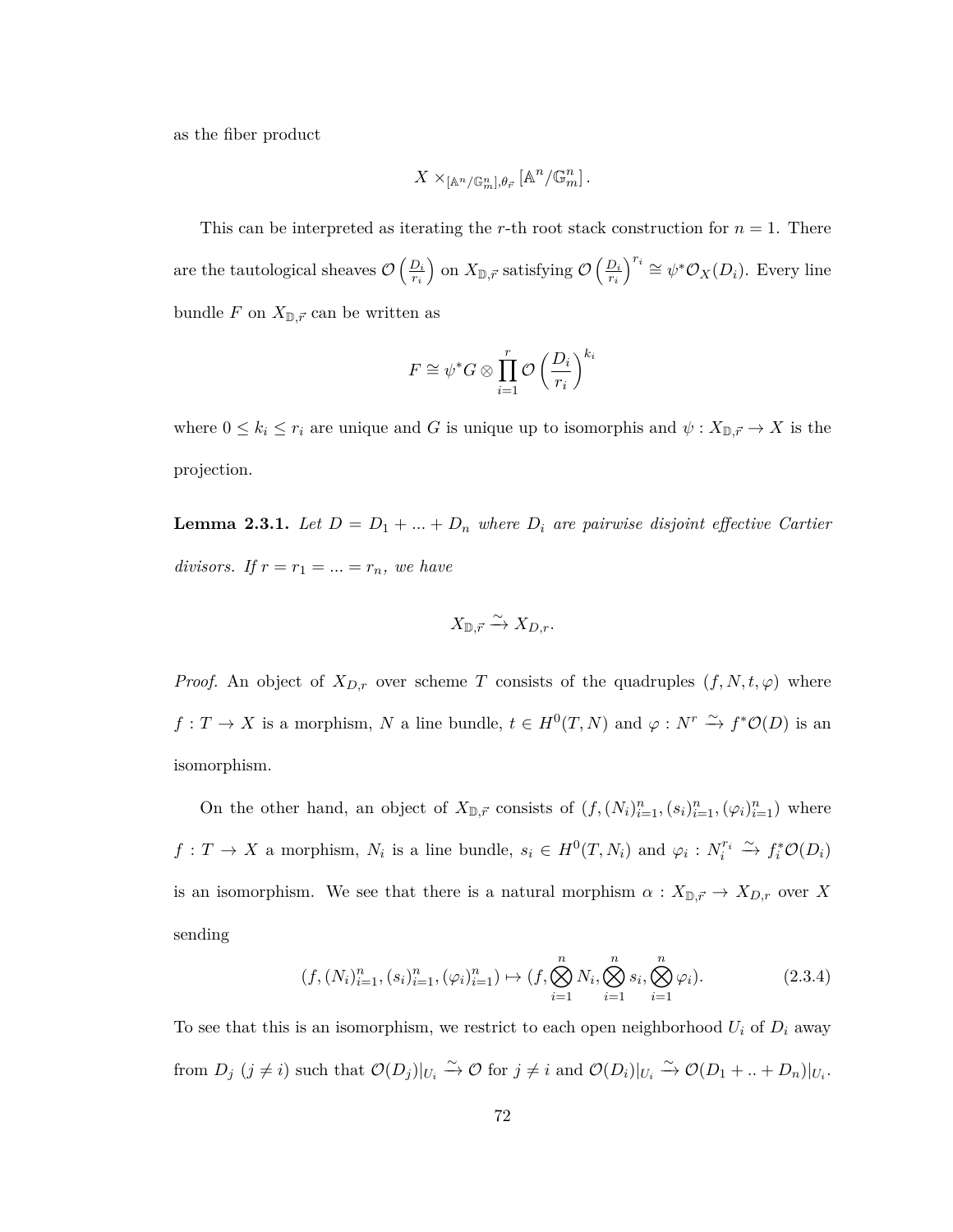as the fiber product

$$X \times_{[\mathbb{A}^n/\mathbb{G}_m^n],\theta_{\vec{r}}} [\mathbb{A}^n/\mathbb{G}_m^n].$$

This can be interpreted as iterating the $r$-th root stack construction for $n = 1$. There are the tautological sheaves $\mathcal{O}\left(\frac{D_i}{r_i}\right)$ on $X_{\mathbb{D},\vec{r}}$ satisfying $\mathcal{O}\left(\frac{D_i}{r_i}\right)^{r_i} \cong \psi^*\mathcal{O}_X(D_i)$. Every line bundle $F$ on $X_{\mathbb{D},\vec{r}}$ can be written as

$$F \cong \psi^* G \otimes \prod_{i=1}^{r} \mathcal{O}\left(\frac{D_i}{r_i}\right)^{k_i}$$

where $0 \leq k_i \leq r_i$ are unique and $G$ is unique up to isomorphis and $\psi : X_{\mathbb{D},\vec{r}} \to X$ is the projection.

**Lemma 2.3.1.** *Let $D = D_1 + ... + D_n$ where $D_i$ are pairwise disjoint effective Cartier divisors. If $r = r_1 = ... = r_n$, we have*

$$X_{\mathbb{D},\vec{r}} \xrightarrow{\sim} X_{D,r}.$$

*Proof.* An object of $X_{D,r}$ over scheme $T$ consists of the quadruples $(f, N, t, \varphi)$ where $f : T \to X$ is a morphism, $N$ a line bundle, $t \in H^0(T, N)$ and $\varphi : N^r \xrightarrow{\sim} f^*\mathcal{O}(D)$ is an isomorphism.

On the other hand, an object of $X_{\mathbb{D},\vec{r}}$ consists of $(f, (N_i)_{i=1}^n, (s_i)_{i=1}^n, (\varphi_i)_{i=1}^n)$ where $f : T \to X$ a morphism, $N_i$ is a line bundle, $s_i \in H^0(T, N_i)$ and $\varphi_i : N_i^{r_i} \xrightarrow{\sim} f_i^*\mathcal{O}(D_i)$ is an isomorphism. We see that there is a natural morphism $\alpha : X_{\mathbb{D},\vec{r}} \to X_{D,r}$ over $X$ sending

$$(f, (N_i)_{i=1}^n, (s_i)_{i=1}^n, (\varphi_i)_{i=1}^n) \mapsto (f, \bigotimes_{i=1}^n N_i, \bigotimes_{i=1}^n s_i, \bigotimes_{i=1}^n \varphi_i). \tag{2.3.4}$$

To see that this is an isomorphism, we restrict to each open neighborhood $U_i$ of $D_i$ away from $D_j$ $(j \neq i)$ such that $\mathcal{O}(D_j)|_{U_i} \xrightarrow{\sim} \mathcal{O}$ for $j \neq i$ and $\mathcal{O}(D_i)|_{U_i} \xrightarrow{\sim} \mathcal{O}(D_1 + .. + D_n)|_{U_i}$.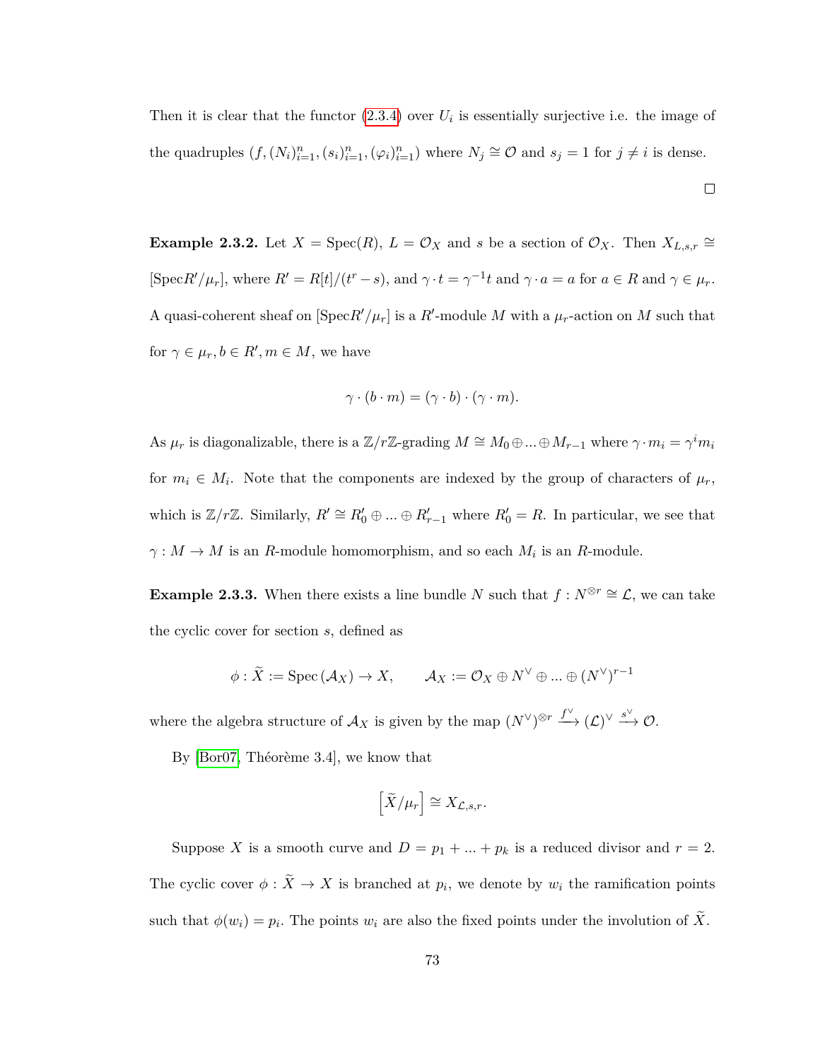Then it is clear that the functor (2.3.4) over $U_i$ is essentially surjective i.e. the image of the quadruples $(f, (N_i)_{i=1}^n, (s_i)_{i=1}^n, (\varphi_i)_{i=1}^n)$ where $N_j \cong \mathcal{O}$ and $s_j = 1$ for $j \neq i$ is dense.

□

**Example 2.3.2.** Let $X = \mathrm{Spec}(R)$, $L = \mathcal{O}_X$ and $s$ be a section of $\mathcal{O}_X$. Then $X_{L,s,r} \cong [\mathrm{Spec}R'/\mu_r]$, where $R' = R[t]/(t^r - s)$, and $\gamma \cdot t = \gamma^{-1}t$ and $\gamma \cdot a = a$ for $a \in R$ and $\gamma \in \mu_r$. A quasi-coherent sheaf on $[\mathrm{Spec}R'/\mu_r]$ is a $R'$-module $M$ with a $\mu_r$-action on $M$ such that for $\gamma \in \mu_r, b \in R', m \in M$, we have

$$\gamma \cdot (b \cdot m) = (\gamma \cdot b) \cdot (\gamma \cdot m).$$

As $\mu_r$ is diagonalizable, there is a $\mathbb{Z}/r\mathbb{Z}$-grading $M \cong M_0 \oplus ... \oplus M_{r-1}$ where $\gamma \cdot m_i = \gamma^i m_i$ for $m_i \in M_i$. Note that the components are indexed by the group of characters of $\mu_r$, which is $\mathbb{Z}/r\mathbb{Z}$. Similarly, $R' \cong R'_0 \oplus ... \oplus R'_{r-1}$ where $R'_0 = R$. In particular, we see that $\gamma : M \to M$ is an $R$-module homomorphism, and so each $M_i$ is an $R$-module.

**Example 2.3.3.** When there exists a line bundle $N$ such that $f : N^{\otimes r} \cong \mathcal{L}$, we can take the cyclic cover for section $s$, defined as

$$\phi : \widetilde{X} := \mathrm{Spec}\,(\mathcal{A}_X) \to X, \qquad \mathcal{A}_X := \mathcal{O}_X \oplus N^\vee \oplus ... \oplus (N^\vee)^{r-1}$$

where the algebra structure of $\mathcal{A}_X$ is given by the map $(N^\vee)^{\otimes r} \xrightarrow{f^\vee} (\mathcal{L})^\vee \xrightarrow{s^\vee} \mathcal{O}$.

By [Bor07, Théorème 3.4], we know that

$$\left[\widetilde{X}/\mu_r\right] \cong X_{\mathcal{L},s,r}.$$

Suppose $X$ is a smooth curve and $D = p_1 + ... + p_k$ is a reduced divisor and $r = 2$. The cyclic cover $\phi : \widetilde{X} \to X$ is branched at $p_i$, we denote by $w_i$ the ramification points such that $\phi(w_i) = p_i$. The points $w_i$ are also the fixed points under the involution of $\widetilde{X}$.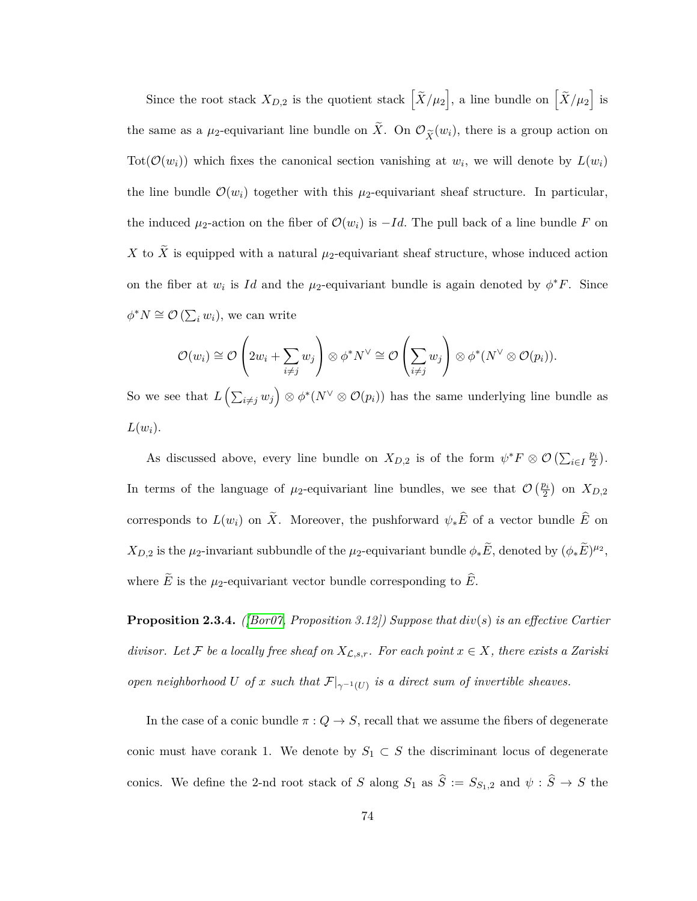Since the root stack $X_{D,2}$ is the quotient stack $\left[\widetilde{X}/\mu_2\right]$, a line bundle on $\left[\widetilde{X}/\mu_2\right]$ is the same as a $\mu_2$-equivariant line bundle on $\widetilde{X}$. On $\mathcal{O}_{\widetilde{X}}(w_i)$, there is a group action on $\mathrm{Tot}(\mathcal{O}(w_i))$ which fixes the canonical section vanishing at $w_i$, we will denote by $L(w_i)$ the line bundle $\mathcal{O}(w_i)$ together with this $\mu_2$-equivariant sheaf structure. In particular, the induced $\mu_2$-action on the fiber of $\mathcal{O}(w_i)$ is $-Id$. The pull back of a line bundle $F$ on $X$ to $\widetilde{X}$ is equipped with a natural $\mu_2$-equivariant sheaf structure, whose induced action on the fiber at $w_i$ is $Id$ and the $\mu_2$-equivariant bundle is again denoted by $\phi^*F$. Since $\phi^*N \cong \mathcal{O}\left(\sum_i w_i\right)$, we can write

$$\mathcal{O}(w_i) \cong \mathcal{O}\left(2w_i + \sum_{i\neq j} w_j\right) \otimes \phi^*N^\vee \cong \mathcal{O}\left(\sum_{i\neq j} w_j\right) \otimes \phi^*(N^\vee \otimes \mathcal{O}(p_i)).$$

So we see that $L\left(\sum_{i\neq j} w_j\right) \otimes \phi^*(N^\vee \otimes \mathcal{O}(p_i))$ has the same underlying line bundle as $L(w_i)$.

As discussed above, every line bundle on $X_{D,2}$ is of the form $\psi^*F \otimes \mathcal{O}\left(\sum_{i\in I} \frac{p_i}{2}\right)$. In terms of the language of $\mu_2$-equivariant line bundles, we see that $\mathcal{O}\left(\frac{p_i}{2}\right)$ on $X_{D,2}$ corresponds to $L(w_i)$ on $\widetilde{X}$. Moreover, the pushforward $\psi_*\widehat{E}$ of a vector bundle $\widehat{E}$ on $X_{D,2}$ is the $\mu_2$-invariant subbundle of the $\mu_2$-equivariant bundle $\phi_*\widetilde{E}$, denoted by $(\phi_*\widetilde{E})^{\mu_2}$, where $\widetilde{E}$ is the $\mu_2$-equivariant vector bundle corresponding to $\widehat{E}$.

**Proposition 2.3.4.** *([Bor07, Proposition 3.12]) Suppose that $div(s)$ is an effective Cartier divisor. Let $\mathcal{F}$ be a locally free sheaf on $X_{\mathcal{L},s,r}$. For each point $x \in X$, there exists a Zariski open neighborhood $U$ of $x$ such that $\mathcal{F}|_{\gamma^{-1}(U)}$ is a direct sum of invertible sheaves.*

In the case of a conic bundle $\pi : Q \to S$, recall that we assume the fibers of degenerate conic must have corank 1. We denote by $S_1 \subset S$ the discriminant locus of degenerate conics. We define the 2-nd root stack of $S$ along $S_1$ as $\widehat{S} := S_{S_1,2}$ and $\psi : \widehat{S} \to S$ the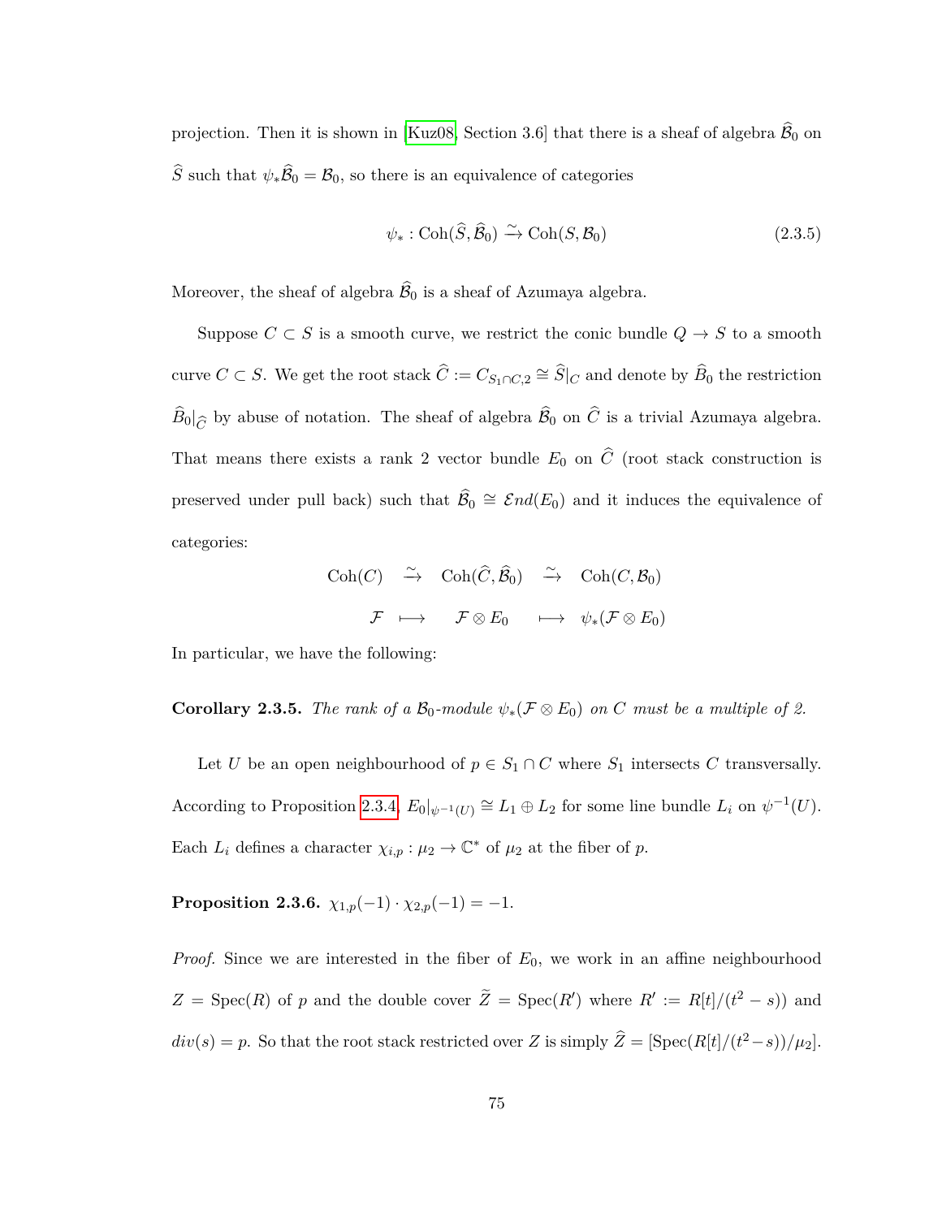projection. Then it is shown in [Kuz08, Section 3.6] that there is a sheaf of algebra $\widehat{\mathcal{B}}_0$ on $\widehat{S}$ such that $\psi_*\widehat{\mathcal{B}}_0 = \mathcal{B}_0$, so there is an equivalence of categories

$$\psi_* : \mathrm{Coh}(\widehat{S}, \widehat{\mathcal{B}}_0) \xrightarrow{\sim} \mathrm{Coh}(S, \mathcal{B}_0) \tag{2.3.5}$$

Moreover, the sheaf of algebra $\widehat{\mathcal{B}}_0$ is a sheaf of Azumaya algebra.

Suppose $C \subset S$ is a smooth curve, we restrict the conic bundle $Q \to S$ to a smooth curve $C \subset S$. We get the root stack $\widehat{C} := C_{S_1 \cap C, 2} \cong \widehat{S}|_C$ and denote by $\widehat{B}_0$ the restriction $\widehat{B}_0|_{\widehat{C}}$ by abuse of notation. The sheaf of algebra $\widehat{\mathcal{B}}_0$ on $\widehat{C}$ is a trivial Azumaya algebra. That means there exists a rank 2 vector bundle $E_0$ on $\widehat{C}$ (root stack construction is preserved under pull back) such that $\widehat{\mathcal{B}}_0 \cong \mathcal{E}nd(E_0)$ and it induces the equivalence of categories:

$$\begin{array}{ccccc} \mathrm{Coh}(C) & \xrightarrow{\sim} & \mathrm{Coh}(\widehat{C}, \widehat{\mathcal{B}}_0) & \xrightarrow{\sim} & \mathrm{Coh}(C, \mathcal{B}_0) \\ \mathcal{F} & \longmapsto & \mathcal{F} \otimes E_0 & \longmapsto & \psi_*(\mathcal{F} \otimes E_0) \end{array}$$

In particular, we have the following:

**Corollary 2.3.5.** *The rank of a $\mathcal{B}_0$-module $\psi_*(\mathcal{F} \otimes E_0)$ on $C$ must be a multiple of 2.*

Let $U$ be an open neighbourhood of $p \in S_1 \cap C$ where $S_1$ intersects $C$ transversally. According to Proposition 2.3.4, $E_0|_{\psi^{-1}(U)} \cong L_1 \oplus L_2$ for some line bundle $L_i$ on $\psi^{-1}(U)$. Each $L_i$ defines a character $\chi_{i,p} : \mu_2 \to \mathbb{C}^*$ of $\mu_2$ at the fiber of $p$.

**Proposition 2.3.6.** $\chi_{1,p}(-1) \cdot \chi_{2,p}(-1) = -1$.

*Proof.* Since we are interested in the fiber of $E_0$, we work in an affine neighbourhood $Z = \mathrm{Spec}(R)$ of $p$ and the double cover $\widetilde{Z} = \mathrm{Spec}(R')$ where $R' := R[t]/(t^2 - s))$ and $div(s) = p$. So that the root stack restricted over $Z$ is simply $\widehat{Z} = [\mathrm{Spec}(R[t]/(t^2 - s))/\mu_2]$.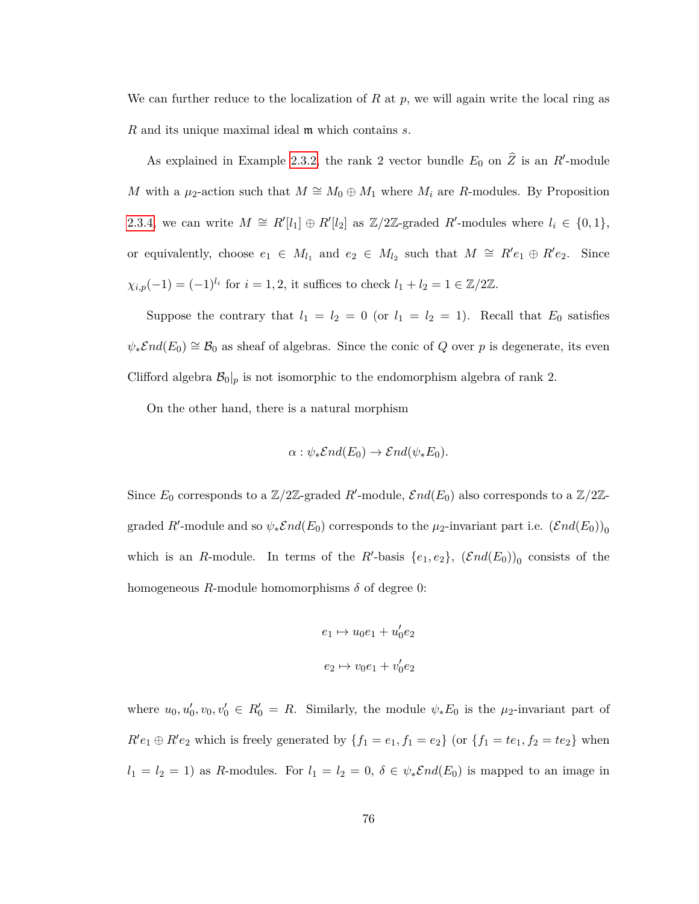We can further reduce to the localization of $R$ at $p$, we will again write the local ring as $R$ and its unique maximal ideal $\mathfrak{m}$ which contains $s$.

As explained in Example 2.3.2, the rank 2 vector bundle $E_0$ on $\widehat{Z}$ is an $R'$-module $M$ with a $\mu_2$-action such that $M \cong M_0 \oplus M_1$ where $M_i$ are $R$-modules. By Proposition 2.3.4, we can write $M \cong R'[l_1] \oplus R'[l_2]$ as $\mathbb{Z}/2\mathbb{Z}$-graded $R'$-modules where $l_i \in \{0, 1\}$, or equivalently, choose $e_1 \in M_{l_1}$ and $e_2 \in M_{l_2}$ such that $M \cong R'e_1 \oplus R'e_2$. Since $\chi_{i,p}(-1) = (-1)^{l_i}$ for $i = 1, 2$, it suffices to check $l_1 + l_2 = 1 \in \mathbb{Z}/2\mathbb{Z}$.

Suppose the contrary that $l_1 = l_2 = 0$ (or $l_1 = l_2 = 1$). Recall that $E_0$ satisfies $\psi_* \mathcal{E}nd(E_0) \cong \mathcal{B}_0$ as sheaf of algebras. Since the conic of $Q$ over $p$ is degenerate, its even Clifford algebra $\mathcal{B}_0|_p$ is not isomorphic to the endomorphism algebra of rank 2.

On the other hand, there is a natural morphism

$$\alpha : \psi_* \mathcal{E}nd(E_0) \to \mathcal{E}nd(\psi_* E_0).$$

Since $E_0$ corresponds to a $\mathbb{Z}/2\mathbb{Z}$-graded $R'$-module, $\mathcal{E}nd(E_0)$ also corresponds to a $\mathbb{Z}/2\mathbb{Z}$-graded $R'$-module and so $\psi_* \mathcal{E}nd(E_0)$ corresponds to the $\mu_2$-invariant part i.e. $(\mathcal{E}nd(E_0))_0$ which is an $R$-module. In terms of the $R'$-basis $\{e_1, e_2\}$, $(\mathcal{E}nd(E_0))_0$ consists of the homogeneous $R$-module homomorphisms $\delta$ of degree 0:

$$e_1 \mapsto u_0 e_1 + u_0' e_2$$

$$e_2 \mapsto v_0 e_1 + v_0' e_2$$

where $u_0, u_0', v_0, v_0' \in R_0' = R$. Similarly, the module $\psi_* E_0$ is the $\mu_2$-invariant part of $R'e_1 \oplus R'e_2$ which is freely generated by $\{f_1 = e_1, f_1 = e_2\}$ (or $\{f_1 = te_1, f_2 = te_2\}$ when $l_1 = l_2 = 1$) as $R$-modules. For $l_1 = l_2 = 0$, $\delta \in \psi_* \mathcal{E}nd(E_0)$ is mapped to an image in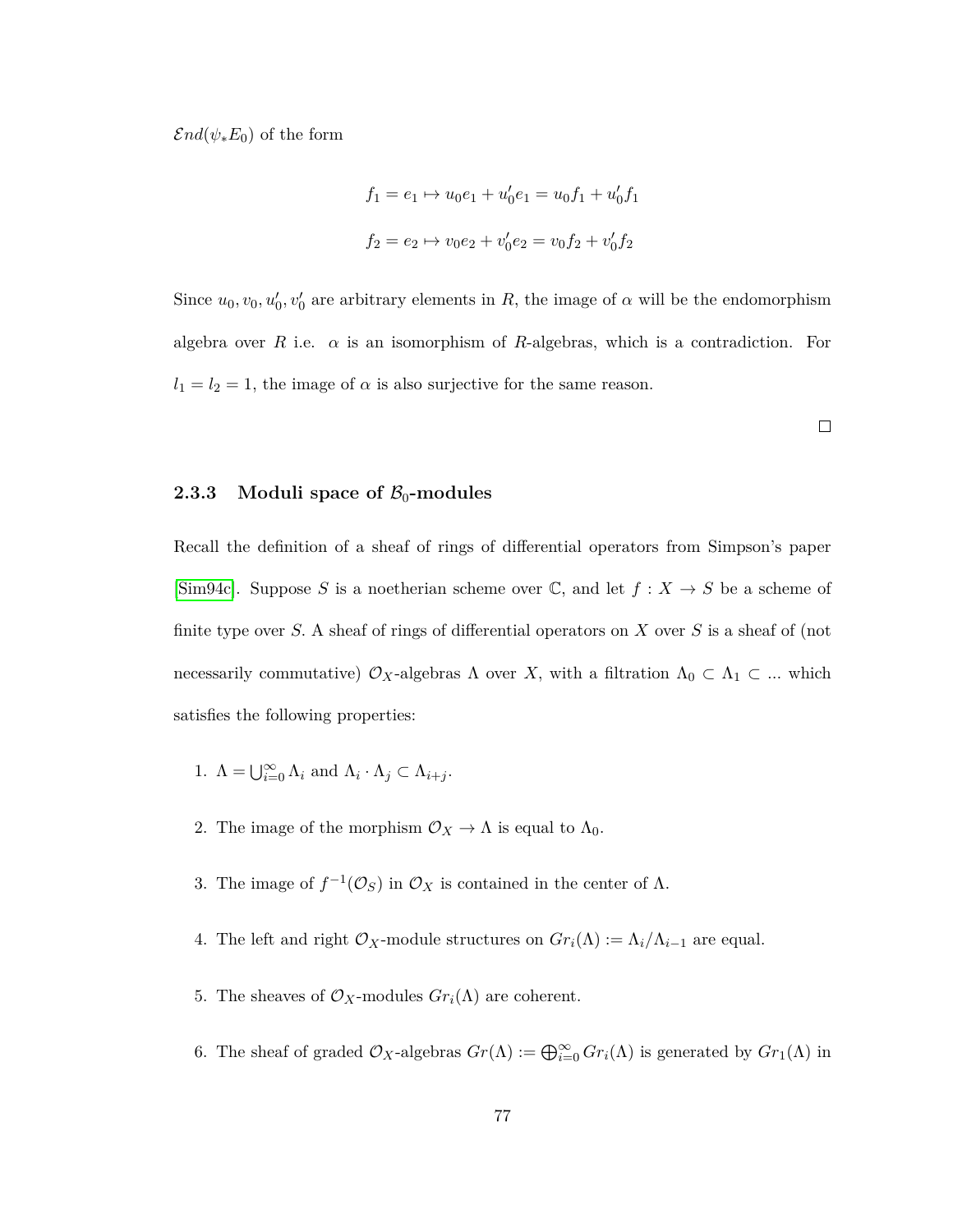$\mathcal{E}nd(\psi_* E_0)$ of the form

$$f_1 = e_1 \mapsto u_0 e_1 + u_0' e_1 = u_0 f_1 + u_0' f_1$$

$$f_2 = e_2 \mapsto v_0 e_2 + v_0' e_2 = v_0 f_2 + v_0' f_2$$

Since $u_0, v_0, u_0', v_0'$ are arbitrary elements in $R$, the image of $\alpha$ will be the endomorphism algebra over $R$ i.e. $\alpha$ is an isomorphism of $R$-algebras, which is a contradiction. For $l_1 = l_2 = 1$, the image of $\alpha$ is also surjective for the same reason.

□

### 2.3.3 Moduli space of $\mathcal{B}_0$-modules

Recall the definition of a sheaf of rings of differential operators from Simpson's paper [Sim94c]. Suppose $S$ is a noetherian scheme over $\mathbb{C}$, and let $f : X \to S$ be a scheme of finite type over $S$. A sheaf of rings of differential operators on $X$ over $S$ is a sheaf of (not necessarily commutative) $\mathcal{O}_X$-algebras $\Lambda$ over $X$, with a filtration $\Lambda_0 \subset \Lambda_1 \subset \ldots$ which satisfies the following properties:

1. $\Lambda = \bigcup_{i=0}^{\infty} \Lambda_i$ and $\Lambda_i \cdot \Lambda_j \subset \Lambda_{i+j}$.
2. The image of the morphism $\mathcal{O}_X \to \Lambda$ is equal to $\Lambda_0$.
3. The image of $f^{-1}(\mathcal{O}_S)$ in $\mathcal{O}_X$ is contained in the center of $\Lambda$.
4. The left and right $\mathcal{O}_X$-module structures on $Gr_i(\Lambda) := \Lambda_i / \Lambda_{i-1}$ are equal.
5. The sheaves of $\mathcal{O}_X$-modules $Gr_i(\Lambda)$ are coherent.
6. The sheaf of graded $\mathcal{O}_X$-algebras $Gr(\Lambda) := \bigoplus_{i=0}^{\infty} Gr_i(\Lambda)$ is generated by $Gr_1(\Lambda)$ in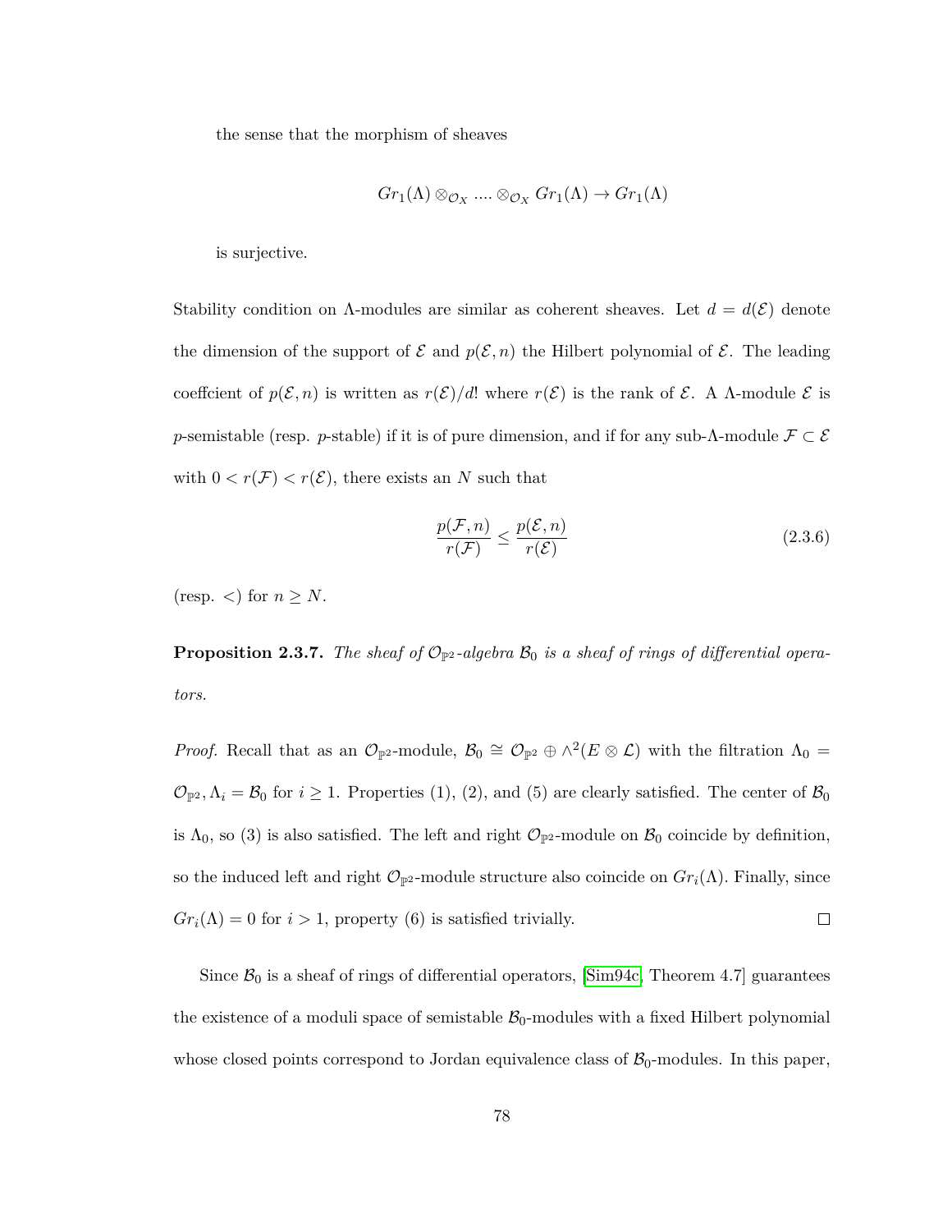the sense that the morphism of sheaves

$$Gr_1(\Lambda) \otimes_{\mathcal{O}_X} .... \otimes_{\mathcal{O}_X} Gr_1(\Lambda) \to Gr_1(\Lambda)$$

is surjective.

Stability condition on $\Lambda$-modules are similar as coherent sheaves. Let $d = d(\mathcal{E})$ denote the dimension of the support of $\mathcal{E}$ and $p(\mathcal{E}, n)$ the Hilbert polynomial of $\mathcal{E}$. The leading coeffcient of $p(\mathcal{E}, n)$ is written as $r(\mathcal{E})/d!$ where $r(\mathcal{E})$ is the rank of $\mathcal{E}$. A $\Lambda$-module $\mathcal{E}$ is $p$-semistable (resp. $p$-stable) if it is of pure dimension, and if for any sub-$\Lambda$-module $\mathcal{F} \subset \mathcal{E}$ with $0 < r(\mathcal{F}) < r(\mathcal{E})$, there exists an $N$ such that

$$\frac{p(\mathcal{F}, n)}{r(\mathcal{F})} \leq \frac{p(\mathcal{E}, n)}{r(\mathcal{E})} \tag{2.3.6}$$

(resp. $<$) for $n \geq N$.

**Proposition 2.3.7.** *The sheaf of $\mathcal{O}_{\mathbb{P}^2}$-algebra $\mathcal{B}_0$ is a sheaf of rings of differential operators.*

*Proof.* Recall that as an $\mathcal{O}_{\mathbb{P}^2}$-module, $\mathcal{B}_0 \cong \mathcal{O}_{\mathbb{P}^2} \oplus \wedge^2(E \otimes \mathcal{L})$ with the filtration $\Lambda_0 = \mathcal{O}_{\mathbb{P}^2}, \Lambda_i = \mathcal{B}_0$ for $i \geq 1$. Properties (1), (2), and (5) are clearly satisfied. The center of $\mathcal{B}_0$ is $\Lambda_0$, so (3) is also satisfied. The left and right $\mathcal{O}_{\mathbb{P}^2}$-module on $\mathcal{B}_0$ coincide by definition, so the induced left and right $\mathcal{O}_{\mathbb{P}^2}$-module structure also coincide on $Gr_i(\Lambda)$. Finally, since $Gr_i(\Lambda) = 0$ for $i > 1$, property (6) is satisfied trivially. ◻

Since $\mathcal{B}_0$ is a sheaf of rings of differential operators, [Sim94c, Theorem 4.7] guarantees the existence of a moduli space of semistable $\mathcal{B}_0$-modules with a fixed Hilbert polynomial whose closed points correspond to Jordan equivalence class of $\mathcal{B}_0$-modules. In this paper,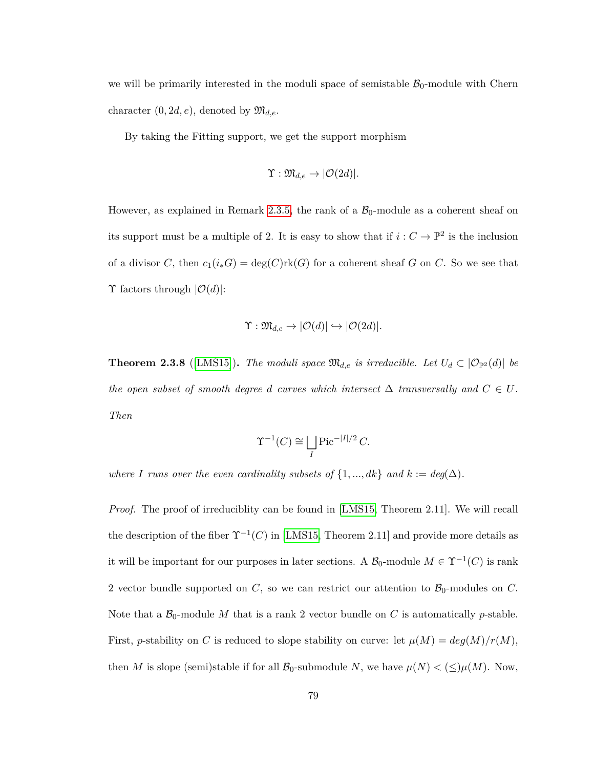we will be primarily interested in the moduli space of semistable $\mathcal{B}_0$-module with Chern character $(0, 2d, e)$, denoted by $\mathfrak{M}_{d,e}$.

By taking the Fitting support, we get the support morphism

$$\Upsilon : \mathfrak{M}_{d,e} \to |\mathcal{O}(2d)|.$$

However, as explained in Remark 2.3.5, the rank of a $\mathcal{B}_0$-module as a coherent sheaf on its support must be a multiple of 2. It is easy to show that if $i : C \to \mathbb{P}^2$ is the inclusion of a divisor $C$, then $c_1(i_* G) = \deg(C)\mathrm{rk}(G)$ for a coherent sheaf $G$ on $C$. So we see that $\Upsilon$ factors through $|\mathcal{O}(d)|$:

$$\Upsilon : \mathfrak{M}_{d,e} \to |\mathcal{O}(d)| \hookrightarrow |\mathcal{O}(2d)|.$$

**Theorem 2.3.8** ([LMS15]). *The moduli space $\mathfrak{M}_{d,e}$ is irreducible. Let $U_d \subset |\mathcal{O}_{\mathbb{P}^2}(d)|$ be the open subset of smooth degree $d$ curves which intersect $\Delta$ transversally and $C \in U$. Then*

$$\Upsilon^{-1}(C) \cong \bigsqcup_I \mathrm{Pic}^{-|I|/2} C.$$

*where $I$ runs over the even cardinality subsets of $\{1, ..., dk\}$ and $k := deg(\Delta)$.*

*Proof.* The proof of irreduciblity can be found in [LMS15, Theorem 2.11]. We will recall the description of the fiber $\Upsilon^{-1}(C)$ in [LMS15, Theorem 2.11] and provide more details as it will be important for our purposes in later sections. A $\mathcal{B}_0$-module $M \in \Upsilon^{-1}(C)$ is rank 2 vector bundle supported on $C$, so we can restrict our attention to $\mathcal{B}_0$-modules on $C$. Note that a $\mathcal{B}_0$-module $M$ that is a rank 2 vector bundle on $C$ is automatically $p$-stable. First, $p$-stability on $C$ is reduced to slope stability on curve: let $\mu(M) = deg(M)/r(M)$, then $M$ is slope (semi)stable if for all $\mathcal{B}_0$-submodule $N$, we have $\mu(N) < (\leq) \mu(M)$. Now,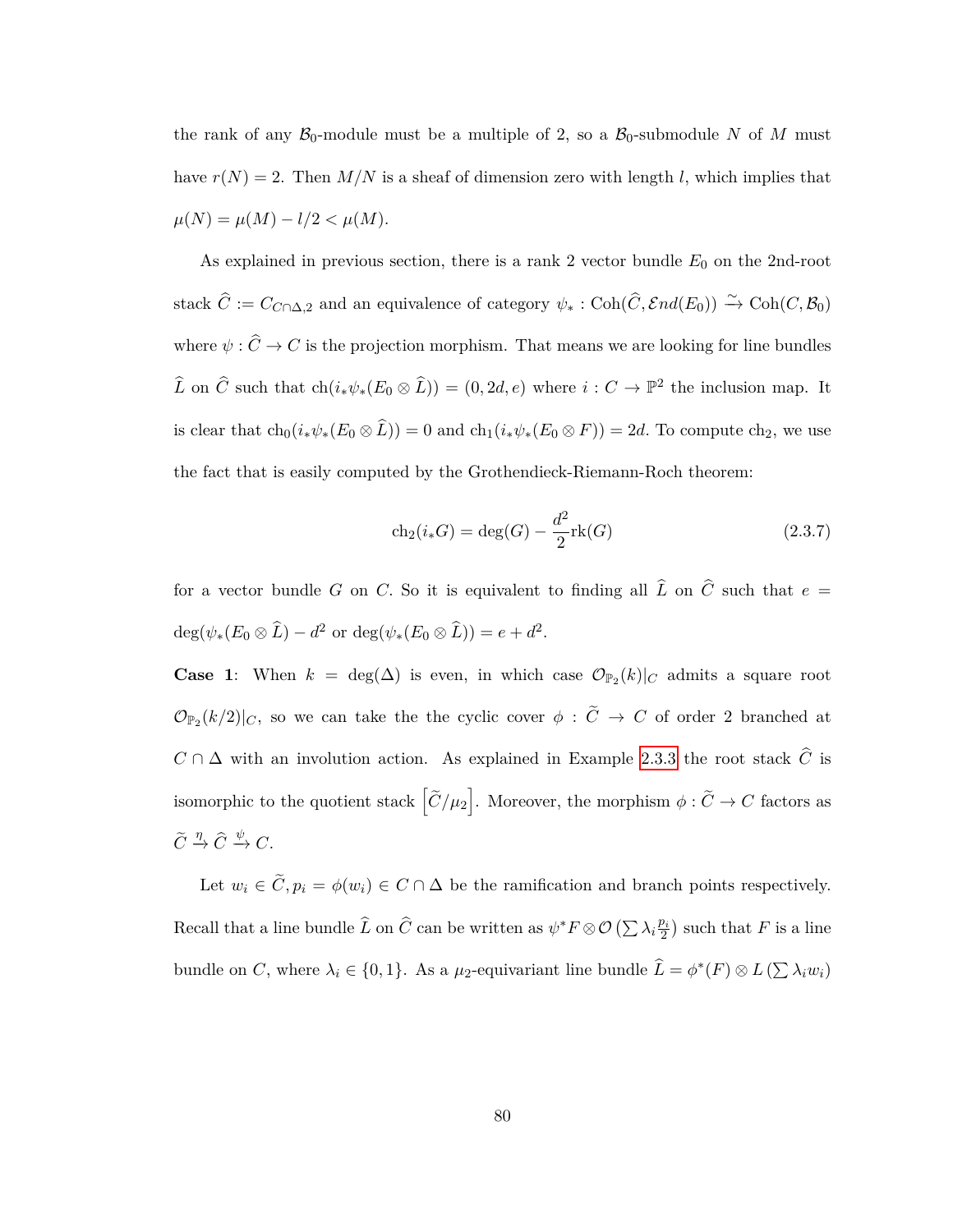the rank of any $\mathcal{B}_0$-module must be a multiple of 2, so a $\mathcal{B}_0$-submodule $N$ of $M$ must have $r(N) = 2$. Then $M/N$ is a sheaf of dimension zero with length $l$, which implies that $\mu(N) = \mu(M) - l/2 < \mu(M)$.

As explained in previous section, there is a rank 2 vector bundle $E_0$ on the 2nd-root stack $\widehat{C} := C_{C\cap\Delta,2}$ and an equivalence of category $\psi_* : \mathrm{Coh}(\widehat{C}, \mathcal{E}nd(E_0)) \xrightarrow{\sim} \mathrm{Coh}(C, \mathcal{B}_0)$ where $\psi : \widehat{C} \to C$ is the projection morphism. That means we are looking for line bundles $\widehat{L}$ on $\widehat{C}$ such that $\mathrm{ch}(i_*\psi_*(E_0 \otimes \widehat{L})) = (0, 2d, e)$ where $i : C \to \mathbb{P}^2$ the inclusion map. It is clear that $\mathrm{ch}_0(i_*\psi_*(E_0 \otimes \widehat{L})) = 0$ and $\mathrm{ch}_1(i_*\psi_*(E_0 \otimes F)) = 2d$. To compute $\mathrm{ch}_2$, we use the fact that is easily computed by the Grothendieck-Riemann-Roch theorem:

$$\mathrm{ch}_2(i_*G) = \deg(G) - \frac{d^2}{2}\mathrm{rk}(G) \tag{2.3.7}$$

for a vector bundle $G$ on $C$. So it is equivalent to finding all $\widehat{L}$ on $\widehat{C}$ such that $e = \deg(\psi_*(E_0 \otimes \widehat{L}) - d^2$ or $\deg(\psi_*(E_0 \otimes \widehat{L})) = e + d^2$.

**Case 1**: When $k = \deg(\Delta)$ is even, in which case $\mathcal{O}_{\mathbb{P}_2}(k)|_C$ admits a square root $\mathcal{O}_{\mathbb{P}_2}(k/2)|_C$, so we can take the the cyclic cover $\phi : \widetilde{C} \to C$ of order 2 branched at $C \cap \Delta$ with an involution action. As explained in Example 2.3.3 the root stack $\widehat{C}$ is isomorphic to the quotient stack $\left[\widetilde{C}/\mu_2\right]$. Moreover, the morphism $\phi : \widetilde{C} \to C$ factors as $\widetilde{C} \xrightarrow{\eta} \widehat{C} \xrightarrow{\psi} C$.

Let $w_i \in \widetilde{C}, p_i = \phi(w_i) \in C \cap \Delta$ be the ramification and branch points respectively. Recall that a line bundle $\widehat{L}$ on $\widehat{C}$ can be written as $\psi^*F \otimes \mathcal{O}\left(\sum \lambda_i \frac{p_i}{2}\right)$ such that $F$ is a line bundle on $C$, where $\lambda_i \in \{0, 1\}$. As a $\mu_2$-equivariant line bundle $\widehat{L} = \phi^*(F) \otimes L\left(\sum \lambda_i w_i\right)$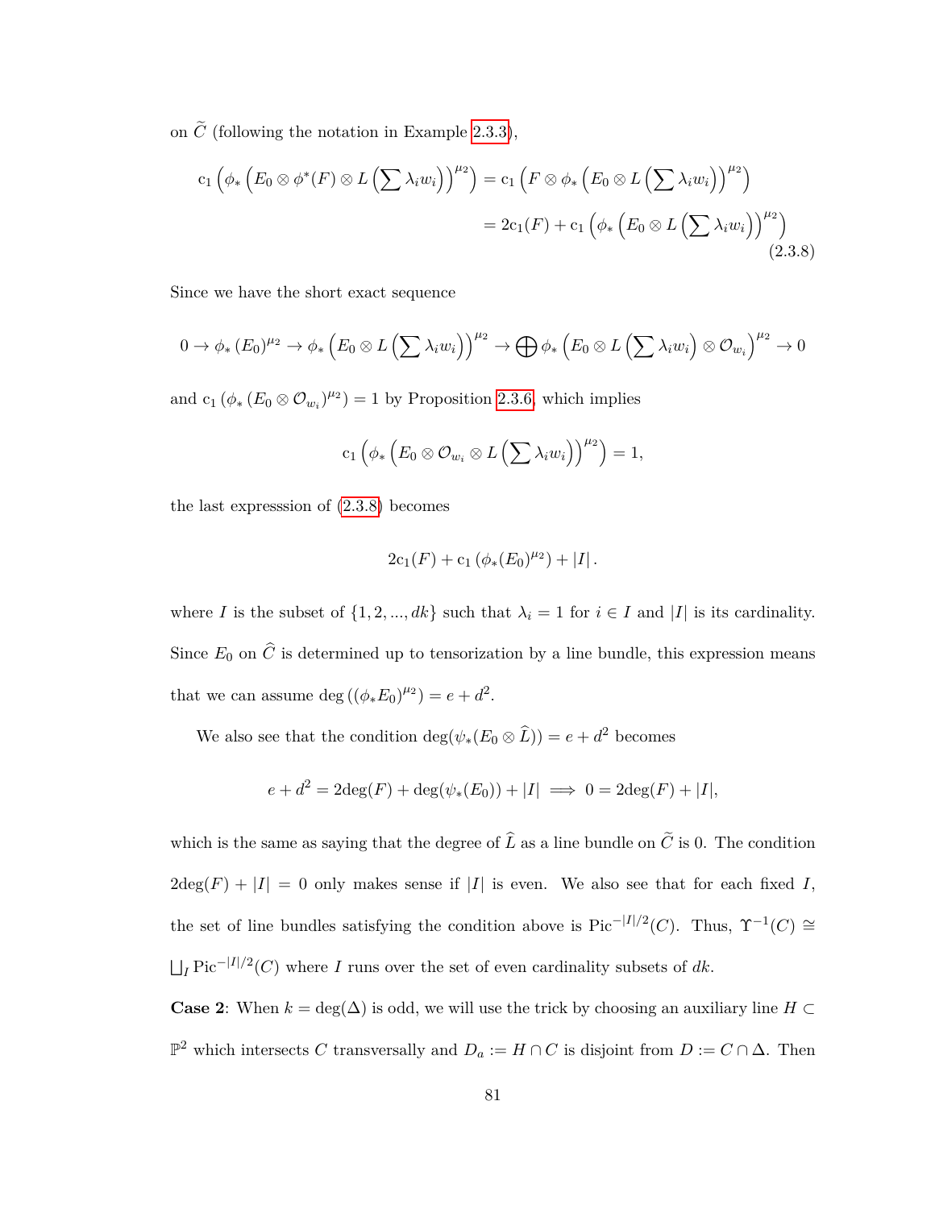on $\widetilde{C}$ (following the notation in Example 2.3.3),

$$\mathrm{c}_1\left(\phi_*\left(E_0 \otimes \phi^*(F) \otimes L\left(\sum \lambda_i w_i\right)\right)^{\mu_2}\right) = \mathrm{c}_1\left(F \otimes \phi_*\left(E_0 \otimes L\left(\sum \lambda_i w_i\right)\right)^{\mu_2}\right)$$
$$= 2\mathrm{c}_1(F) + \mathrm{c}_1\left(\phi_*\left(E_0 \otimes L\left(\sum \lambda_i w_i\right)\right)^{\mu_2}\right) \tag{2.3.8}$$

Since we have the short exact sequence

$$0 \to \phi_*\left(E_0\right)^{\mu_2} \to \phi_*\left(E_0 \otimes L\left(\sum \lambda_i w_i\right)\right)^{\mu_2} \to \bigoplus \phi_*\left(E_0 \otimes L\left(\sum \lambda_i w_i\right) \otimes \mathcal{O}_{w_i}\right)^{\mu_2} \to 0$$

and $\mathrm{c}_1\left(\phi_*\left(E_0 \otimes \mathcal{O}_{w_i}\right)^{\mu_2}\right) = 1$ by Proposition 2.3.6, which implies

$$\mathrm{c}_1\left(\phi_*\left(E_0 \otimes \mathcal{O}_{w_i} \otimes L\left(\sum \lambda_i w_i\right)\right)^{\mu_2}\right) = 1,$$

the last expresssion of (2.3.8) becomes

$$2\mathrm{c}_1(F) + \mathrm{c}_1\left(\phi_*(E_0)^{\mu_2}\right) + |I|.$$

where $I$ is the subset of $\{1, 2, ..., dk\}$ such that $\lambda_i = 1$ for $i \in I$ and $|I|$ is its cardinality. Since $E_0$ on $\widehat{C}$ is determined up to tensorization by a line bundle, this expression means that we can assume $\deg\left((\phi_* E_0)^{\mu_2}\right) = e + d^2$.

We also see that the condition $\deg(\psi_*(E_0 \otimes \widehat{L})) = e + d^2$ becomes

$$e + d^2 = 2\deg(F) + \deg(\psi_*(E_0)) + |I| \implies 0 = 2\deg(F) + |I|,$$

which is the same as saying that the degree of $\widehat{L}$ as a line bundle on $\widetilde{C}$ is 0. The condition $2\deg(F) + |I| = 0$ only makes sense if $|I|$ is even. We also see that for each fixed $I$, the set of line bundles satisfying the condition above is $\mathrm{Pic}^{-|I|/2}(C)$. Thus, $\Upsilon^{-1}(C) \cong \bigsqcup_I \mathrm{Pic}^{-|I|/2}(C)$ where $I$ runs over the set of even cardinality subsets of $dk$.

**Case 2**: When $k = \deg(\Delta)$ is odd, we will use the trick by choosing an auxiliary line $H \subset \mathbb{P}^2$ which intersects $C$ transversally and $D_a := H \cap C$ is disjoint from $D := C \cap \Delta$. Then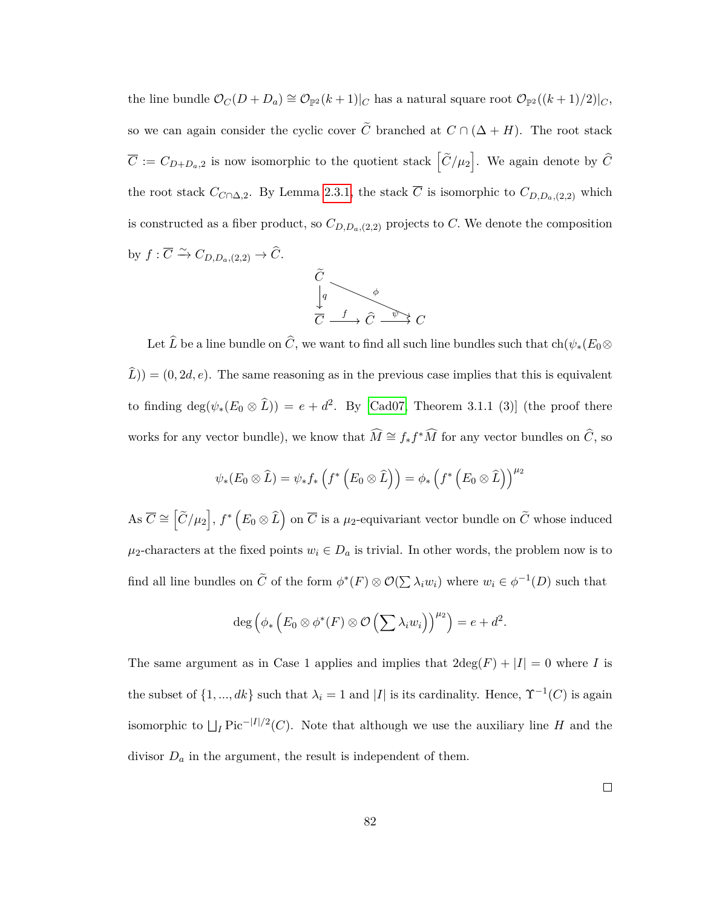the line bundle $\mathcal{O}_C(D + D_a) \cong \mathcal{O}_{\mathbb{P}^2}(k+1)|_C$ has a natural square root $\mathcal{O}_{\mathbb{P}^2}((k+1)/2)|_C$, so we can again consider the cyclic cover $\widetilde{C}$ branched at $C \cap (\Delta + H)$. The root stack $\overline{C} := C_{D+D_a,2}$ is now isomorphic to the quotient stack $\left[\widetilde{C}/\mu_2\right]$. We again denote by $\widehat{C}$ the root stack $C_{C\cap\Delta,2}$. By Lemma 2.3.1, the stack $\overline{C}$ is isomorphic to $C_{D,D_a,(2,2)}$ which is constructed as a fiber product, so $C_{D,D_a,(2,2)}$ projects to $C$. We denote the composition by $f : \overline{C} \xrightarrow{\sim} C_{D,D_a,(2,2)} \to \widehat{C}$.

$$\begin{array}{ccccc} \widetilde{C} & & & & \\ \downarrow q & & \overset{\phi}{\searrow} & & \\ \overline{C} & \xrightarrow{f} & \widehat{C} & \xrightarrow{\psi} & C \end{array}$$

Let $\widehat{L}$ be a line bundle on $\widehat{C}$, we want to find all such line bundles such that $\mathrm{ch}(\psi_*(E_0 \otimes \widehat{L})) = (0, 2d, e)$. The same reasoning as in the previous case implies that this is equivalent to finding $\deg(\psi_*(E_0 \otimes \widehat{L})) = e + d^2$. By [Cad07, Theorem 3.1.1 (3)] (the proof there works for any vector bundle), we know that $\widehat{M} \cong f_* f^* \widehat{M}$ for any vector bundles on $\widehat{C}$, so

$$\psi_*(E_0 \otimes \widehat{L}) = \psi_* f_* \left(f^*\left(E_0 \otimes \widehat{L}\right)\right) = \phi_*\left(f^*\left(E_0 \otimes \widehat{L}\right)\right)^{\mu_2}$$

As $\overline{C} \cong \left[\widetilde{C}/\mu_2\right]$, $f^*\left(E_0 \otimes \widehat{L}\right)$ on $\overline{C}$ is a $\mu_2$-equivariant vector bundle on $\widetilde{C}$ whose induced $\mu_2$-characters at the fixed points $w_i \in D_a$ is trivial. In other words, the problem now is to find all line bundles on $\widetilde{C}$ of the form $\phi^*(F) \otimes \mathcal{O}(\sum \lambda_i w_i)$ where $w_i \in \phi^{-1}(D)$ such that

$$\deg\left(\phi_*\left(E_0 \otimes \phi^*(F) \otimes \mathcal{O}\left(\sum \lambda_i w_i\right)\right)^{\mu_2}\right) = e + d^2.$$

The same argument as in Case 1 applies and implies that $2\deg(F) + |I| = 0$ where $I$ is the subset of $\{1, ..., dk\}$ such that $\lambda_i = 1$ and $|I|$ is its cardinality. Hence, $\Upsilon^{-1}(C)$ is again isomorphic to $\bigsqcup_I \mathrm{Pic}^{-|I|/2}(C)$. Note that although we use the auxiliary line $H$ and the divisor $D_a$ in the argument, the result is independent of them.

□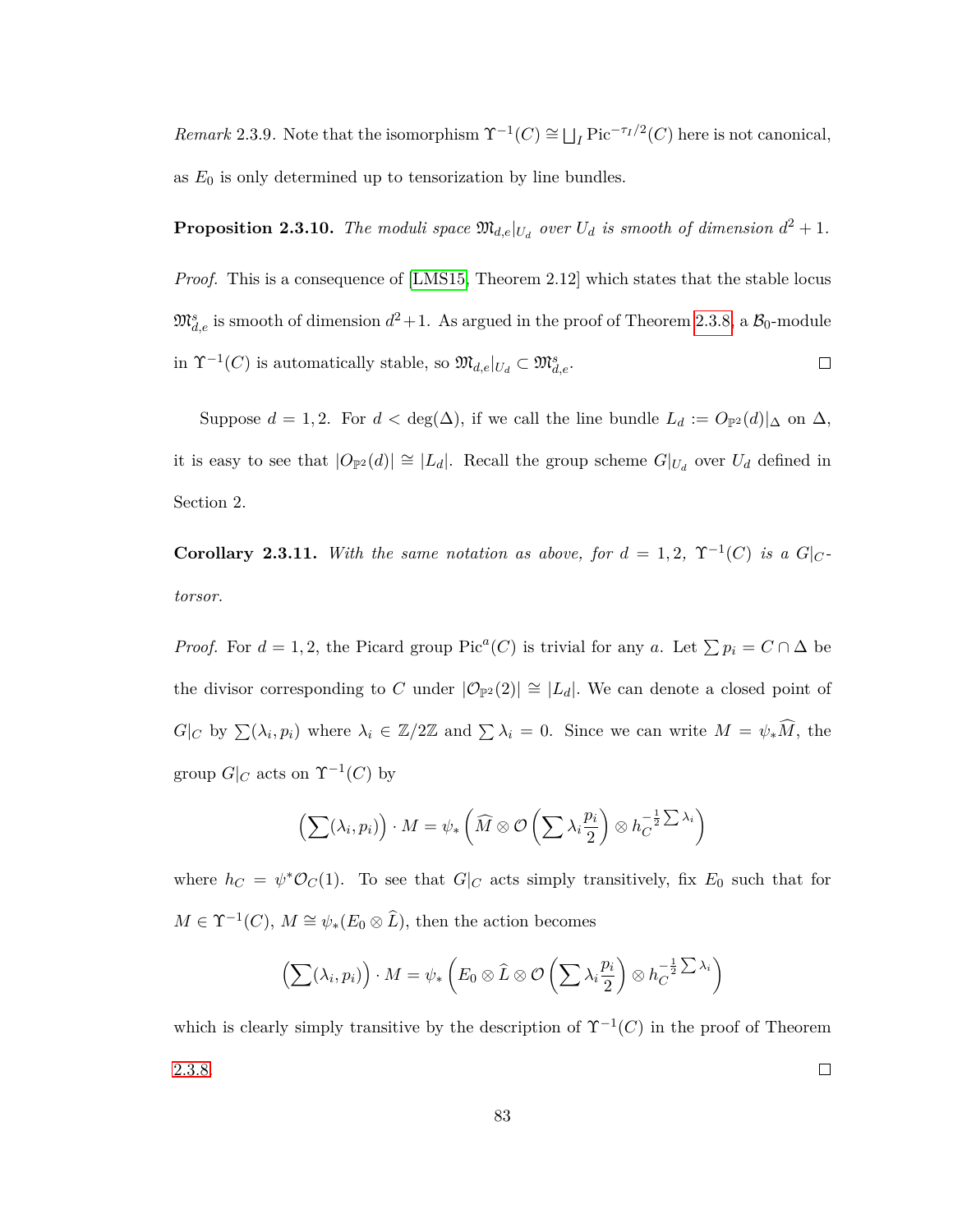*Remark* 2.3.9. Note that the isomorphism $\Upsilon^{-1}(C) \cong \bigsqcup_I \operatorname{Pic}^{-\tau_I/2}(C)$ here is not canonical, as $E_0$ is only determined up to tensorization by line bundles.

**Proposition 2.3.10.** *The moduli space $\mathfrak{M}_{d,e}|_{U_d}$ over $U_d$ is smooth of dimension $d^2+1$.*

*Proof.* This is a consequence of [LMS15, Theorem 2.12] which states that the stable locus $\mathfrak{M}^s_{d,e}$ is smooth of dimension $d^2+1$. As argued in the proof of Theorem 2.3.8, a $\mathcal{B}_0$-module in $\Upsilon^{-1}(C)$ is automatically stable, so $\mathfrak{M}_{d,e}|_{U_d} \subset \mathfrak{M}^s_{d,e}$. □

Suppose $d = 1, 2$. For $d < \deg(\Delta)$, if we call the line bundle $L_d := O_{\mathbb{P}^2}(d)|_\Delta$ on $\Delta$, it is easy to see that $|O_{\mathbb{P}^2}(d)| \cong |L_d|$. Recall the group scheme $G|_{U_d}$ over $U_d$ defined in Section 2.

**Corollary 2.3.11.** *With the same notation as above, for $d = 1, 2$, $\Upsilon^{-1}(C)$ is a $G|_C$-torsor.*

*Proof.* For $d = 1, 2$, the Picard group $\operatorname{Pic}^a(C)$ is trivial for any $a$. Let $\sum p_i = C \cap \Delta$ be the divisor corresponding to $C$ under $|\mathcal{O}_{\mathbb{P}^2}(2)| \cong |L_d|$. We can denote a closed point of $G|_C$ by $\sum(\lambda_i, p_i)$ where $\lambda_i \in \mathbb{Z}/2\mathbb{Z}$ and $\sum \lambda_i = 0$. Since we can write $M = \psi_* \widehat{M}$, the group $G|_C$ acts on $\Upsilon^{-1}(C)$ by

$$\left(\sum(\lambda_i, p_i)\right) \cdot M = \psi_* \left(\widehat{M} \otimes \mathcal{O}\left(\sum \lambda_i \frac{p_i}{2}\right) \otimes h_C^{-\frac{1}{2}\sum \lambda_i}\right)$$

where $h_C = \psi^* \mathcal{O}_C(1)$. To see that $G|_C$ acts simply transitively, fix $E_0$ such that for $M \in \Upsilon^{-1}(C)$, $M \cong \psi_*(E_0 \otimes \widehat{L})$, then the action becomes

$$\left(\sum(\lambda_i, p_i)\right) \cdot M = \psi_* \left(E_0 \otimes \widehat{L} \otimes \mathcal{O}\left(\sum \lambda_i \frac{p_i}{2}\right) \otimes h_C^{-\frac{1}{2}\sum \lambda_i}\right)$$

which is clearly simply transitive by the description of $\Upsilon^{-1}(C)$ in the proof of Theorem 2.3.8. □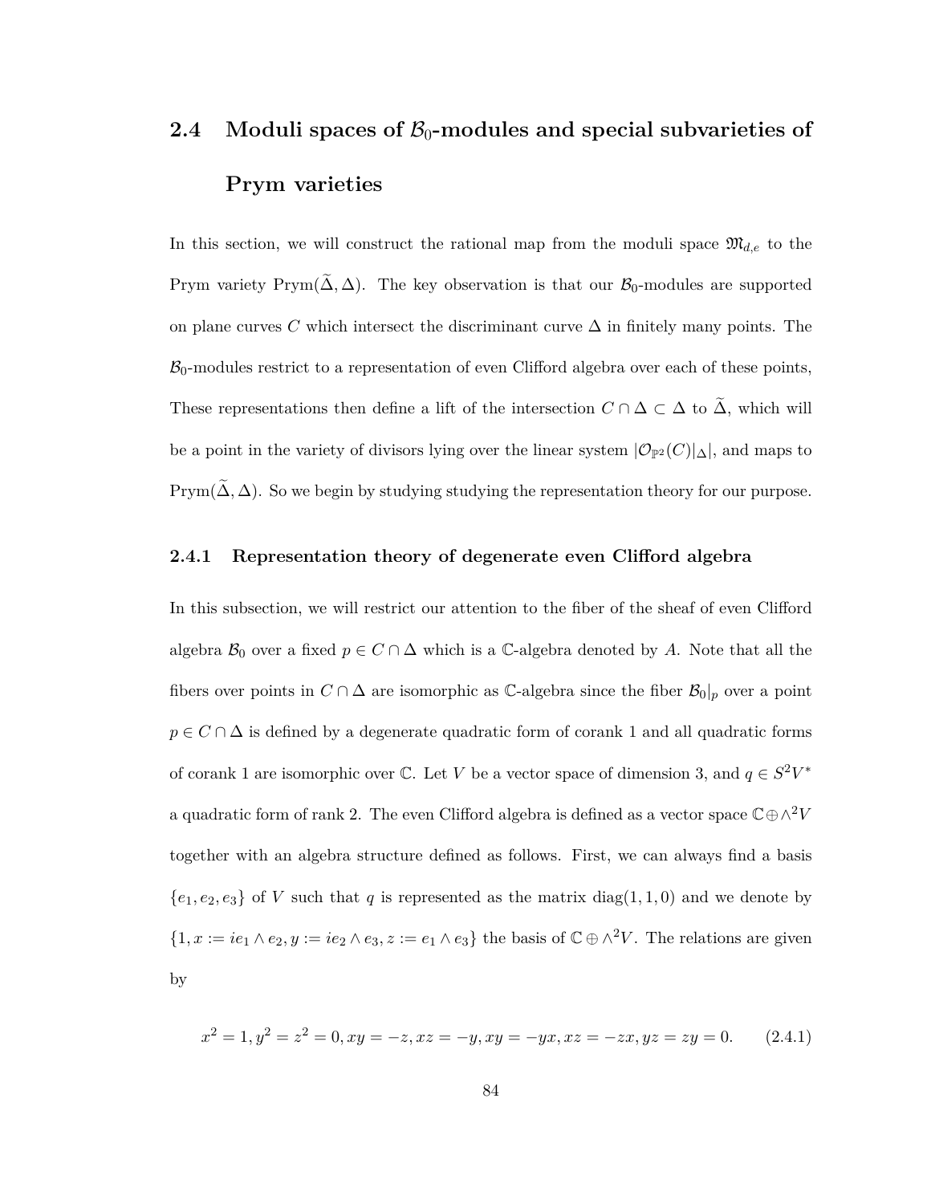## 2.4 Moduli spaces of $\mathcal{B}_0$-modules and special subvarieties of Prym varieties

In this section, we will construct the rational map from the moduli space $\mathfrak{M}_{d,e}$ to the Prym variety $\text{Prym}(\widetilde{\Delta}, \Delta)$. The key observation is that our $\mathcal{B}_0$-modules are supported on plane curves $C$ which intersect the discriminant curve $\Delta$ in finitely many points. The $\mathcal{B}_0$-modules restrict to a representation of even Clifford algebra over each of these points, These representations then define a lift of the intersection $C \cap \Delta \subset \Delta$ to $\widetilde{\Delta}$, which will be a point in the variety of divisors lying over the linear system $|\mathcal{O}_{\mathbb{P}^2}(C)|_\Delta|$, and maps to $\text{Prym}(\widetilde{\Delta}, \Delta)$. So we begin by studying studying the representation theory for our purpose.

### 2.4.1 Representation theory of degenerate even Clifford algebra

In this subsection, we will restrict our attention to the fiber of the sheaf of even Clifford algebra $\mathcal{B}_0$ over a fixed $p \in C \cap \Delta$ which is a $\mathbb{C}$-algebra denoted by $A$. Note that all the fibers over points in $C \cap \Delta$ are isomorphic as $\mathbb{C}$-algebra since the fiber $\mathcal{B}_0|_p$ over a point $p \in C \cap \Delta$ is defined by a degenerate quadratic form of corank 1 and all quadratic forms of corank 1 are isomorphic over $\mathbb{C}$. Let $V$ be a vector space of dimension 3, and $q \in S^2V^*$ a quadratic form of rank 2. The even Clifford algebra is defined as a vector space $\mathbb{C} \oplus \wedge^2 V$ together with an algebra structure defined as follows. First, we can always find a basis $\{e_1, e_2, e_3\}$ of $V$ such that $q$ is represented as the matrix $\text{diag}(1, 1, 0)$ and we denote by $\{1, x := ie_1 \wedge e_2, y := ie_2 \wedge e_3, z := e_1 \wedge e_3\}$ the basis of $\mathbb{C} \oplus \wedge^2 V$. The relations are given by

$$x^2 = 1, y^2 = z^2 = 0, xy = -z, xz = -y, xy = -yx, xz = -zx, yz = zy = 0. \qquad (2.4.1)$$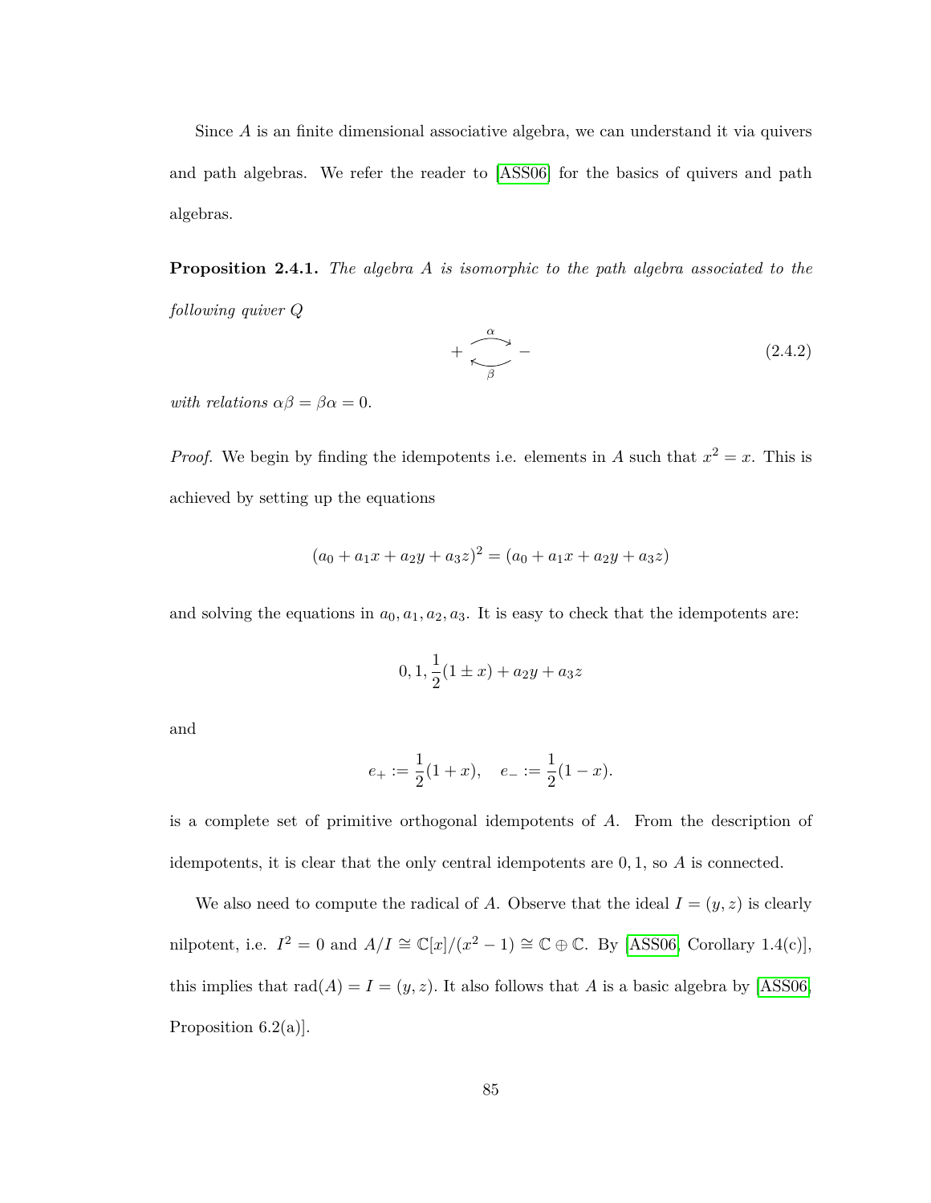Since $A$ is an finite dimensional associative algebra, we can understand it via quivers and path algebras. We refer the reader to [ASS06] for the basics of quivers and path algebras.

**Proposition 2.4.1.** *The algebra $A$ is isomorphic to the path algebra associated to the following quiver $Q$*

$$+ \underset{\beta}{\overset{\alpha}{\rightleftarrows}} - \tag{2.4.2}$$

*with relations $\alpha\beta = \beta\alpha = 0$.*

*Proof.* We begin by finding the idempotents i.e. elements in $A$ such that $x^2 = x$. This is achieved by setting up the equations

$$(a_0 + a_1 x + a_2 y + a_3 z)^2 = (a_0 + a_1 x + a_2 y + a_3 z)$$

and solving the equations in $a_0, a_1, a_2, a_3$. It is easy to check that the idempotents are:

$$0, 1, \frac{1}{2}(1 \pm x) + a_2 y + a_3 z$$

and

$$e_+ := \frac{1}{2}(1 + x), \quad e_- := \frac{1}{2}(1 - x).$$

is a complete set of primitive orthogonal idempotents of $A$. From the description of idempotents, it is clear that the only central idempotents are $0, 1$, so $A$ is connected.

We also need to compute the radical of $A$. Observe that the ideal $I = (y, z)$ is clearly nilpotent, i.e. $I^2 = 0$ and $A/I \cong \mathbb{C}[x]/(x^2 - 1) \cong \mathbb{C} \oplus \mathbb{C}$. By [ASS06, Corollary 1.4(c)], this implies that $\mathrm{rad}(A) = I = (y, z)$. It also follows that $A$ is a basic algebra by [ASS06, Proposition 6.2(a)].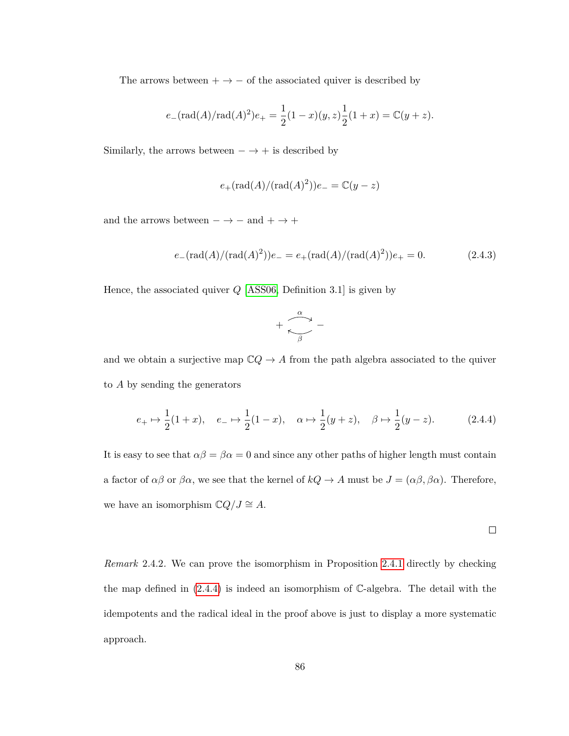The arrows between $+ \to -$ of the associated quiver is described by

$$e_-(\text{rad}(A)/\text{rad}(A)^2)e_+ = \frac{1}{2}(1-x)(y,z)\frac{1}{2}(1+x) = \mathbb{C}(y+z).$$

Similarly, the arrows between $- \to +$ is described by

$$e_+(\text{rad}(A)/(\text{rad}(A)^2))e_- = \mathbb{C}(y-z)$$

and the arrows between $- \to -$ and $+ \to +$

$$e_-(\text{rad}(A)/(\text{rad}(A)^2))e_- = e_+(\text{rad}(A)/(\text{rad}(A)^2))e_+ = 0. \tag{2.4.3}$$

Hence, the associated quiver $Q$ [ASS06, Definition 3.1] is given by

$$+ \underset{\beta}{\overset{\alpha}{\rightleftarrows}} -$$

and we obtain a surjective map $\mathbb{C}Q \to A$ from the path algebra associated to the quiver to $A$ by sending the generators

$$e_+ \mapsto \frac{1}{2}(1+x), \quad e_- \mapsto \frac{1}{2}(1-x), \quad \alpha \mapsto \frac{1}{2}(y+z), \quad \beta \mapsto \frac{1}{2}(y-z). \tag{2.4.4}$$

It is easy to see that $\alpha\beta = \beta\alpha = 0$ and since any other paths of higher length must contain a factor of $\alpha\beta$ or $\beta\alpha$, we see that the kernel of $kQ \to A$ must be $J = (\alpha\beta, \beta\alpha)$. Therefore, we have an isomorphism $\mathbb{C}Q/J \cong A$.

□

*Remark* 2.4.2. We can prove the isomorphism in Proposition 2.4.1 directly by checking the map defined in (2.4.4) is indeed an isomorphism of $\mathbb{C}$-algebra. The detail with the idempotents and the radical ideal in the proof above is just to display a more systematic approach.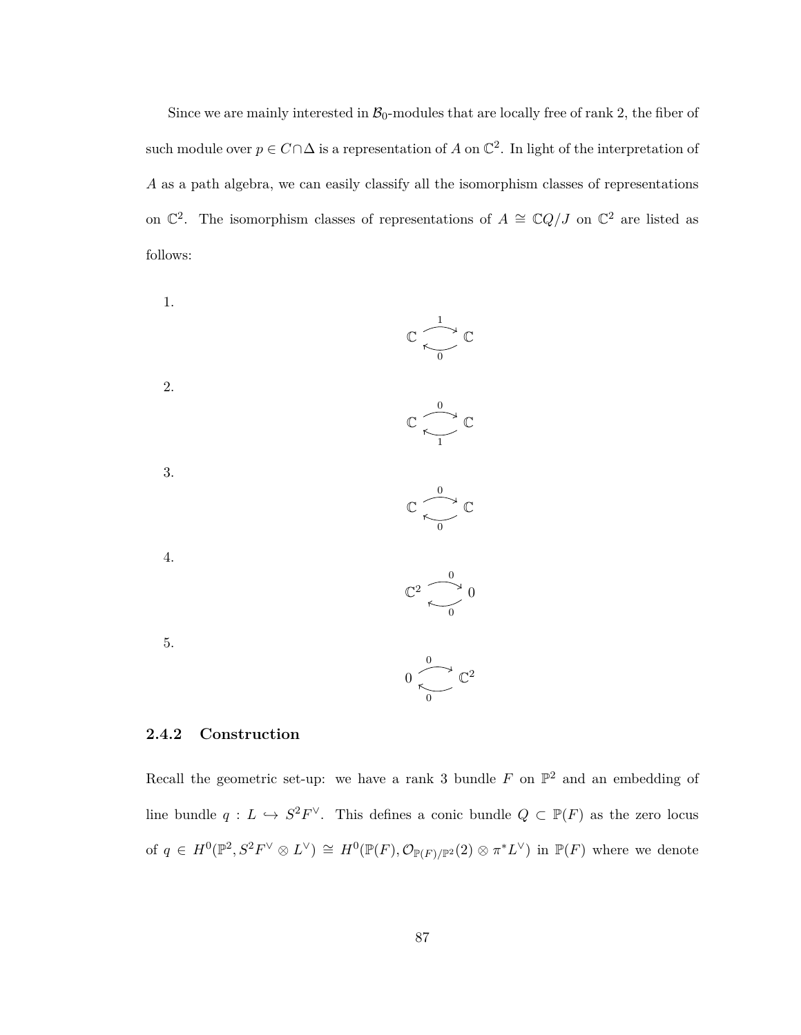Since we are mainly interested in $\mathcal{B}_0$-modules that are locally free of rank 2, the fiber of such module over $p \in C \cap \Delta$ is a representation of $A$ on $\mathbb{C}^2$. In light of the interpretation of $A$ as a path algebra, we can easily classify all the isomorphism classes of representations on $\mathbb{C}^2$. The isomorphism classes of representations of $A \cong \mathbb{C}Q/J$ on $\mathbb{C}^2$ are listed as follows:

1.
$$\mathbb{C} \underset{0}{\overset{1}{\rightleftarrows}} \mathbb{C}$$

2.
$$\mathbb{C} \underset{1}{\overset{0}{\rightleftarrows}} \mathbb{C}$$

3.
$$\mathbb{C} \underset{0}{\overset{0}{\rightleftarrows}} \mathbb{C}$$

4.
$$\mathbb{C}^2 \underset{0}{\overset{0}{\rightleftarrows}} 0$$

5.
$$0 \underset{0}{\overset{0}{\rightleftarrows}} \mathbb{C}^2$$

### 2.4.2 Construction

Recall the geometric set-up: we have a rank 3 bundle $F$ on $\mathbb{P}^2$ and an embedding of line bundle $q : L \hookrightarrow S^2F^\vee$. This defines a conic bundle $Q \subset \mathbb{P}(F)$ as the zero locus of $q \in H^0(\mathbb{P}^2, S^2F^\vee \otimes L^\vee) \cong H^0(\mathbb{P}(F), \mathcal{O}_{\mathbb{P}(F)/\mathbb{P}^2}(2) \otimes \pi^*L^\vee)$ in $\mathbb{P}(F)$ where we denote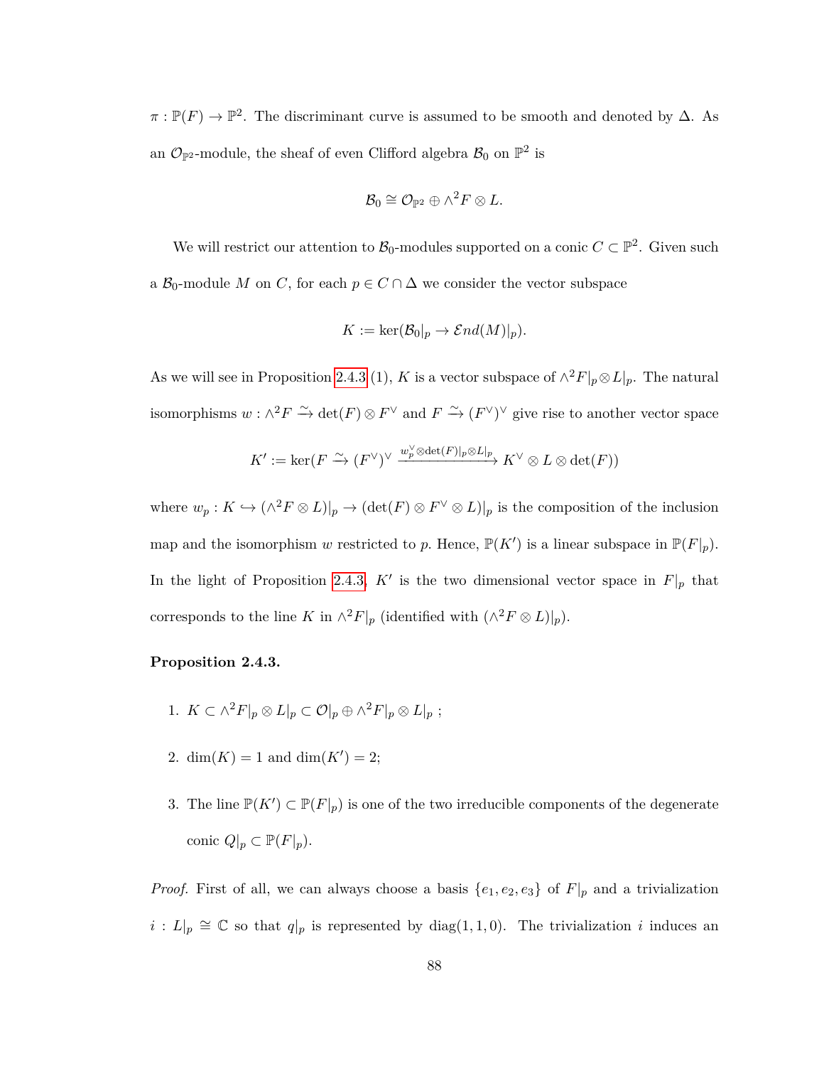$\pi : \mathbb{P}(F) \to \mathbb{P}^2$. The discriminant curve is assumed to be smooth and denoted by $\Delta$. As an $\mathcal{O}_{\mathbb{P}^2}$-module, the sheaf of even Clifford algebra $\mathcal{B}_0$ on $\mathbb{P}^2$ is

$$\mathcal{B}_0 \cong \mathcal{O}_{\mathbb{P}^2} \oplus \wedge^2 F \otimes L.$$

We will restrict our attention to $\mathcal{B}_0$-modules supported on a conic $C \subset \mathbb{P}^2$. Given such a $\mathcal{B}_0$-module $M$ on $C$, for each $p \in C \cap \Delta$ we consider the vector subspace

$$K := \ker(\mathcal{B}_0|_p \to \mathcal{E}nd(M)|_p).$$

As we will see in Proposition 2.4.3 (1), $K$ is a vector subspace of $\wedge^2 F|_p \otimes L|_p$. The natural isomorphisms $w : \wedge^2 F \xrightarrow{\sim} \det(F) \otimes F^\vee$ and $F \xrightarrow{\sim} (F^\vee)^\vee$ give rise to another vector space

$$K' := \ker(F \xrightarrow{\sim} (F^\vee)^\vee \xrightarrow{w_p^\vee \otimes \det(F)|_p \otimes L|_p} K^\vee \otimes L \otimes \det(F))$$

where $w_p : K \hookrightarrow (\wedge^2 F \otimes L)|_p \to (\det(F) \otimes F^\vee \otimes L)|_p$ is the composition of the inclusion map and the isomorphism $w$ restricted to $p$. Hence, $\mathbb{P}(K')$ is a linear subspace in $\mathbb{P}(F|_p)$. In the light of Proposition 2.4.3, $K'$ is the two dimensional vector space in $F|_p$ that corresponds to the line $K$ in $\wedge^2 F|_p$ (identified with $(\wedge^2 F \otimes L)|_p$).

**Proposition 2.4.3.**

1. $K \subset \wedge^2 F|_p \otimes L|_p \subset \mathcal{O}|_p \oplus \wedge^2 F|_p \otimes L|_p$ ;
2. $\dim(K) = 1$ and $\dim(K') = 2$;
3. The line $\mathbb{P}(K') \subset \mathbb{P}(F|_p)$ is one of the two irreducible components of the degenerate conic $Q|_p \subset \mathbb{P}(F|_p)$.

*Proof.* First of all, we can always choose a basis $\{e_1, e_2, e_3\}$ of $F|_p$ and a trivialization $i : L|_p \cong \mathbb{C}$ so that $q|_p$ is represented by $\text{diag}(1, 1, 0)$. The trivialization $i$ induces an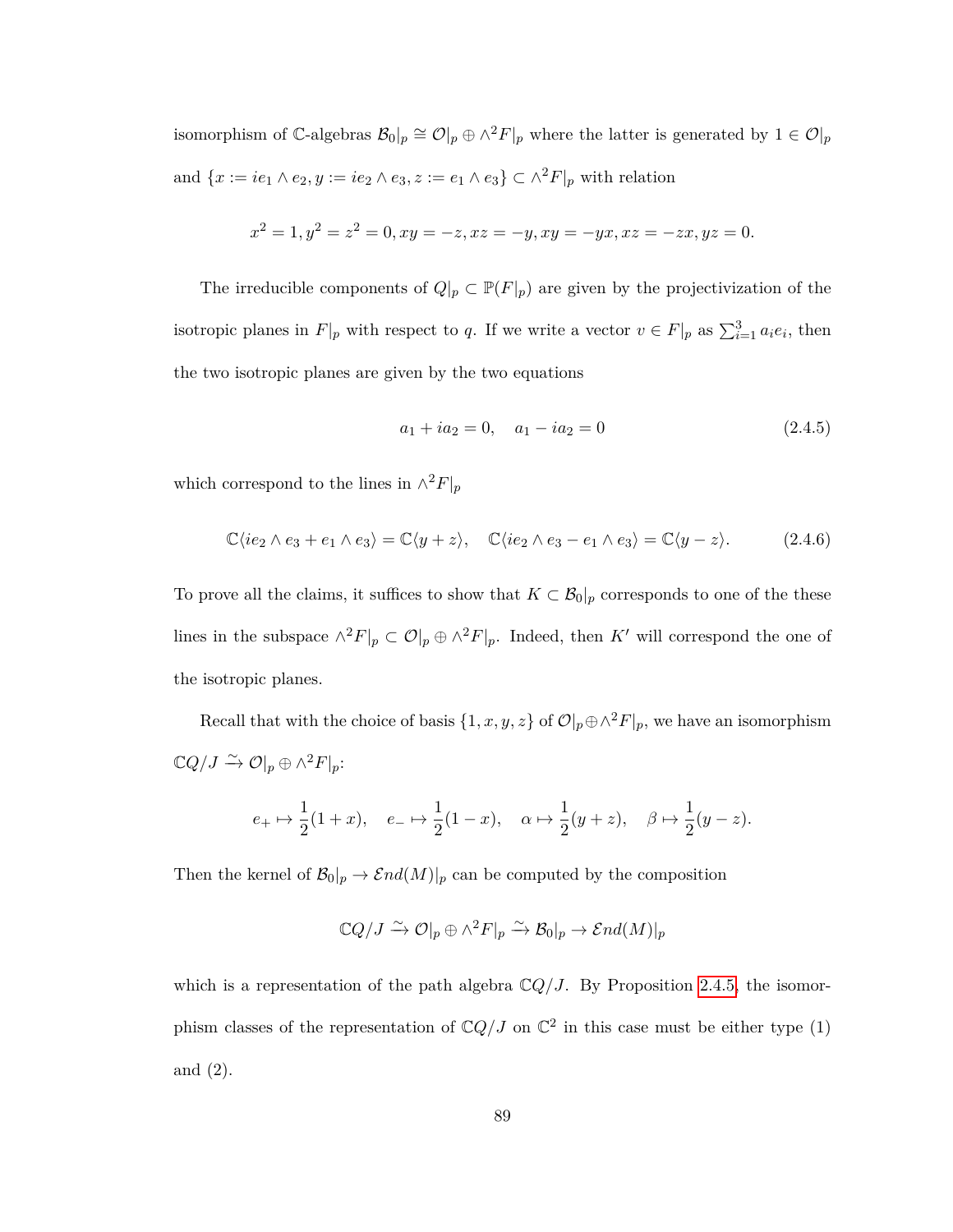isomorphism of $\mathbb{C}$-algebras $\mathcal{B}_0|_p \cong \mathcal{O}|_p \oplus \wedge^2 F|_p$ where the latter is generated by $1 \in \mathcal{O}|_p$ and $\{x := ie_1 \wedge e_2, y := ie_2 \wedge e_3, z := e_1 \wedge e_3\} \subset \wedge^2 F|_p$ with relation

$$x^2 = 1, y^2 = z^2 = 0, xy = -z, xz = -y, xy = -yx, xz = -zx, yz = 0.$$

The irreducible components of $Q|_p \subset \mathbb{P}(F|_p)$ are given by the projectivization of the isotropic planes in $F|_p$ with respect to $q$. If we write a vector $v \in F|_p$ as $\sum_{i=1}^{3} a_i e_i$, then the two isotropic planes are given by the two equations

$$a_1 + ia_2 = 0, \quad a_1 - ia_2 = 0 \tag{2.4.5}$$

which correspond to the lines in $\wedge^2 F|_p$

$$\mathbb{C}\langle ie_2 \wedge e_3 + e_1 \wedge e_3 \rangle = \mathbb{C}\langle y + z \rangle, \quad \mathbb{C}\langle ie_2 \wedge e_3 - e_1 \wedge e_3 \rangle = \mathbb{C}\langle y - z \rangle. \tag{2.4.6}$$

To prove all the claims, it suffices to show that $K \subset \mathcal{B}_0|_p$ corresponds to one of the these lines in the subspace $\wedge^2 F|_p \subset \mathcal{O}|_p \oplus \wedge^2 F|_p$. Indeed, then $K'$ will correspond the one of the isotropic planes.

Recall that with the choice of basis $\{1, x, y, z\}$ of $\mathcal{O}|_p \oplus \wedge^2 F|_p$, we have an isomorphism $\mathbb{C}Q/J \xrightarrow{\sim} \mathcal{O}|_p \oplus \wedge^2 F|_p$:

$$e_+ \mapsto \frac{1}{2}(1 + x), \quad e_- \mapsto \frac{1}{2}(1 - x), \quad \alpha \mapsto \frac{1}{2}(y + z), \quad \beta \mapsto \frac{1}{2}(y - z).$$

Then the kernel of $\mathcal{B}_0|_p \to \mathcal{E}nd(M)|_p$ can be computed by the composition

$$\mathbb{C}Q/J \xrightarrow{\sim} \mathcal{O}|_p \oplus \wedge^2 F|_p \xrightarrow{\sim} \mathcal{B}_0|_p \to \mathcal{E}nd(M)|_p$$

which is a representation of the path algebra $\mathbb{C}Q/J$. By Proposition 2.4.5, the isomorphism classes of the representation of $\mathbb{C}Q/J$ on $\mathbb{C}^2$ in this case must be either type (1) and (2).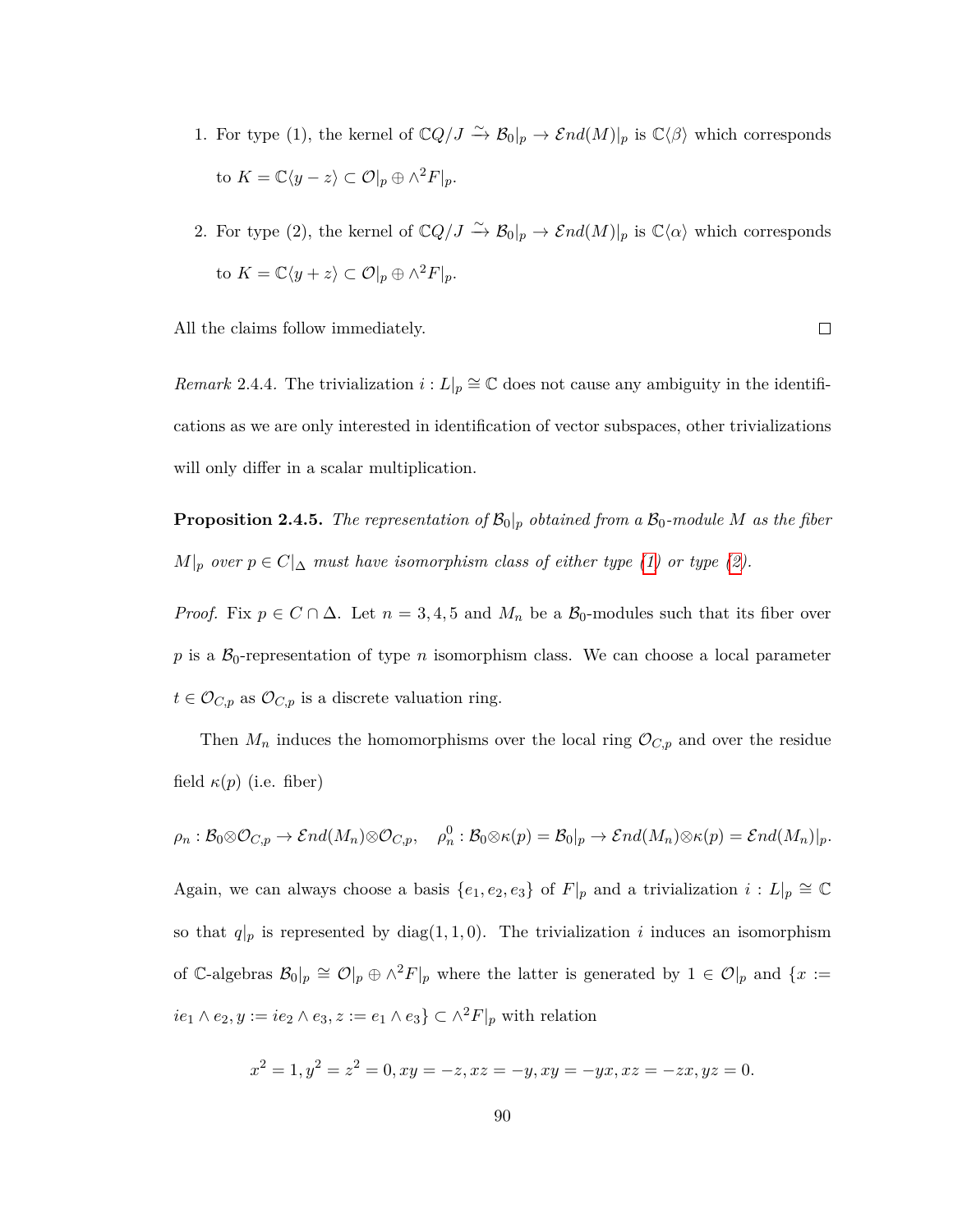1. For type (1), the kernel of $\mathbb{C}Q/J \xrightarrow{\sim} \mathcal{B}_0|_p \to \mathcal{E}nd(M)|_p$ is $\mathbb{C}\langle\beta\rangle$ which corresponds to $K = \mathbb{C}\langle y - z\rangle \subset \mathcal{O}|_p \oplus \wedge^2 F|_p$.

2. For type (2), the kernel of $\mathbb{C}Q/J \xrightarrow{\sim} \mathcal{B}_0|_p \to \mathcal{E}nd(M)|_p$ is $\mathbb{C}\langle\alpha\rangle$ which corresponds to $K = \mathbb{C}\langle y + z\rangle \subset \mathcal{O}|_p \oplus \wedge^2 F|_p$.

All the claims follow immediately. □

*Remark* 2.4.4. The trivialization $i : L|_p \cong \mathbb{C}$ does not cause any ambiguity in the identifications as we are only interested in identification of vector subspaces, other trivializations will only differ in a scalar multiplication.

**Proposition 2.4.5.** *The representation of $\mathcal{B}_0|_p$ obtained from a $\mathcal{B}_0$-module $M$ as the fiber $M|_p$ over $p \in C|_\Delta$ must have isomorphism class of either type (1) or type (2).*

*Proof.* Fix $p \in C \cap \Delta$. Let $n = 3, 4, 5$ and $M_n$ be a $\mathcal{B}_0$-modules such that its fiber over $p$ is a $\mathcal{B}_0$-representation of type $n$ isomorphism class. We can choose a local parameter $t \in \mathcal{O}_{C,p}$ as $\mathcal{O}_{C,p}$ is a discrete valuation ring.

Then $M_n$ induces the homomorphisms over the local ring $\mathcal{O}_{C,p}$ and over the residue field $\kappa(p)$ (i.e. fiber)

$$\rho_n : \mathcal{B}_0 \otimes \mathcal{O}_{C,p} \to \mathcal{E}nd(M_n) \otimes \mathcal{O}_{C,p}, \quad \rho_n^0 : \mathcal{B}_0 \otimes \kappa(p) = \mathcal{B}_0|_p \to \mathcal{E}nd(M_n) \otimes \kappa(p) = \mathcal{E}nd(M_n)|_p.$$

Again, we can always choose a basis $\{e_1, e_2, e_3\}$ of $F|_p$ and a trivialization $i : L|_p \cong \mathbb{C}$ so that $q|_p$ is represented by $\mathrm{diag}(1, 1, 0)$. The trivialization $i$ induces an isomorphism of $\mathbb{C}$-algebras $\mathcal{B}_0|_p \cong \mathcal{O}|_p \oplus \wedge^2 F|_p$ where the latter is generated by $1 \in \mathcal{O}|_p$ and $\{x := ie_1 \wedge e_2, y := ie_2 \wedge e_3, z := e_1 \wedge e_3\} \subset \wedge^2 F|_p$ with relation

$$x^2 = 1, y^2 = z^2 = 0, xy = -z, xz = -y, xy = -yx, xz = -zx, yz = 0.$$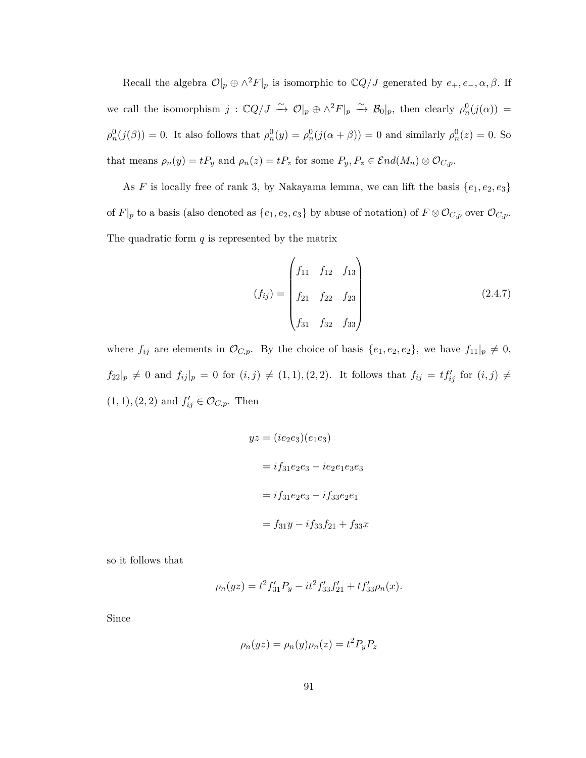Recall the algebra $\mathcal{O}|_p \oplus \wedge^2 F|_p$ is isomorphic to $\mathbb{C}Q/J$ generated by $e_+, e_-, \alpha, \beta$. If we call the isomorphism $j : \mathbb{C}Q/J \xrightarrow{\sim} \mathcal{O}|_p \oplus \wedge^2 F|_p \xrightarrow{\sim} \mathcal{B}_0|_p$, then clearly $\rho_n^0(j(\alpha)) = \rho_n^0(j(\beta)) = 0$. It also follows that $\rho_n^0(y) = \rho_n^0(j(\alpha+\beta)) = 0$ and similarly $\rho_n^0(z) = 0$. So that means $\rho_n(y) = tP_y$ and $\rho_n(z) = tP_z$ for some $P_y, P_z \in \mathcal{E}nd(M_n) \otimes \mathcal{O}_{C,p}$.

As $F$ is locally free of rank 3, by Nakayama lemma, we can lift the basis $\{e_1, e_2, e_3\}$ of $F|_p$ to a basis (also denoted as $\{e_1, e_2, e_3\}$ by abuse of notation) of $F \otimes \mathcal{O}_{C,p}$ over $\mathcal{O}_{C,p}$. The quadratic form $q$ is represented by the matrix

$$(f_{ij}) = \begin{pmatrix} f_{11} & f_{12} & f_{13} \\ f_{21} & f_{22} & f_{23} \\ f_{31} & f_{32} & f_{33} \end{pmatrix} \tag{2.4.7}$$

where $f_{ij}$ are elements in $\mathcal{O}_{C,p}$. By the choice of basis $\{e_1, e_2, e_2\}$, we have $f_{11}|_p \neq 0$, $f_{22}|_p \neq 0$ and $f_{ij}|_p = 0$ for $(i,j) \neq (1,1), (2,2)$. It follows that $f_{ij} = tf'_{ij}$ for $(i,j) \neq (1,1), (2,2)$ and $f'_{ij} \in \mathcal{O}_{C,p}$. Then

$$\begin{aligned}
yz &= (ie_2e_3)(e_1e_3) \\
&= if_{31}e_2e_3 - ie_2e_1e_3e_3 \\
&= if_{31}e_2e_3 - if_{33}e_2e_1 \\
&= f_{31}y - if_{33}f_{21} + f_{33}x
\end{aligned}$$

so it follows that

$$\rho_n(yz) = t^2 f'_{31} P_y - it^2 f'_{33} f'_{21} + t f'_{33} \rho_n(x).$$

Since

$$\rho_n(yz) = \rho_n(y)\rho_n(z) = t^2 P_y P_z$$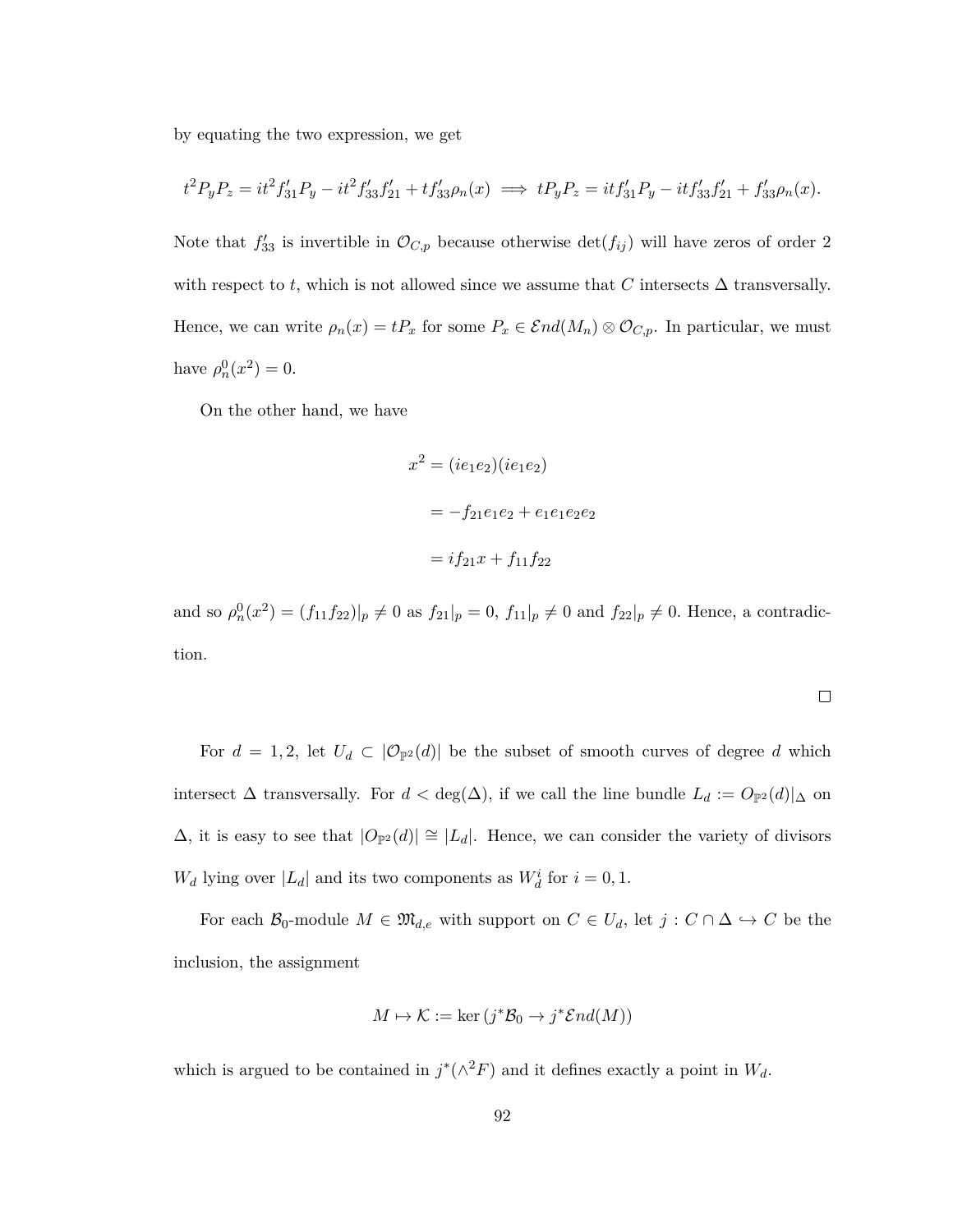by equating the two expression, we get

$$t^2 P_y P_z = it^2 f'_{31} P_y - it^2 f'_{33} f'_{21} + t f'_{33} \rho_n(x) \implies t P_y P_z = it f'_{31} P_y - it f'_{33} f'_{21} + f'_{33} \rho_n(x).$$

Note that $f'_{33}$ is invertible in $\mathcal{O}_{C,p}$ because otherwise $\det(f_{ij})$ will have zeros of order 2 with respect to $t$, which is not allowed since we assume that $C$ intersects $\Delta$ transversally. Hence, we can write $\rho_n(x) = tP_x$ for some $P_x \in \mathcal{E}nd(M_n) \otimes \mathcal{O}_{C,p}$. In particular, we must have $\rho_n^0(x^2) = 0$.

On the other hand, we have

$$\begin{aligned}
x^2 &= (ie_1e_2)(ie_1e_2) \\
&= -f_{21}e_1e_2 + e_1e_1e_2e_2 \\
&= if_{21}x + f_{11}f_{22}
\end{aligned}$$

and so $\rho_n^0(x^2) = (f_{11}f_{22})|_p \neq 0$ as $f_{21}|_p = 0$, $f_{11}|_p \neq 0$ and $f_{22}|_p \neq 0$. Hence, a contradiction.

□

For $d = 1, 2$, let $U_d \subset |\mathcal{O}_{\mathbb{P}^2}(d)|$ be the subset of smooth curves of degree $d$ which intersect $\Delta$ transversally. For $d < \deg(\Delta)$, if we call the line bundle $L_d := O_{\mathbb{P}^2}(d)|_\Delta$ on $\Delta$, it is easy to see that $|O_{\mathbb{P}^2}(d)| \cong |L_d|$. Hence, we can consider the variety of divisors $W_d$ lying over $|L_d|$ and its two components as $W_d^i$ for $i = 0, 1$.

For each $\mathcal{B}_0$-module $M \in \mathfrak{M}_{d,e}$ with support on $C \in U_d$, let $j : C \cap \Delta \hookrightarrow C$ be the inclusion, the assignment

$$M \mapsto \mathcal{K} := \ker\left(j^*\mathcal{B}_0 \to j^*\mathcal{E}nd(M)\right)$$

which is argued to be contained in $j^*(\wedge^2 F)$ and it defines exactly a point in $W_d$.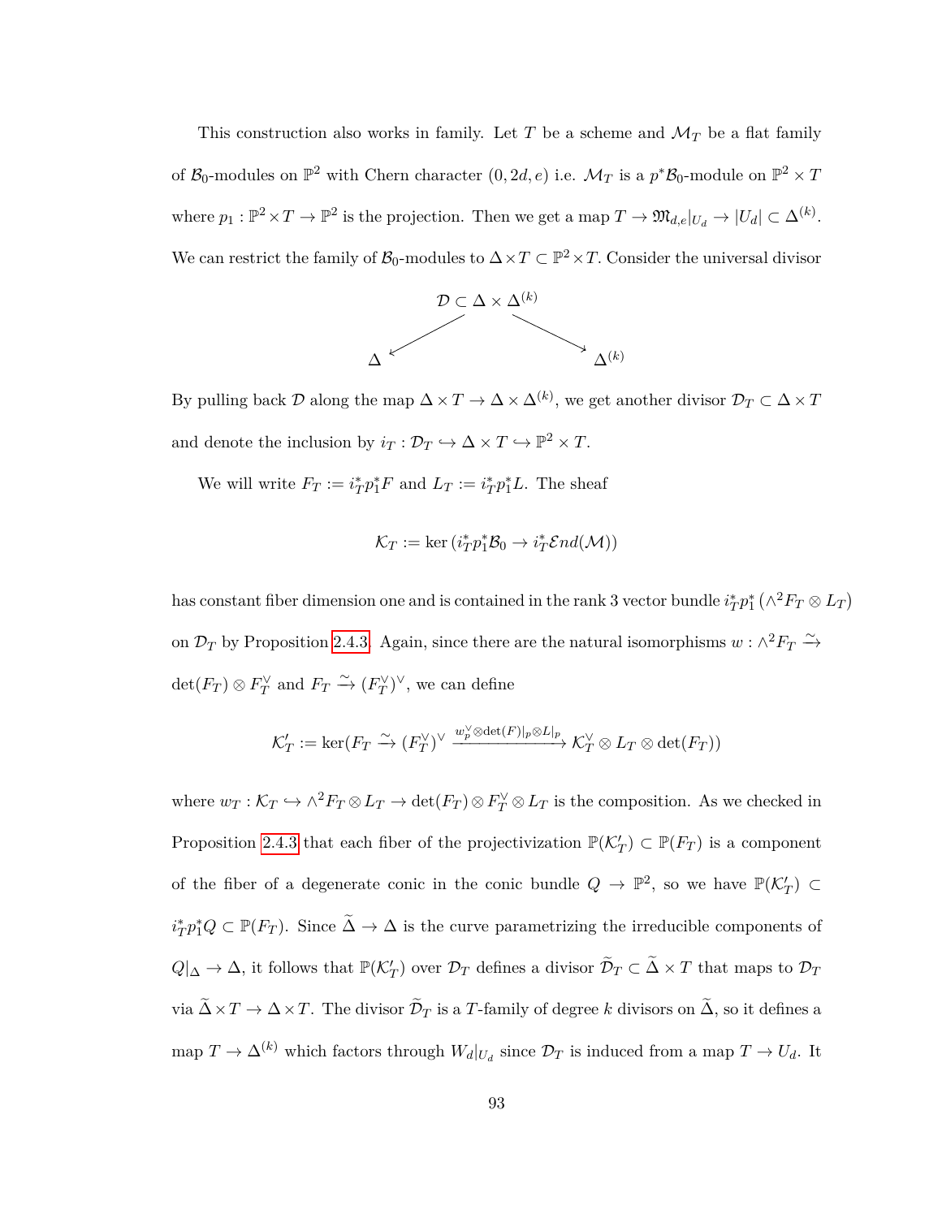This construction also works in family. Let $T$ be a scheme and $\mathcal{M}_T$ be a flat family of $\mathcal{B}_0$-modules on $\mathbb{P}^2$ with Chern character $(0, 2d, e)$ i.e. $\mathcal{M}_T$ is a $p^*\mathcal{B}_0$-module on $\mathbb{P}^2 \times T$ where $p_1 : \mathbb{P}^2 \times T \to \mathbb{P}^2$ is the projection. Then we get a map $T \to \mathfrak{M}_{d,e}|_{U_d} \to |U_d| \subset \Delta^{(k)}$. We can restrict the family of $\mathcal{B}_0$-modules to $\Delta \times T \subset \mathbb{P}^2 \times T$. Consider the universal divisor

$$
\begin{array}{ccc}
 & \mathcal{D} \subset \Delta \times \Delta^{(k)} & \\
\swarrow & & \searrow \\
\Delta & & \Delta^{(k)}
\end{array}
$$

By pulling back $\mathcal{D}$ along the map $\Delta \times T \to \Delta \times \Delta^{(k)}$, we get another divisor $\mathcal{D}_T \subset \Delta \times T$ and denote the inclusion by $i_T : \mathcal{D}_T \hookrightarrow \Delta \times T \hookrightarrow \mathbb{P}^2 \times T$.

We will write $F_T := i_T^* p_1^* F$ and $L_T := i_T^* p_1^* L$. The sheaf

$$\mathcal{K}_T := \ker\left(i_T^* p_1^* \mathcal{B}_0 \to i_T^* \mathcal{E}nd(\mathcal{M})\right)$$

has constant fiber dimension one and is contained in the rank 3 vector bundle $i_T^* p_1^* \left(\wedge^2 F_T \otimes L_T\right)$ on $\mathcal{D}_T$ by Proposition 2.4.3. Again, since there are the natural isomorphisms $w : \wedge^2 F_T \xrightarrow{\sim} \det(F_T) \otimes F_T^\vee$ and $F_T \xrightarrow{\sim} (F_T^\vee)^\vee$, we can define

$$\mathcal{K}'_T := \ker(F_T \xrightarrow{\sim} (F_T^\vee)^\vee \xrightarrow{w_p^\vee \otimes \det(F)|_p \otimes L|_p} \mathcal{K}_T^\vee \otimes L_T \otimes \det(F_T))$$

where $w_T : \mathcal{K}_T \hookrightarrow \wedge^2 F_T \otimes L_T \to \det(F_T) \otimes F_T^\vee \otimes L_T$ is the composition. As we checked in Proposition 2.4.3 that each fiber of the projectivization $\mathbb{P}(\mathcal{K}'_T) \subset \mathbb{P}(F_T)$ is a component of the fiber of a degenerate conic in the conic bundle $Q \to \mathbb{P}^2$, so we have $\mathbb{P}(\mathcal{K}'_T) \subset i_T^* p_1^* Q \subset \mathbb{P}(F_T)$. Since $\widetilde{\Delta} \to \Delta$ is the curve parametrizing the irreducible components of $Q|_\Delta \to \Delta$, it follows that $\mathbb{P}(\mathcal{K}'_T)$ over $\mathcal{D}_T$ defines a divisor $\widetilde{\mathcal{D}}_T \subset \widetilde{\Delta} \times T$ that maps to $\mathcal{D}_T$ via $\widetilde{\Delta} \times T \to \Delta \times T$. The divisor $\widetilde{\mathcal{D}}_T$ is a $T$-family of degree $k$ divisors on $\widetilde{\Delta}$, so it defines a map $T \to \Delta^{(k)}$ which factors through $W_d|_{U_d}$ since $\mathcal{D}_T$ is induced from a map $T \to U_d$. It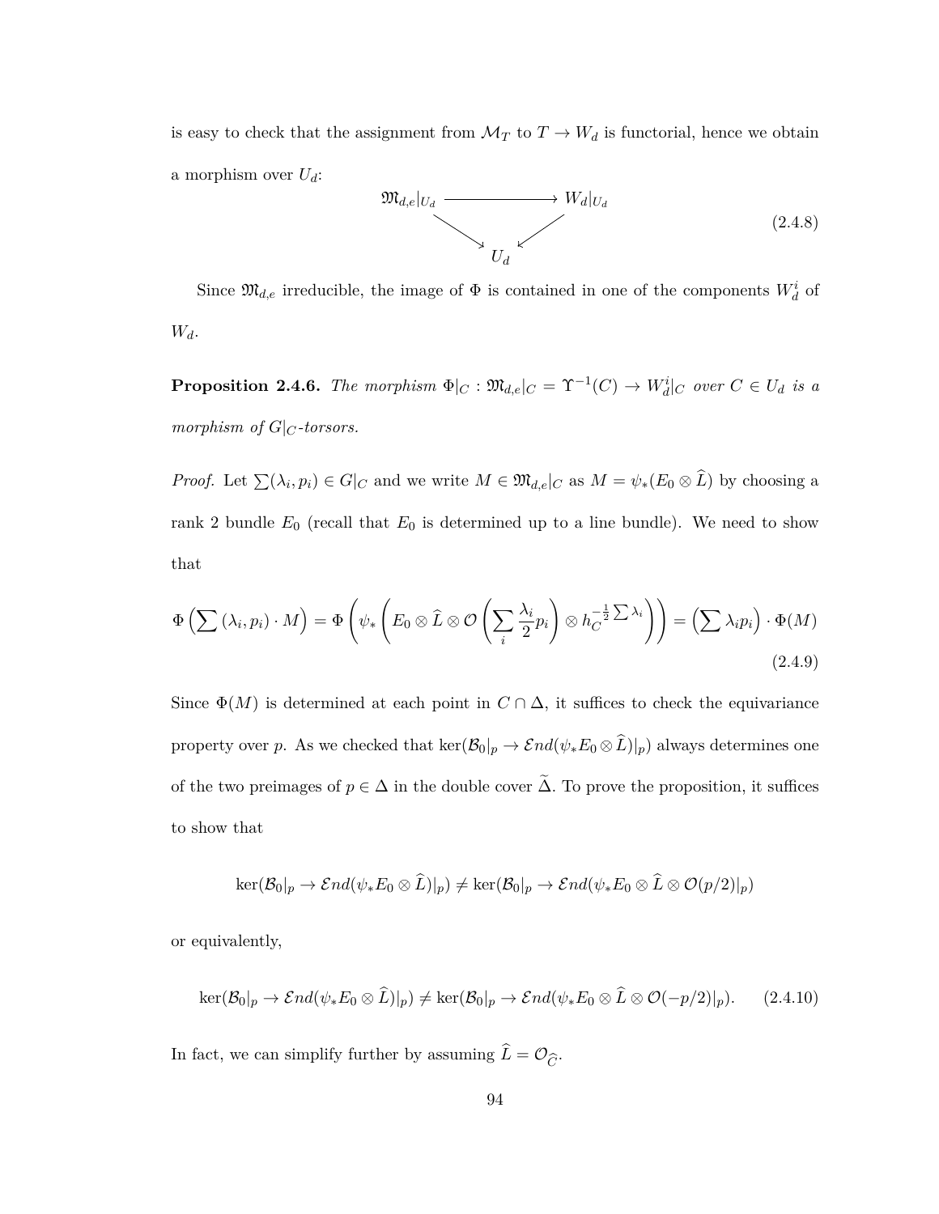is easy to check that the assignment from $\mathcal{M}_T$ to $T \to W_d$ is functorial, hence we obtain a morphism over $U_d$:

$$
\begin{array}{ccc}
\mathfrak{M}_{d,e}|_{U_d} & \longrightarrow & W_d|_{U_d} \\
& \searrow \quad \swarrow & \\
& U_d &
\end{array}
\tag{2.4.8}
$$

Since $\mathfrak{M}_{d,e}$ irreducible, the image of $\Phi$ is contained in one of the components $W_d^i$ of $W_d$.

**Proposition 2.4.6.** *The morphism $\Phi|_C : \mathfrak{M}_{d,e}|_C = \Upsilon^{-1}(C) \to W_d^i|_C$ over $C \in U_d$ is a morphism of $G|_C$-torsors.*

*Proof.* Let $\sum(\lambda_i, p_i) \in G|_C$ and we write $M \in \mathfrak{M}_{d,e}|_C$ as $M = \psi_*(E_0 \otimes \widehat{L})$ by choosing a rank 2 bundle $E_0$ (recall that $E_0$ is determined up to a line bundle). We need to show that

$$
\Phi\left(\sum (\lambda_i, p_i) \cdot M\right) = \Phi\left(\psi_*\left(E_0 \otimes \widehat{L} \otimes \mathcal{O}\left(\sum_i \frac{\lambda_i}{2} p_i\right) \otimes h_C^{-\frac{1}{2}\sum \lambda_i}\right)\right) = \left(\sum \lambda_i p_i\right) \cdot \Phi(M)
\tag{2.4.9}
$$

Since $\Phi(M)$ is determined at each point in $C \cap \Delta$, it suffices to check the equivariance property over $p$. As we checked that $\ker(\mathcal{B}_0|_p \to \mathcal{E}nd(\psi_* E_0 \otimes \widehat{L})|_p)$ always determines one of the two preimages of $p \in \Delta$ in the double cover $\widetilde{\Delta}$. To prove the proposition, it suffices to show that

$$
\ker(\mathcal{B}_0|_p \to \mathcal{E}nd(\psi_* E_0 \otimes \widehat{L})|_p) \neq \ker(\mathcal{B}_0|_p \to \mathcal{E}nd(\psi_* E_0 \otimes \widehat{L} \otimes \mathcal{O}(p/2)|_p)
$$

or equivalently,

$$
\ker(\mathcal{B}_0|_p \to \mathcal{E}nd(\psi_* E_0 \otimes \widehat{L})|_p) \neq \ker(\mathcal{B}_0|_p \to \mathcal{E}nd(\psi_* E_0 \otimes \widehat{L} \otimes \mathcal{O}(-p/2)|_p).
\tag{2.4.10}
$$

In fact, we can simplify further by assuming $\widehat{L} = \mathcal{O}_{\widehat{C}}$.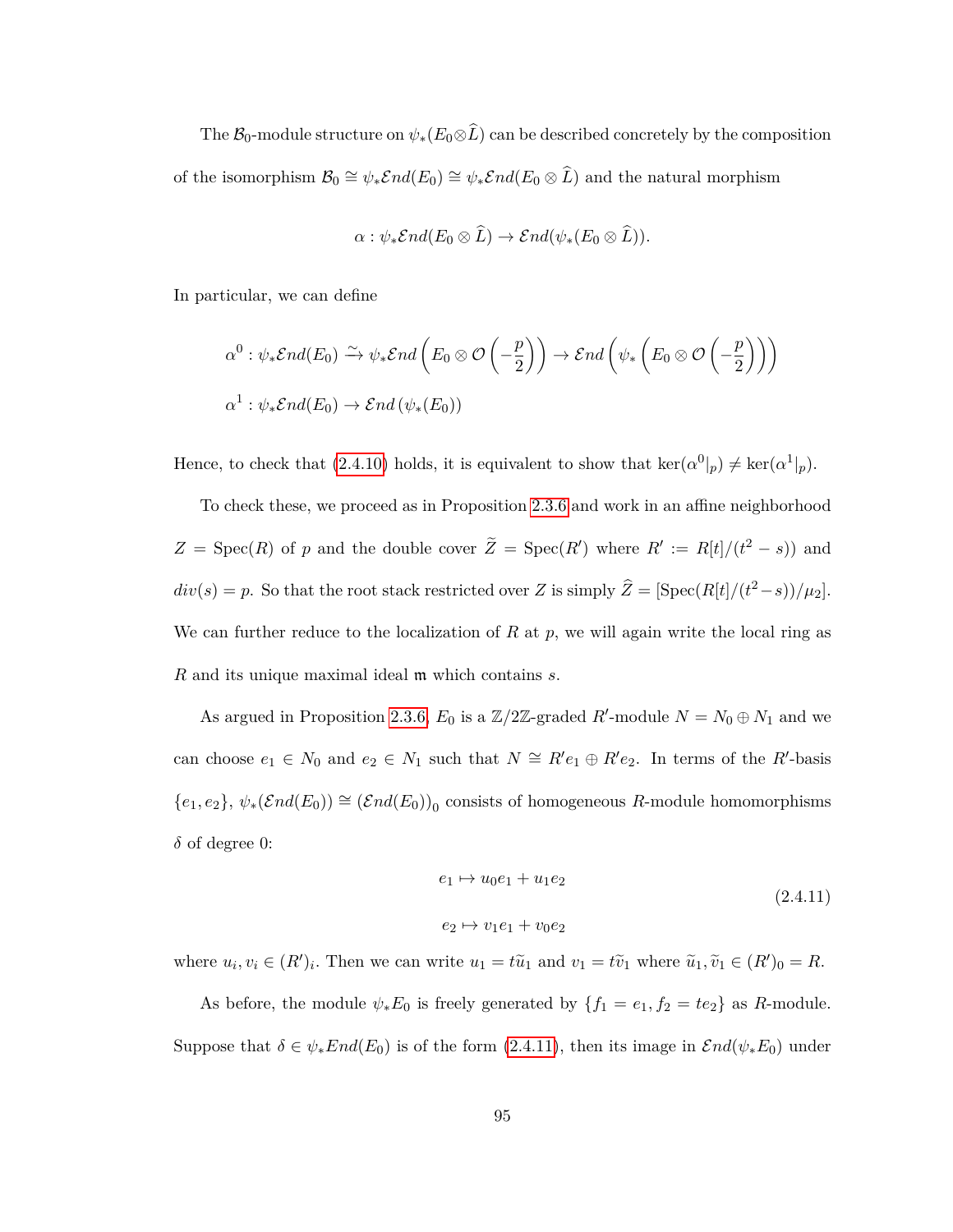The $\mathcal{B}_0$-module structure on $\psi_*(E_0 \otimes \widehat{L})$ can be described concretely by the composition of the isomorphism $\mathcal{B}_0 \cong \psi_*\mathcal{E}nd(E_0) \cong \psi_*\mathcal{E}nd(E_0 \otimes \widehat{L})$ and the natural morphism

$$\alpha : \psi_*\mathcal{E}nd(E_0 \otimes \widehat{L}) \to \mathcal{E}nd(\psi_*(E_0 \otimes \widehat{L})).$$

In particular, we can define

$$\alpha^0 : \psi_*\mathcal{E}nd(E_0) \xrightarrow{\sim} \psi_*\mathcal{E}nd\left(E_0 \otimes \mathcal{O}\left(-\frac{p}{2}\right)\right) \to \mathcal{E}nd\left(\psi_*\left(E_0 \otimes \mathcal{O}\left(-\frac{p}{2}\right)\right)\right)$$

$$\alpha^1 : \psi_*\mathcal{E}nd(E_0) \to \mathcal{E}nd\left(\psi_*(E_0)\right)$$

Hence, to check that (2.4.10) holds, it is equivalent to show that $\ker(\alpha^0|_p) \neq \ker(\alpha^1|_p)$.

To check these, we proceed as in Proposition 2.3.6 and work in an affine neighborhood $Z = \operatorname{Spec}(R)$ of $p$ and the double cover $\widetilde{Z} = \operatorname{Spec}(R')$ where $R' := R[t]/(t^2 - s))$ and $div(s) = p$. So that the root stack restricted over $Z$ is simply $\widehat{Z} = [\operatorname{Spec}(R[t]/(t^2 - s))/\mu_2]$. We can further reduce to the localization of $R$ at $p$, we will again write the local ring as $R$ and its unique maximal ideal $\mathfrak{m}$ which contains $s$.

As argued in Proposition 2.3.6, $E_0$ is a $\mathbb{Z}/2\mathbb{Z}$-graded $R'$-module $N = N_0 \oplus N_1$ and we can choose $e_1 \in N_0$ and $e_2 \in N_1$ such that $N \cong R'e_1 \oplus R'e_2$. In terms of the $R'$-basis $\{e_1, e_2\}$, $\psi_*(\mathcal{E}nd(E_0)) \cong (\mathcal{E}nd(E_0))_0$ consists of homogeneous $R$-module homomorphisms $\delta$ of degree 0:

$$\begin{aligned} e_1 &\mapsto u_0 e_1 + u_1 e_2 \\ e_2 &\mapsto v_1 e_1 + v_0 e_2 \end{aligned} \tag{2.4.11}$$

where $u_i, v_i \in (R')_i$. Then we can write $u_1 = t\widetilde{u}_1$ and $v_1 = t\widetilde{v}_1$ where $\widetilde{u}_1, \widetilde{v}_1 \in (R')_0 = R$.

As before, the module $\psi_*E_0$ is freely generated by $\{f_1 = e_1, f_2 = te_2\}$ as $R$-module. Suppose that $\delta \in \psi_*End(E_0)$ is of the form (2.4.11), then its image in $\mathcal{E}nd(\psi_*E_0)$ under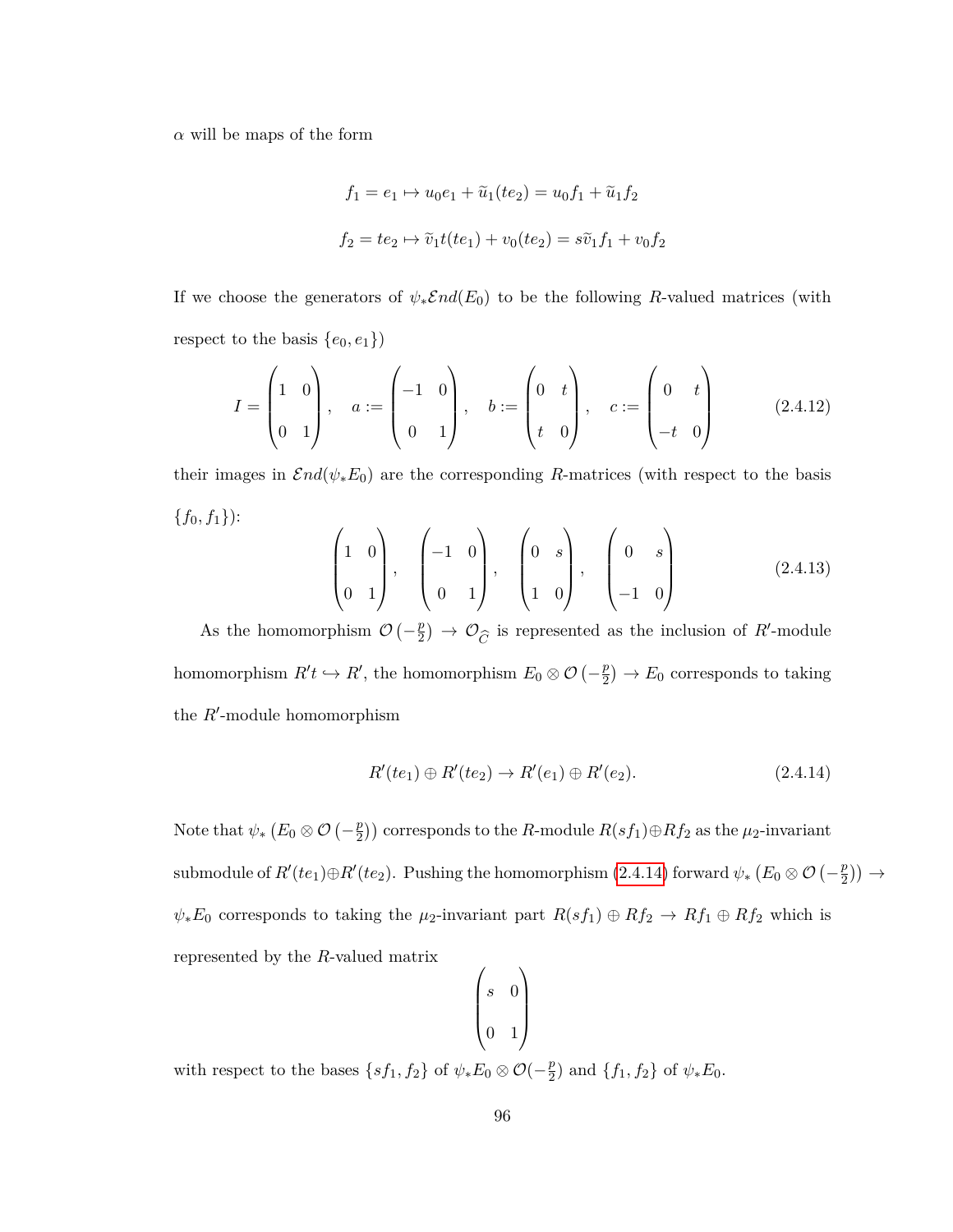$\alpha$ will be maps of the form

$$f_1 = e_1 \mapsto u_0 e_1 + \widetilde{u}_1(te_2) = u_0 f_1 + \widetilde{u}_1 f_2$$

$$f_2 = te_2 \mapsto \widetilde{v}_1 t(te_1) + v_0(te_2) = s\widetilde{v}_1 f_1 + v_0 f_2$$

If we choose the generators of $\psi_* \mathcal{E}nd(E_0)$ to be the following $R$-valued matrices (with respect to the basis $\{e_0, e_1\}$)

$$I = \begin{pmatrix} 1 & 0 \\ 0 & 1 \end{pmatrix}, \quad a := \begin{pmatrix} -1 & 0 \\ 0 & 1 \end{pmatrix}, \quad b := \begin{pmatrix} 0 & t \\ t & 0 \end{pmatrix}, \quad c := \begin{pmatrix} 0 & t \\ -t & 0 \end{pmatrix} \tag{2.4.12}$$

their images in $\mathcal{E}nd(\psi_* E_0)$ are the corresponding $R$-matrices (with respect to the basis $\{f_0, f_1\}$):

$$\begin{pmatrix} 1 & 0 \\ 0 & 1 \end{pmatrix}, \quad \begin{pmatrix} -1 & 0 \\ 0 & 1 \end{pmatrix}, \quad \begin{pmatrix} 0 & s \\ 1 & 0 \end{pmatrix}, \quad \begin{pmatrix} 0 & s \\ -1 & 0 \end{pmatrix} \tag{2.4.13}$$

As the homomorphism $\mathcal{O}\left(-\frac{p}{2}\right) \to \mathcal{O}_{\widehat{C}}$ is represented as the inclusion of $R'$-module homomorphism $R't \hookrightarrow R'$, the homomorphism $E_0 \otimes \mathcal{O}\left(-\frac{p}{2}\right) \to E_0$ corresponds to taking the $R'$-module homomorphism

$$R'(te_1) \oplus R'(te_2) \to R'(e_1) \oplus R'(e_2). \tag{2.4.14}$$

Note that $\psi_* \left(E_0 \otimes \mathcal{O}\left(-\frac{p}{2}\right)\right)$ corresponds to the $R$-module $R(sf_1) \oplus Rf_2$ as the $\mu_2$-invariant submodule of $R'(te_1) \oplus R'(te_2)$. Pushing the homomorphism (2.4.14) forward $\psi_* \left(E_0 \otimes \mathcal{O}\left(-\frac{p}{2}\right)\right) \to \psi_* E_0$ corresponds to taking the $\mu_2$-invariant part $R(sf_1) \oplus Rf_2 \to Rf_1 \oplus Rf_2$ which is represented by the $R$-valued matrix

$$\begin{pmatrix} s & 0 \\ 0 & 1 \end{pmatrix}$$

with respect to the bases $\{sf_1, f_2\}$ of $\psi_* E_0 \otimes \mathcal{O}(-\frac{p}{2})$ and $\{f_1, f_2\}$ of $\psi_* E_0$.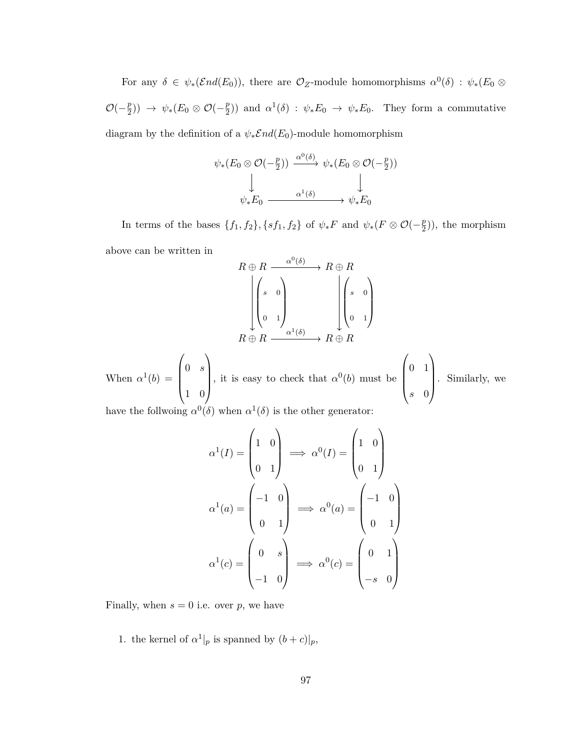For any $\delta \in \psi_*(\mathcal{E}nd(E_0))$, there are $\mathcal{O}_Z$-module homomorphisms $\alpha^0(\delta) : \psi_*(E_0 \otimes \mathcal{O}(-\frac{p}{2})) \to \psi_*(E_0 \otimes \mathcal{O}(-\frac{p}{2}))$ and $\alpha^1(\delta) : \psi_* E_0 \to \psi_* E_0$. They form a commutative diagram by the definition of a $\psi_*\mathcal{E}nd(E_0)$-module homomorphism

$$\begin{array}{ccc}
\psi_*(E_0 \otimes \mathcal{O}(-\frac{p}{2})) & \xrightarrow{\alpha^0(\delta)} & \psi_*(E_0 \otimes \mathcal{O}(-\frac{p}{2})) \\
\downarrow & & \downarrow \\
\psi_* E_0 & \xrightarrow{\alpha^1(\delta)} & \psi_* E_0
\end{array}$$

In terms of the bases $\{f_1, f_2\}, \{sf_1, f_2\}$ of $\psi_* F$ and $\psi_*(F \otimes \mathcal{O}(-\frac{p}{2}))$, the morphism above can be written in

$$\begin{array}{ccc}
R \oplus R & \xrightarrow{\alpha^0(\delta)} & R \oplus R \\
\Big\downarrow \begin{pmatrix} s & 0 \\ 0 & 1 \end{pmatrix} & & \Big\downarrow \begin{pmatrix} s & 0 \\ 0 & 1 \end{pmatrix} \\
R \oplus R & \xrightarrow{\alpha^1(\delta)} & R \oplus R
\end{array}$$

When $\alpha^1(b) = \begin{pmatrix} 0 & s \\ 1 & 0 \end{pmatrix}$, it is easy to check that $\alpha^0(b)$ must be $\begin{pmatrix} 0 & 1 \\ s & 0 \end{pmatrix}$. Similarly, we have the follwoing $\alpha^0(\delta)$ when $\alpha^1(\delta)$ is the other generator:

$$\alpha^1(I) = \begin{pmatrix} 1 & 0 \\ 0 & 1 \end{pmatrix} \implies \alpha^0(I) = \begin{pmatrix} 1 & 0 \\ 0 & 1 \end{pmatrix}$$

$$\alpha^1(a) = \begin{pmatrix} -1 & 0 \\ 0 & 1 \end{pmatrix} \implies \alpha^0(a) = \begin{pmatrix} -1 & 0 \\ 0 & 1 \end{pmatrix}$$

$$\alpha^1(c) = \begin{pmatrix} 0 & s \\ -1 & 0 \end{pmatrix} \implies \alpha^0(c) = \begin{pmatrix} 0 & 1 \\ -s & 0 \end{pmatrix}$$

Finally, when $s = 0$ i.e. over $p$, we have

1. the kernel of $\alpha^1|_p$ is spanned by $(b + c)|_p$,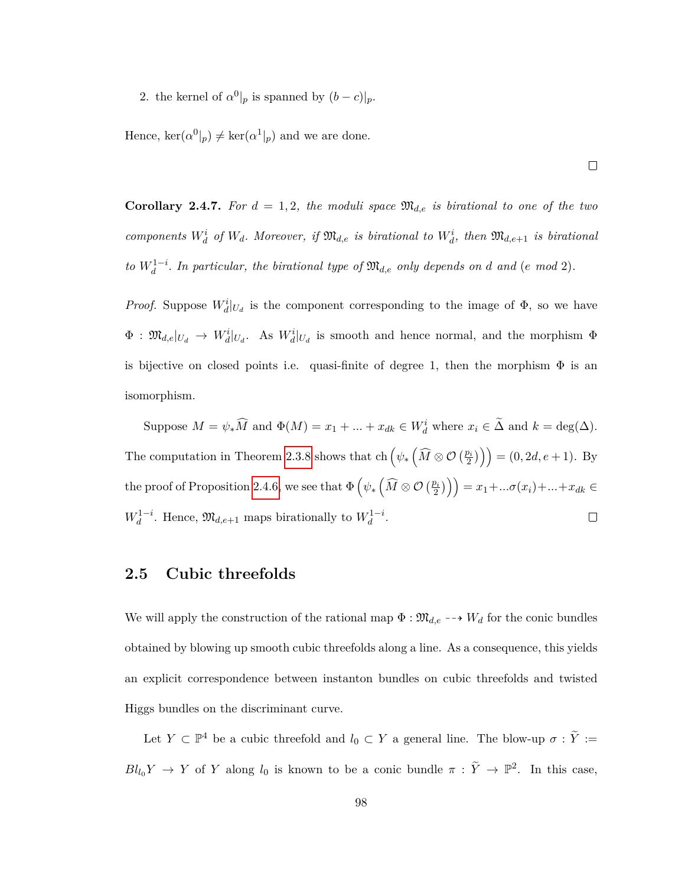2. the kernel of $\alpha^0|_p$ is spanned by $(b-c)|_p$.

Hence, $\ker(\alpha^0|_p) \neq \ker(\alpha^1|_p)$ and we are done.

$\square$

**Corollary 2.4.7.** *For $d = 1, 2$, the moduli space $\mathfrak{M}_{d,e}$ is birational to one of the two components $W_d^i$ of $W_d$. Moreover, if $\mathfrak{M}_{d,e}$ is birational to $W_d^i$, then $\mathfrak{M}_{d,e+1}$ is birational to $W_d^{1-i}$. In particular, the birational type of $\mathfrak{M}_{d,e}$ only depends on $d$ and ($e$ mod 2).*

*Proof.* Suppose $W_d^i|_{U_d}$ is the component corresponding to the image of $\Phi$, so we have $\Phi : \mathfrak{M}_{d,e}|_{U_d} \to W_d^i|_{U_d}$. As $W_d^i|_{U_d}$ is smooth and hence normal, and the morphism $\Phi$ is bijective on closed points i.e. quasi-finite of degree 1, then the morphism $\Phi$ is an isomorphism.

Suppose $M = \psi_* \widehat{M}$ and $\Phi(M) = x_1 + ... + x_{dk} \in W_d^i$ where $x_i \in \widetilde{\Delta}$ and $k = \deg(\Delta)$. The computation in Theorem 2.3.8 shows that $\mathrm{ch}\left(\psi_*\left(\widehat{M} \otimes \mathcal{O}\left(\frac{p_i}{2}\right)\right)\right) = (0, 2d, e+1)$. By the proof of Proposition 2.4.6, we see that $\Phi\left(\psi_*\left(\widehat{M} \otimes \mathcal{O}\left(\frac{p_i}{2}\right)\right)\right) = x_1 + ... \sigma(x_i) + ... + x_{dk} \in W_d^{1-i}$. Hence, $\mathfrak{M}_{d,e+1}$ maps birationally to $W_d^{1-i}$. $\square$

## 2.5 Cubic threefolds

We will apply the construction of the rational map $\Phi : \mathfrak{M}_{d,e} \dashrightarrow W_d$ for the conic bundles obtained by blowing up smooth cubic threefolds along a line. As a consequence, this yields an explicit correspondence between instanton bundles on cubic threefolds and twisted Higgs bundles on the discriminant curve.

Let $Y \subset \mathbb{P}^4$ be a cubic threefold and $l_0 \subset Y$ a general line. The blow-up $\sigma : \widetilde{Y} := Bl_{l_0} Y \to Y$ of $Y$ along $l_0$ is known to be a conic bundle $\pi : \widetilde{Y} \to \mathbb{P}^2$. In this case,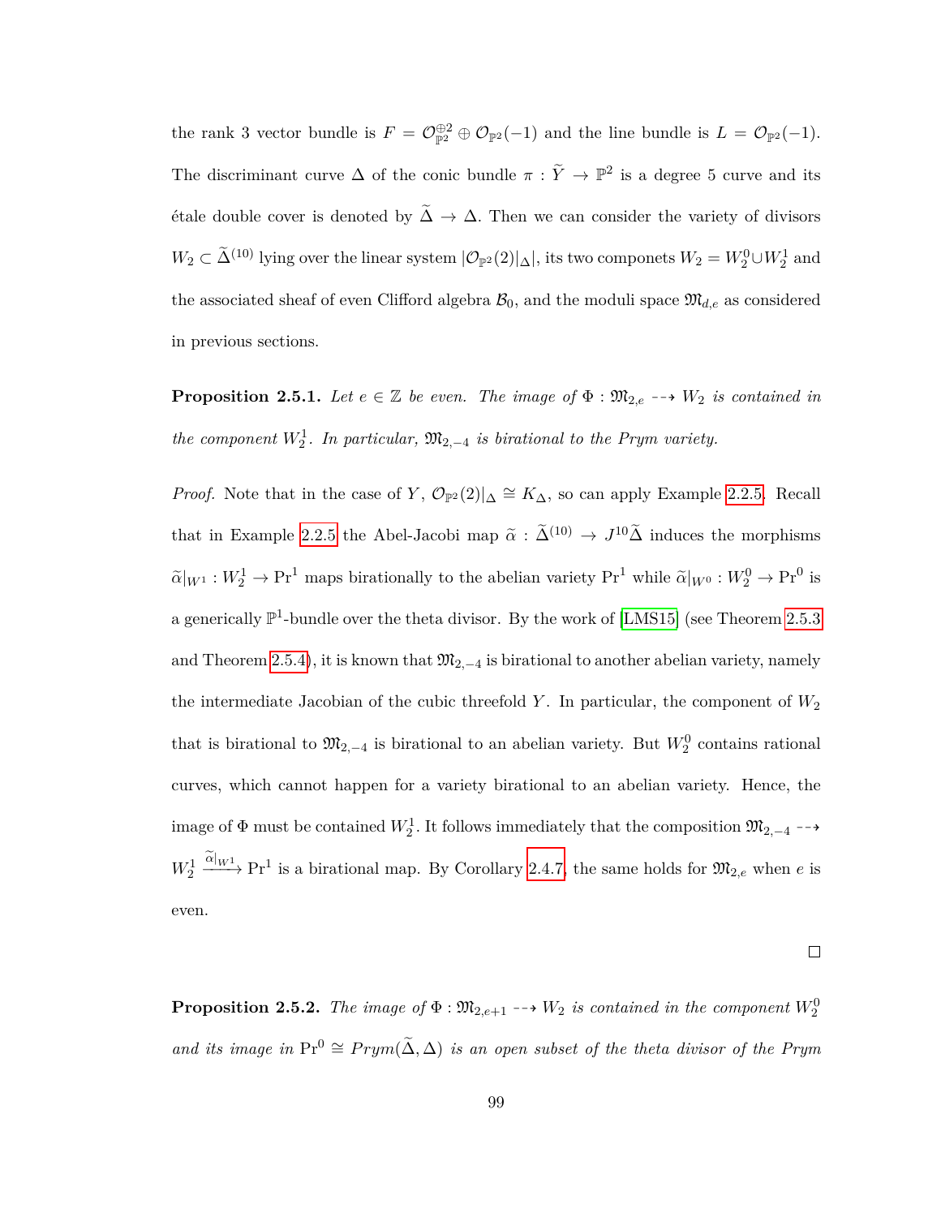the rank 3 vector bundle is $F = \mathcal{O}_{\mathbb{P}^2}^{\oplus 2} \oplus \mathcal{O}_{\mathbb{P}^2}(-1)$ and the line bundle is $L = \mathcal{O}_{\mathbb{P}^2}(-1)$. The discriminant curve $\Delta$ of the conic bundle $\pi : \widetilde{Y} \to \mathbb{P}^2$ is a degree 5 curve and its étale double cover is denoted by $\widetilde{\Delta} \to \Delta$. Then we can consider the variety of divisors $W_2 \subset \widetilde{\Delta}^{(10)}$ lying over the linear system $|\mathcal{O}_{\mathbb{P}^2}(2)|_\Delta|$, its two componets $W_2 = W_2^0 \cup W_2^1$ and the associated sheaf of even Clifford algebra $\mathcal{B}_0$, and the moduli space $\mathfrak{M}_{d,e}$ as considered in previous sections.

**Proposition 2.5.1.** *Let $e \in \mathbb{Z}$ be even. The image of $\Phi : \mathfrak{M}_{2,e} \dashrightarrow W_2$ is contained in the component $W_2^1$. In particular, $\mathfrak{M}_{2,-4}$ is birational to the Prym variety.*

*Proof.* Note that in the case of $Y$, $\mathcal{O}_{\mathbb{P}^2}(2)|_\Delta \cong K_\Delta$, so can apply Example 2.2.5. Recall that in Example 2.2.5 the Abel-Jacobi map $\widetilde{\alpha} : \widetilde{\Delta}^{(10)} \to J^{10}\widetilde{\Delta}$ induces the morphisms $\widetilde{\alpha}|_{W^1} : W_2^1 \to \mathrm{Pr}^1$ maps birationally to the abelian variety $\mathrm{Pr}^1$ while $\widetilde{\alpha}|_{W^0} : W_2^0 \to \mathrm{Pr}^0$ is a generically $\mathbb{P}^1$-bundle over the theta divisor. By the work of [LMS15] (see Theorem 2.5.3 and Theorem 2.5.4), it is known that $\mathfrak{M}_{2,-4}$ is birational to another abelian variety, namely the intermediate Jacobian of the cubic threefold $Y$. In particular, the component of $W_2$ that is birational to $\mathfrak{M}_{2,-4}$ is birational to an abelian variety. But $W_2^0$ contains rational curves, which cannot happen for a variety birational to an abelian variety. Hence, the image of $\Phi$ must be contained $W_2^1$. It follows immediately that the composition $\mathfrak{M}_{2,-4} \dashrightarrow W_2^1 \xrightarrow{\widetilde{\alpha}|_{W^1}} \mathrm{Pr}^1$ is a birational map. By Corollary 2.4.7, the same holds for $\mathfrak{M}_{2,e}$ when $e$ is even.

□

**Proposition 2.5.2.** *The image of $\Phi : \mathfrak{M}_{2,e+1} \dashrightarrow W_2$ is contained in the component $W_2^0$ and its image in $\mathrm{Pr}^0 \cong Prym(\widetilde{\Delta}, \Delta)$ is an open subset of the theta divisor of the Prym*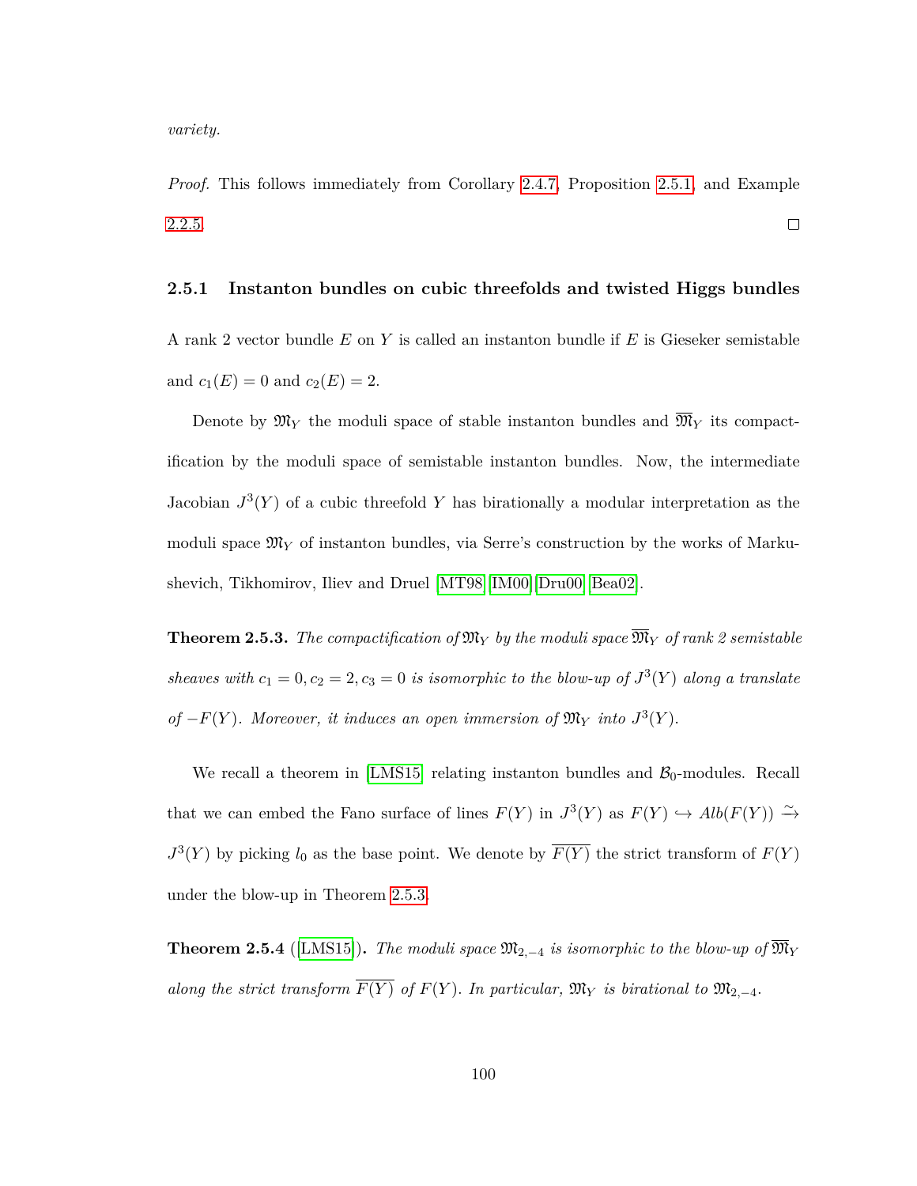*variety.*

*Proof.* This follows immediately from Corollary 2.4.7, Proposition 2.5.1, and Example 2.2.5. □

### 2.5.1 Instanton bundles on cubic threefolds and twisted Higgs bundles

A rank 2 vector bundle $E$ on $Y$ is called an instanton bundle if $E$ is Gieseker semistable and $c_1(E) = 0$ and $c_2(E) = 2$.

Denote by $\mathfrak{M}_Y$ the moduli space of stable instanton bundles and $\overline{\mathfrak{M}}_Y$ its compactification by the moduli space of semistable instanton bundles. Now, the intermediate Jacobian $J^3(Y)$ of a cubic threefold $Y$ has birationally a modular interpretation as the moduli space $\mathfrak{M}_Y$ of instanton bundles, via Serre's construction by the works of Markushevich, Tikhomirov, Iliev and Druel [MT98, IM00, Dru00, Bea02].

**Theorem 2.5.3.** *The compactification of $\mathfrak{M}_Y$ by the moduli space $\overline{\mathfrak{M}}_Y$ of rank 2 semistable sheaves with $c_1 = 0, c_2 = 2, c_3 = 0$ is isomorphic to the blow-up of $J^3(Y)$ along a translate of $-F(Y)$. Moreover, it induces an open immersion of $\mathfrak{M}_Y$ into $J^3(Y)$.*

We recall a theorem in [LMS15] relating instanton bundles and $\mathcal{B}_0$-modules. Recall that we can embed the Fano surface of lines $F(Y)$ in $J^3(Y)$ as $F(Y) \hookrightarrow Alb(F(Y)) \xrightarrow{\sim} J^3(Y)$ by picking $l_0$ as the base point. We denote by $\overline{F(Y)}$ the strict transform of $F(Y)$ under the blow-up in Theorem 2.5.3.

**Theorem 2.5.4** ([LMS15])**.** *The moduli space $\mathfrak{M}_{2,-4}$ is isomorphic to the blow-up of $\overline{\mathfrak{M}}_Y$ along the strict transform $\overline{F(Y)}$ of $F(Y)$. In particular, $\mathfrak{M}_Y$ is birational to $\mathfrak{M}_{2,-4}$.*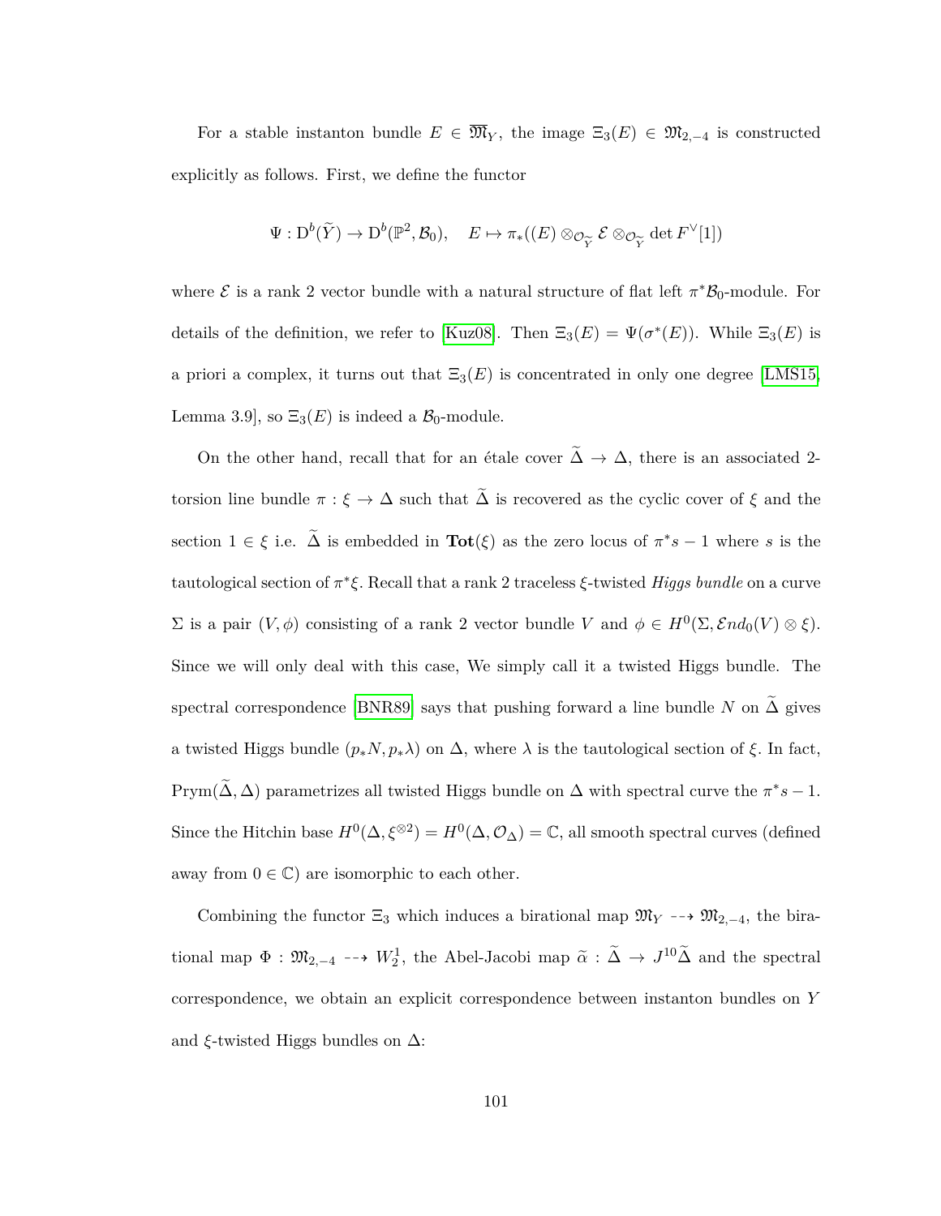For a stable instanton bundle $E \in \overline{\mathfrak{M}}_Y$, the image $\Xi_3(E) \in \mathfrak{M}_{2,-4}$ is constructed explicitly as follows. First, we define the functor

$$\Psi : \mathrm{D}^b(\widetilde{Y}) \to \mathrm{D}^b(\mathbb{P}^2, \mathcal{B}_0), \quad E \mapsto \pi_*((E) \otimes_{\mathcal{O}_{\widetilde{Y}}} \mathcal{E} \otimes_{\mathcal{O}_{\widetilde{Y}}} \det F^\vee[1])$$

where $\mathcal{E}$ is a rank 2 vector bundle with a natural structure of flat left $\pi^*\mathcal{B}_0$-module. For details of the definition, we refer to [Kuz08]. Then $\Xi_3(E) = \Psi(\sigma^*(E))$. While $\Xi_3(E)$ is a priori a complex, it turns out that $\Xi_3(E)$ is concentrated in only one degree [LMS15, Lemma 3.9], so $\Xi_3(E)$ is indeed a $\mathcal{B}_0$-module.

On the other hand, recall that for an étale cover $\widetilde{\Delta} \to \Delta$, there is an associated 2-torsion line bundle $\pi : \xi \to \Delta$ such that $\widetilde{\Delta}$ is recovered as the cyclic cover of $\xi$ and the section $1 \in \xi$ i.e. $\widetilde{\Delta}$ is embedded in $\mathbf{Tot}(\xi)$ as the zero locus of $\pi^*s - 1$ where $s$ is the tautological section of $\pi^*\xi$. Recall that a rank 2 traceless $\xi$-twisted *Higgs bundle* on a curve $\Sigma$ is a pair $(V, \phi)$ consisting of a rank 2 vector bundle $V$ and $\phi \in H^0(\Sigma, \mathcal{E}nd_0(V) \otimes \xi)$. Since we will only deal with this case, We simply call it a twisted Higgs bundle. The spectral correspondence [BNR89] says that pushing forward a line bundle $N$ on $\widetilde{\Delta}$ gives a twisted Higgs bundle $(p_*N, p_*\lambda)$ on $\Delta$, where $\lambda$ is the tautological section of $\xi$. In fact, $\mathrm{Prym}(\widetilde{\Delta}, \Delta)$ parametrizes all twisted Higgs bundle on $\Delta$ with spectral curve the $\pi^*s - 1$. Since the Hitchin base $H^0(\Delta, \xi^{\otimes 2}) = H^0(\Delta, \mathcal{O}_\Delta) = \mathbb{C}$, all smooth spectral curves (defined away from $0 \in \mathbb{C}$) are isomorphic to each other.

Combining the functor $\Xi_3$ which induces a birational map $\mathfrak{M}_Y \dashrightarrow \mathfrak{M}_{2,-4}$, the birational map $\Phi : \mathfrak{M}_{2,-4} \dashrightarrow W_2^1$, the Abel-Jacobi map $\widetilde{\alpha} : \widetilde{\Delta} \to J^{10}\widetilde{\Delta}$ and the spectral correspondence, we obtain an explicit correspondence between instanton bundles on $Y$ and $\xi$-twisted Higgs bundles on $\Delta$: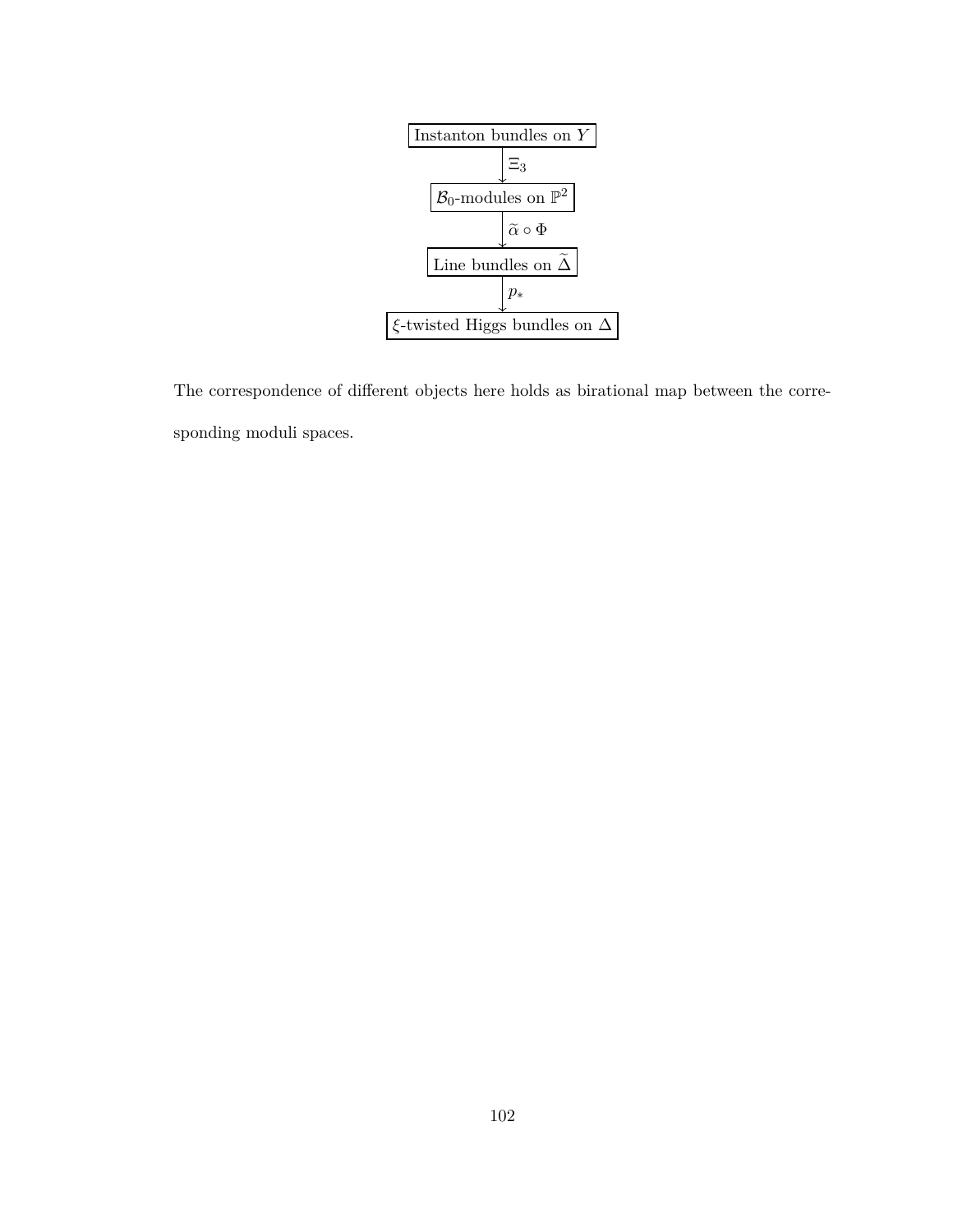$$
\begin{array}{c}
\boxed{\text{Instanton bundles on } Y} \\
\downarrow \Xi_3 \\
\boxed{\mathcal{B}_0\text{-modules on } \mathbb{P}^2} \\
\downarrow \widetilde{\alpha} \circ \Phi \\
\boxed{\text{Line bundles on } \widetilde{\Delta}} \\
\downarrow p_* \\
\boxed{\xi\text{-twisted Higgs bundles on } \Delta}
\end{array}
$$

The correspondence of different objects here holds as birational map between the corresponding moduli spaces.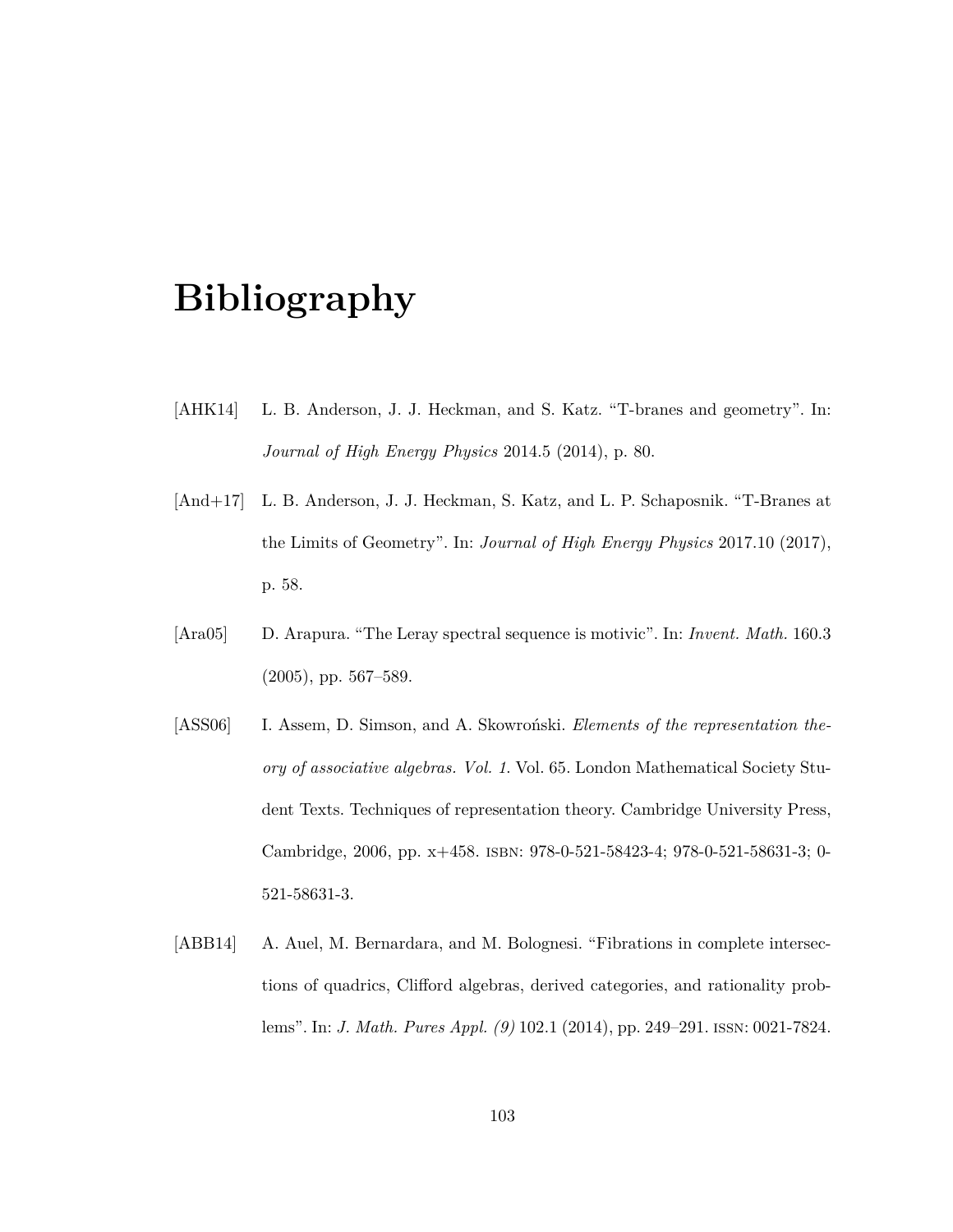# Bibliography

[AHK14] L. B. Anderson, J. J. Heckman, and S. Katz. “T-branes and geometry”. In: *Journal of High Energy Physics* 2014.5 (2014), p. 80.

[And+17] L. B. Anderson, J. J. Heckman, S. Katz, and L. P. Schaposnik. “T-Branes at the Limits of Geometry”. In: *Journal of High Energy Physics* 2017.10 (2017), p. 58.

[Ara05] D. Arapura. “The Leray spectral sequence is motivic”. In: *Invent. Math.* 160.3 (2005), pp. 567–589.

[ASS06] I. Assem, D. Simson, and A. Skowroński. *Elements of the representation theory of associative algebras. Vol. 1.* Vol. 65. London Mathematical Society Student Texts. Techniques of representation theory. Cambridge University Press, Cambridge, 2006, pp. x+458. ISBN: 978-0-521-58423-4; 978-0-521-58631-3; 0-521-58631-3.

[ABB14] A. Auel, M. Bernardara, and M. Bolognesi. “Fibrations in complete intersections of quadrics, Clifford algebras, derived categories, and rationality problems”. In: *J. Math. Pures Appl. (9)* 102.1 (2014), pp. 249–291. ISSN: 0021-7824.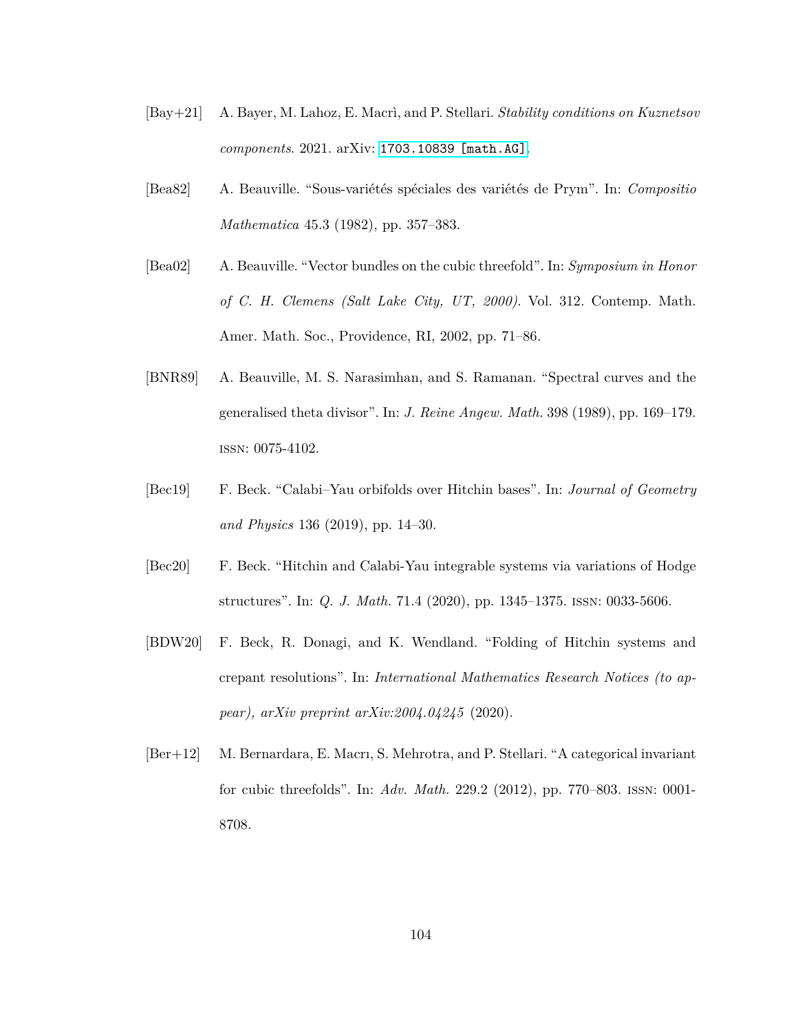[Bay+21] A. Bayer, M. Lahoz, E. Macrì, and P. Stellari. *Stability conditions on Kuznetsov components*. 2021. arXiv: 1703.10839 [math.AG].

[Bea82] A. Beauville. "Sous-variétés spéciales des variétés de Prym". In: *Compositio Mathematica* 45.3 (1982), pp. 357–383.

[Bea02] A. Beauville. "Vector bundles on the cubic threefold". In: *Symposium in Honor of C. H. Clemens (Salt Lake City, UT, 2000)*. Vol. 312. Contemp. Math. Amer. Math. Soc., Providence, RI, 2002, pp. 71–86.

[BNR89] A. Beauville, M. S. Narasimhan, and S. Ramanan. "Spectral curves and the generalised theta divisor". In: *J. Reine Angew. Math.* 398 (1989), pp. 169–179. ISSN: 0075-4102.

[Bec19] F. Beck. "Calabi–Yau orbifolds over Hitchin bases". In: *Journal of Geometry and Physics* 136 (2019), pp. 14–30.

[Bec20] F. Beck. "Hitchin and Calabi-Yau integrable systems via variations of Hodge structures". In: *Q. J. Math.* 71.4 (2020), pp. 1345–1375. ISSN: 0033-5606.

[BDW20] F. Beck, R. Donagi, and K. Wendland. "Folding of Hitchin systems and crepant resolutions". In: *International Mathematics Research Notices (to appear), arXiv preprint arXiv:2004.04245* (2020).

[Ber+12] M. Bernardara, E. Macrı, S. Mehrotra, and P. Stellari. "A categorical invariant for cubic threefolds". In: *Adv. Math.* 229.2 (2012), pp. 770–803. ISSN: 0001-8708.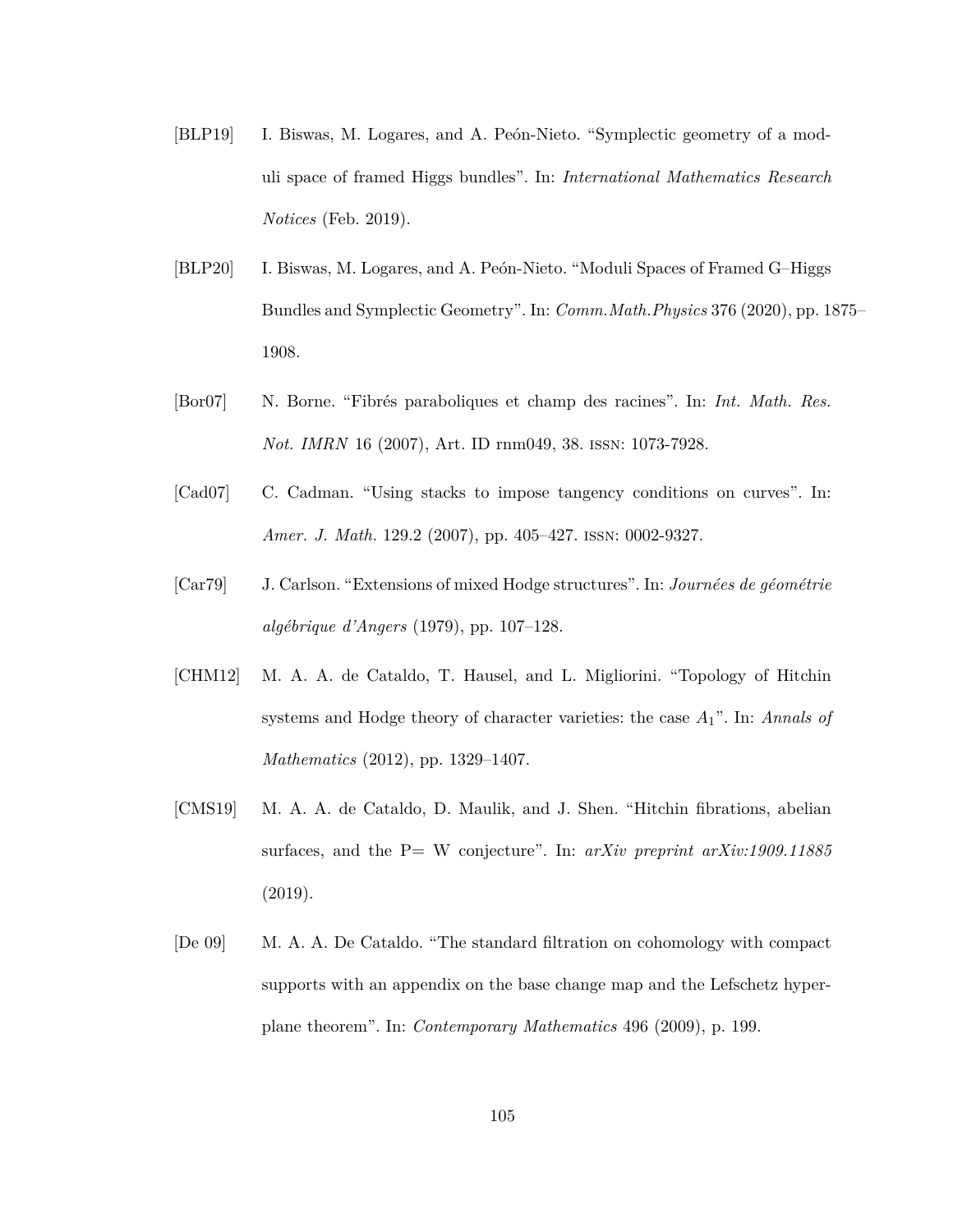[BLP19] I. Biswas, M. Logares, and A. Peón-Nieto. "Symplectic geometry of a moduli space of framed Higgs bundles". In: *International Mathematics Research Notices* (Feb. 2019).

[BLP20] I. Biswas, M. Logares, and A. Peón-Nieto. "Moduli Spaces of Framed G–Higgs Bundles and Symplectic Geometry". In: *Comm.Math.Physics* 376 (2020), pp. 1875–1908.

[Bor07] N. Borne. "Fibrés paraboliques et champ des racines". In: *Int. Math. Res. Not. IMRN* 16 (2007), Art. ID rnm049, 38. ISSN: 1073-7928.

[Cad07] C. Cadman. "Using stacks to impose tangency conditions on curves". In: *Amer. J. Math.* 129.2 (2007), pp. 405–427. ISSN: 0002-9327.

[Car79] J. Carlson. "Extensions of mixed Hodge structures". In: *Journées de géométrie algébrique d'Angers* (1979), pp. 107–128.

[CHM12] M. A. A. de Cataldo, T. Hausel, and L. Migliorini. "Topology of Hitchin systems and Hodge theory of character varieties: the case $A_1$". In: *Annals of Mathematics* (2012), pp. 1329–1407.

[CMS19] M. A. A. de Cataldo, D. Maulik, and J. Shen. "Hitchin fibrations, abelian surfaces, and the P= W conjecture". In: *arXiv preprint arXiv:1909.11885* (2019).

[De 09] M. A. A. De Cataldo. "The standard filtration on cohomology with compact supports with an appendix on the base change map and the Lefschetz hyperplane theorem". In: *Contemporary Mathematics* 496 (2009), p. 199.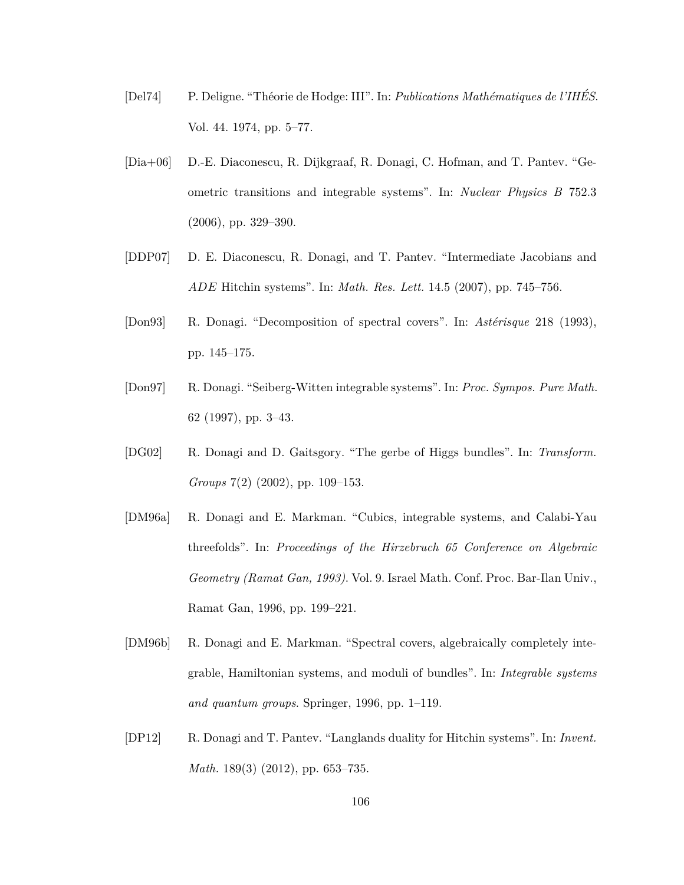[Del74] P. Deligne. “Théorie de Hodge: III”. In: *Publications Mathématiques de l'IHÉS*. Vol. 44. 1974, pp. 5–77.

[Dia+06] D.-E. Diaconescu, R. Dijkgraaf, R. Donagi, C. Hofman, and T. Pantev. “Geometric transitions and integrable systems”. In: *Nuclear Physics B* 752.3 (2006), pp. 329–390.

[DDP07] D. E. Diaconescu, R. Donagi, and T. Pantev. “Intermediate Jacobians and *ADE* Hitchin systems”. In: *Math. Res. Lett.* 14.5 (2007), pp. 745–756.

[Don93] R. Donagi. “Decomposition of spectral covers”. In: *Astérisque* 218 (1993), pp. 145–175.

[Don97] R. Donagi. “Seiberg-Witten integrable systems”. In: *Proc. Sympos. Pure Math.* 62 (1997), pp. 3–43.

[DG02] R. Donagi and D. Gaitsgory. “The gerbe of Higgs bundles”. In: *Transform. Groups* 7(2) (2002), pp. 109–153.

[DM96a] R. Donagi and E. Markman. “Cubics, integrable systems, and Calabi-Yau threefolds”. In: *Proceedings of the Hirzebruch 65 Conference on Algebraic Geometry (Ramat Gan, 1993)*. Vol. 9. Israel Math. Conf. Proc. Bar-Ilan Univ., Ramat Gan, 1996, pp. 199–221.

[DM96b] R. Donagi and E. Markman. “Spectral covers, algebraically completely integrable, Hamiltonian systems, and moduli of bundles”. In: *Integrable systems and quantum groups*. Springer, 1996, pp. 1–119.

[DP12] R. Donagi and T. Pantev. “Langlands duality for Hitchin systems”. In: *Invent. Math.* 189(3) (2012), pp. 653–735.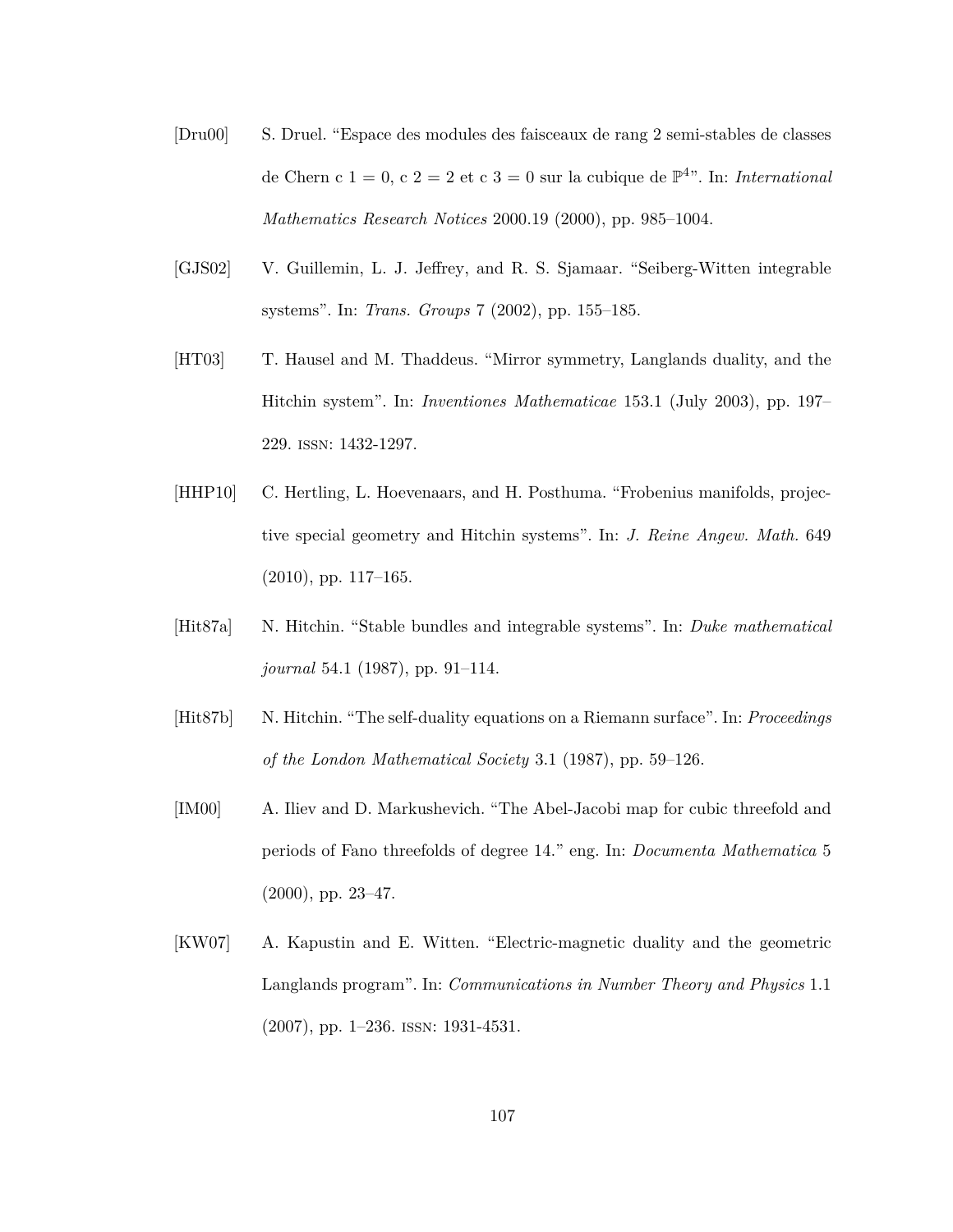[Dru00] S. Druel. “Espace des modules des faisceaux de rang 2 semi-stables de classes de Chern c 1 = 0, c 2 = 2 et c 3 = 0 sur la cubique de $\mathbb{P}^4$”. In: *International Mathematics Research Notices* 2000.19 (2000), pp. 985–1004.

[GJS02] V. Guillemin, L. J. Jeffrey, and R. S. Sjamaar. “Seiberg-Witten integrable systems”. In: *Trans. Groups* 7 (2002), pp. 155–185.

[HT03] T. Hausel and M. Thaddeus. “Mirror symmetry, Langlands duality, and the Hitchin system”. In: *Inventiones Mathematicae* 153.1 (July 2003), pp. 197–229. ISSN: 1432-1297.

[HHP10] C. Hertling, L. Hoevenaars, and H. Posthuma. “Frobenius manifolds, projective special geometry and Hitchin systems”. In: *J. Reine Angew. Math.* 649 (2010), pp. 117–165.

[Hit87a] N. Hitchin. “Stable bundles and integrable systems”. In: *Duke mathematical journal* 54.1 (1987), pp. 91–114.

[Hit87b] N. Hitchin. “The self-duality equations on a Riemann surface”. In: *Proceedings of the London Mathematical Society* 3.1 (1987), pp. 59–126.

[IM00] A. Iliev and D. Markushevich. “The Abel-Jacobi map for cubic threefold and periods of Fano threefolds of degree 14.” eng. In: *Documenta Mathematica* 5 (2000), pp. 23–47.

[KW07] A. Kapustin and E. Witten. “Electric-magnetic duality and the geometric Langlands program”. In: *Communications in Number Theory and Physics* 1.1 (2007), pp. 1–236. ISSN: 1931-4531.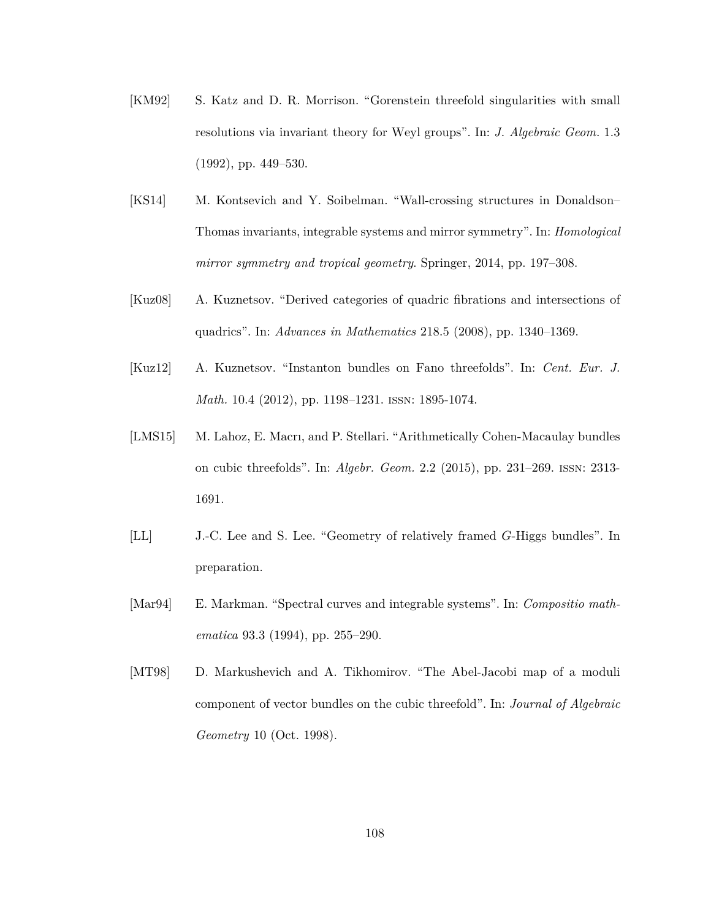[KM92] S. Katz and D. R. Morrison. "Gorenstein threefold singularities with small resolutions via invariant theory for Weyl groups". In: *J. Algebraic Geom.* 1.3 (1992), pp. 449–530.

[KS14] M. Kontsevich and Y. Soibelman. "Wall-crossing structures in Donaldson–Thomas invariants, integrable systems and mirror symmetry". In: *Homological mirror symmetry and tropical geometry*. Springer, 2014, pp. 197–308.

[Kuz08] A. Kuznetsov. "Derived categories of quadric fibrations and intersections of quadrics". In: *Advances in Mathematics* 218.5 (2008), pp. 1340–1369.

[Kuz12] A. Kuznetsov. "Instanton bundles on Fano threefolds". In: *Cent. Eur. J. Math.* 10.4 (2012), pp. 1198–1231. ISSN: 1895-1074.

[LMS15] M. Lahoz, E. Macrı, and P. Stellari. "Arithmetically Cohen-Macaulay bundles on cubic threefolds". In: *Algebr. Geom.* 2.2 (2015), pp. 231–269. ISSN: 2313-1691.

[LL] J.-C. Lee and S. Lee. "Geometry of relatively framed $G$-Higgs bundles". In preparation.

[Mar94] E. Markman. "Spectral curves and integrable systems". In: *Compositio mathematica* 93.3 (1994), pp. 255–290.

[MT98] D. Markushevich and A. Tikhomirov. "The Abel-Jacobi map of a moduli component of vector bundles on the cubic threefold". In: *Journal of Algebraic Geometry* 10 (Oct. 1998).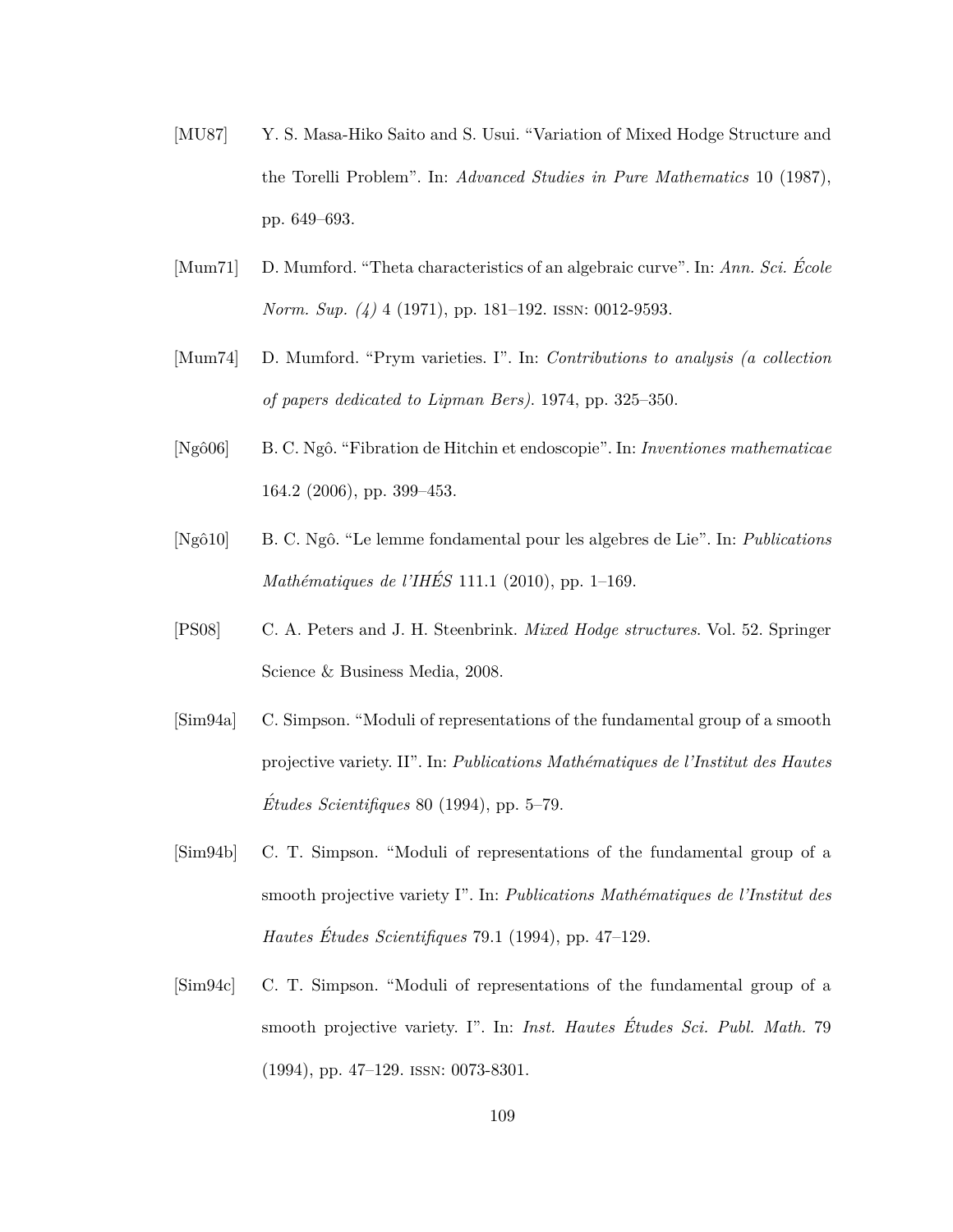[MU87] Y. S. Masa-Hiko Saito and S. Usui. "Variation of Mixed Hodge Structure and the Torelli Problem". In: *Advanced Studies in Pure Mathematics* 10 (1987), pp. 649–693.

[Mum71] D. Mumford. "Theta characteristics of an algebraic curve". In: *Ann. Sci. École Norm. Sup. (4)* 4 (1971), pp. 181–192. ISSN: 0012-9593.

[Mum74] D. Mumford. "Prym varieties. I". In: *Contributions to analysis (a collection of papers dedicated to Lipman Bers)*. 1974, pp. 325–350.

[Ngô06] B. C. Ngô. "Fibration de Hitchin et endoscopie". In: *Inventiones mathematicae* 164.2 (2006), pp. 399–453.

[Ngô10] B. C. Ngô. "Le lemme fondamental pour les algebres de Lie". In: *Publications Mathématiques de l'IHÉS* 111.1 (2010), pp. 1–169.

[PS08] C. A. Peters and J. H. Steenbrink. *Mixed Hodge structures*. Vol. 52. Springer Science & Business Media, 2008.

[Sim94a] C. Simpson. "Moduli of representations of the fundamental group of a smooth projective variety. II". In: *Publications Mathématiques de l'Institut des Hautes Études Scientifiques* 80 (1994), pp. 5–79.

[Sim94b] C. T. Simpson. "Moduli of representations of the fundamental group of a smooth projective variety I". In: *Publications Mathématiques de l'Institut des Hautes Études Scientifiques* 79.1 (1994), pp. 47–129.

[Sim94c] C. T. Simpson. "Moduli of representations of the fundamental group of a smooth projective variety. I". In: *Inst. Hautes Études Sci. Publ. Math.* 79 (1994), pp. 47–129. ISSN: 0073-8301.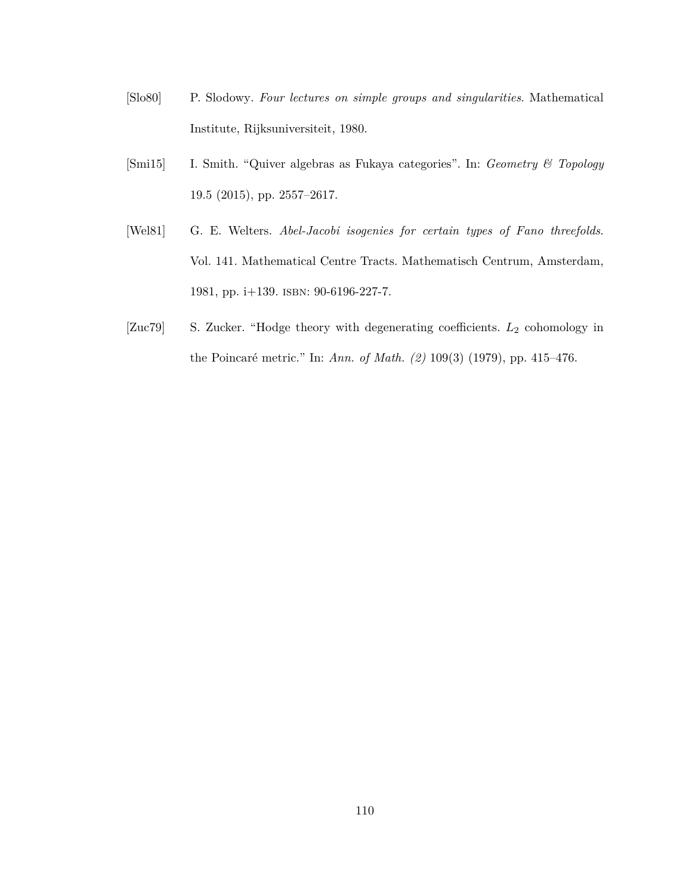[Slo80] P. Slodowy. *Four lectures on simple groups and singularities*. Mathematical Institute, Rijksuniversiteit, 1980.

[Smi15] I. Smith. "Quiver algebras as Fukaya categories". In: *Geometry & Topology* 19.5 (2015), pp. 2557–2617.

[Wel81] G. E. Welters. *Abel-Jacobi isogenies for certain types of Fano threefolds*. Vol. 141. Mathematical Centre Tracts. Mathematisch Centrum, Amsterdam, 1981, pp. i+139. ISBN: 90-6196-227-7.

[Zuc79] S. Zucker. "Hodge theory with degenerating coefficients. $L_2$ cohomology in the Poincaré metric." In: *Ann. of Math. (2)* 109(3) (1979), pp. 415–476.